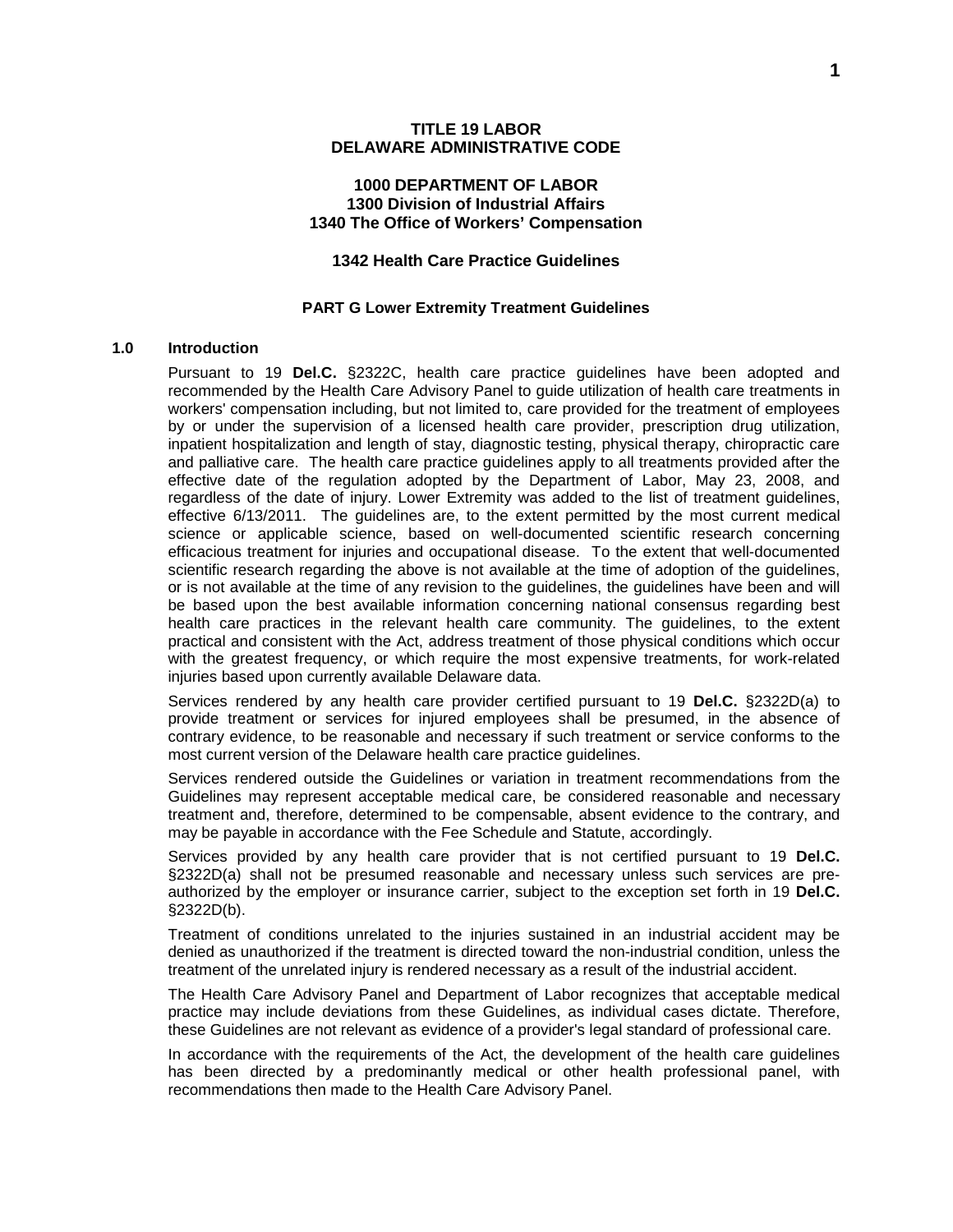**TITLE 19 LABOR**
**DELAWARE ADMINISTRATIVE CODE**

**1000 DEPARTMENT OF LABOR**
**1300 Division of Industrial Affairs**
**1340 The Office of Workers' Compensation**

# 1342 Health Care Practice Guidelines

## PART G Lower Extremity Treatment Guidelines

### 1.0 Introduction

Pursuant to 19 **Del.C.** §2322C, health care practice guidelines have been adopted and recommended by the Health Care Advisory Panel to guide utilization of health care treatments in workers' compensation including, but not limited to, care provided for the treatment of employees by or under the supervision of a licensed health care provider, prescription drug utilization, inpatient hospitalization and length of stay, diagnostic testing, physical therapy, chiropractic care and palliative care. The health care practice guidelines apply to all treatments provided after the effective date of the regulation adopted by the Department of Labor, May 23, 2008, and regardless of the date of injury. Lower Extremity was added to the list of treatment guidelines, effective 6/13/2011. The guidelines are, to the extent permitted by the most current medical science or applicable science, based on well-documented scientific research concerning efficacious treatment for injuries and occupational disease. To the extent that well-documented scientific research regarding the above is not available at the time of adoption of the guidelines, or is not available at the time of any revision to the guidelines, the guidelines have been and will be based upon the best available information concerning national consensus regarding best health care practices in the relevant health care community. The guidelines, to the extent practical and consistent with the Act, address treatment of those physical conditions which occur with the greatest frequency, or which require the most expensive treatments, for work-related injuries based upon currently available Delaware data.

Services rendered by any health care provider certified pursuant to 19 **Del.C.** §2322D(a) to provide treatment or services for injured employees shall be presumed, in the absence of contrary evidence, to be reasonable and necessary if such treatment or service conforms to the most current version of the Delaware health care practice guidelines.

Services rendered outside the Guidelines or variation in treatment recommendations from the Guidelines may represent acceptable medical care, be considered reasonable and necessary treatment and, therefore, determined to be compensable, absent evidence to the contrary, and may be payable in accordance with the Fee Schedule and Statute, accordingly.

Services provided by any health care provider that is not certified pursuant to 19 **Del.C.** §2322D(a) shall not be presumed reasonable and necessary unless such services are pre-authorized by the employer or insurance carrier, subject to the exception set forth in 19 **Del.C.** §2322D(b).

Treatment of conditions unrelated to the injuries sustained in an industrial accident may be denied as unauthorized if the treatment is directed toward the non-industrial condition, unless the treatment of the unrelated injury is rendered necessary as a result of the industrial accident.

The Health Care Advisory Panel and Department of Labor recognizes that acceptable medical practice may include deviations from these Guidelines, as individual cases dictate. Therefore, these Guidelines are not relevant as evidence of a provider's legal standard of professional care.

In accordance with the requirements of the Act, the development of the health care guidelines has been directed by a predominantly medical or other health professional panel, with recommendations then made to the Health Care Advisory Panel.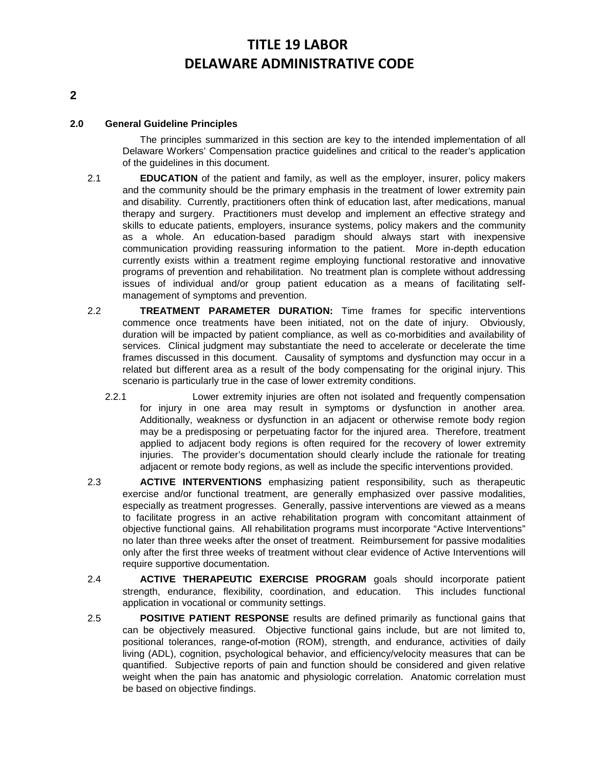## 2.0 General Guideline Principles

The principles summarized in this section are key to the intended implementation of all Delaware Workers' Compensation practice guidelines and critical to the reader's application of the guidelines in this document.

2.1 **EDUCATION** of the patient and family, as well as the employer, insurer, policy makers and the community should be the primary emphasis in the treatment of lower extremity pain and disability. Currently, practitioners often think of education last, after medications, manual therapy and surgery. Practitioners must develop and implement an effective strategy and skills to educate patients, employers, insurance systems, policy makers and the community as a whole. An education-based paradigm should always start with inexpensive communication providing reassuring information to the patient. More in-depth education currently exists within a treatment regime employing functional restorative and innovative programs of prevention and rehabilitation. No treatment plan is complete without addressing issues of individual and/or group patient education as a means of facilitating self-management of symptoms and prevention.

2.2 **TREATMENT PARAMETER DURATION:** Time frames for specific interventions commence once treatments have been initiated, not on the date of injury. Obviously, duration will be impacted by patient compliance, as well as co-morbidities and availability of services. Clinical judgment may substantiate the need to accelerate or decelerate the time frames discussed in this document. Causality of symptoms and dysfunction may occur in a related but different area as a result of the body compensating for the original injury. This scenario is particularly true in the case of lower extremity conditions.

2.2.1 Lower extremity injuries are often not isolated and frequently compensation for injury in one area may result in symptoms or dysfunction in another area. Additionally, weakness or dysfunction in an adjacent or otherwise remote body region may be a predisposing or perpetuating factor for the injured area. Therefore, treatment applied to adjacent body regions is often required for the recovery of lower extremity injuries. The provider's documentation should clearly include the rationale for treating adjacent or remote body regions, as well as include the specific interventions provided.

2.3 **ACTIVE INTERVENTIONS** emphasizing patient responsibility, such as therapeutic exercise and/or functional treatment, are generally emphasized over passive modalities, especially as treatment progresses. Generally, passive interventions are viewed as a means to facilitate progress in an active rehabilitation program with concomitant attainment of objective functional gains. All rehabilitation programs must incorporate "Active Interventions" no later than three weeks after the onset of treatment. Reimbursement for passive modalities only after the first three weeks of treatment without clear evidence of Active Interventions will require supportive documentation.

2.4 **ACTIVE THERAPEUTIC EXERCISE PROGRAM** goals should incorporate patient strength, endurance, flexibility, coordination, and education. This includes functional application in vocational or community settings.

2.5 **POSITIVE PATIENT RESPONSE** results are defined primarily as functional gains that can be objectively measured. Objective functional gains include, but are not limited to, positional tolerances, range-of-motion (ROM), strength, and endurance, activities of daily living (ADL), cognition, psychological behavior, and efficiency/velocity measures that can be quantified. Subjective reports of pain and function should be considered and given relative weight when the pain has anatomic and physiologic correlation. Anatomic correlation must be based on objective findings.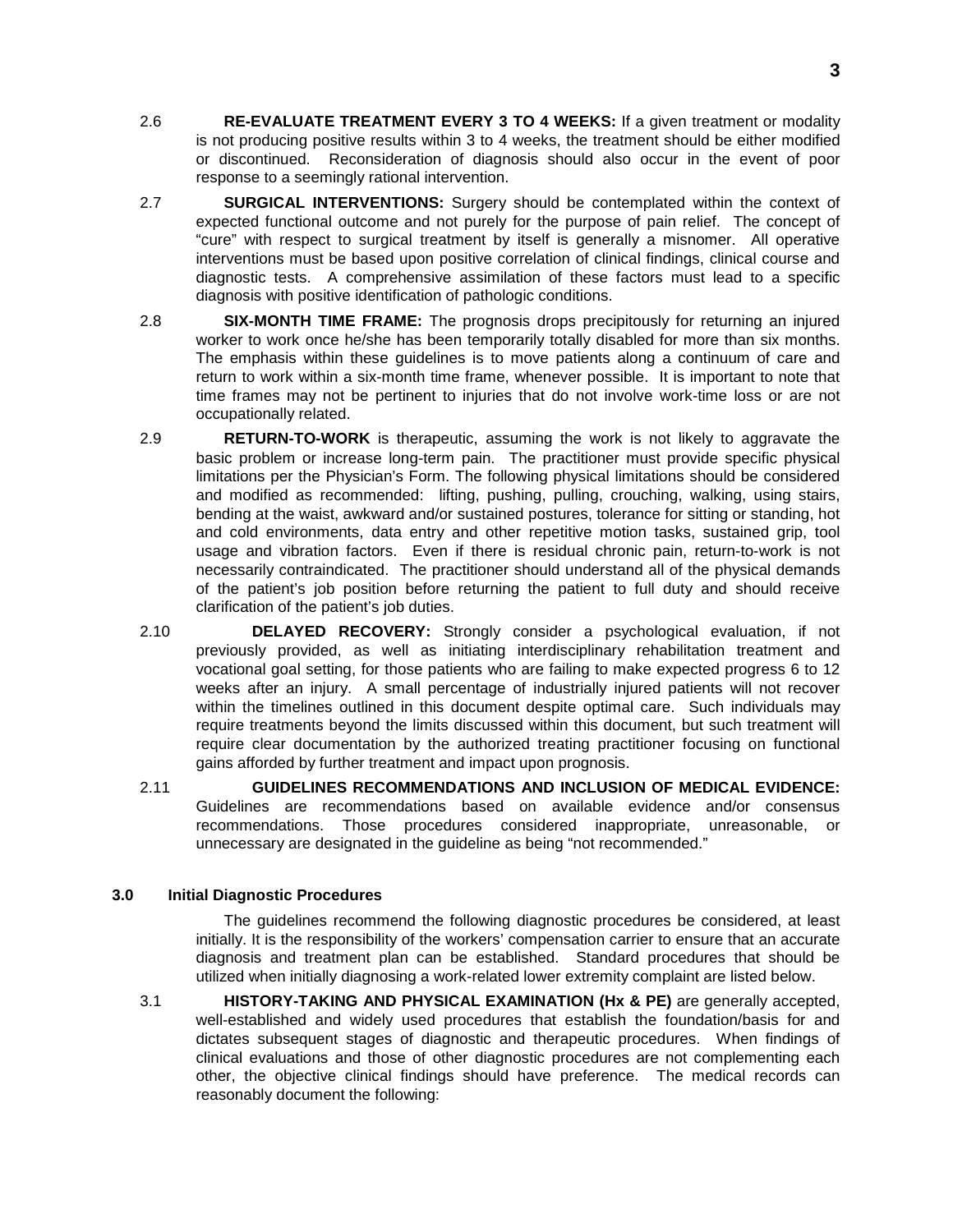2.6 **RE-EVALUATE TREATMENT EVERY 3 TO 4 WEEKS:** If a given treatment or modality is not producing positive results within 3 to 4 weeks, the treatment should be either modified or discontinued. Reconsideration of diagnosis should also occur in the event of poor response to a seemingly rational intervention.

2.7 **SURGICAL INTERVENTIONS:** Surgery should be contemplated within the context of expected functional outcome and not purely for the purpose of pain relief. The concept of "cure" with respect to surgical treatment by itself is generally a misnomer. All operative interventions must be based upon positive correlation of clinical findings, clinical course and diagnostic tests. A comprehensive assimilation of these factors must lead to a specific diagnosis with positive identification of pathologic conditions.

2.8 **SIX-MONTH TIME FRAME:** The prognosis drops precipitously for returning an injured worker to work once he/she has been temporarily totally disabled for more than six months. The emphasis within these guidelines is to move patients along a continuum of care and return to work within a six-month time frame, whenever possible. It is important to note that time frames may not be pertinent to injuries that do not involve work-time loss or are not occupationally related.

2.9 **RETURN-TO-WORK** is therapeutic, assuming the work is not likely to aggravate the basic problem or increase long-term pain. The practitioner must provide specific physical limitations per the Physician's Form. The following physical limitations should be considered and modified as recommended: lifting, pushing, pulling, crouching, walking, using stairs, bending at the waist, awkward and/or sustained postures, tolerance for sitting or standing, hot and cold environments, data entry and other repetitive motion tasks, sustained grip, tool usage and vibration factors. Even if there is residual chronic pain, return-to-work is not necessarily contraindicated. The practitioner should understand all of the physical demands of the patient's job position before returning the patient to full duty and should receive clarification of the patient's job duties.

2.10 **DELAYED RECOVERY:** Strongly consider a psychological evaluation, if not previously provided, as well as initiating interdisciplinary rehabilitation treatment and vocational goal setting, for those patients who are failing to make expected progress 6 to 12 weeks after an injury. A small percentage of industrially injured patients will not recover within the timelines outlined in this document despite optimal care. Such individuals may require treatments beyond the limits discussed within this document, but such treatment will require clear documentation by the authorized treating practitioner focusing on functional gains afforded by further treatment and impact upon prognosis.

2.11 **GUIDELINES RECOMMENDATIONS AND INCLUSION OF MEDICAL EVIDENCE:** Guidelines are recommendations based on available evidence and/or consensus recommendations. Those procedures considered inappropriate, unreasonable, or unnecessary are designated in the guideline as being "not recommended."

## 3.0 Initial Diagnostic Procedures

The guidelines recommend the following diagnostic procedures be considered, at least initially. It is the responsibility of the workers' compensation carrier to ensure that an accurate diagnosis and treatment plan can be established. Standard procedures that should be utilized when initially diagnosing a work-related lower extremity complaint are listed below.

3.1 **HISTORY-TAKING AND PHYSICAL EXAMINATION (Hx & PE)** are generally accepted, well-established and widely used procedures that establish the foundation/basis for and dictates subsequent stages of diagnostic and therapeutic procedures. When findings of clinical evaluations and those of other diagnostic procedures are not complementing each other, the objective clinical findings should have preference. The medical records can reasonably document the following: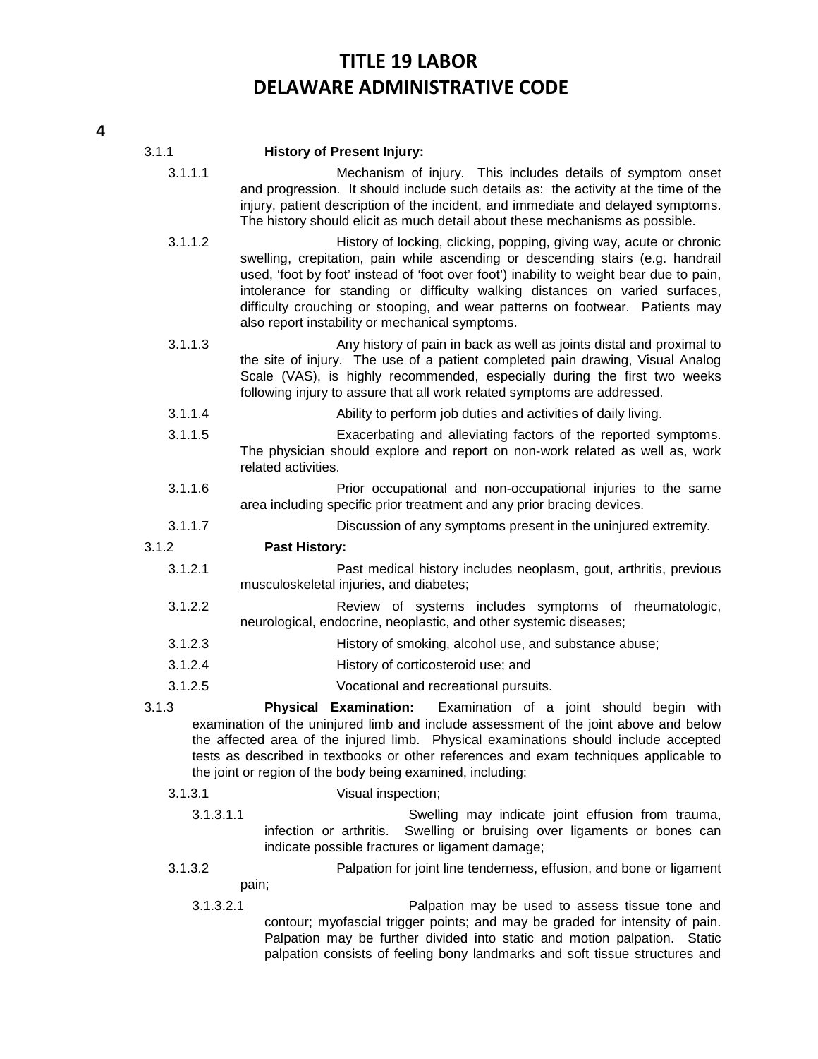3.1.1 **History of Present Injury:**

3.1.1.1 Mechanism of injury. This includes details of symptom onset and progression. It should include such details as: the activity at the time of the injury, patient description of the incident, and immediate and delayed symptoms. The history should elicit as much detail about these mechanisms as possible.

3.1.1.2 History of locking, clicking, popping, giving way, acute or chronic swelling, crepitation, pain while ascending or descending stairs (e.g. handrail used, 'foot by foot' instead of 'foot over foot') inability to weight bear due to pain, intolerance for standing or difficulty walking distances on varied surfaces, difficulty crouching or stooping, and wear patterns on footwear. Patients may also report instability or mechanical symptoms.

3.1.1.3 Any history of pain in back as well as joints distal and proximal to the site of injury. The use of a patient completed pain drawing, Visual Analog Scale (VAS), is highly recommended, especially during the first two weeks following injury to assure that all work related symptoms are addressed.

3.1.1.4 Ability to perform job duties and activities of daily living.

3.1.1.5 Exacerbating and alleviating factors of the reported symptoms. The physician should explore and report on non-work related as well as, work related activities.

3.1.1.6 Prior occupational and non-occupational injuries to the same area including specific prior treatment and any prior bracing devices.

3.1.1.7 Discussion of any symptoms present in the uninjured extremity.

3.1.2 **Past History:**

3.1.2.1 Past medical history includes neoplasm, gout, arthritis, previous musculoskeletal injuries, and diabetes;

3.1.2.2 Review of systems includes symptoms of rheumatologic, neurological, endocrine, neoplastic, and other systemic diseases;

3.1.2.3 History of smoking, alcohol use, and substance abuse;

3.1.2.4 History of corticosteroid use; and

3.1.2.5 Vocational and recreational pursuits.

3.1.3 **Physical Examination:** Examination of a joint should begin with examination of the uninjured limb and include assessment of the joint above and below the affected area of the injured limb. Physical examinations should include accepted tests as described in textbooks or other references and exam techniques applicable to the joint or region of the body being examined, including:

3.1.3.1 Visual inspection;

3.1.3.1.1 Swelling may indicate joint effusion from trauma, infection or arthritis. Swelling or bruising over ligaments or bones can indicate possible fractures or ligament damage;

3.1.3.2 Palpation for joint line tenderness, effusion, and bone or ligament pain;

3.1.3.2.1 Palpation may be used to assess tissue tone and contour; myofascial trigger points; and may be graded for intensity of pain. Palpation may be further divided into static and motion palpation. Static palpation consists of feeling bony landmarks and soft tissue structures and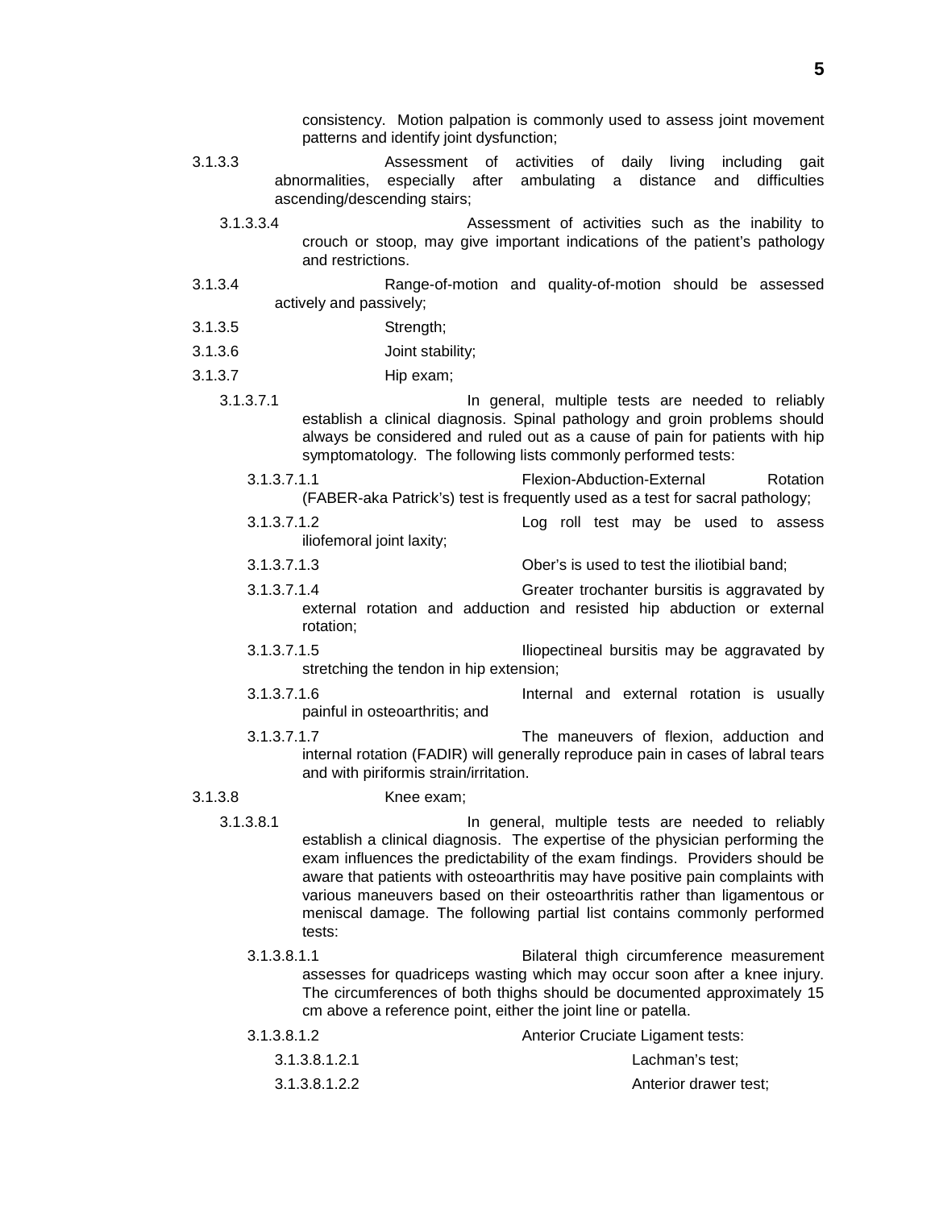consistency. Motion palpation is commonly used to assess joint movement patterns and identify joint dysfunction;

3.1.3.3 Assessment of activities of daily living including gait abnormalities, especially after ambulating a distance and difficulties ascending/descending stairs;

3.1.3.3.4 Assessment of activities such as the inability to crouch or stoop, may give important indications of the patient's pathology and restrictions.

3.1.3.4 Range-of-motion and quality-of-motion should be assessed actively and passively;

3.1.3.5 Strength;

3.1.3.6 Joint stability;

3.1.3.7 Hip exam;

3.1.3.7.1 In general, multiple tests are needed to reliably establish a clinical diagnosis. Spinal pathology and groin problems should always be considered and ruled out as a cause of pain for patients with hip symptomatology. The following lists commonly performed tests:

3.1.3.7.1.1 Flexion-Abduction-External Rotation (FABER-aka Patrick's) test is frequently used as a test for sacral pathology;

3.1.3.7.1.2 Log roll test may be used to assess iliofemoral joint laxity;

3.1.3.7.1.3 Ober's is used to test the iliotibial band;

3.1.3.7.1.4 Greater trochanter bursitis is aggravated by external rotation and adduction and resisted hip abduction or external rotation;

3.1.3.7.1.5 Iliopectineal bursitis may be aggravated by stretching the tendon in hip extension;

3.1.3.7.1.6 Internal and external rotation is usually painful in osteoarthritis; and

3.1.3.7.1.7 The maneuvers of flexion, adduction and internal rotation (FADIR) will generally reproduce pain in cases of labral tears and with piriformis strain/irritation.

3.1.3.8 Knee exam;

3.1.3.8.1 In general, multiple tests are needed to reliably establish a clinical diagnosis. The expertise of the physician performing the exam influences the predictability of the exam findings. Providers should be aware that patients with osteoarthritis may have positive pain complaints with various maneuvers based on their osteoarthritis rather than ligamentous or meniscal damage. The following partial list contains commonly performed tests:

3.1.3.8.1.1 Bilateral thigh circumference measurement assesses for quadriceps wasting which may occur soon after a knee injury. The circumferences of both thighs should be documented approximately 15 cm above a reference point, either the joint line or patella.

3.1.3.8.1.2 Anterior Cruciate Ligament tests:

3.1.3.8.1.2.1 Lachman's test;

3.1.3.8.1.2.2 Anterior drawer test;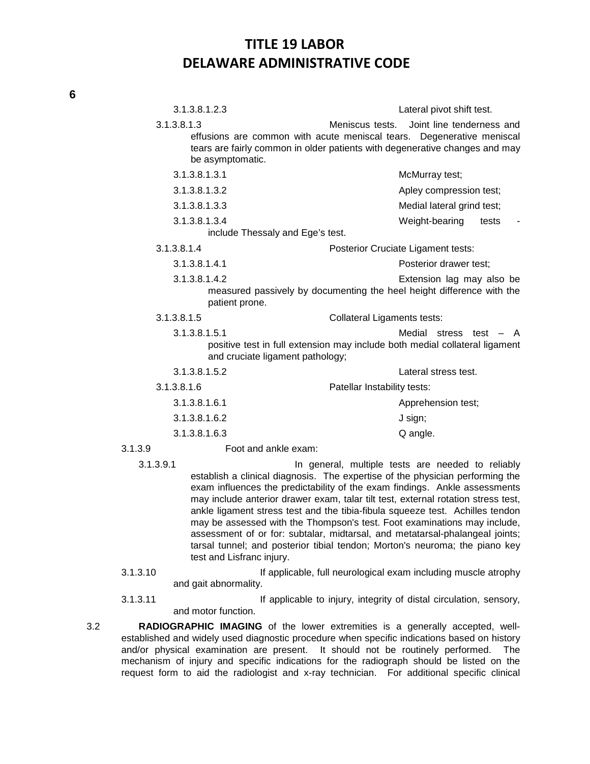3.1.3.8.1.2.3 Lateral pivot shift test.

3.1.3.8.1.3 Meniscus tests. Joint line tenderness and effusions are common with acute meniscal tears. Degenerative meniscal tears are fairly common in older patients with degenerative changes and may be asymptomatic.

3.1.3.8.1.3.1 McMurray test;

3.1.3.8.1.3.2 Apley compression test;

3.1.3.8.1.3.3 Medial lateral grind test;

3.1.3.8.1.3.4 Weight-bearing tests - include Thessaly and Ege's test.

3.1.3.8.1.4 Posterior Cruciate Ligament tests:

3.1.3.8.1.4.1 Posterior drawer test;

3.1.3.8.1.4.2 Extension lag may also be measured passively by documenting the heel height difference with the patient prone.

3.1.3.8.1.5 Collateral Ligaments tests:

3.1.3.8.1.5.1 Medial stress test – A positive test in full extension may include both medial collateral ligament and cruciate ligament pathology;

3.1.3.8.1.5.2 Lateral stress test.

3.1.3.8.1.6 Patellar Instability tests:

3.1.3.8.1.6.1 Apprehension test;

3.1.3.8.1.6.2 J sign;

3.1.3.8.1.6.3 Q angle.

3.1.3.9 Foot and ankle exam:

3.1.3.9.1 In general, multiple tests are needed to reliably establish a clinical diagnosis. The expertise of the physician performing the exam influences the predictability of the exam findings. Ankle assessments may include anterior drawer exam, talar tilt test, external rotation stress test, ankle ligament stress test and the tibia-fibula squeeze test. Achilles tendon may be assessed with the Thompson's test. Foot examinations may include, assessment of or for: subtalar, midtarsal, and metatarsal-phalangeal joints; tarsal tunnel; and posterior tibial tendon; Morton's neuroma; the piano key test and Lisfranc injury.

3.1.3.10 If applicable, full neurological exam including muscle atrophy and gait abnormality.

3.1.3.11 If applicable to injury, integrity of distal circulation, sensory, and motor function.

3.2 **RADIOGRAPHIC IMAGING** of the lower extremities is a generally accepted, well-established and widely used diagnostic procedure when specific indications based on history and/or physical examination are present. It should not be routinely performed. The mechanism of injury and specific indications for the radiograph should be listed on the request form to aid the radiologist and x-ray technician. For additional specific clinical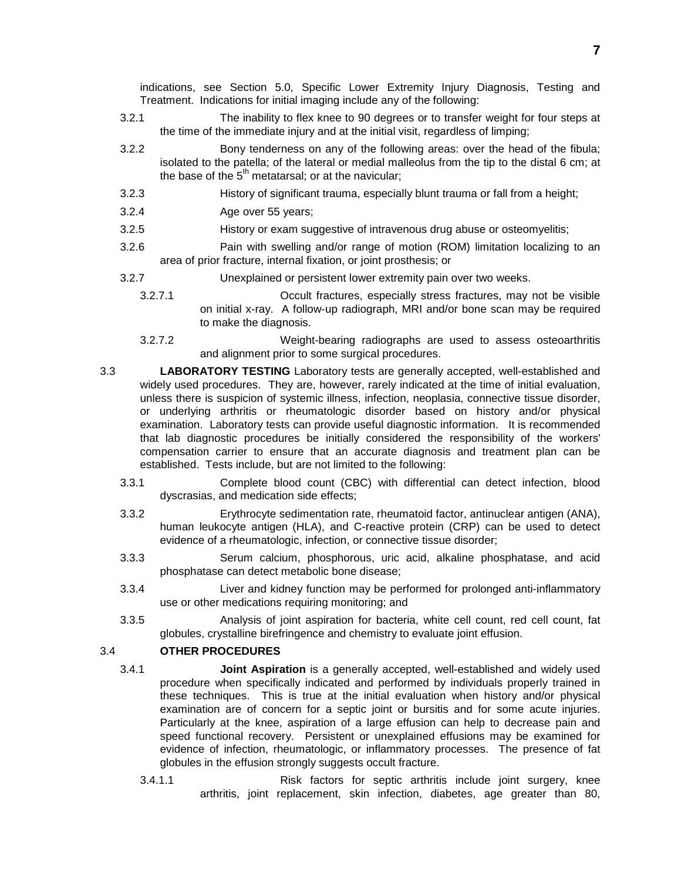indications, see Section 5.0, Specific Lower Extremity Injury Diagnosis, Testing and Treatment. Indications for initial imaging include any of the following:

3.2.1 The inability to flex knee to 90 degrees or to transfer weight for four steps at the time of the immediate injury and at the initial visit, regardless of limping;

3.2.2 Bony tenderness on any of the following areas: over the head of the fibula; isolated to the patella; of the lateral or medial malleolus from the tip to the distal 6 cm; at the base of the 5th metatarsal; or at the navicular;

3.2.3 History of significant trauma, especially blunt trauma or fall from a height;

3.2.4 Age over 55 years;

3.2.5 History or exam suggestive of intravenous drug abuse or osteomyelitis;

3.2.6 Pain with swelling and/or range of motion (ROM) limitation localizing to an area of prior fracture, internal fixation, or joint prosthesis; or

3.2.7 Unexplained or persistent lower extremity pain over two weeks.

3.2.7.1 Occult fractures, especially stress fractures, may not be visible on initial x-ray. A follow-up radiograph, MRI and/or bone scan may be required to make the diagnosis.

3.2.7.2 Weight-bearing radiographs are used to assess osteoarthritis and alignment prior to some surgical procedures.

3.3 **LABORATORY TESTING** Laboratory tests are generally accepted, well-established and widely used procedures. They are, however, rarely indicated at the time of initial evaluation, unless there is suspicion of systemic illness, infection, neoplasia, connective tissue disorder, or underlying arthritis or rheumatologic disorder based on history and/or physical examination. Laboratory tests can provide useful diagnostic information. It is recommended that lab diagnostic procedures be initially considered the responsibility of the workers' compensation carrier to ensure that an accurate diagnosis and treatment plan can be established. Tests include, but are not limited to the following:

3.3.1 Complete blood count (CBC) with differential can detect infection, blood dyscrasias, and medication side effects;

3.3.2 Erythrocyte sedimentation rate, rheumatoid factor, antinuclear antigen (ANA), human leukocyte antigen (HLA), and C-reactive protein (CRP) can be used to detect evidence of a rheumatologic, infection, or connective tissue disorder;

3.3.3 Serum calcium, phosphorous, uric acid, alkaline phosphatase, and acid phosphatase can detect metabolic bone disease;

3.3.4 Liver and kidney function may be performed for prolonged anti-inflammatory use or other medications requiring monitoring; and

3.3.5 Analysis of joint aspiration for bacteria, white cell count, red cell count, fat globules, crystalline birefringence and chemistry to evaluate joint effusion.

3.4 **OTHER PROCEDURES**

3.4.1 **Joint Aspiration** is a generally accepted, well-established and widely used procedure when specifically indicated and performed by individuals properly trained in these techniques. This is true at the initial evaluation when history and/or physical examination are of concern for a septic joint or bursitis and for some acute injuries. Particularly at the knee, aspiration of a large effusion can help to decrease pain and speed functional recovery. Persistent or unexplained effusions may be examined for evidence of infection, rheumatologic, or inflammatory processes. The presence of fat globules in the effusion strongly suggests occult fracture.

3.4.1.1 Risk factors for septic arthritis include joint surgery, knee arthritis, joint replacement, skin infection, diabetes, age greater than 80,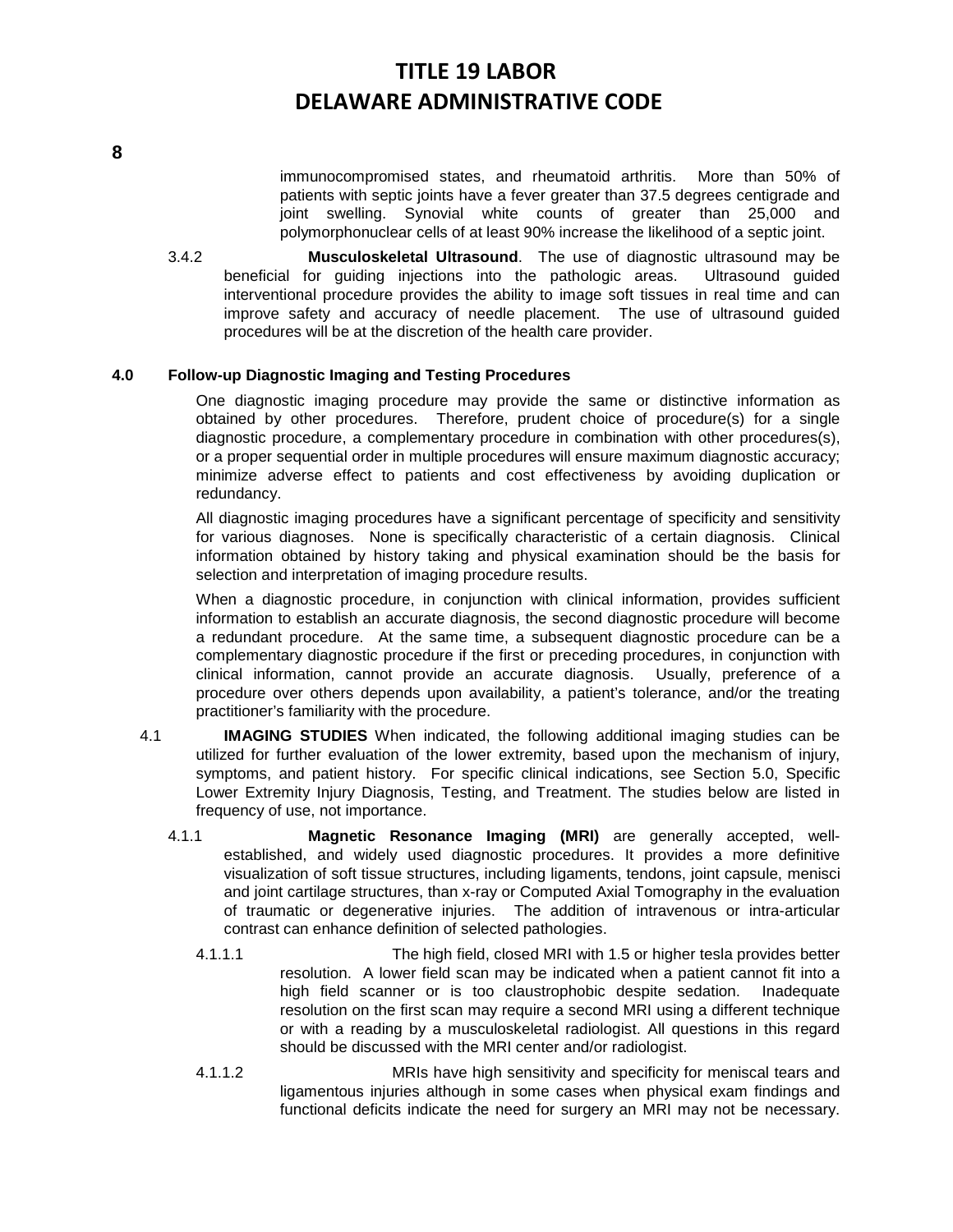immunocompromised states, and rheumatoid arthritis. More than 50% of patients with septic joints have a fever greater than 37.5 degrees centigrade and joint swelling. Synovial white counts of greater than 25,000 and polymorphonuclear cells of at least 90% increase the likelihood of a septic joint.

3.4.2 **Musculoskeletal Ultrasound**. The use of diagnostic ultrasound may be beneficial for guiding injections into the pathologic areas. Ultrasound guided interventional procedure provides the ability to image soft tissues in real time and can improve safety and accuracy of needle placement. The use of ultrasound guided procedures will be at the discretion of the health care provider.

## 4.0 Follow-up Diagnostic Imaging and Testing Procedures

One diagnostic imaging procedure may provide the same or distinctive information as obtained by other procedures. Therefore, prudent choice of procedure(s) for a single diagnostic procedure, a complementary procedure in combination with other procedures(s), or a proper sequential order in multiple procedures will ensure maximum diagnostic accuracy; minimize adverse effect to patients and cost effectiveness by avoiding duplication or redundancy.

All diagnostic imaging procedures have a significant percentage of specificity and sensitivity for various diagnoses. None is specifically characteristic of a certain diagnosis. Clinical information obtained by history taking and physical examination should be the basis for selection and interpretation of imaging procedure results.

When a diagnostic procedure, in conjunction with clinical information, provides sufficient information to establish an accurate diagnosis, the second diagnostic procedure will become a redundant procedure. At the same time, a subsequent diagnostic procedure can be a complementary diagnostic procedure if the first or preceding procedures, in conjunction with clinical information, cannot provide an accurate diagnosis. Usually, preference of a procedure over others depends upon availability, a patient's tolerance, and/or the treating practitioner's familiarity with the procedure.

4.1 **IMAGING STUDIES** When indicated, the following additional imaging studies can be utilized for further evaluation of the lower extremity, based upon the mechanism of injury, symptoms, and patient history. For specific clinical indications, see Section 5.0, Specific Lower Extremity Injury Diagnosis, Testing, and Treatment. The studies below are listed in frequency of use, not importance.

4.1.1 **Magnetic Resonance Imaging (MRI)** are generally accepted, well-established, and widely used diagnostic procedures. It provides a more definitive visualization of soft tissue structures, including ligaments, tendons, joint capsule, menisci and joint cartilage structures, than x-ray or Computed Axial Tomography in the evaluation of traumatic or degenerative injuries. The addition of intravenous or intra-articular contrast can enhance definition of selected pathologies.

4.1.1.1 The high field, closed MRI with 1.5 or higher tesla provides better resolution. A lower field scan may be indicated when a patient cannot fit into a high field scanner or is too claustrophobic despite sedation. Inadequate resolution on the first scan may require a second MRI using a different technique or with a reading by a musculoskeletal radiologist. All questions in this regard should be discussed with the MRI center and/or radiologist.

4.1.1.2 MRIs have high sensitivity and specificity for meniscal tears and ligamentous injuries although in some cases when physical exam findings and functional deficits indicate the need for surgery an MRI may not be necessary.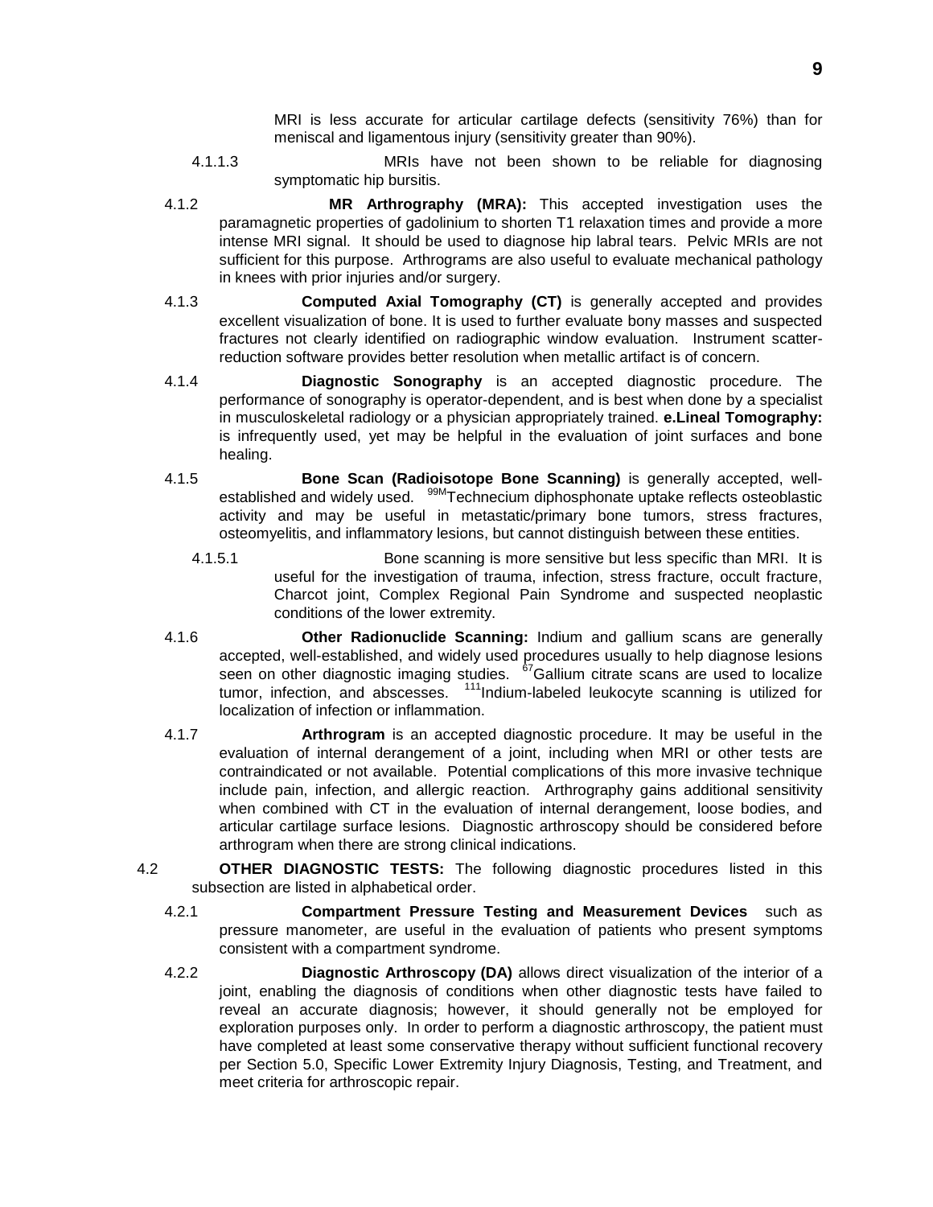MRI is less accurate for articular cartilage defects (sensitivity 76%) than for meniscal and ligamentous injury (sensitivity greater than 90%).

4.1.1.3 MRIs have not been shown to be reliable for diagnosing symptomatic hip bursitis.

4.1.2 **MR Arthrography (MRA):** This accepted investigation uses the paramagnetic properties of gadolinium to shorten T1 relaxation times and provide a more intense MRI signal. It should be used to diagnose hip labral tears. Pelvic MRIs are not sufficient for this purpose. Arthrograms are also useful to evaluate mechanical pathology in knees with prior injuries and/or surgery.

4.1.3 **Computed Axial Tomography (CT)** is generally accepted and provides excellent visualization of bone. It is used to further evaluate bony masses and suspected fractures not clearly identified on radiographic window evaluation. Instrument scatter-reduction software provides better resolution when metallic artifact is of concern.

4.1.4 **Diagnostic Sonography** is an accepted diagnostic procedure. The performance of sonography is operator-dependent, and is best when done by a specialist in musculoskeletal radiology or a physician appropriately trained. **e.Lineal Tomography:** is infrequently used, yet may be helpful in the evaluation of joint surfaces and bone healing.

4.1.5 **Bone Scan (Radioisotope Bone Scanning)** is generally accepted, well-established and widely used. $^{99M}$Technecium diphosphonate uptake reflects osteoblastic activity and may be useful in metastatic/primary bone tumors, stress fractures, osteomyelitis, and inflammatory lesions, but cannot distinguish between these entities.

4.1.5.1 Bone scanning is more sensitive but less specific than MRI. It is useful for the investigation of trauma, infection, stress fracture, occult fracture, Charcot joint, Complex Regional Pain Syndrome and suspected neoplastic conditions of the lower extremity.

4.1.6 **Other Radionuclide Scanning:** Indium and gallium scans are generally accepted, well-established, and widely used procedures usually to help diagnose lesions seen on other diagnostic imaging studies. $^{67}$Gallium citrate scans are used to localize tumor, infection, and abscesses. $^{111}$Indium-labeled leukocyte scanning is utilized for localization of infection or inflammation.

4.1.7 **Arthrogram** is an accepted diagnostic procedure. It may be useful in the evaluation of internal derangement of a joint, including when MRI or other tests are contraindicated or not available. Potential complications of this more invasive technique include pain, infection, and allergic reaction. Arthrography gains additional sensitivity when combined with CT in the evaluation of internal derangement, loose bodies, and articular cartilage surface lesions. Diagnostic arthroscopy should be considered before arthrogram when there are strong clinical indications.

4.2 **OTHER DIAGNOSTIC TESTS:** The following diagnostic procedures listed in this subsection are listed in alphabetical order.

4.2.1 **Compartment Pressure Testing and Measurement Devices** such as pressure manometer, are useful in the evaluation of patients who present symptoms consistent with a compartment syndrome.

4.2.2 **Diagnostic Arthroscopy (DA)** allows direct visualization of the interior of a joint, enabling the diagnosis of conditions when other diagnostic tests have failed to reveal an accurate diagnosis; however, it should generally not be employed for exploration purposes only. In order to perform a diagnostic arthroscopy, the patient must have completed at least some conservative therapy without sufficient functional recovery per Section 5.0, Specific Lower Extremity Injury Diagnosis, Testing, and Treatment, and meet criteria for arthroscopic repair.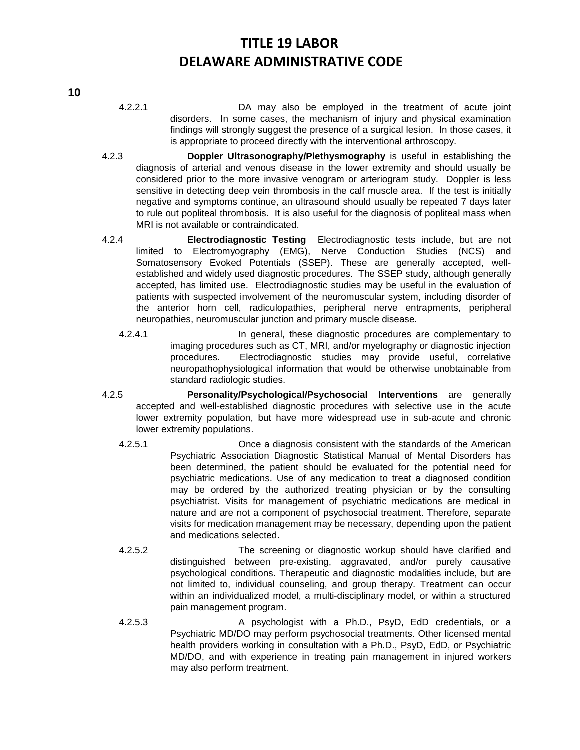4.2.2.1 DA may also be employed in the treatment of acute joint disorders. In some cases, the mechanism of injury and physical examination findings will strongly suggest the presence of a surgical lesion. In those cases, it is appropriate to proceed directly with the interventional arthroscopy.

4.2.3 **Doppler Ultrasonography/Plethysmography** is useful in establishing the diagnosis of arterial and venous disease in the lower extremity and should usually be considered prior to the more invasive venogram or arteriogram study. Doppler is less sensitive in detecting deep vein thrombosis in the calf muscle area. If the test is initially negative and symptoms continue, an ultrasound should usually be repeated 7 days later to rule out popliteal thrombosis. It is also useful for the diagnosis of popliteal mass when MRI is not available or contraindicated.

4.2.4 **Electrodiagnostic Testing** Electrodiagnostic tests include, but are not limited to Electromyography (EMG), Nerve Conduction Studies (NCS) and Somatosensory Evoked Potentials (SSEP). These are generally accepted, well-established and widely used diagnostic procedures. The SSEP study, although generally accepted, has limited use. Electrodiagnostic studies may be useful in the evaluation of patients with suspected involvement of the neuromuscular system, including disorder of the anterior horn cell, radiculopathies, peripheral nerve entrapments, peripheral neuropathies, neuromuscular junction and primary muscle disease.

4.2.4.1 In general, these diagnostic procedures are complementary to imaging procedures such as CT, MRI, and/or myelography or diagnostic injection procedures. Electrodiagnostic studies may provide useful, correlative neuropathophysiological information that would be otherwise unobtainable from standard radiologic studies.

4.2.5 **Personality/Psychological/Psychosocial Interventions** are generally accepted and well-established diagnostic procedures with selective use in the acute lower extremity population, but have more widespread use in sub-acute and chronic lower extremity populations.

4.2.5.1 Once a diagnosis consistent with the standards of the American Psychiatric Association Diagnostic Statistical Manual of Mental Disorders has been determined, the patient should be evaluated for the potential need for psychiatric medications. Use of any medication to treat a diagnosed condition may be ordered by the authorized treating physician or by the consulting psychiatrist. Visits for management of psychiatric medications are medical in nature and are not a component of psychosocial treatment. Therefore, separate visits for medication management may be necessary, depending upon the patient and medications selected.

4.2.5.2 The screening or diagnostic workup should have clarified and distinguished between pre-existing, aggravated, and/or purely causative psychological conditions. Therapeutic and diagnostic modalities include, but are not limited to, individual counseling, and group therapy. Treatment can occur within an individualized model, a multi-disciplinary model, or within a structured pain management program.

4.2.5.3 A psychologist with a Ph.D., PsyD, EdD credentials, or a Psychiatric MD/DO may perform psychosocial treatments. Other licensed mental health providers working in consultation with a Ph.D., PsyD, EdD, or Psychiatric MD/DO, and with experience in treating pain management in injured workers may also perform treatment.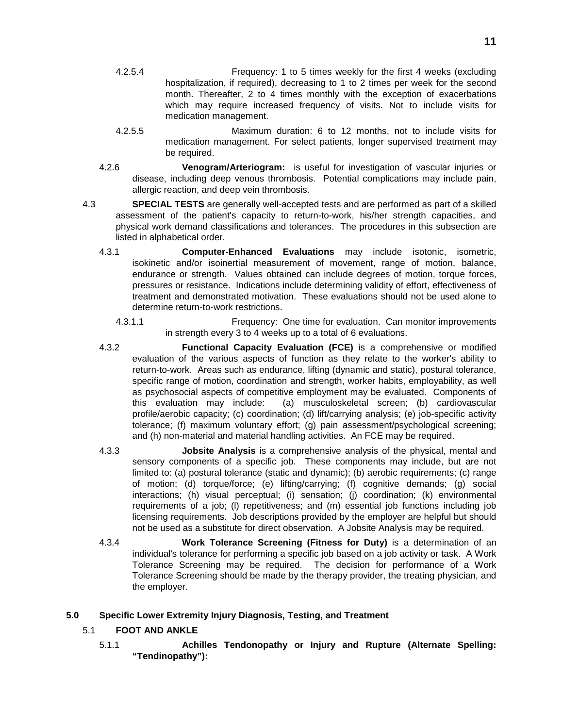4.2.5.4 Frequency: 1 to 5 times weekly for the first 4 weeks (excluding hospitalization, if required), decreasing to 1 to 2 times per week for the second month. Thereafter, 2 to 4 times monthly with the exception of exacerbations which may require increased frequency of visits. Not to include visits for medication management.

4.2.5.5 Maximum duration: 6 to 12 months, not to include visits for medication management. For select patients, longer supervised treatment may be required.

4.2.6 **Venogram/Arteriogram:** is useful for investigation of vascular injuries or disease, including deep venous thrombosis. Potential complications may include pain, allergic reaction, and deep vein thrombosis.

4.3 **SPECIAL TESTS** are generally well-accepted tests and are performed as part of a skilled assessment of the patient's capacity to return-to-work, his/her strength capacities, and physical work demand classifications and tolerances. The procedures in this subsection are listed in alphabetical order.

4.3.1 **Computer-Enhanced Evaluations** may include isotonic, isometric, isokinetic and/or isoinertial measurement of movement, range of motion, balance, endurance or strength. Values obtained can include degrees of motion, torque forces, pressures or resistance. Indications include determining validity of effort, effectiveness of treatment and demonstrated motivation. These evaluations should not be used alone to determine return-to-work restrictions.

4.3.1.1 Frequency: One time for evaluation. Can monitor improvements in strength every 3 to 4 weeks up to a total of 6 evaluations.

4.3.2 **Functional Capacity Evaluation (FCE)** is a comprehensive or modified evaluation of the various aspects of function as they relate to the worker's ability to return-to-work. Areas such as endurance, lifting (dynamic and static), postural tolerance, specific range of motion, coordination and strength, worker habits, employability, as well as psychosocial aspects of competitive employment may be evaluated. Components of this evaluation may include: (a) musculoskeletal screen; (b) cardiovascular profile/aerobic capacity; (c) coordination; (d) lift/carrying analysis; (e) job-specific activity tolerance; (f) maximum voluntary effort; (g) pain assessment/psychological screening; and (h) non-material and material handling activities. An FCE may be required.

4.3.3 **Jobsite Analysis** is a comprehensive analysis of the physical, mental and sensory components of a specific job. These components may include, but are not limited to: (a) postural tolerance (static and dynamic); (b) aerobic requirements; (c) range of motion; (d) torque/force; (e) lifting/carrying; (f) cognitive demands; (g) social interactions; (h) visual perceptual; (i) sensation; (j) coordination; (k) environmental requirements of a job; (l) repetitiveness; and (m) essential job functions including job licensing requirements. Job descriptions provided by the employer are helpful but should not be used as a substitute for direct observation. A Jobsite Analysis may be required.

4.3.4 **Work Tolerance Screening (Fitness for Duty)** is a determination of an individual's tolerance for performing a specific job based on a job activity or task. A Work Tolerance Screening may be required. The decision for performance of a Work Tolerance Screening should be made by the therapy provider, the treating physician, and the employer.

## 5.0 Specific Lower Extremity Injury Diagnosis, Testing, and Treatment

### 5.1 FOOT AND ANKLE

5.1.1 **Achilles Tendonopathy or Injury and Rupture (Alternate Spelling: "Tendinopathy"):**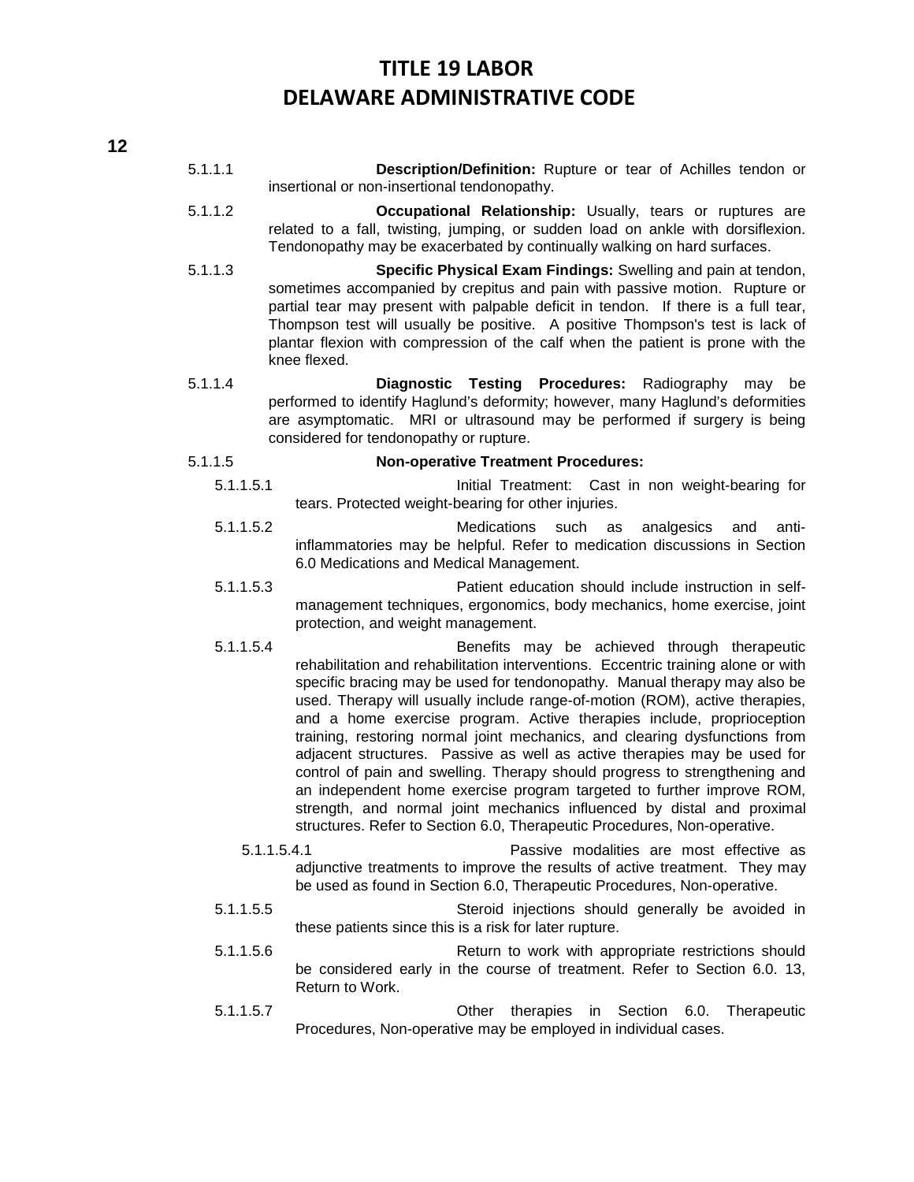5.1.1.1 **Description/Definition:** Rupture or tear of Achilles tendon or insertional or non-insertional tendonopathy.

5.1.1.2 **Occupational Relationship:** Usually, tears or ruptures are related to a fall, twisting, jumping, or sudden load on ankle with dorsiflexion. Tendonopathy may be exacerbated by continually walking on hard surfaces.

5.1.1.3 **Specific Physical Exam Findings:** Swelling and pain at tendon, sometimes accompanied by crepitus and pain with passive motion. Rupture or partial tear may present with palpable deficit in tendon. If there is a full tear, Thompson test will usually be positive. A positive Thompson's test is lack of plantar flexion with compression of the calf when the patient is prone with the knee flexed.

5.1.1.4 **Diagnostic Testing Procedures:** Radiography may be performed to identify Haglund's deformity; however, many Haglund's deformities are asymptomatic. MRI or ultrasound may be performed if surgery is being considered for tendonopathy or rupture.

5.1.1.5 **Non-operative Treatment Procedures:**

5.1.1.5.1 Initial Treatment: Cast in non weight-bearing for tears. Protected weight-bearing for other injuries.

5.1.1.5.2 Medications such as analgesics and anti-inflammatories may be helpful. Refer to medication discussions in Section 6.0 Medications and Medical Management.

5.1.1.5.3 Patient education should include instruction in self-management techniques, ergonomics, body mechanics, home exercise, joint protection, and weight management.

5.1.1.5.4 Benefits may be achieved through therapeutic rehabilitation and rehabilitation interventions. Eccentric training alone or with specific bracing may be used for tendonopathy. Manual therapy may also be used. Therapy will usually include range-of-motion (ROM), active therapies, and a home exercise program. Active therapies include, proprioception training, restoring normal joint mechanics, and clearing dysfunctions from adjacent structures. Passive as well as active therapies may be used for control of pain and swelling. Therapy should progress to strengthening and an independent home exercise program targeted to further improve ROM, strength, and normal joint mechanics influenced by distal and proximal structures. Refer to Section 6.0, Therapeutic Procedures, Non-operative.

5.1.1.5.4.1 Passive modalities are most effective as adjunctive treatments to improve the results of active treatment. They may be used as found in Section 6.0, Therapeutic Procedures, Non-operative.

5.1.1.5.5 Steroid injections should generally be avoided in these patients since this is a risk for later rupture.

5.1.1.5.6 Return to work with appropriate restrictions should be considered early in the course of treatment. Refer to Section 6.0. 13, Return to Work.

5.1.1.5.7 Other therapies in Section 6.0. Therapeutic Procedures, Non-operative may be employed in individual cases.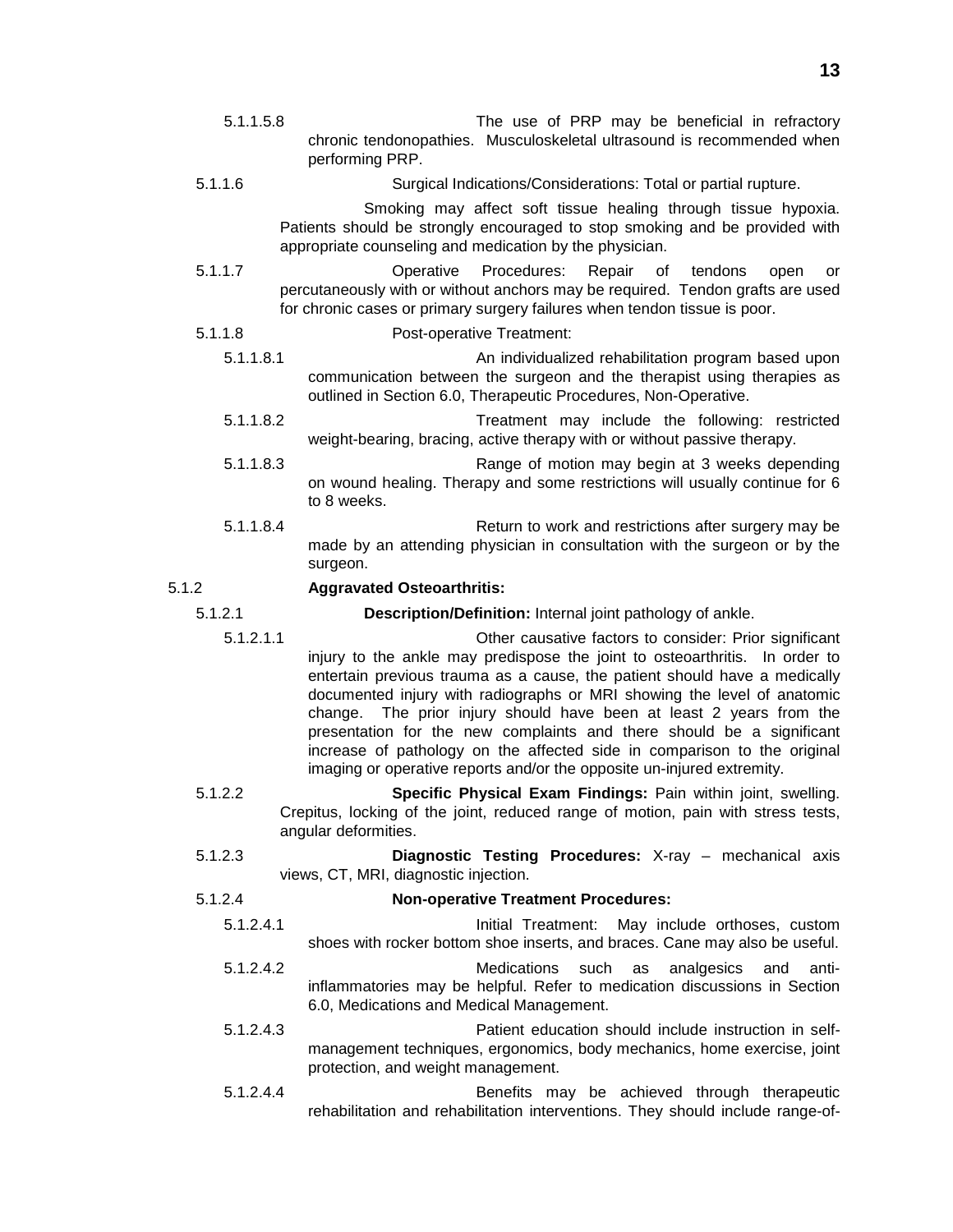5.1.1.5.8 The use of PRP may be beneficial in refractory chronic tendonopathies. Musculoskeletal ultrasound is recommended when performing PRP.

5.1.1.6 Surgical Indications/Considerations: Total or partial rupture.

Smoking may affect soft tissue healing through tissue hypoxia. Patients should be strongly encouraged to stop smoking and be provided with appropriate counseling and medication by the physician.

5.1.1.7 Operative Procedures: Repair of tendons open or percutaneously with or without anchors may be required. Tendon grafts are used for chronic cases or primary surgery failures when tendon tissue is poor.

5.1.1.8 Post-operative Treatment:

5.1.1.8.1 An individualized rehabilitation program based upon communication between the surgeon and the therapist using therapies as outlined in Section 6.0, Therapeutic Procedures, Non-Operative.

5.1.1.8.2 Treatment may include the following: restricted weight-bearing, bracing, active therapy with or without passive therapy.

5.1.1.8.3 Range of motion may begin at 3 weeks depending on wound healing. Therapy and some restrictions will usually continue for 6 to 8 weeks.

5.1.1.8.4 Return to work and restrictions after surgery may be made by an attending physician in consultation with the surgeon or by the surgeon.

5.1.2 **Aggravated Osteoarthritis:**

5.1.2.1 **Description/Definition:** Internal joint pathology of ankle.

5.1.2.1.1 Other causative factors to consider: Prior significant injury to the ankle may predispose the joint to osteoarthritis. In order to entertain previous trauma as a cause, the patient should have a medically documented injury with radiographs or MRI showing the level of anatomic change. The prior injury should have been at least 2 years from the presentation for the new complaints and there should be a significant increase of pathology on the affected side in comparison to the original imaging or operative reports and/or the opposite un-injured extremity.

5.1.2.2 **Specific Physical Exam Findings:** Pain within joint, swelling. Crepitus, locking of the joint, reduced range of motion, pain with stress tests, angular deformities.

5.1.2.3 **Diagnostic Testing Procedures:** X-ray – mechanical axis views, CT, MRI, diagnostic injection.

5.1.2.4 **Non-operative Treatment Procedures:**

5.1.2.4.1 Initial Treatment: May include orthoses, custom shoes with rocker bottom shoe inserts, and braces. Cane may also be useful.

5.1.2.4.2 Medications such as analgesics and anti-inflammatories may be helpful. Refer to medication discussions in Section 6.0, Medications and Medical Management.

5.1.2.4.3 Patient education should include instruction in self-management techniques, ergonomics, body mechanics, home exercise, joint protection, and weight management.

5.1.2.4.4 Benefits may be achieved through therapeutic rehabilitation and rehabilitation interventions. They should include range-of-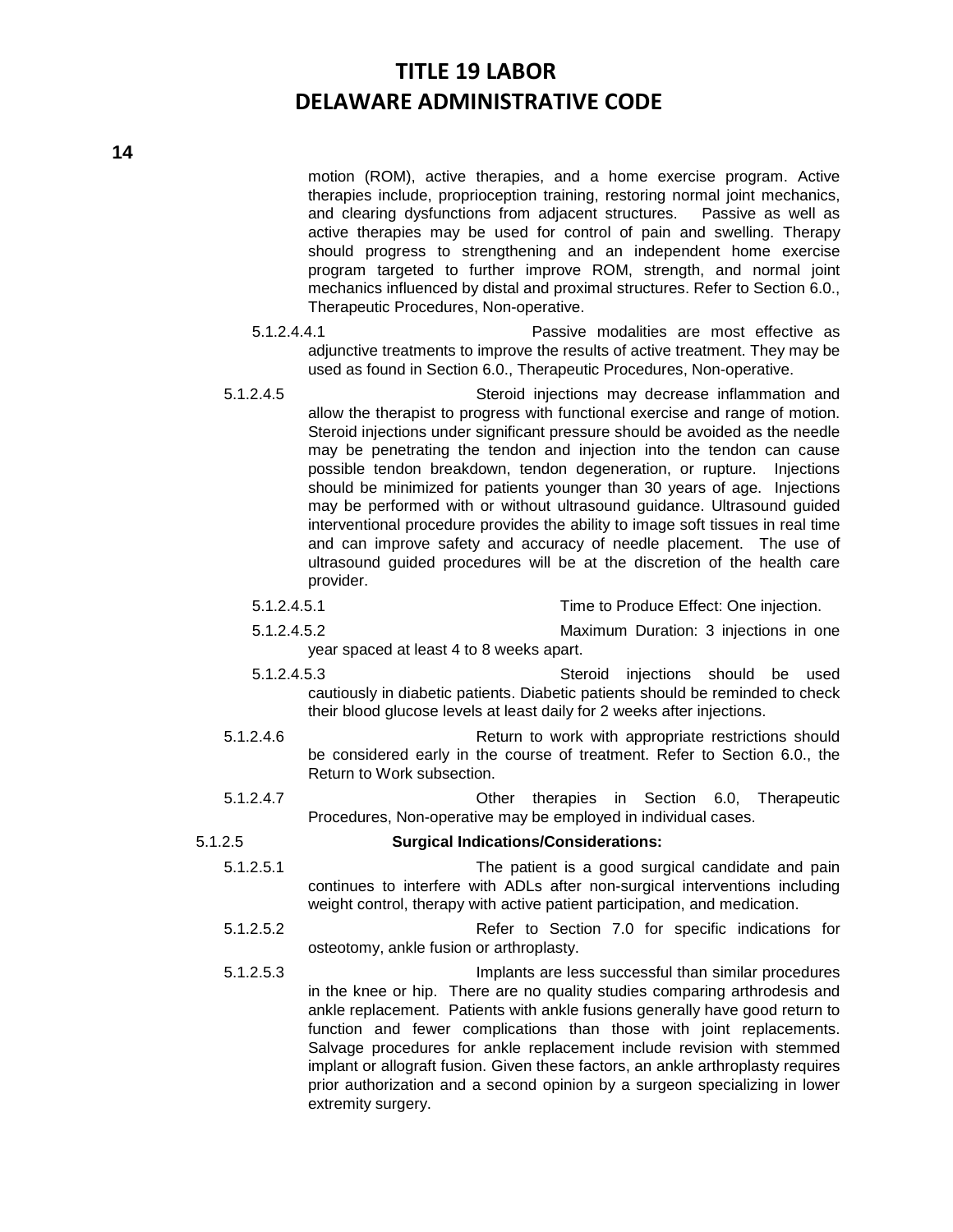motion (ROM), active therapies, and a home exercise program. Active therapies include, proprioception training, restoring normal joint mechanics, and clearing dysfunctions from adjacent structures. Passive as well as active therapies may be used for control of pain and swelling. Therapy should progress to strengthening and an independent home exercise program targeted to further improve ROM, strength, and normal joint mechanics influenced by distal and proximal structures. Refer to Section 6.0., Therapeutic Procedures, Non-operative.

5.1.2.4.4.1 Passive modalities are most effective as adjunctive treatments to improve the results of active treatment. They may be used as found in Section 6.0., Therapeutic Procedures, Non-operative.

5.1.2.4.5 Steroid injections may decrease inflammation and allow the therapist to progress with functional exercise and range of motion. Steroid injections under significant pressure should be avoided as the needle may be penetrating the tendon and injection into the tendon can cause possible tendon breakdown, tendon degeneration, or rupture. Injections should be minimized for patients younger than 30 years of age. Injections may be performed with or without ultrasound guidance. Ultrasound guided interventional procedure provides the ability to image soft tissues in real time and can improve safety and accuracy of needle placement. The use of ultrasound guided procedures will be at the discretion of the health care provider.

5.1.2.4.5.1 Time to Produce Effect: One injection.

5.1.2.4.5.2 Maximum Duration: 3 injections in one year spaced at least 4 to 8 weeks apart.

5.1.2.4.5.3 Steroid injections should be used cautiously in diabetic patients. Diabetic patients should be reminded to check their blood glucose levels at least daily for 2 weeks after injections.

5.1.2.4.6 Return to work with appropriate restrictions should be considered early in the course of treatment. Refer to Section 6.0., the Return to Work subsection.

5.1.2.4.7 Other therapies in Section 6.0, Therapeutic Procedures, Non-operative may be employed in individual cases.

5.1.2.5 **Surgical Indications/Considerations:**

5.1.2.5.1 The patient is a good surgical candidate and pain continues to interfere with ADLs after non-surgical interventions including weight control, therapy with active patient participation, and medication.

5.1.2.5.2 Refer to Section 7.0 for specific indications for osteotomy, ankle fusion or arthroplasty.

5.1.2.5.3 Implants are less successful than similar procedures in the knee or hip. There are no quality studies comparing arthrodesis and ankle replacement. Patients with ankle fusions generally have good return to function and fewer complications than those with joint replacements. Salvage procedures for ankle replacement include revision with stemmed implant or allograft fusion. Given these factors, an ankle arthroplasty requires prior authorization and a second opinion by a surgeon specializing in lower extremity surgery.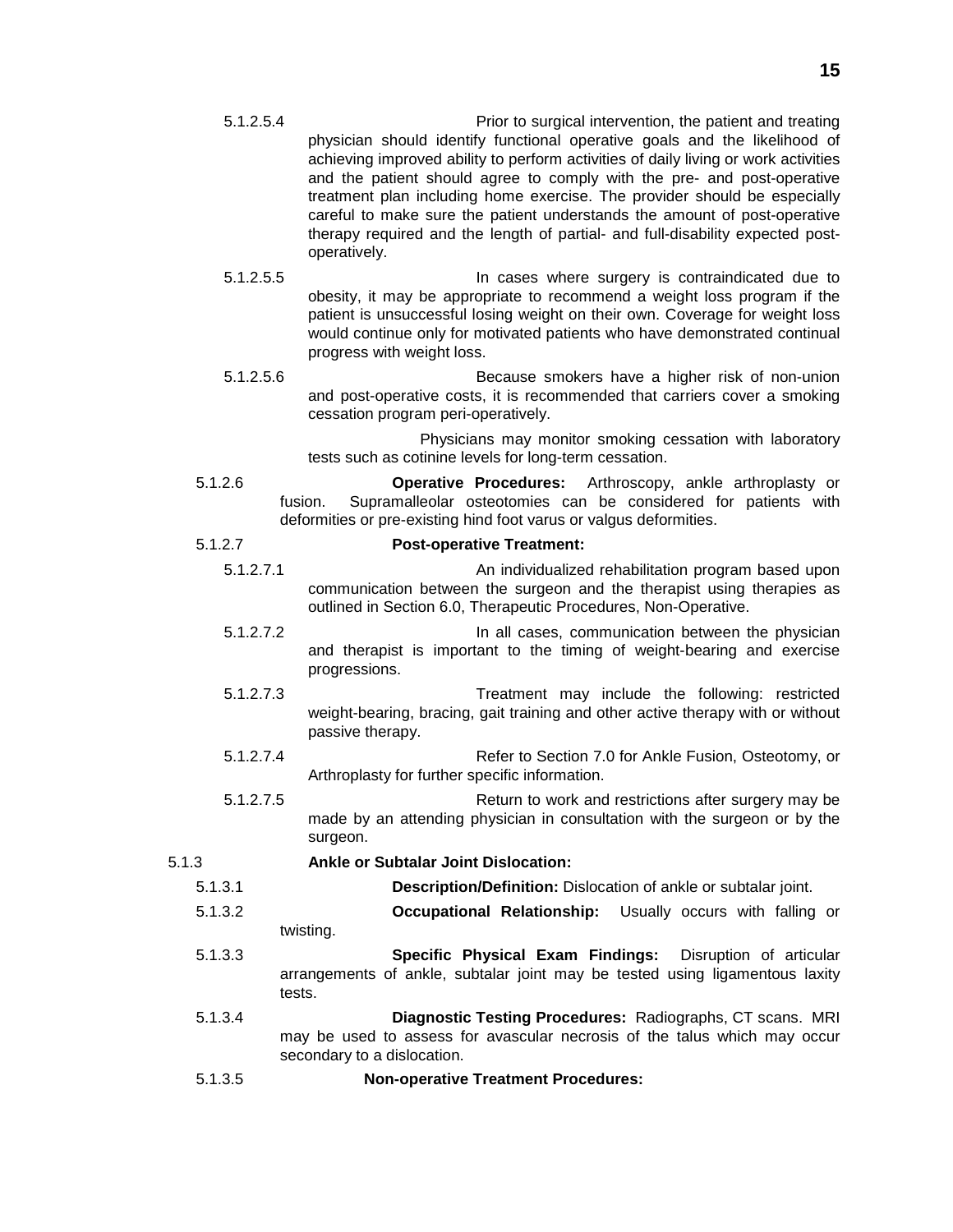5.1.2.5.4 Prior to surgical intervention, the patient and treating physician should identify functional operative goals and the likelihood of achieving improved ability to perform activities of daily living or work activities and the patient should agree to comply with the pre- and post-operative treatment plan including home exercise. The provider should be especially careful to make sure the patient understands the amount of post-operative therapy required and the length of partial- and full-disability expected post-operatively.

5.1.2.5.5 In cases where surgery is contraindicated due to obesity, it may be appropriate to recommend a weight loss program if the patient is unsuccessful losing weight on their own. Coverage for weight loss would continue only for motivated patients who have demonstrated continual progress with weight loss.

5.1.2.5.6 Because smokers have a higher risk of non-union and post-operative costs, it is recommended that carriers cover a smoking cessation program peri-operatively.

Physicians may monitor smoking cessation with laboratory tests such as cotinine levels for long-term cessation.

5.1.2.6 **Operative Procedures:** Arthroscopy, ankle arthroplasty or fusion. Supramalleolar osteotomies can be considered for patients with deformities or pre-existing hind foot varus or valgus deformities.

5.1.2.7 **Post-operative Treatment:**

5.1.2.7.1 An individualized rehabilitation program based upon communication between the surgeon and the therapist using therapies as outlined in Section 6.0, Therapeutic Procedures, Non-Operative.

5.1.2.7.2 In all cases, communication between the physician and therapist is important to the timing of weight-bearing and exercise progressions.

5.1.2.7.3 Treatment may include the following: restricted weight-bearing, bracing, gait training and other active therapy with or without passive therapy.

5.1.2.7.4 Refer to Section 7.0 for Ankle Fusion, Osteotomy, or Arthroplasty for further specific information.

5.1.2.7.5 Return to work and restrictions after surgery may be made by an attending physician in consultation with the surgeon or by the surgeon.

5.1.3 **Ankle or Subtalar Joint Dislocation:**

5.1.3.1 **Description/Definition:** Dislocation of ankle or subtalar joint.

5.1.3.2 **Occupational Relationship:** Usually occurs with falling or twisting.

5.1.3.3 **Specific Physical Exam Findings:** Disruption of articular arrangements of ankle, subtalar joint may be tested using ligamentous laxity tests.

5.1.3.4 **Diagnostic Testing Procedures:** Radiographs, CT scans. MRI may be used to assess for avascular necrosis of the talus which may occur secondary to a dislocation.

5.1.3.5 **Non-operative Treatment Procedures:**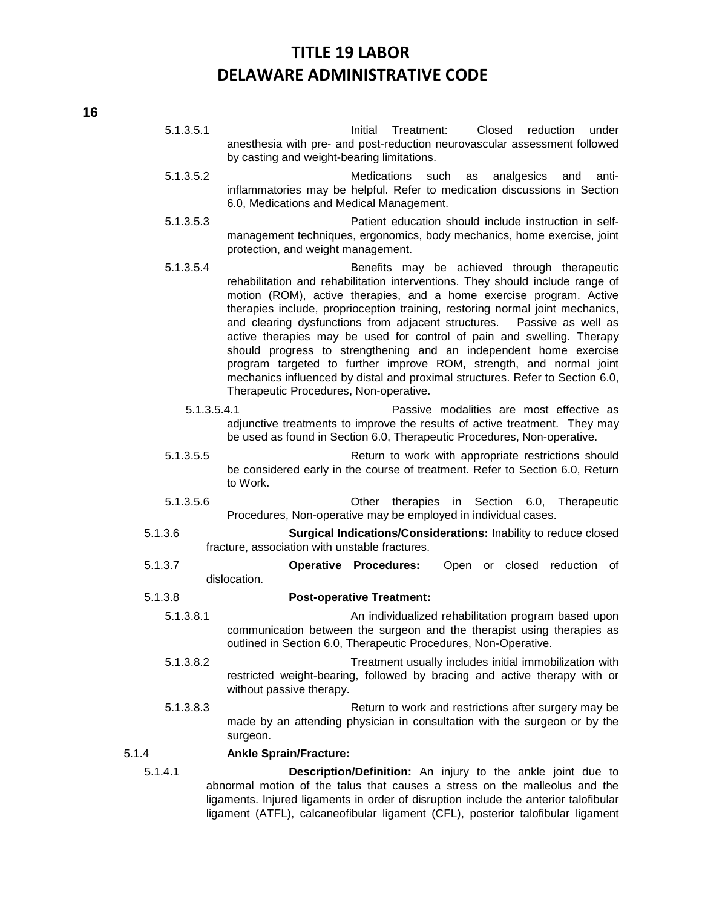5.1.3.5.1 Initial Treatment: Closed reduction under anesthesia with pre- and post-reduction neurovascular assessment followed by casting and weight-bearing limitations.

5.1.3.5.2 Medications such as analgesics and anti-inflammatories may be helpful. Refer to medication discussions in Section 6.0, Medications and Medical Management.

5.1.3.5.3 Patient education should include instruction in self-management techniques, ergonomics, body mechanics, home exercise, joint protection, and weight management.

5.1.3.5.4 Benefits may be achieved through therapeutic rehabilitation and rehabilitation interventions. They should include range of motion (ROM), active therapies, and a home exercise program. Active therapies include, proprioception training, restoring normal joint mechanics, and clearing dysfunctions from adjacent structures. Passive as well as active therapies may be used for control of pain and swelling. Therapy should progress to strengthening and an independent home exercise program targeted to further improve ROM, strength, and normal joint mechanics influenced by distal and proximal structures. Refer to Section 6.0, Therapeutic Procedures, Non-operative.

5.1.3.5.4.1 Passive modalities are most effective as adjunctive treatments to improve the results of active treatment. They may be used as found in Section 6.0, Therapeutic Procedures, Non-operative.

5.1.3.5.5 Return to work with appropriate restrictions should be considered early in the course of treatment. Refer to Section 6.0, Return to Work.

5.1.3.5.6 Other therapies in Section 6.0, Therapeutic Procedures, Non-operative may be employed in individual cases.

5.1.3.6 **Surgical Indications/Considerations:** Inability to reduce closed fracture, association with unstable fractures.

5.1.3.7 **Operative Procedures:** Open or closed reduction of dislocation.

5.1.3.8 **Post-operative Treatment:**

5.1.3.8.1 An individualized rehabilitation program based upon communication between the surgeon and the therapist using therapies as outlined in Section 6.0, Therapeutic Procedures, Non-Operative.

5.1.3.8.2 Treatment usually includes initial immobilization with restricted weight-bearing, followed by bracing and active therapy with or without passive therapy.

5.1.3.8.3 Return to work and restrictions after surgery may be made by an attending physician in consultation with the surgeon or by the surgeon.

5.1.4 **Ankle Sprain/Fracture:**

5.1.4.1 **Description/Definition:** An injury to the ankle joint due to abnormal motion of the talus that causes a stress on the malleolus and the ligaments. Injured ligaments in order of disruption include the anterior talofibular ligament (ATFL), calcaneofibular ligament (CFL), posterior talofibular ligament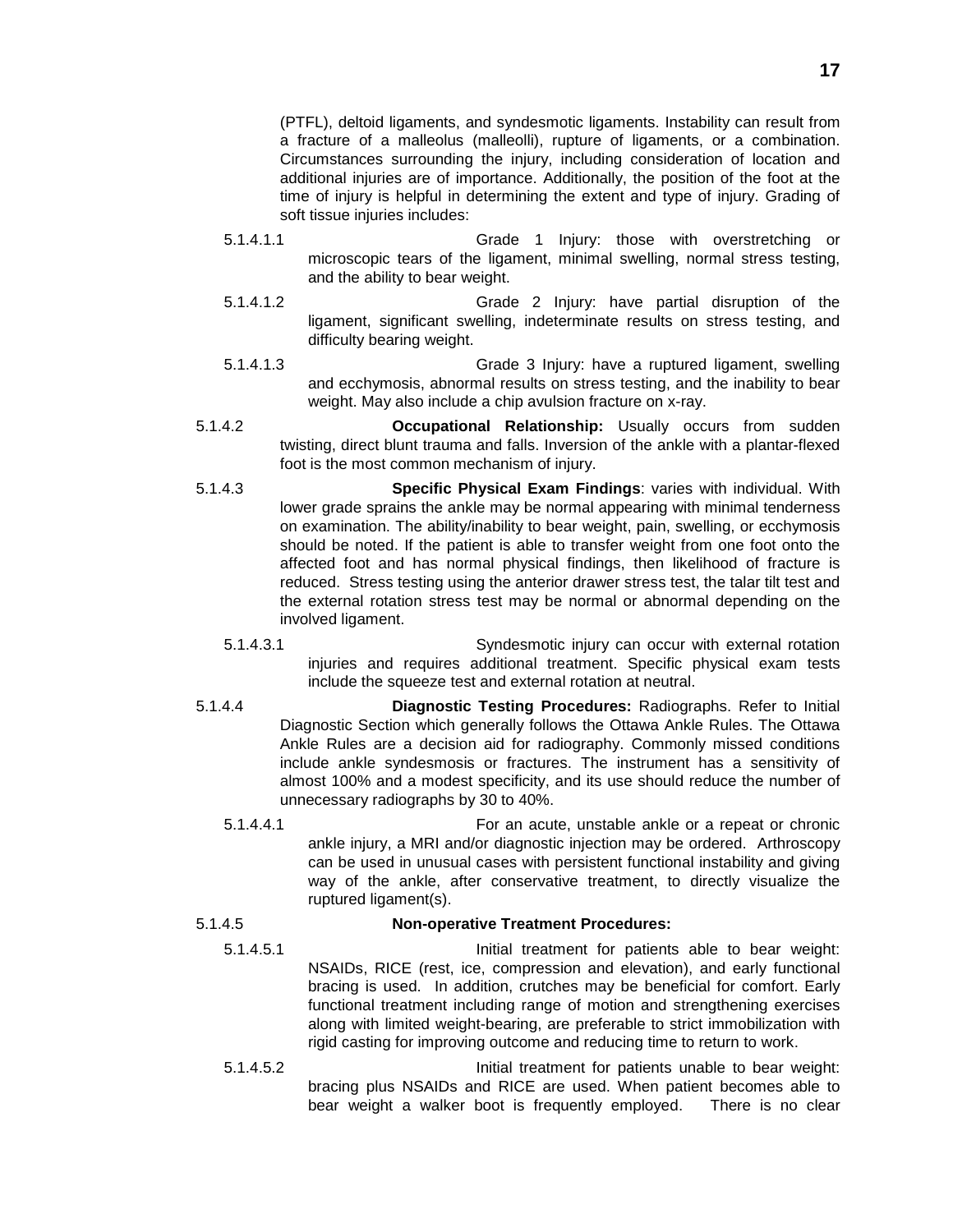(PTFL), deltoid ligaments, and syndesmotic ligaments. Instability can result from a fracture of a malleolus (malleolli), rupture of ligaments, or a combination. Circumstances surrounding the injury, including consideration of location and additional injuries are of importance. Additionally, the position of the foot at the time of injury is helpful in determining the extent and type of injury. Grading of soft tissue injuries includes:

5.1.4.1.1 Grade 1 Injury: those with overstretching or microscopic tears of the ligament, minimal swelling, normal stress testing, and the ability to bear weight.

5.1.4.1.2 Grade 2 Injury: have partial disruption of the ligament, significant swelling, indeterminate results on stress testing, and difficulty bearing weight.

5.1.4.1.3 Grade 3 Injury: have a ruptured ligament, swelling and ecchymosis, abnormal results on stress testing, and the inability to bear weight. May also include a chip avulsion fracture on x-ray.

5.1.4.2 **Occupational Relationship:** Usually occurs from sudden twisting, direct blunt trauma and falls. Inversion of the ankle with a plantar-flexed foot is the most common mechanism of injury.

5.1.4.3 **Specific Physical Exam Findings**: varies with individual. With lower grade sprains the ankle may be normal appearing with minimal tenderness on examination. The ability/inability to bear weight, pain, swelling, or ecchymosis should be noted. If the patient is able to transfer weight from one foot onto the affected foot and has normal physical findings, then likelihood of fracture is reduced. Stress testing using the anterior drawer stress test, the talar tilt test and the external rotation stress test may be normal or abnormal depending on the involved ligament.

5.1.4.3.1 Syndesmotic injury can occur with external rotation injuries and requires additional treatment. Specific physical exam tests include the squeeze test and external rotation at neutral.

5.1.4.4 **Diagnostic Testing Procedures:** Radiographs. Refer to Initial Diagnostic Section which generally follows the Ottawa Ankle Rules. The Ottawa Ankle Rules are a decision aid for radiography. Commonly missed conditions include ankle syndesmosis or fractures. The instrument has a sensitivity of almost 100% and a modest specificity, and its use should reduce the number of unnecessary radiographs by 30 to 40%.

5.1.4.4.1 For an acute, unstable ankle or a repeat or chronic ankle injury, a MRI and/or diagnostic injection may be ordered. Arthroscopy can be used in unusual cases with persistent functional instability and giving way of the ankle, after conservative treatment, to directly visualize the ruptured ligament(s).

5.1.4.5 **Non-operative Treatment Procedures:**

5.1.4.5.1 Initial treatment for patients able to bear weight: NSAIDs, RICE (rest, ice, compression and elevation), and early functional bracing is used. In addition, crutches may be beneficial for comfort. Early functional treatment including range of motion and strengthening exercises along with limited weight-bearing, are preferable to strict immobilization with rigid casting for improving outcome and reducing time to return to work.

5.1.4.5.2 Initial treatment for patients unable to bear weight: bracing plus NSAIDs and RICE are used. When patient becomes able to bear weight a walker boot is frequently employed. There is no clear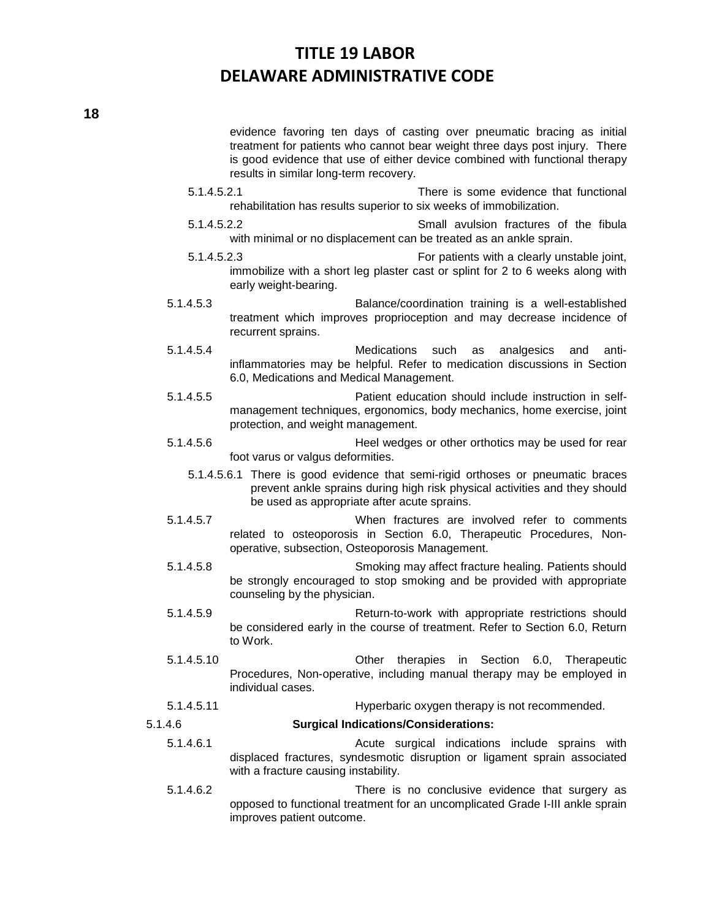evidence favoring ten days of casting over pneumatic bracing as initial treatment for patients who cannot bear weight three days post injury. There is good evidence that use of either device combined with functional therapy results in similar long-term recovery.

5.1.4.5.2.1 There is some evidence that functional rehabilitation has results superior to six weeks of immobilization.

5.1.4.5.2.2 Small avulsion fractures of the fibula with minimal or no displacement can be treated as an ankle sprain.

5.1.4.5.2.3 For patients with a clearly unstable joint, immobilize with a short leg plaster cast or splint for 2 to 6 weeks along with early weight-bearing.

5.1.4.5.3 Balance/coordination training is a well-established treatment which improves proprioception and may decrease incidence of recurrent sprains.

5.1.4.5.4 Medications such as analgesics and anti-inflammatories may be helpful. Refer to medication discussions in Section 6.0, Medications and Medical Management.

5.1.4.5.5 Patient education should include instruction in self-management techniques, ergonomics, body mechanics, home exercise, joint protection, and weight management.

5.1.4.5.6 Heel wedges or other orthotics may be used for rear foot varus or valgus deformities.

5.1.4.5.6.1 There is good evidence that semi-rigid orthoses or pneumatic braces prevent ankle sprains during high risk physical activities and they should be used as appropriate after acute sprains.

5.1.4.5.7 When fractures are involved refer to comments related to osteoporosis in Section 6.0, Therapeutic Procedures, Non-operative, subsection, Osteoporosis Management.

5.1.4.5.8 Smoking may affect fracture healing. Patients should be strongly encouraged to stop smoking and be provided with appropriate counseling by the physician.

5.1.4.5.9 Return-to-work with appropriate restrictions should be considered early in the course of treatment. Refer to Section 6.0, Return to Work.

5.1.4.5.10 Other therapies in Section 6.0, Therapeutic Procedures, Non-operative, including manual therapy may be employed in individual cases.

5.1.4.5.11 Hyperbaric oxygen therapy is not recommended.

5.1.4.6 **Surgical Indications/Considerations:**

5.1.4.6.1 Acute surgical indications include sprains with displaced fractures, syndesmotic disruption or ligament sprain associated with a fracture causing instability.

5.1.4.6.2 There is no conclusive evidence that surgery as opposed to functional treatment for an uncomplicated Grade I-III ankle sprain improves patient outcome.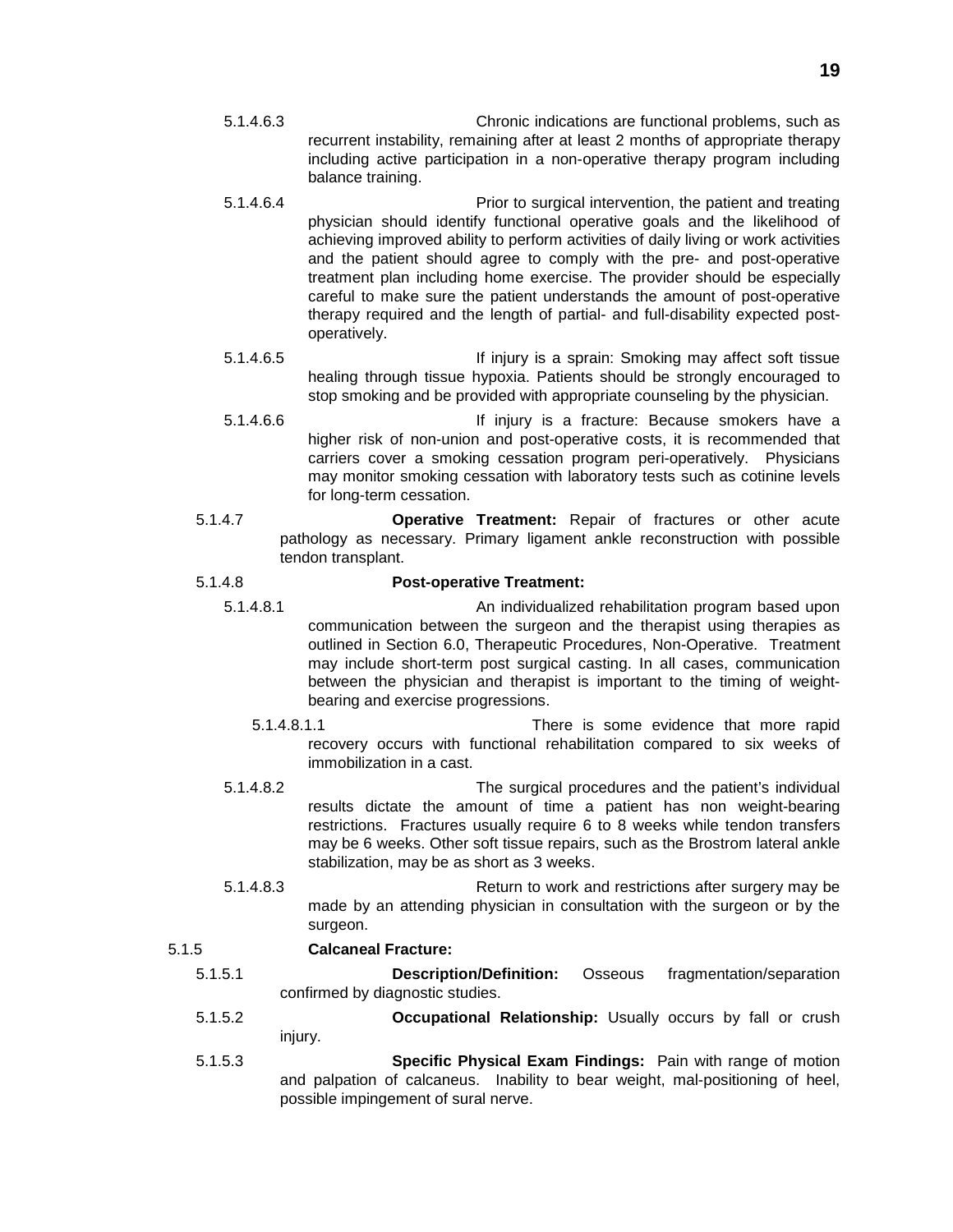5.1.4.6.3 Chronic indications are functional problems, such as recurrent instability, remaining after at least 2 months of appropriate therapy including active participation in a non-operative therapy program including balance training.

5.1.4.6.4 Prior to surgical intervention, the patient and treating physician should identify functional operative goals and the likelihood of achieving improved ability to perform activities of daily living or work activities and the patient should agree to comply with the pre- and post-operative treatment plan including home exercise. The provider should be especially careful to make sure the patient understands the amount of post-operative therapy required and the length of partial- and full-disability expected post-operatively.

5.1.4.6.5 If injury is a sprain: Smoking may affect soft tissue healing through tissue hypoxia. Patients should be strongly encouraged to stop smoking and be provided with appropriate counseling by the physician.

5.1.4.6.6 If injury is a fracture: Because smokers have a higher risk of non-union and post-operative costs, it is recommended that carriers cover a smoking cessation program peri-operatively. Physicians may monitor smoking cessation with laboratory tests such as cotinine levels for long-term cessation.

5.1.4.7 **Operative Treatment:** Repair of fractures or other acute pathology as necessary. Primary ligament ankle reconstruction with possible tendon transplant.

5.1.4.8 **Post-operative Treatment:**

5.1.4.8.1 An individualized rehabilitation program based upon communication between the surgeon and the therapist using therapies as outlined in Section 6.0, Therapeutic Procedures, Non-Operative. Treatment may include short-term post surgical casting. In all cases, communication between the physician and therapist is important to the timing of weight-bearing and exercise progressions.

5.1.4.8.1.1 There is some evidence that more rapid recovery occurs with functional rehabilitation compared to six weeks of immobilization in a cast.

5.1.4.8.2 The surgical procedures and the patient's individual results dictate the amount of time a patient has non weight-bearing restrictions. Fractures usually require 6 to 8 weeks while tendon transfers may be 6 weeks. Other soft tissue repairs, such as the Brostrom lateral ankle stabilization, may be as short as 3 weeks.

5.1.4.8.3 Return to work and restrictions after surgery may be made by an attending physician in consultation with the surgeon or by the surgeon.

5.1.5 **Calcaneal Fracture:**

5.1.5.1 **Description/Definition:** Osseous fragmentation/separation confirmed by diagnostic studies.

5.1.5.2 **Occupational Relationship:** Usually occurs by fall or crush injury.

5.1.5.3 **Specific Physical Exam Findings:** Pain with range of motion and palpation of calcaneus. Inability to bear weight, mal-positioning of heel, possible impingement of sural nerve.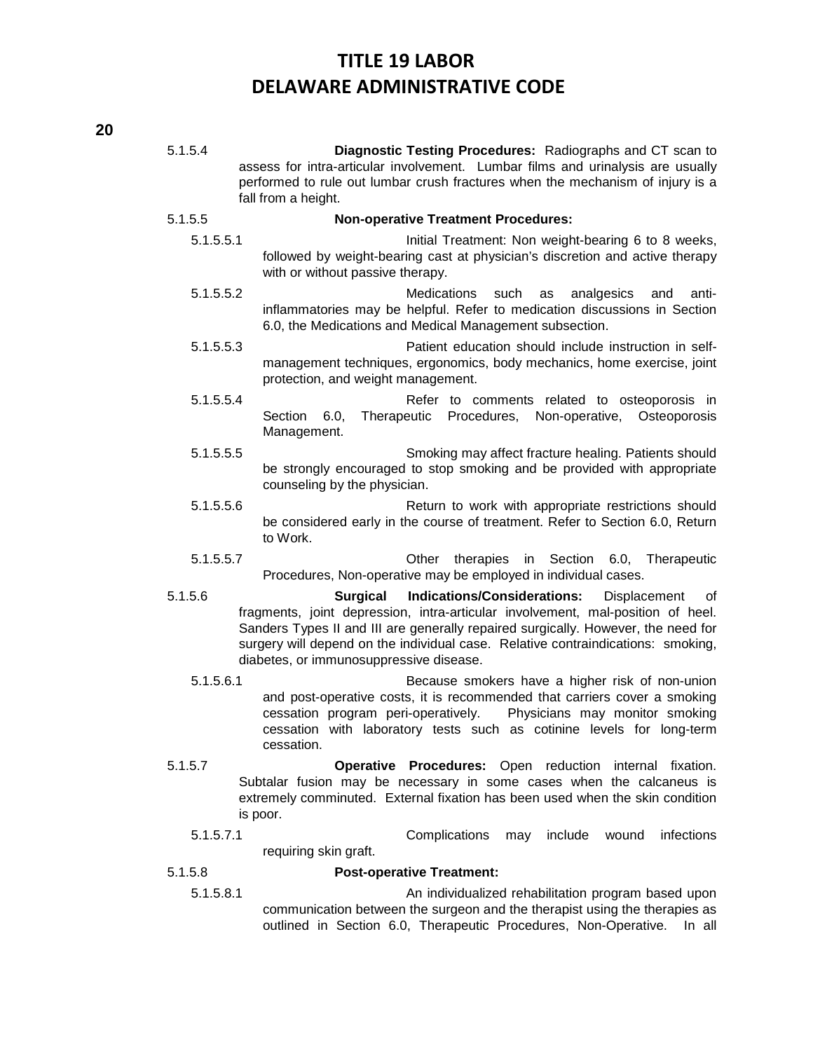5.1.5.4 **Diagnostic Testing Procedures:** Radiographs and CT scan to assess for intra-articular involvement. Lumbar films and urinalysis are usually performed to rule out lumbar crush fractures when the mechanism of injury is a fall from a height.

5.1.5.5 **Non-operative Treatment Procedures:**

5.1.5.5.1 Initial Treatment: Non weight-bearing 6 to 8 weeks, followed by weight-bearing cast at physician's discretion and active therapy with or without passive therapy.

5.1.5.5.2 Medications such as analgesics and anti-inflammatories may be helpful. Refer to medication discussions in Section 6.0, the Medications and Medical Management subsection.

5.1.5.5.3 Patient education should include instruction in self-management techniques, ergonomics, body mechanics, home exercise, joint protection, and weight management.

5.1.5.5.4 Refer to comments related to osteoporosis in Section 6.0, Therapeutic Procedures, Non-operative, Osteoporosis Management.

5.1.5.5.5 Smoking may affect fracture healing. Patients should be strongly encouraged to stop smoking and be provided with appropriate counseling by the physician.

5.1.5.5.6 Return to work with appropriate restrictions should be considered early in the course of treatment. Refer to Section 6.0, Return to Work.

5.1.5.5.7 Other therapies in Section 6.0, Therapeutic Procedures, Non-operative may be employed in individual cases.

5.1.5.6 **Surgical Indications/Considerations:** Displacement of fragments, joint depression, intra-articular involvement, mal-position of heel. Sanders Types II and III are generally repaired surgically. However, the need for surgery will depend on the individual case. Relative contraindications: smoking, diabetes, or immunosuppressive disease.

5.1.5.6.1 Because smokers have a higher risk of non-union and post-operative costs, it is recommended that carriers cover a smoking cessation program peri-operatively. Physicians may monitor smoking cessation with laboratory tests such as cotinine levels for long-term cessation.

5.1.5.7 **Operative Procedures:** Open reduction internal fixation. Subtalar fusion may be necessary in some cases when the calcaneus is extremely comminuted. External fixation has been used when the skin condition is poor.

5.1.5.7.1 Complications may include wound infections requiring skin graft.

5.1.5.8 **Post-operative Treatment:**

5.1.5.8.1 An individualized rehabilitation program based upon communication between the surgeon and the therapist using the therapies as outlined in Section 6.0, Therapeutic Procedures, Non-Operative. In all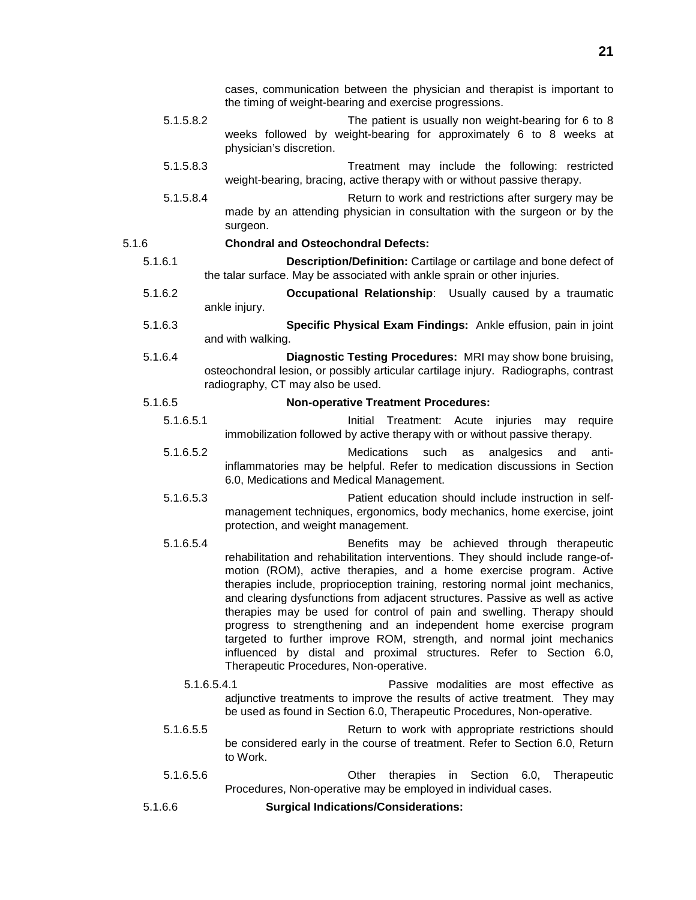cases, communication between the physician and therapist is important to the timing of weight-bearing and exercise progressions.

5.1.5.8.2 The patient is usually non weight-bearing for 6 to 8 weeks followed by weight-bearing for approximately 6 to 8 weeks at physician's discretion.

5.1.5.8.3 Treatment may include the following: restricted weight-bearing, bracing, active therapy with or without passive therapy.

5.1.5.8.4 Return to work and restrictions after surgery may be made by an attending physician in consultation with the surgeon or by the surgeon.

5.1.6 **Chondral and Osteochondral Defects:**

5.1.6.1 **Description/Definition:** Cartilage or cartilage and bone defect of the talar surface. May be associated with ankle sprain or other injuries.

5.1.6.2 **Occupational Relationship**: Usually caused by a traumatic ankle injury.

5.1.6.3 **Specific Physical Exam Findings:** Ankle effusion, pain in joint and with walking.

5.1.6.4 **Diagnostic Testing Procedures:** MRI may show bone bruising, osteochondral lesion, or possibly articular cartilage injury. Radiographs, contrast radiography, CT may also be used.

5.1.6.5 **Non-operative Treatment Procedures:**

5.1.6.5.1 Initial Treatment: Acute injuries may require immobilization followed by active therapy with or without passive therapy.

5.1.6.5.2 Medications such as analgesics and anti-inflammatories may be helpful. Refer to medication discussions in Section 6.0, Medications and Medical Management.

5.1.6.5.3 Patient education should include instruction in self-management techniques, ergonomics, body mechanics, home exercise, joint protection, and weight management.

5.1.6.5.4 Benefits may be achieved through therapeutic rehabilitation and rehabilitation interventions. They should include range-of-motion (ROM), active therapies, and a home exercise program. Active therapies include, proprioception training, restoring normal joint mechanics, and clearing dysfunctions from adjacent structures. Passive as well as active therapies may be used for control of pain and swelling. Therapy should progress to strengthening and an independent home exercise program targeted to further improve ROM, strength, and normal joint mechanics influenced by distal and proximal structures. Refer to Section 6.0, Therapeutic Procedures, Non-operative.

5.1.6.5.4.1 Passive modalities are most effective as adjunctive treatments to improve the results of active treatment. They may be used as found in Section 6.0, Therapeutic Procedures, Non-operative.

5.1.6.5.5 Return to work with appropriate restrictions should be considered early in the course of treatment. Refer to Section 6.0, Return to Work.

5.1.6.5.6 Other therapies in Section 6.0, Therapeutic Procedures, Non-operative may be employed in individual cases.

5.1.6.6 **Surgical Indications/Considerations:**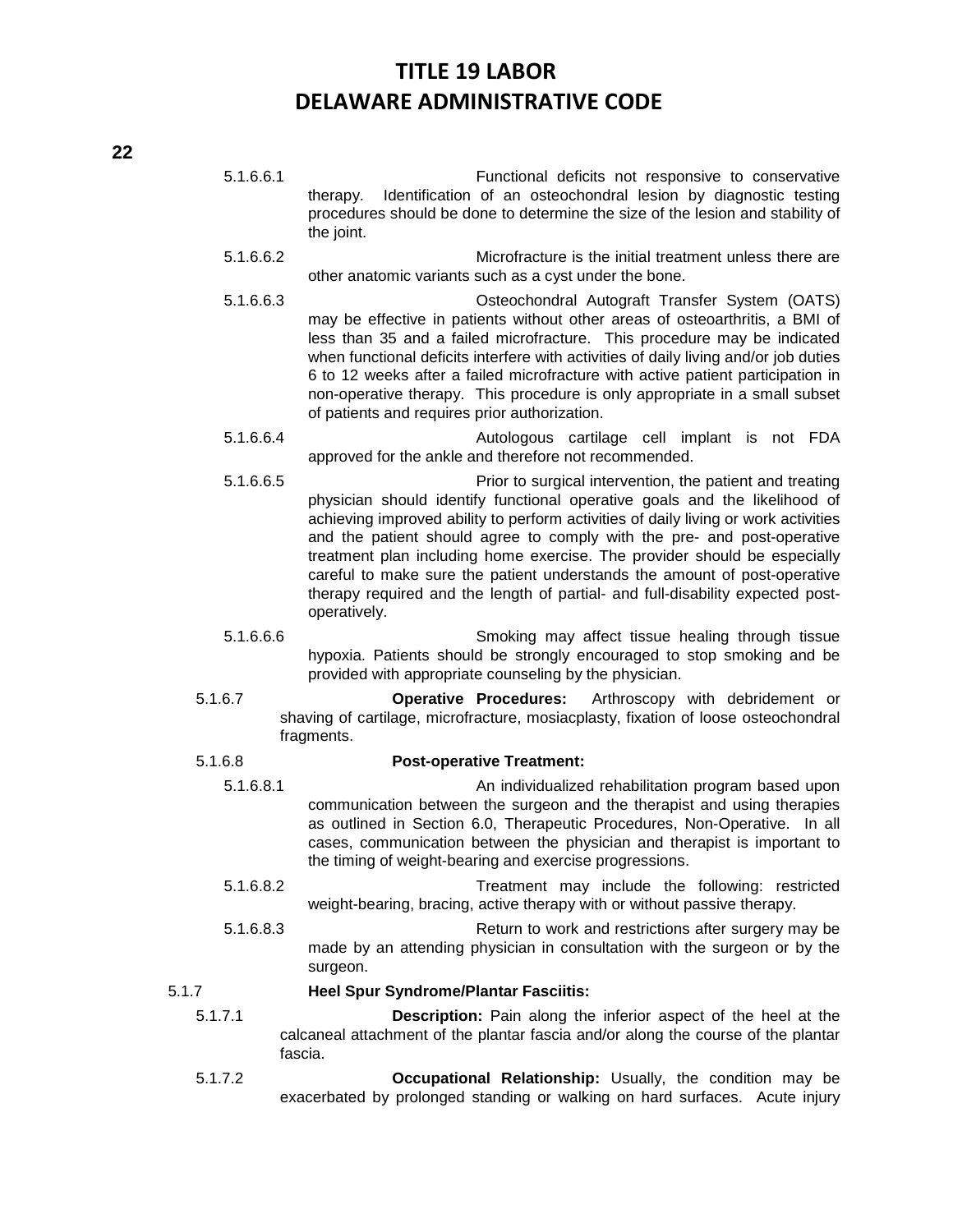5.1.6.6.1 Functional deficits not responsive to conservative therapy. Identification of an osteochondral lesion by diagnostic testing procedures should be done to determine the size of the lesion and stability of the joint.

5.1.6.6.2 Microfracture is the initial treatment unless there are other anatomic variants such as a cyst under the bone.

5.1.6.6.3 Osteochondral Autograft Transfer System (OATS) may be effective in patients without other areas of osteoarthritis, a BMI of less than 35 and a failed microfracture. This procedure may be indicated when functional deficits interfere with activities of daily living and/or job duties 6 to 12 weeks after a failed microfracture with active patient participation in non-operative therapy. This procedure is only appropriate in a small subset of patients and requires prior authorization.

5.1.6.6.4 Autologous cartilage cell implant is not FDA approved for the ankle and therefore not recommended.

5.1.6.6.5 Prior to surgical intervention, the patient and treating physician should identify functional operative goals and the likelihood of achieving improved ability to perform activities of daily living or work activities and the patient should agree to comply with the pre- and post-operative treatment plan including home exercise. The provider should be especially careful to make sure the patient understands the amount of post-operative therapy required and the length of partial- and full-disability expected post-operatively.

5.1.6.6.6 Smoking may affect tissue healing through tissue hypoxia. Patients should be strongly encouraged to stop smoking and be provided with appropriate counseling by the physician.

5.1.6.7 **Operative Procedures:** Arthroscopy with debridement or shaving of cartilage, microfracture, mosiacplasty, fixation of loose osteochondral fragments.

5.1.6.8 **Post-operative Treatment:**

5.1.6.8.1 An individualized rehabilitation program based upon communication between the surgeon and the therapist and using therapies as outlined in Section 6.0, Therapeutic Procedures, Non-Operative. In all cases, communication between the physician and therapist is important to the timing of weight-bearing and exercise progressions.

5.1.6.8.2 Treatment may include the following: restricted weight-bearing, bracing, active therapy with or without passive therapy.

5.1.6.8.3 Return to work and restrictions after surgery may be made by an attending physician in consultation with the surgeon or by the surgeon.

5.1.7 **Heel Spur Syndrome/Plantar Fasciitis:**

5.1.7.1 **Description:** Pain along the inferior aspect of the heel at the calcaneal attachment of the plantar fascia and/or along the course of the plantar fascia.

5.1.7.2 **Occupational Relationship:** Usually, the condition may be exacerbated by prolonged standing or walking on hard surfaces. Acute injury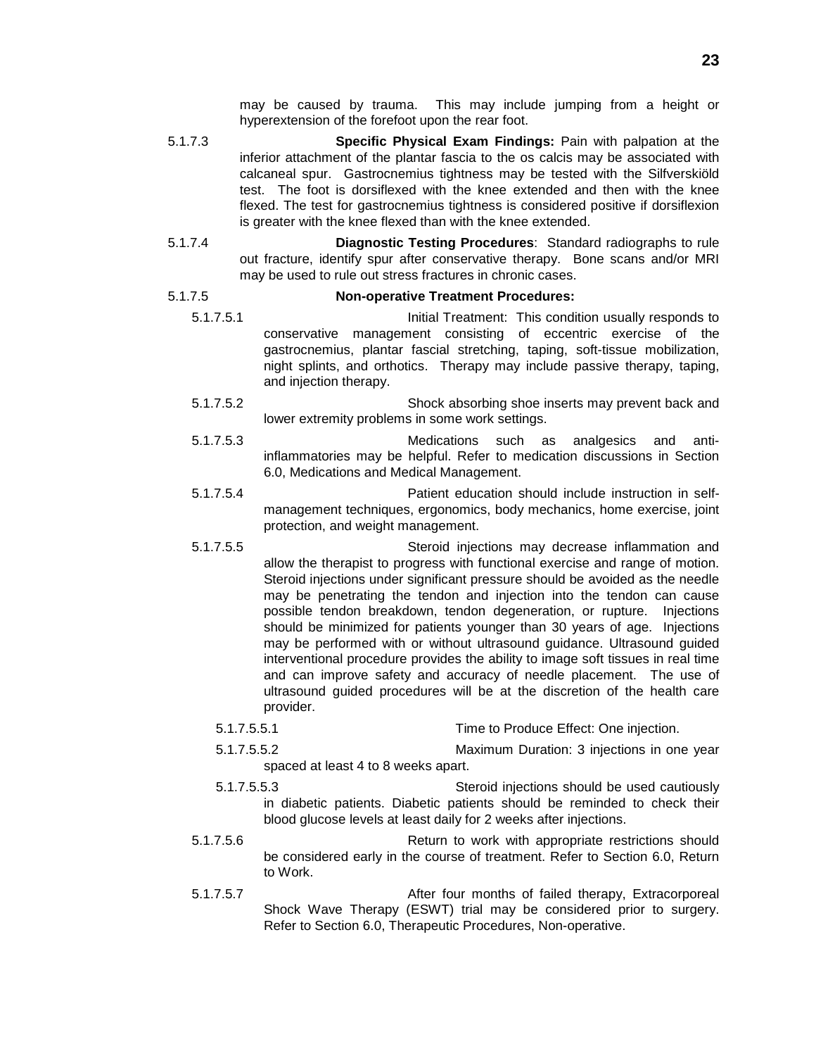may be caused by trauma. This may include jumping from a height or hyperextension of the forefoot upon the rear foot.

5.1.7.3 **Specific Physical Exam Findings:** Pain with palpation at the inferior attachment of the plantar fascia to the os calcis may be associated with calcaneal spur. Gastrocnemius tightness may be tested with the Silfverskiöld test. The foot is dorsiflexed with the knee extended and then with the knee flexed. The test for gastrocnemius tightness is considered positive if dorsiflexion is greater with the knee flexed than with the knee extended.

5.1.7.4 **Diagnostic Testing Procedures**: Standard radiographs to rule out fracture, identify spur after conservative therapy. Bone scans and/or MRI may be used to rule out stress fractures in chronic cases.

5.1.7.5 **Non-operative Treatment Procedures:**

5.1.7.5.1 Initial Treatment: This condition usually responds to conservative management consisting of eccentric exercise of the gastrocnemius, plantar fascial stretching, taping, soft-tissue mobilization, night splints, and orthotics. Therapy may include passive therapy, taping, and injection therapy.

5.1.7.5.2 Shock absorbing shoe inserts may prevent back and lower extremity problems in some work settings.

5.1.7.5.3 Medications such as analgesics and anti-inflammatories may be helpful. Refer to medication discussions in Section 6.0, Medications and Medical Management.

5.1.7.5.4 Patient education should include instruction in self-management techniques, ergonomics, body mechanics, home exercise, joint protection, and weight management.

5.1.7.5.5 Steroid injections may decrease inflammation and allow the therapist to progress with functional exercise and range of motion. Steroid injections under significant pressure should be avoided as the needle may be penetrating the tendon and injection into the tendon can cause possible tendon breakdown, tendon degeneration, or rupture. Injections should be minimized for patients younger than 30 years of age. Injections may be performed with or without ultrasound guidance. Ultrasound guided interventional procedure provides the ability to image soft tissues in real time and can improve safety and accuracy of needle placement. The use of ultrasound guided procedures will be at the discretion of the health care provider.

5.1.7.5.5.1 Time to Produce Effect: One injection.

5.1.7.5.5.2 Maximum Duration: 3 injections in one year spaced at least 4 to 8 weeks apart.

5.1.7.5.5.3 Steroid injections should be used cautiously in diabetic patients. Diabetic patients should be reminded to check their blood glucose levels at least daily for 2 weeks after injections.

5.1.7.5.6 Return to work with appropriate restrictions should be considered early in the course of treatment. Refer to Section 6.0, Return to Work.

5.1.7.5.7 After four months of failed therapy, Extracorporeal Shock Wave Therapy (ESWT) trial may be considered prior to surgery. Refer to Section 6.0, Therapeutic Procedures, Non-operative.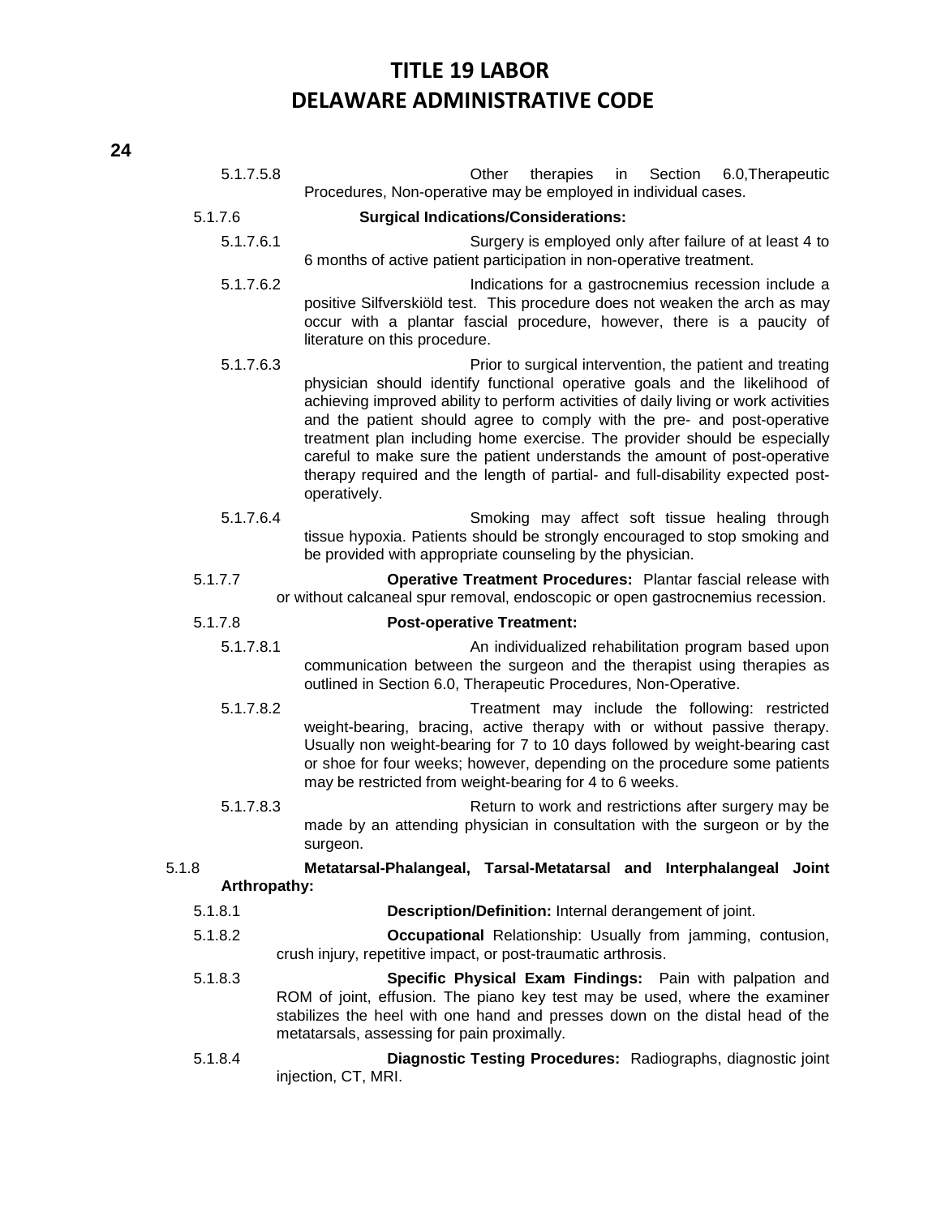5.1.7.5.8 Other therapies in Section 6.0,Therapeutic Procedures, Non-operative may be employed in individual cases.

5.1.7.6 **Surgical Indications/Considerations:**

5.1.7.6.1 Surgery is employed only after failure of at least 4 to 6 months of active patient participation in non-operative treatment.

5.1.7.6.2 Indications for a gastrocnemius recession include a positive Silfverskiöld test. This procedure does not weaken the arch as may occur with a plantar fascial procedure, however, there is a paucity of literature on this procedure.

5.1.7.6.3 Prior to surgical intervention, the patient and treating physician should identify functional operative goals and the likelihood of achieving improved ability to perform activities of daily living or work activities and the patient should agree to comply with the pre- and post-operative treatment plan including home exercise. The provider should be especially careful to make sure the patient understands the amount of post-operative therapy required and the length of partial- and full-disability expected post-operatively.

5.1.7.6.4 Smoking may affect soft tissue healing through tissue hypoxia. Patients should be strongly encouraged to stop smoking and be provided with appropriate counseling by the physician.

5.1.7.7 **Operative Treatment Procedures:** Plantar fascial release with or without calcaneal spur removal, endoscopic or open gastrocnemius recession.

5.1.7.8 **Post-operative Treatment:**

5.1.7.8.1 An individualized rehabilitation program based upon communication between the surgeon and the therapist using therapies as outlined in Section 6.0, Therapeutic Procedures, Non-Operative.

5.1.7.8.2 Treatment may include the following: restricted weight-bearing, bracing, active therapy with or without passive therapy. Usually non weight-bearing for 7 to 10 days followed by weight-bearing cast or shoe for four weeks; however, depending on the procedure some patients may be restricted from weight-bearing for 4 to 6 weeks.

5.1.7.8.3 Return to work and restrictions after surgery may be made by an attending physician in consultation with the surgeon or by the surgeon.

5.1.8 **Metatarsal-Phalangeal, Tarsal-Metatarsal and Interphalangeal Joint Arthropathy:**

5.1.8.1 **Description/Definition:** Internal derangement of joint.

5.1.8.2 **Occupational** Relationship: Usually from jamming, contusion, crush injury, repetitive impact, or post-traumatic arthrosis.

5.1.8.3 **Specific Physical Exam Findings:** Pain with palpation and ROM of joint, effusion. The piano key test may be used, where the examiner stabilizes the heel with one hand and presses down on the distal head of the metatarsals, assessing for pain proximally.

5.1.8.4 **Diagnostic Testing Procedures:** Radiographs, diagnostic joint injection, CT, MRI.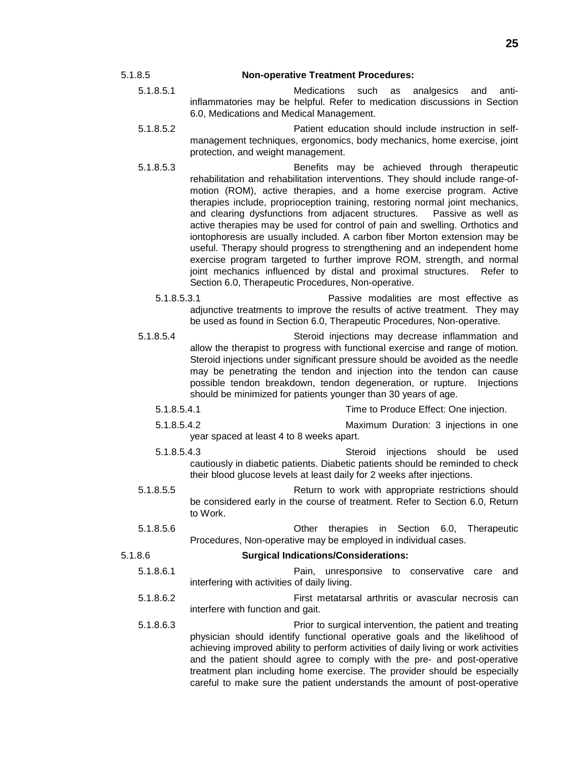5.1.8.5 **Non-operative Treatment Procedures:**

5.1.8.5.1 Medications such as analgesics and anti-inflammatories may be helpful. Refer to medication discussions in Section 6.0, Medications and Medical Management.

5.1.8.5.2 Patient education should include instruction in self-management techniques, ergonomics, body mechanics, home exercise, joint protection, and weight management.

5.1.8.5.3 Benefits may be achieved through therapeutic rehabilitation and rehabilitation interventions. They should include range-of-motion (ROM), active therapies, and a home exercise program. Active therapies include, proprioception training, restoring normal joint mechanics, and clearing dysfunctions from adjacent structures. Passive as well as active therapies may be used for control of pain and swelling. Orthotics and iontophoresis are usually included. A carbon fiber Morton extension may be useful. Therapy should progress to strengthening and an independent home exercise program targeted to further improve ROM, strength, and normal joint mechanics influenced by distal and proximal structures. Refer to Section 6.0, Therapeutic Procedures, Non-operative.

5.1.8.5.3.1 Passive modalities are most effective as adjunctive treatments to improve the results of active treatment. They may be used as found in Section 6.0, Therapeutic Procedures, Non-operative.

5.1.8.5.4 Steroid injections may decrease inflammation and allow the therapist to progress with functional exercise and range of motion. Steroid injections under significant pressure should be avoided as the needle may be penetrating the tendon and injection into the tendon can cause possible tendon breakdown, tendon degeneration, or rupture. Injections should be minimized for patients younger than 30 years of age.

5.1.8.5.4.1 Time to Produce Effect: One injection.

5.1.8.5.4.2 Maximum Duration: 3 injections in one year spaced at least 4 to 8 weeks apart.

5.1.8.5.4.3 Steroid injections should be used cautiously in diabetic patients. Diabetic patients should be reminded to check their blood glucose levels at least daily for 2 weeks after injections.

5.1.8.5.5 Return to work with appropriate restrictions should be considered early in the course of treatment. Refer to Section 6.0, Return to Work.

5.1.8.5.6 Other therapies in Section 6.0, Therapeutic Procedures, Non-operative may be employed in individual cases.

5.1.8.6 **Surgical Indications/Considerations:**

5.1.8.6.1 Pain, unresponsive to conservative care and interfering with activities of daily living.

5.1.8.6.2 First metatarsal arthritis or avascular necrosis can interfere with function and gait.

5.1.8.6.3 Prior to surgical intervention, the patient and treating physician should identify functional operative goals and the likelihood of achieving improved ability to perform activities of daily living or work activities and the patient should agree to comply with the pre- and post-operative treatment plan including home exercise. The provider should be especially careful to make sure the patient understands the amount of post-operative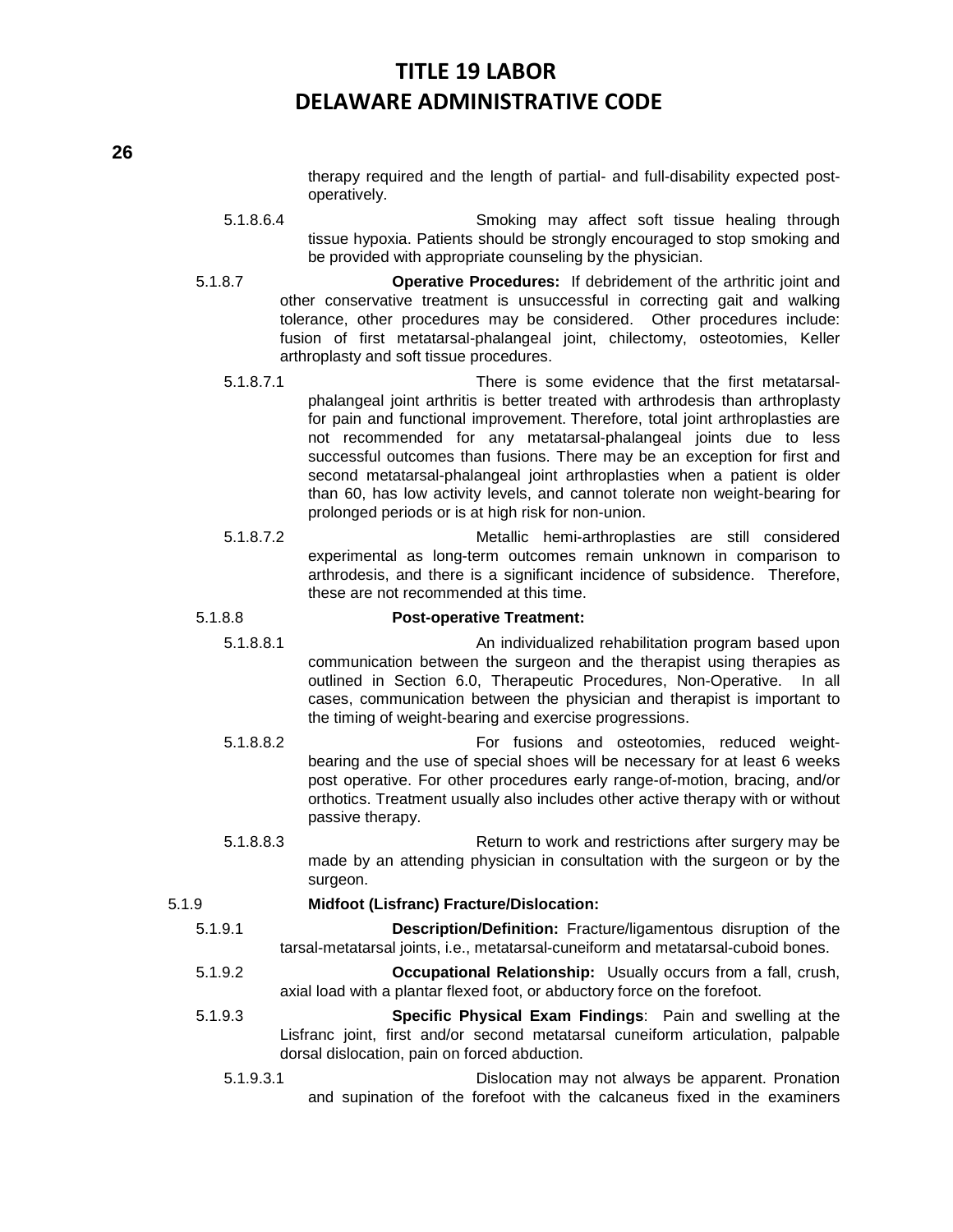therapy required and the length of partial- and full-disability expected post-operatively.

5.1.8.6.4 Smoking may affect soft tissue healing through tissue hypoxia. Patients should be strongly encouraged to stop smoking and be provided with appropriate counseling by the physician.

5.1.8.7 **Operative Procedures:** If debridement of the arthritic joint and other conservative treatment is unsuccessful in correcting gait and walking tolerance, other procedures may be considered. Other procedures include: fusion of first metatarsal-phalangeal joint, chilectomy, osteotomies, Keller arthroplasty and soft tissue procedures.

5.1.8.7.1 There is some evidence that the first metatarsal-phalangeal joint arthritis is better treated with arthrodesis than arthroplasty for pain and functional improvement. Therefore, total joint arthroplasties are not recommended for any metatarsal-phalangeal joints due to less successful outcomes than fusions. There may be an exception for first and second metatarsal-phalangeal joint arthroplasties when a patient is older than 60, has low activity levels, and cannot tolerate non weight-bearing for prolonged periods or is at high risk for non-union.

5.1.8.7.2 Metallic hemi-arthroplasties are still considered experimental as long-term outcomes remain unknown in comparison to arthrodesis, and there is a significant incidence of subsidence. Therefore, these are not recommended at this time.

5.1.8.8 **Post-operative Treatment:**

5.1.8.8.1 An individualized rehabilitation program based upon communication between the surgeon and the therapist using therapies as outlined in Section 6.0, Therapeutic Procedures, Non-Operative. In all cases, communication between the physician and therapist is important to the timing of weight-bearing and exercise progressions.

5.1.8.8.2 For fusions and osteotomies, reduced weight-bearing and the use of special shoes will be necessary for at least 6 weeks post operative. For other procedures early range-of-motion, bracing, and/or orthotics. Treatment usually also includes other active therapy with or without passive therapy.

5.1.8.8.3 Return to work and restrictions after surgery may be made by an attending physician in consultation with the surgeon or by the surgeon.

5.1.9 **Midfoot (Lisfranc) Fracture/Dislocation:**

5.1.9.1 **Description/Definition:** Fracture/ligamentous disruption of the tarsal-metatarsal joints, i.e., metatarsal-cuneiform and metatarsal-cuboid bones.

5.1.9.2 **Occupational Relationship:** Usually occurs from a fall, crush, axial load with a plantar flexed foot, or abductory force on the forefoot.

5.1.9.3 **Specific Physical Exam Findings**: Pain and swelling at the Lisfranc joint, first and/or second metatarsal cuneiform articulation, palpable dorsal dislocation, pain on forced abduction.

5.1.9.3.1 Dislocation may not always be apparent. Pronation and supination of the forefoot with the calcaneus fixed in the examiners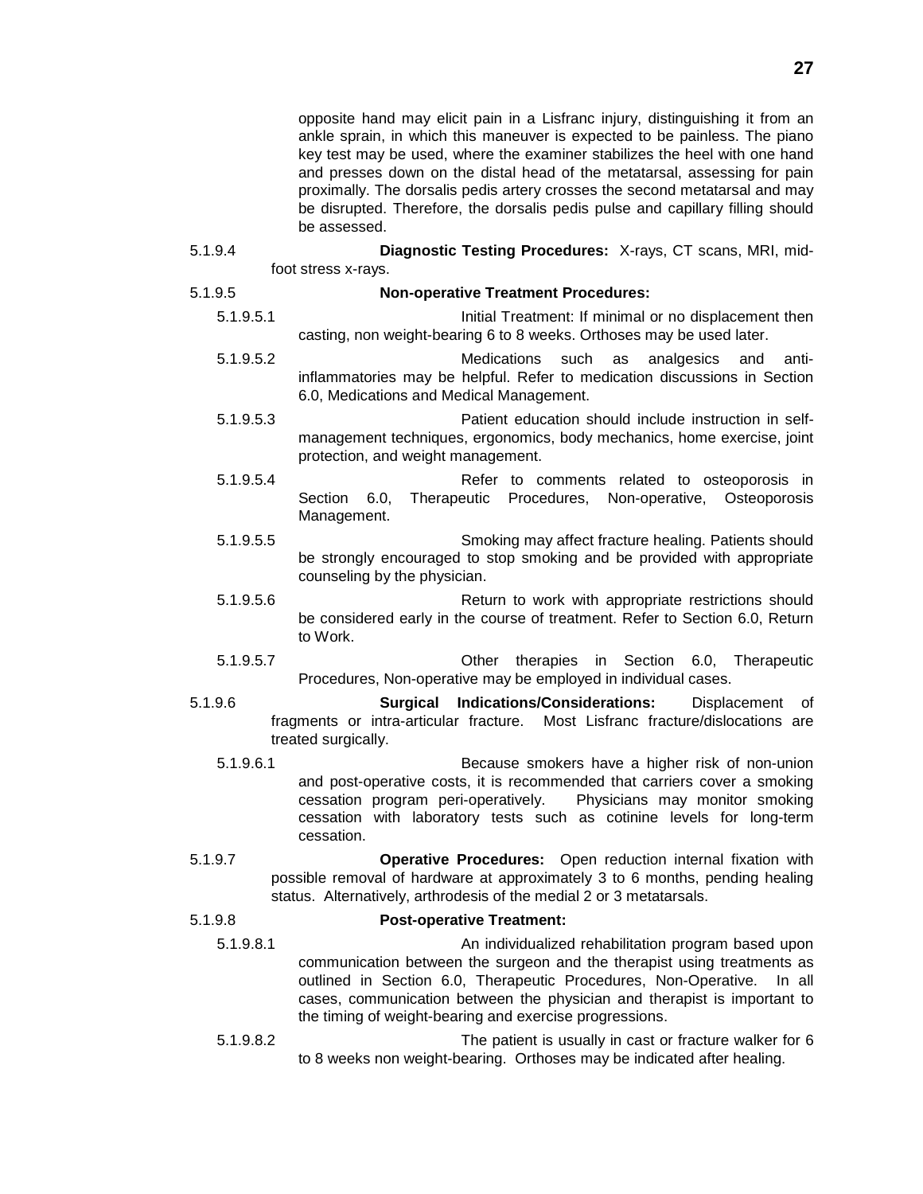opposite hand may elicit pain in a Lisfranc injury, distinguishing it from an ankle sprain, in which this maneuver is expected to be painless. The piano key test may be used, where the examiner stabilizes the heel with one hand and presses down on the distal head of the metatarsal, assessing for pain proximally. The dorsalis pedis artery crosses the second metatarsal and may be disrupted. Therefore, the dorsalis pedis pulse and capillary filling should be assessed.

5.1.9.4 **Diagnostic Testing Procedures:** X-rays, CT scans, MRI, mid-foot stress x-rays.

5.1.9.5 **Non-operative Treatment Procedures:**

5.1.9.5.1 Initial Treatment: If minimal or no displacement then casting, non weight-bearing 6 to 8 weeks. Orthoses may be used later.

5.1.9.5.2 Medications such as analgesics and anti-inflammatories may be helpful. Refer to medication discussions in Section 6.0, Medications and Medical Management.

5.1.9.5.3 Patient education should include instruction in self-management techniques, ergonomics, body mechanics, home exercise, joint protection, and weight management.

5.1.9.5.4 Refer to comments related to osteoporosis in Section 6.0, Therapeutic Procedures, Non-operative, Osteoporosis Management.

5.1.9.5.5 Smoking may affect fracture healing. Patients should be strongly encouraged to stop smoking and be provided with appropriate counseling by the physician.

5.1.9.5.6 Return to work with appropriate restrictions should be considered early in the course of treatment. Refer to Section 6.0, Return to Work.

5.1.9.5.7 Other therapies in Section 6.0, Therapeutic Procedures, Non-operative may be employed in individual cases.

5.1.9.6 **Surgical Indications/Considerations:** Displacement of fragments or intra-articular fracture. Most Lisfranc fracture/dislocations are treated surgically.

5.1.9.6.1 Because smokers have a higher risk of non-union and post-operative costs, it is recommended that carriers cover a smoking cessation program peri-operatively. Physicians may monitor smoking cessation with laboratory tests such as cotinine levels for long-term cessation.

5.1.9.7 **Operative Procedures:** Open reduction internal fixation with possible removal of hardware at approximately 3 to 6 months, pending healing status. Alternatively, arthrodesis of the medial 2 or 3 metatarsals.

5.1.9.8 **Post-operative Treatment:**

5.1.9.8.1 An individualized rehabilitation program based upon communication between the surgeon and the therapist using treatments as outlined in Section 6.0, Therapeutic Procedures, Non-Operative. In all cases, communication between the physician and therapist is important to the timing of weight-bearing and exercise progressions.

5.1.9.8.2 The patient is usually in cast or fracture walker for 6 to 8 weeks non weight-bearing. Orthoses may be indicated after healing.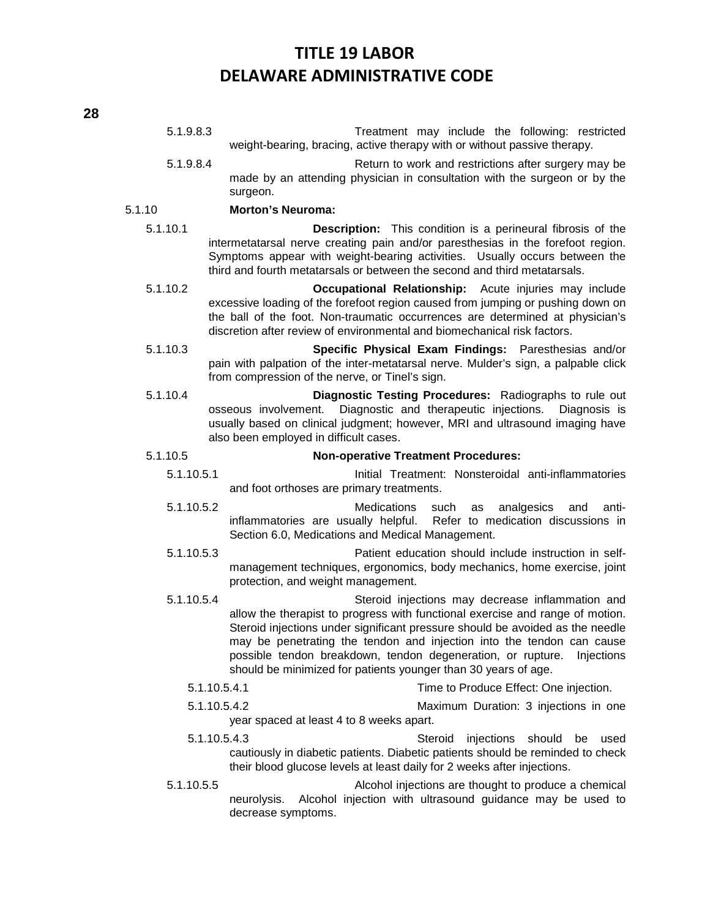5.1.9.8.3 Treatment may include the following: restricted weight-bearing, bracing, active therapy with or without passive therapy.

5.1.9.8.4 Return to work and restrictions after surgery may be made by an attending physician in consultation with the surgeon or by the surgeon.

5.1.10 **Morton's Neuroma:**

5.1.10.1 **Description:** This condition is a perineural fibrosis of the intermetatarsal nerve creating pain and/or paresthesias in the forefoot region. Symptoms appear with weight-bearing activities. Usually occurs between the third and fourth metatarsals or between the second and third metatarsals.

5.1.10.2 **Occupational Relationship:** Acute injuries may include excessive loading of the forefoot region caused from jumping or pushing down on the ball of the foot. Non-traumatic occurrences are determined at physician's discretion after review of environmental and biomechanical risk factors.

5.1.10.3 **Specific Physical Exam Findings:** Paresthesias and/or pain with palpation of the inter-metatarsal nerve. Mulder's sign, a palpable click from compression of the nerve, or Tinel's sign.

5.1.10.4 **Diagnostic Testing Procedures:** Radiographs to rule out osseous involvement. Diagnostic and therapeutic injections. Diagnosis is usually based on clinical judgment; however, MRI and ultrasound imaging have also been employed in difficult cases.

5.1.10.5 **Non-operative Treatment Procedures:**

5.1.10.5.1 Initial Treatment: Nonsteroidal anti-inflammatories and foot orthoses are primary treatments.

5.1.10.5.2 Medications such as analgesics and anti-inflammatories are usually helpful. Refer to medication discussions in Section 6.0, Medications and Medical Management.

5.1.10.5.3 Patient education should include instruction in self-management techniques, ergonomics, body mechanics, home exercise, joint protection, and weight management.

5.1.10.5.4 Steroid injections may decrease inflammation and allow the therapist to progress with functional exercise and range of motion. Steroid injections under significant pressure should be avoided as the needle may be penetrating the tendon and injection into the tendon can cause possible tendon breakdown, tendon degeneration, or rupture. Injections should be minimized for patients younger than 30 years of age.

5.1.10.5.4.1 Time to Produce Effect: One injection.

5.1.10.5.4.2 Maximum Duration: 3 injections in one year spaced at least 4 to 8 weeks apart.

5.1.10.5.4.3 Steroid injections should be used cautiously in diabetic patients. Diabetic patients should be reminded to check their blood glucose levels at least daily for 2 weeks after injections.

5.1.10.5.5 Alcohol injections are thought to produce a chemical neurolysis. Alcohol injection with ultrasound guidance may be used to decrease symptoms.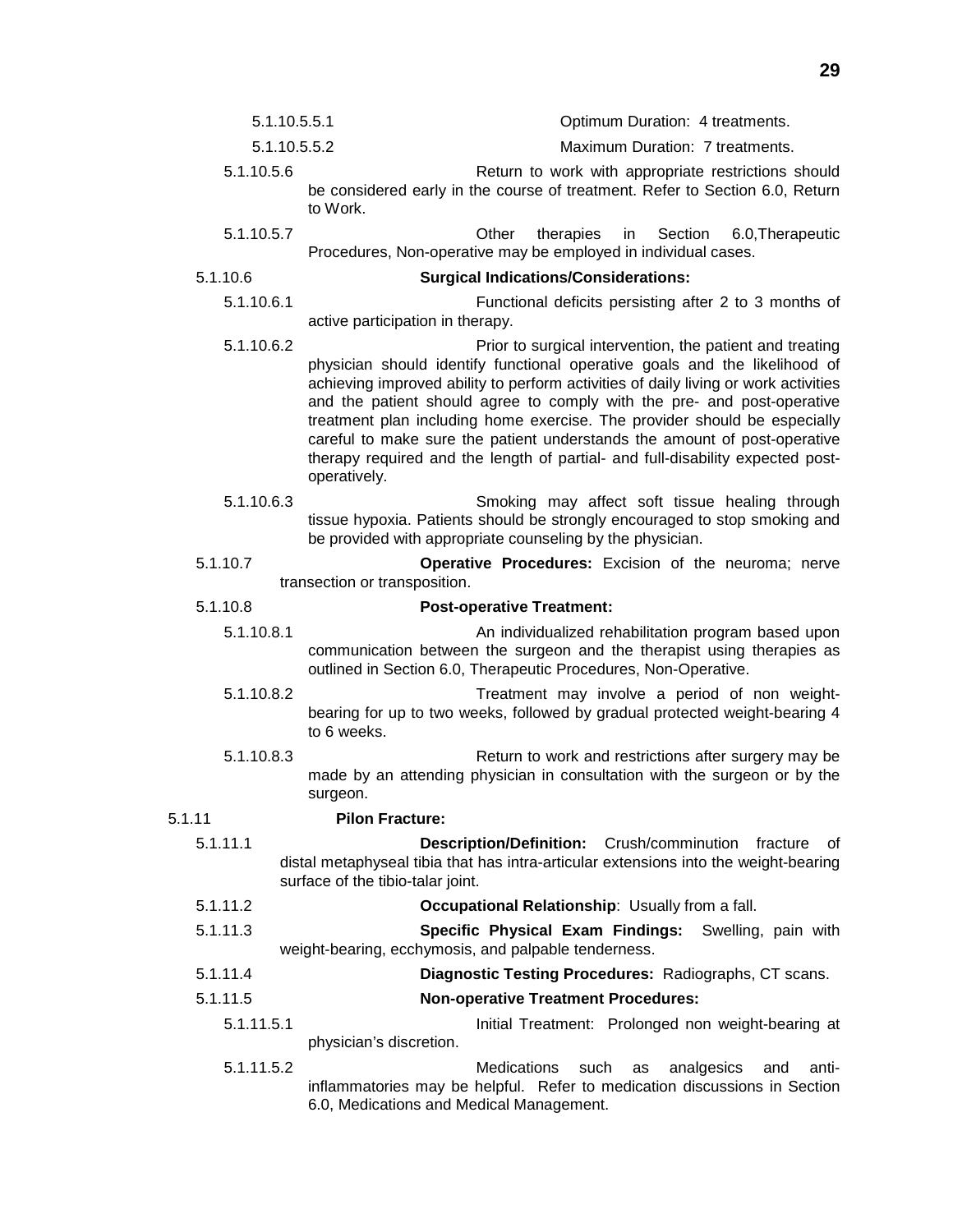5.1.10.5.5.1 Optimum Duration: 4 treatments.

5.1.10.5.5.2 Maximum Duration: 7 treatments.

5.1.10.5.6 Return to work with appropriate restrictions should be considered early in the course of treatment. Refer to Section 6.0, Return to Work.

5.1.10.5.7 Other therapies in Section 6.0,Therapeutic Procedures, Non-operative may be employed in individual cases.

5.1.10.6 **Surgical Indications/Considerations:**

5.1.10.6.1 Functional deficits persisting after 2 to 3 months of active participation in therapy.

5.1.10.6.2 Prior to surgical intervention, the patient and treating physician should identify functional operative goals and the likelihood of achieving improved ability to perform activities of daily living or work activities and the patient should agree to comply with the pre- and post-operative treatment plan including home exercise. The provider should be especially careful to make sure the patient understands the amount of post-operative therapy required and the length of partial- and full-disability expected post-operatively.

5.1.10.6.3 Smoking may affect soft tissue healing through tissue hypoxia. Patients should be strongly encouraged to stop smoking and be provided with appropriate counseling by the physician.

5.1.10.7 **Operative Procedures:** Excision of the neuroma; nerve transection or transposition.

5.1.10.8 **Post-operative Treatment:**

5.1.10.8.1 An individualized rehabilitation program based upon communication between the surgeon and the therapist using therapies as outlined in Section 6.0, Therapeutic Procedures, Non-Operative.

5.1.10.8.2 Treatment may involve a period of non weight-bearing for up to two weeks, followed by gradual protected weight-bearing 4 to 6 weeks.

5.1.10.8.3 Return to work and restrictions after surgery may be made by an attending physician in consultation with the surgeon or by the surgeon.

5.1.11 **Pilon Fracture:**

5.1.11.1 **Description/Definition:** Crush/comminution fracture of distal metaphyseal tibia that has intra-articular extensions into the weight-bearing surface of the tibio-talar joint.

5.1.11.2 **Occupational Relationship**: Usually from a fall.

5.1.11.3 **Specific Physical Exam Findings:** Swelling, pain with weight-bearing, ecchymosis, and palpable tenderness.

5.1.11.4 **Diagnostic Testing Procedures:** Radiographs, CT scans.

5.1.11.5 **Non-operative Treatment Procedures:**

5.1.11.5.1 Initial Treatment: Prolonged non weight-bearing at physician's discretion.

5.1.11.5.2 Medications such as analgesics and anti-inflammatories may be helpful. Refer to medication discussions in Section 6.0, Medications and Medical Management.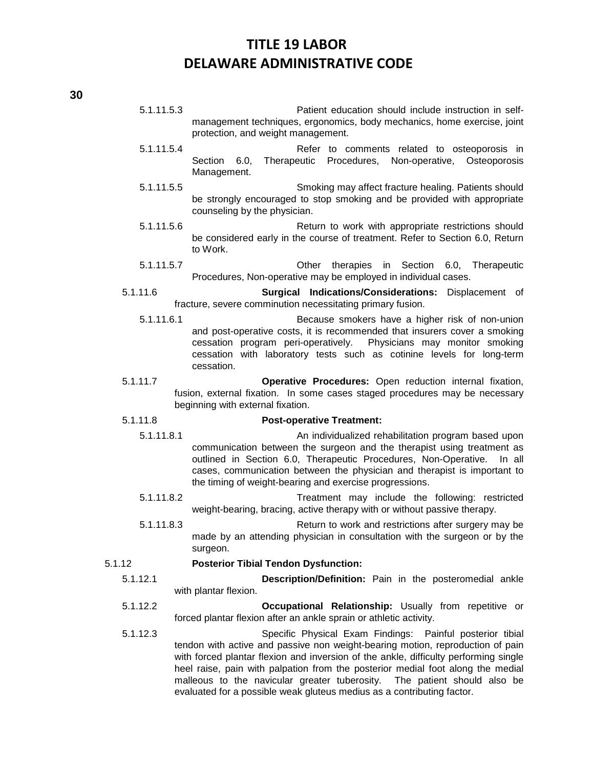5.1.11.5.3 Patient education should include instruction in self-management techniques, ergonomics, body mechanics, home exercise, joint protection, and weight management.

5.1.11.5.4 Refer to comments related to osteoporosis in Section 6.0, Therapeutic Procedures, Non-operative, Osteoporosis Management.

5.1.11.5.5 Smoking may affect fracture healing. Patients should be strongly encouraged to stop smoking and be provided with appropriate counseling by the physician.

5.1.11.5.6 Return to work with appropriate restrictions should be considered early in the course of treatment. Refer to Section 6.0, Return to Work.

5.1.11.5.7 Other therapies in Section 6.0, Therapeutic Procedures, Non-operative may be employed in individual cases.

5.1.11.6 **Surgical Indications/Considerations:** Displacement of fracture, severe comminution necessitating primary fusion.

5.1.11.6.1 Because smokers have a higher risk of non-union and post-operative costs, it is recommended that insurers cover a smoking cessation program peri-operatively. Physicians may monitor smoking cessation with laboratory tests such as cotinine levels for long-term cessation.

5.1.11.7 **Operative Procedures:** Open reduction internal fixation, fusion, external fixation. In some cases staged procedures may be necessary beginning with external fixation.

5.1.11.8 **Post-operative Treatment:**

5.1.11.8.1 An individualized rehabilitation program based upon communication between the surgeon and the therapist using treatment as outlined in Section 6.0, Therapeutic Procedures, Non-Operative. In all cases, communication between the physician and therapist is important to the timing of weight-bearing and exercise progressions.

5.1.11.8.2 Treatment may include the following: restricted weight-bearing, bracing, active therapy with or without passive therapy.

5.1.11.8.3 Return to work and restrictions after surgery may be made by an attending physician in consultation with the surgeon or by the surgeon.

5.1.12 **Posterior Tibial Tendon Dysfunction:**

5.1.12.1 **Description/Definition:** Pain in the posteromedial ankle with plantar flexion.

5.1.12.2 **Occupational Relationship:** Usually from repetitive or forced plantar flexion after an ankle sprain or athletic activity.

5.1.12.3 Specific Physical Exam Findings: Painful posterior tibial tendon with active and passive non weight-bearing motion, reproduction of pain with forced plantar flexion and inversion of the ankle, difficulty performing single heel raise, pain with palpation from the posterior medial foot along the medial malleous to the navicular greater tuberosity. The patient should also be evaluated for a possible weak gluteus medius as a contributing factor.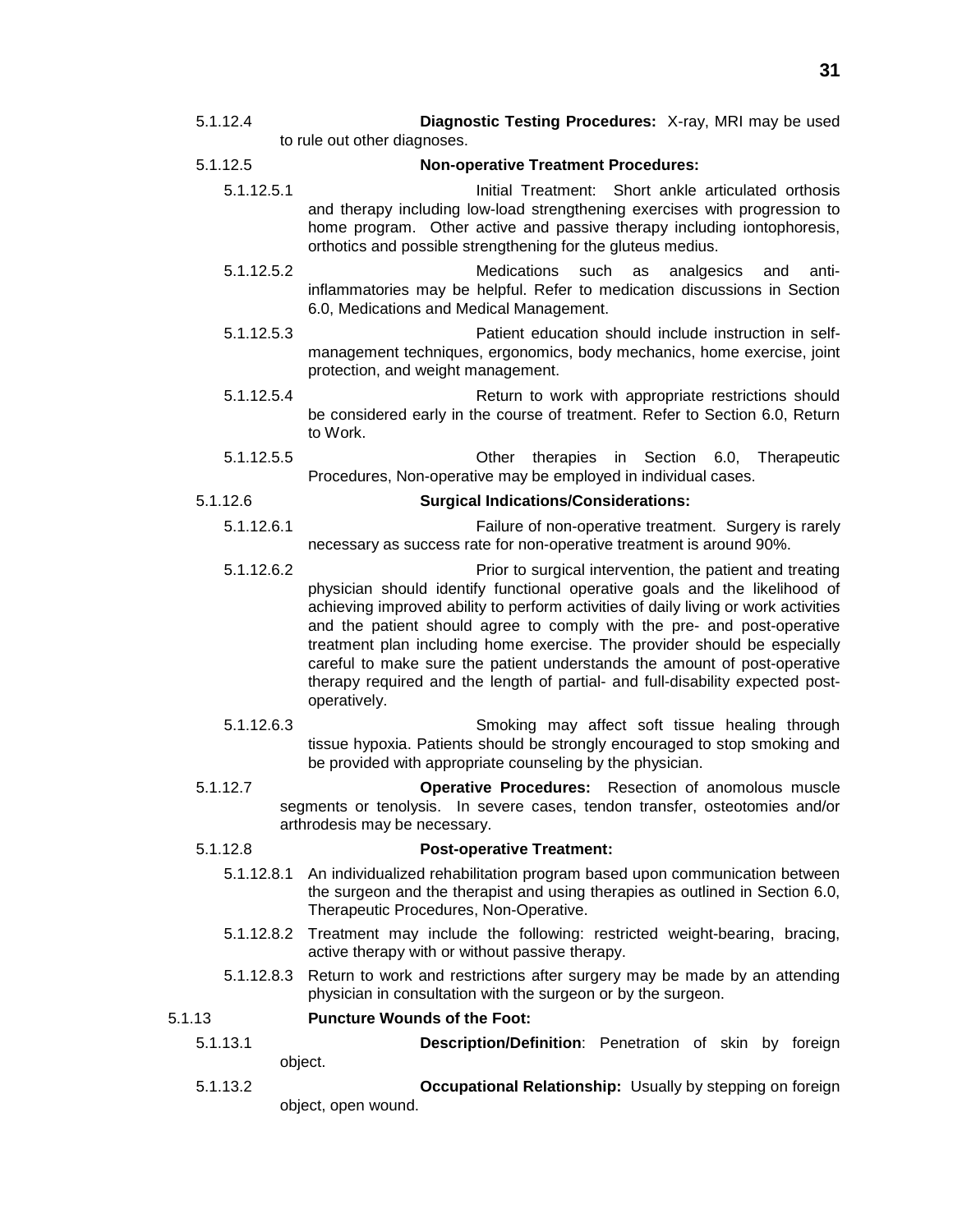5.1.12.4 **Diagnostic Testing Procedures:** X-ray, MRI may be used to rule out other diagnoses.

5.1.12.5 **Non-operative Treatment Procedures:**

5.1.12.5.1 Initial Treatment: Short ankle articulated orthosis and therapy including low-load strengthening exercises with progression to home program. Other active and passive therapy including iontophoresis, orthotics and possible strengthening for the gluteus medius.

5.1.12.5.2 Medications such as analgesics and anti-inflammatories may be helpful. Refer to medication discussions in Section 6.0, Medications and Medical Management.

5.1.12.5.3 Patient education should include instruction in self-management techniques, ergonomics, body mechanics, home exercise, joint protection, and weight management.

5.1.12.5.4 Return to work with appropriate restrictions should be considered early in the course of treatment. Refer to Section 6.0, Return to Work.

5.1.12.5.5 Other therapies in Section 6.0, Therapeutic Procedures, Non-operative may be employed in individual cases.

5.1.12.6 **Surgical Indications/Considerations:**

5.1.12.6.1 Failure of non-operative treatment. Surgery is rarely necessary as success rate for non-operative treatment is around 90%.

5.1.12.6.2 Prior to surgical intervention, the patient and treating physician should identify functional operative goals and the likelihood of achieving improved ability to perform activities of daily living or work activities and the patient should agree to comply with the pre- and post-operative treatment plan including home exercise. The provider should be especially careful to make sure the patient understands the amount of post-operative therapy required and the length of partial- and full-disability expected post-operatively.

5.1.12.6.3 Smoking may affect soft tissue healing through tissue hypoxia. Patients should be strongly encouraged to stop smoking and be provided with appropriate counseling by the physician.

5.1.12.7 **Operative Procedures:** Resection of anomolous muscle segments or tenolysis. In severe cases, tendon transfer, osteotomies and/or arthrodesis may be necessary.

5.1.12.8 **Post-operative Treatment:**

5.1.12.8.1 An individualized rehabilitation program based upon communication between the surgeon and the therapist and using therapies as outlined in Section 6.0, Therapeutic Procedures, Non-Operative.

5.1.12.8.2 Treatment may include the following: restricted weight-bearing, bracing, active therapy with or without passive therapy.

5.1.12.8.3 Return to work and restrictions after surgery may be made by an attending physician in consultation with the surgeon or by the surgeon.

5.1.13 **Puncture Wounds of the Foot:**

5.1.13.1 **Description/Definition**: Penetration of skin by foreign object.

5.1.13.2 **Occupational Relationship:** Usually by stepping on foreign object, open wound.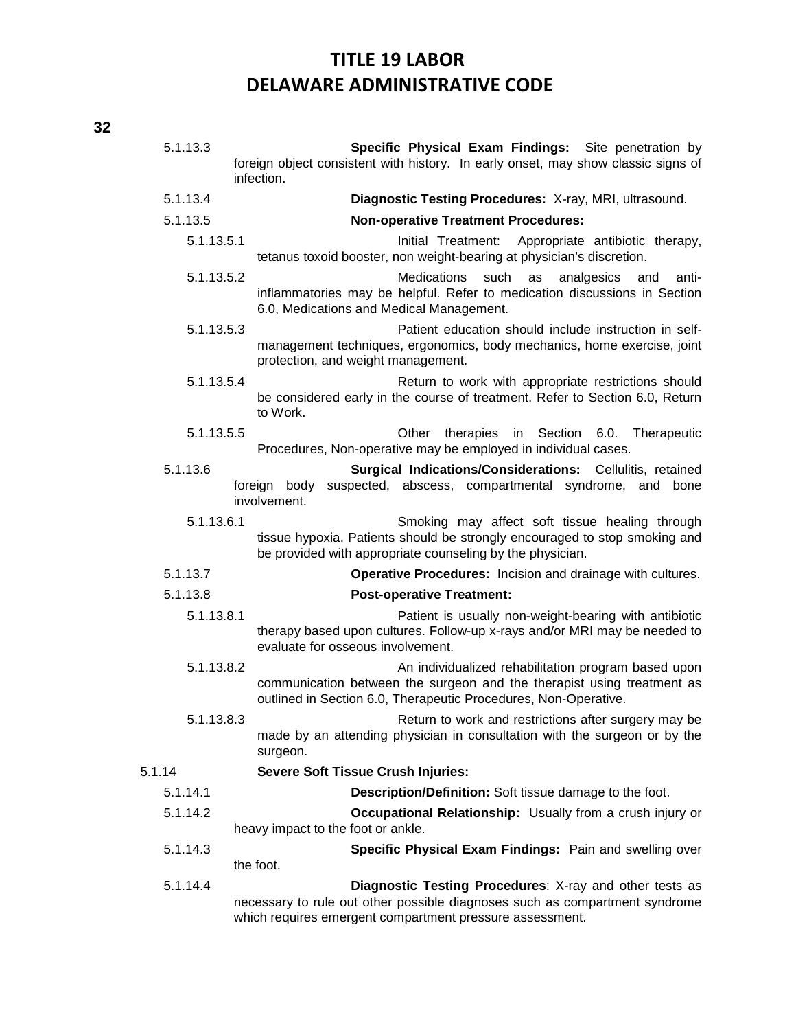5.1.13.3 **Specific Physical Exam Findings:** Site penetration by foreign object consistent with history. In early onset, may show classic signs of infection.

5.1.13.4 **Diagnostic Testing Procedures:** X-ray, MRI, ultrasound.

5.1.13.5 **Non-operative Treatment Procedures:**

5.1.13.5.1 Initial Treatment: Appropriate antibiotic therapy, tetanus toxoid booster, non weight-bearing at physician's discretion.

5.1.13.5.2 Medications such as analgesics and anti-inflammatories may be helpful. Refer to medication discussions in Section 6.0, Medications and Medical Management.

5.1.13.5.3 Patient education should include instruction in self-management techniques, ergonomics, body mechanics, home exercise, joint protection, and weight management.

5.1.13.5.4 Return to work with appropriate restrictions should be considered early in the course of treatment. Refer to Section 6.0, Return to Work.

5.1.13.5.5 Other therapies in Section 6.0. Therapeutic Procedures, Non-operative may be employed in individual cases.

5.1.13.6 **Surgical Indications/Considerations:** Cellulitis, retained foreign body suspected, abscess, compartmental syndrome, and bone involvement.

5.1.13.6.1 Smoking may affect soft tissue healing through tissue hypoxia. Patients should be strongly encouraged to stop smoking and be provided with appropriate counseling by the physician.

5.1.13.7 **Operative Procedures:** Incision and drainage with cultures.

5.1.13.8 **Post-operative Treatment:**

5.1.13.8.1 Patient is usually non-weight-bearing with antibiotic therapy based upon cultures. Follow-up x-rays and/or MRI may be needed to evaluate for osseous involvement.

5.1.13.8.2 An individualized rehabilitation program based upon communication between the surgeon and the therapist using treatment as outlined in Section 6.0, Therapeutic Procedures, Non-Operative.

5.1.13.8.3 Return to work and restrictions after surgery may be made by an attending physician in consultation with the surgeon or by the surgeon.

5.1.14 **Severe Soft Tissue Crush Injuries:**

5.1.14.1 **Description/Definition:** Soft tissue damage to the foot.

5.1.14.2 **Occupational Relationship:** Usually from a crush injury or heavy impact to the foot or ankle.

5.1.14.3 **Specific Physical Exam Findings:** Pain and swelling over the foot.

5.1.14.4 **Diagnostic Testing Procedures**: X-ray and other tests as necessary to rule out other possible diagnoses such as compartment syndrome which requires emergent compartment pressure assessment.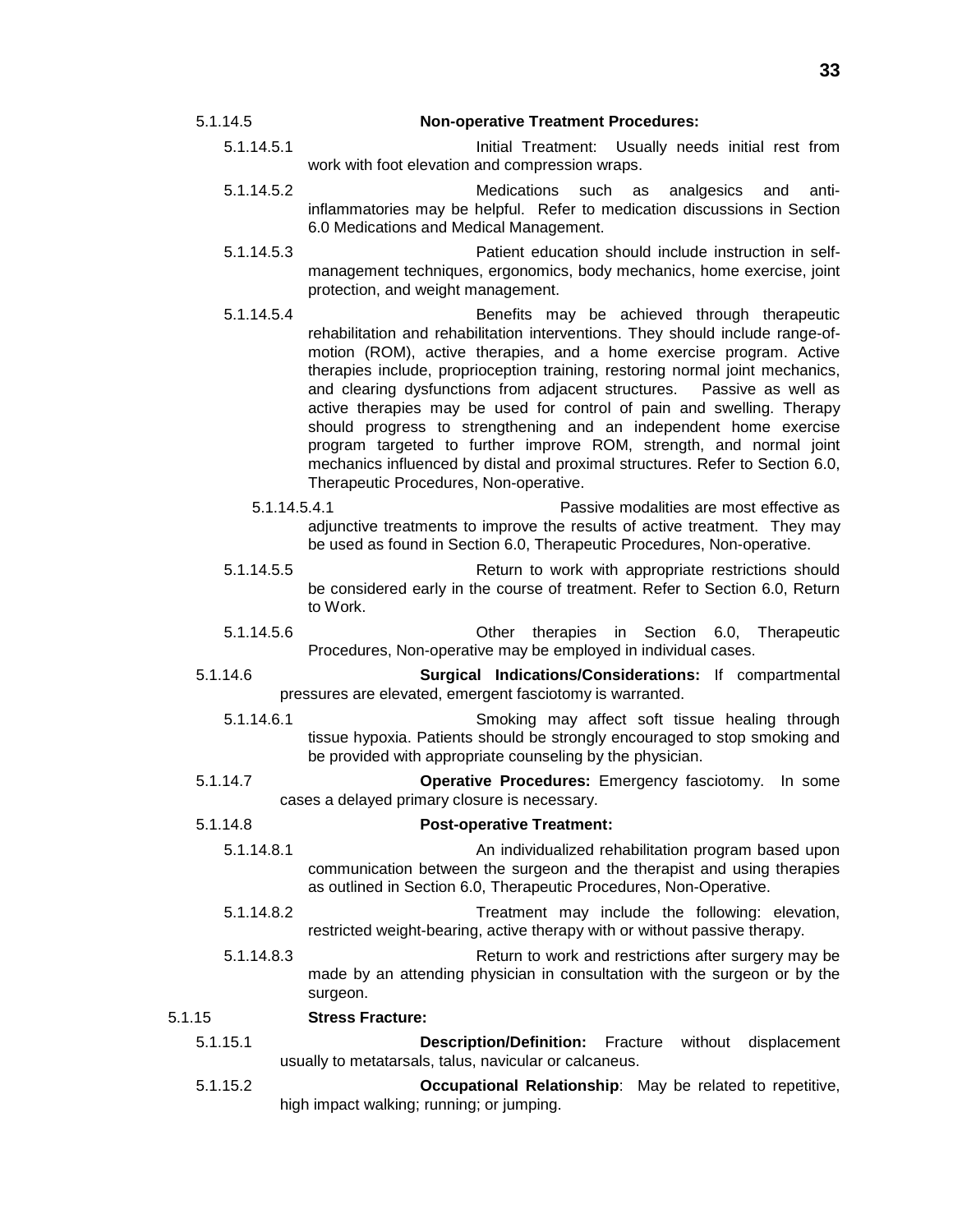5.1.14.5 **Non-operative Treatment Procedures:**

5.1.14.5.1 Initial Treatment: Usually needs initial rest from work with foot elevation and compression wraps.

5.1.14.5.2 Medications such as analgesics and anti-inflammatories may be helpful. Refer to medication discussions in Section 6.0 Medications and Medical Management.

5.1.14.5.3 Patient education should include instruction in self-management techniques, ergonomics, body mechanics, home exercise, joint protection, and weight management.

5.1.14.5.4 Benefits may be achieved through therapeutic rehabilitation and rehabilitation interventions. They should include range-of-motion (ROM), active therapies, and a home exercise program. Active therapies include, proprioception training, restoring normal joint mechanics, and clearing dysfunctions from adjacent structures. Passive as well as active therapies may be used for control of pain and swelling. Therapy should progress to strengthening and an independent home exercise program targeted to further improve ROM, strength, and normal joint mechanics influenced by distal and proximal structures. Refer to Section 6.0, Therapeutic Procedures, Non-operative.

5.1.14.5.4.1 Passive modalities are most effective as adjunctive treatments to improve the results of active treatment. They may be used as found in Section 6.0, Therapeutic Procedures, Non-operative.

5.1.14.5.5 Return to work with appropriate restrictions should be considered early in the course of treatment. Refer to Section 6.0, Return to Work.

5.1.14.5.6 Other therapies in Section 6.0, Therapeutic Procedures, Non-operative may be employed in individual cases.

5.1.14.6 **Surgical Indications/Considerations:** If compartmental pressures are elevated, emergent fasciotomy is warranted.

5.1.14.6.1 Smoking may affect soft tissue healing through tissue hypoxia. Patients should be strongly encouraged to stop smoking and be provided with appropriate counseling by the physician.

5.1.14.7 **Operative Procedures:** Emergency fasciotomy. In some cases a delayed primary closure is necessary.

5.1.14.8 **Post-operative Treatment:**

5.1.14.8.1 An individualized rehabilitation program based upon communication between the surgeon and the therapist and using therapies as outlined in Section 6.0, Therapeutic Procedures, Non-Operative.

5.1.14.8.2 Treatment may include the following: elevation, restricted weight-bearing, active therapy with or without passive therapy.

5.1.14.8.3 Return to work and restrictions after surgery may be made by an attending physician in consultation with the surgeon or by the surgeon.

5.1.15 **Stress Fracture:**

5.1.15.1 **Description/Definition:** Fracture without displacement usually to metatarsals, talus, navicular or calcaneus.

5.1.15.2 **Occupational Relationship**: May be related to repetitive, high impact walking; running; or jumping.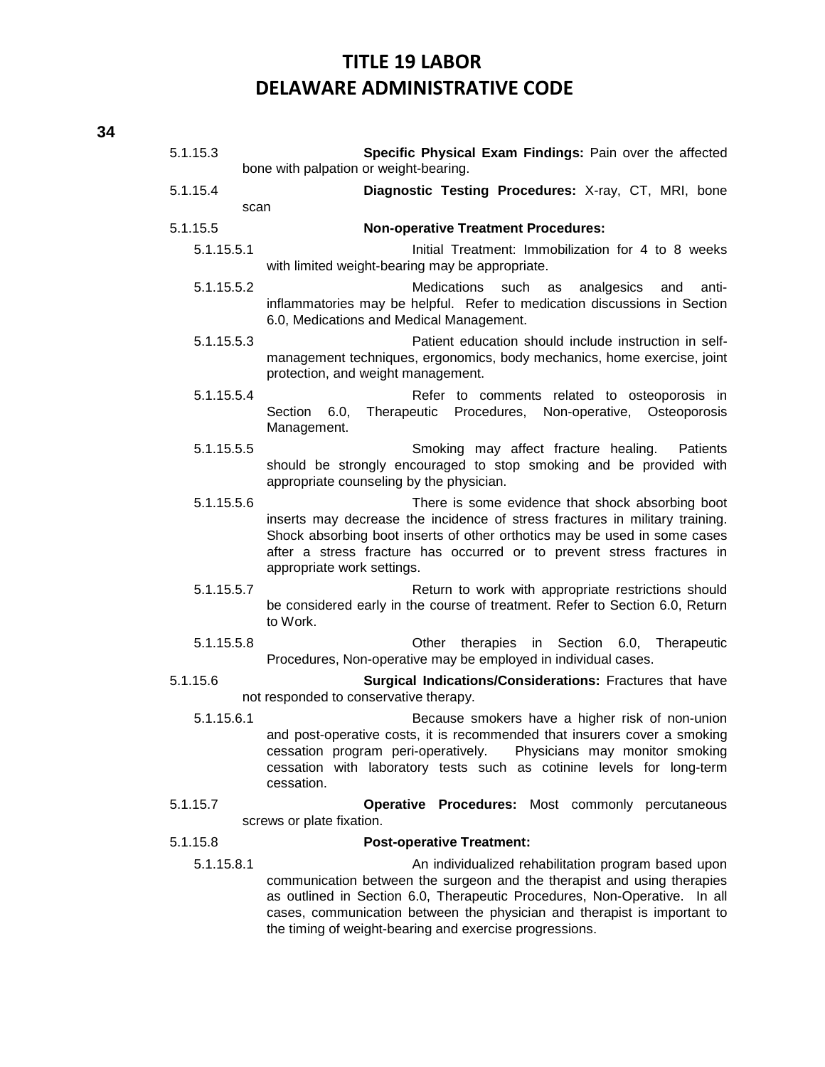5.1.15.3 **Specific Physical Exam Findings:** Pain over the affected bone with palpation or weight-bearing.

5.1.15.4 **Diagnostic Testing Procedures:** X-ray, CT, MRI, bone scan

5.1.15.5 **Non-operative Treatment Procedures:**

5.1.15.5.1 Initial Treatment: Immobilization for 4 to 8 weeks with limited weight-bearing may be appropriate.

5.1.15.5.2 Medications such as analgesics and anti-inflammatories may be helpful. Refer to medication discussions in Section 6.0, Medications and Medical Management.

5.1.15.5.3 Patient education should include instruction in self-management techniques, ergonomics, body mechanics, home exercise, joint protection, and weight management.

5.1.15.5.4 Refer to comments related to osteoporosis in Section 6.0, Therapeutic Procedures, Non-operative, Osteoporosis Management.

5.1.15.5.5 Smoking may affect fracture healing. Patients should be strongly encouraged to stop smoking and be provided with appropriate counseling by the physician.

5.1.15.5.6 There is some evidence that shock absorbing boot inserts may decrease the incidence of stress fractures in military training. Shock absorbing boot inserts of other orthotics may be used in some cases after a stress fracture has occurred or to prevent stress fractures in appropriate work settings.

5.1.15.5.7 Return to work with appropriate restrictions should be considered early in the course of treatment. Refer to Section 6.0, Return to Work.

5.1.15.5.8 Other therapies in Section 6.0, Therapeutic Procedures, Non-operative may be employed in individual cases.

5.1.15.6 **Surgical Indications/Considerations:** Fractures that have not responded to conservative therapy.

5.1.15.6.1 Because smokers have a higher risk of non-union and post-operative costs, it is recommended that insurers cover a smoking cessation program peri-operatively. Physicians may monitor smoking cessation with laboratory tests such as cotinine levels for long-term cessation.

5.1.15.7 **Operative Procedures:** Most commonly percutaneous screws or plate fixation.

5.1.15.8 **Post-operative Treatment:**

5.1.15.8.1 An individualized rehabilitation program based upon communication between the surgeon and the therapist and using therapies as outlined in Section 6.0, Therapeutic Procedures, Non-Operative. In all cases, communication between the physician and therapist is important to the timing of weight-bearing and exercise progressions.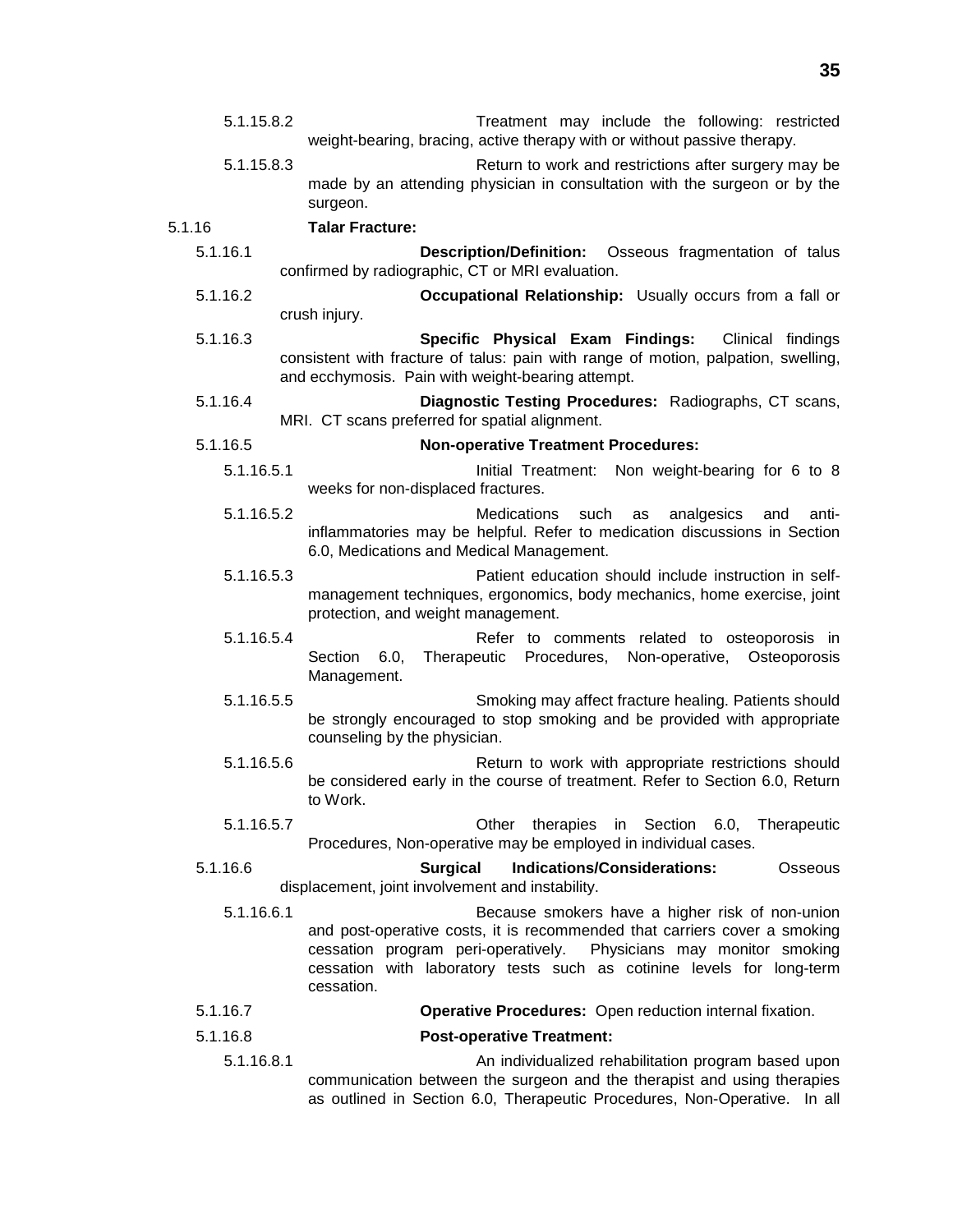5.1.15.8.2 Treatment may include the following: restricted weight-bearing, bracing, active therapy with or without passive therapy.

5.1.15.8.3 Return to work and restrictions after surgery may be made by an attending physician in consultation with the surgeon or by the surgeon.

5.1.16 **Talar Fracture:**

5.1.16.1 **Description/Definition:** Osseous fragmentation of talus confirmed by radiographic, CT or MRI evaluation.

5.1.16.2 **Occupational Relationship:** Usually occurs from a fall or crush injury.

5.1.16.3 **Specific Physical Exam Findings:** Clinical findings consistent with fracture of talus: pain with range of motion, palpation, swelling, and ecchymosis. Pain with weight-bearing attempt.

5.1.16.4 **Diagnostic Testing Procedures:** Radiographs, CT scans, MRI. CT scans preferred for spatial alignment.

5.1.16.5 **Non-operative Treatment Procedures:**

5.1.16.5.1 Initial Treatment: Non weight-bearing for 6 to 8 weeks for non-displaced fractures.

5.1.16.5.2 Medications such as analgesics and anti-inflammatories may be helpful. Refer to medication discussions in Section 6.0, Medications and Medical Management.

5.1.16.5.3 Patient education should include instruction in self-management techniques, ergonomics, body mechanics, home exercise, joint protection, and weight management.

5.1.16.5.4 Refer to comments related to osteoporosis in Section 6.0, Therapeutic Procedures, Non-operative, Osteoporosis Management.

5.1.16.5.5 Smoking may affect fracture healing. Patients should be strongly encouraged to stop smoking and be provided with appropriate counseling by the physician.

5.1.16.5.6 Return to work with appropriate restrictions should be considered early in the course of treatment. Refer to Section 6.0, Return to Work.

5.1.16.5.7 Other therapies in Section 6.0, Therapeutic Procedures, Non-operative may be employed in individual cases.

5.1.16.6 **Surgical Indications/Considerations:** Osseous displacement, joint involvement and instability.

5.1.16.6.1 Because smokers have a higher risk of non-union and post-operative costs, it is recommended that carriers cover a smoking cessation program peri-operatively. Physicians may monitor smoking cessation with laboratory tests such as cotinine levels for long-term cessation.

5.1.16.7 **Operative Procedures:** Open reduction internal fixation.

5.1.16.8 **Post-operative Treatment:**

5.1.16.8.1 An individualized rehabilitation program based upon communication between the surgeon and the therapist and using therapies as outlined in Section 6.0, Therapeutic Procedures, Non-Operative. In all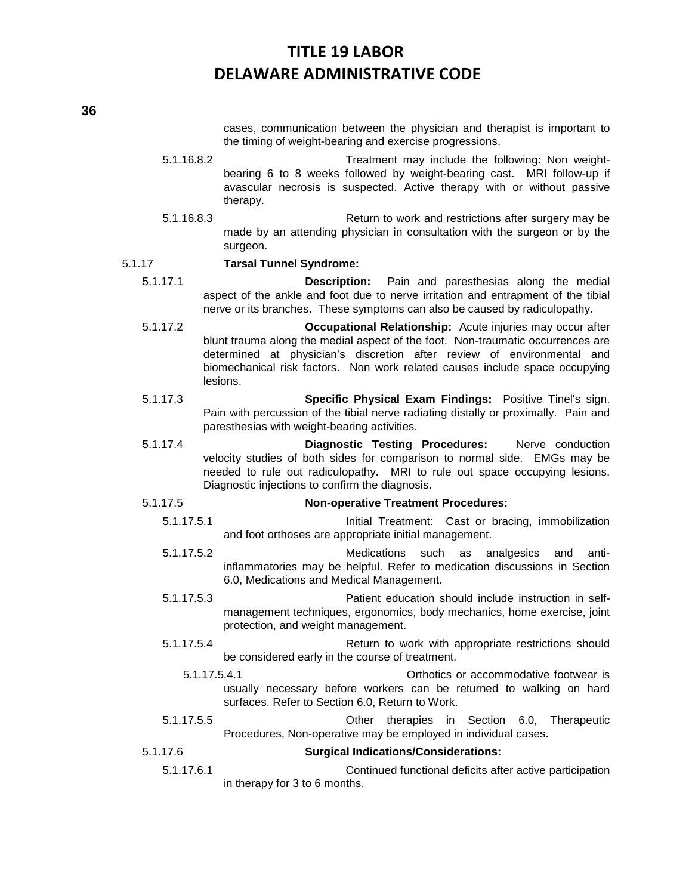cases, communication between the physician and therapist is important to the timing of weight-bearing and exercise progressions.

5.1.16.8.2 Treatment may include the following: Non weight-bearing 6 to 8 weeks followed by weight-bearing cast. MRI follow-up if avascular necrosis is suspected. Active therapy with or without passive therapy.

5.1.16.8.3 Return to work and restrictions after surgery may be made by an attending physician in consultation with the surgeon or by the surgeon.

5.1.17 **Tarsal Tunnel Syndrome:**

5.1.17.1 **Description:** Pain and paresthesias along the medial aspect of the ankle and foot due to nerve irritation and entrapment of the tibial nerve or its branches. These symptoms can also be caused by radiculopathy.

5.1.17.2 **Occupational Relationship:** Acute injuries may occur after blunt trauma along the medial aspect of the foot. Non-traumatic occurrences are determined at physician's discretion after review of environmental and biomechanical risk factors. Non work related causes include space occupying lesions.

5.1.17.3 **Specific Physical Exam Findings:** Positive Tinel's sign. Pain with percussion of the tibial nerve radiating distally or proximally. Pain and paresthesias with weight-bearing activities.

5.1.17.4 **Diagnostic Testing Procedures:** Nerve conduction velocity studies of both sides for comparison to normal side. EMGs may be needed to rule out radiculopathy. MRI to rule out space occupying lesions. Diagnostic injections to confirm the diagnosis.

5.1.17.5 **Non-operative Treatment Procedures:**

5.1.17.5.1 Initial Treatment: Cast or bracing, immobilization and foot orthoses are appropriate initial management.

5.1.17.5.2 Medications such as analgesics and anti-inflammatories may be helpful. Refer to medication discussions in Section 6.0, Medications and Medical Management.

5.1.17.5.3 Patient education should include instruction in self-management techniques, ergonomics, body mechanics, home exercise, joint protection, and weight management.

5.1.17.5.4 Return to work with appropriate restrictions should be considered early in the course of treatment.

5.1.17.5.4.1 Orthotics or accommodative footwear is usually necessary before workers can be returned to walking on hard surfaces. Refer to Section 6.0, Return to Work.

5.1.17.5.5 Other therapies in Section 6.0, Therapeutic Procedures, Non-operative may be employed in individual cases.

5.1.17.6 **Surgical Indications/Considerations:**

5.1.17.6.1 Continued functional deficits after active participation in therapy for 3 to 6 months.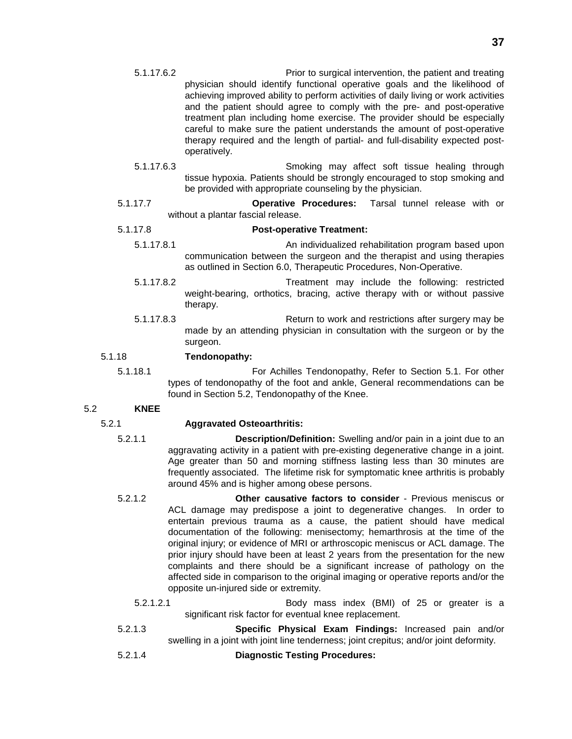5.1.17.6.2 Prior to surgical intervention, the patient and treating physician should identify functional operative goals and the likelihood of achieving improved ability to perform activities of daily living or work activities and the patient should agree to comply with the pre- and post-operative treatment plan including home exercise. The provider should be especially careful to make sure the patient understands the amount of post-operative therapy required and the length of partial- and full-disability expected post-operatively.

5.1.17.6.3 Smoking may affect soft tissue healing through tissue hypoxia. Patients should be strongly encouraged to stop smoking and be provided with appropriate counseling by the physician.

5.1.17.7 **Operative Procedures:** Tarsal tunnel release with or without a plantar fascial release.

5.1.17.8 **Post-operative Treatment:**

5.1.17.8.1 An individualized rehabilitation program based upon communication between the surgeon and the therapist and using therapies as outlined in Section 6.0, Therapeutic Procedures, Non-Operative.

5.1.17.8.2 Treatment may include the following: restricted weight-bearing, orthotics, bracing, active therapy with or without passive therapy.

5.1.17.8.3 Return to work and restrictions after surgery may be made by an attending physician in consultation with the surgeon or by the surgeon.

5.1.18 **Tendonopathy:**

5.1.18.1 For Achilles Tendonopathy, Refer to Section 5.1. For other types of tendonopathy of the foot and ankle, General recommendations can be found in Section 5.2, Tendonopathy of the Knee.

## 5.2 KNEE

5.2.1 **Aggravated Osteoarthritis:**

5.2.1.1 **Description/Definition:** Swelling and/or pain in a joint due to an aggravating activity in a patient with pre-existing degenerative change in a joint. Age greater than 50 and morning stiffness lasting less than 30 minutes are frequently associated. The lifetime risk for symptomatic knee arthritis is probably around 45% and is higher among obese persons.

5.2.1.2 **Other causative factors to consider** - Previous meniscus or ACL damage may predispose a joint to degenerative changes. In order to entertain previous trauma as a cause, the patient should have medical documentation of the following: menisectomy; hemarthrosis at the time of the original injury; or evidence of MRI or arthroscopic meniscus or ACL damage. The prior injury should have been at least 2 years from the presentation for the new complaints and there should be a significant increase of pathology on the affected side in comparison to the original imaging or operative reports and/or the opposite un-injured side or extremity.

5.2.1.2.1 Body mass index (BMI) of 25 or greater is a significant risk factor for eventual knee replacement.

5.2.1.3 **Specific Physical Exam Findings:** Increased pain and/or swelling in a joint with joint line tenderness; joint crepitus; and/or joint deformity.

5.2.1.4 **Diagnostic Testing Procedures:**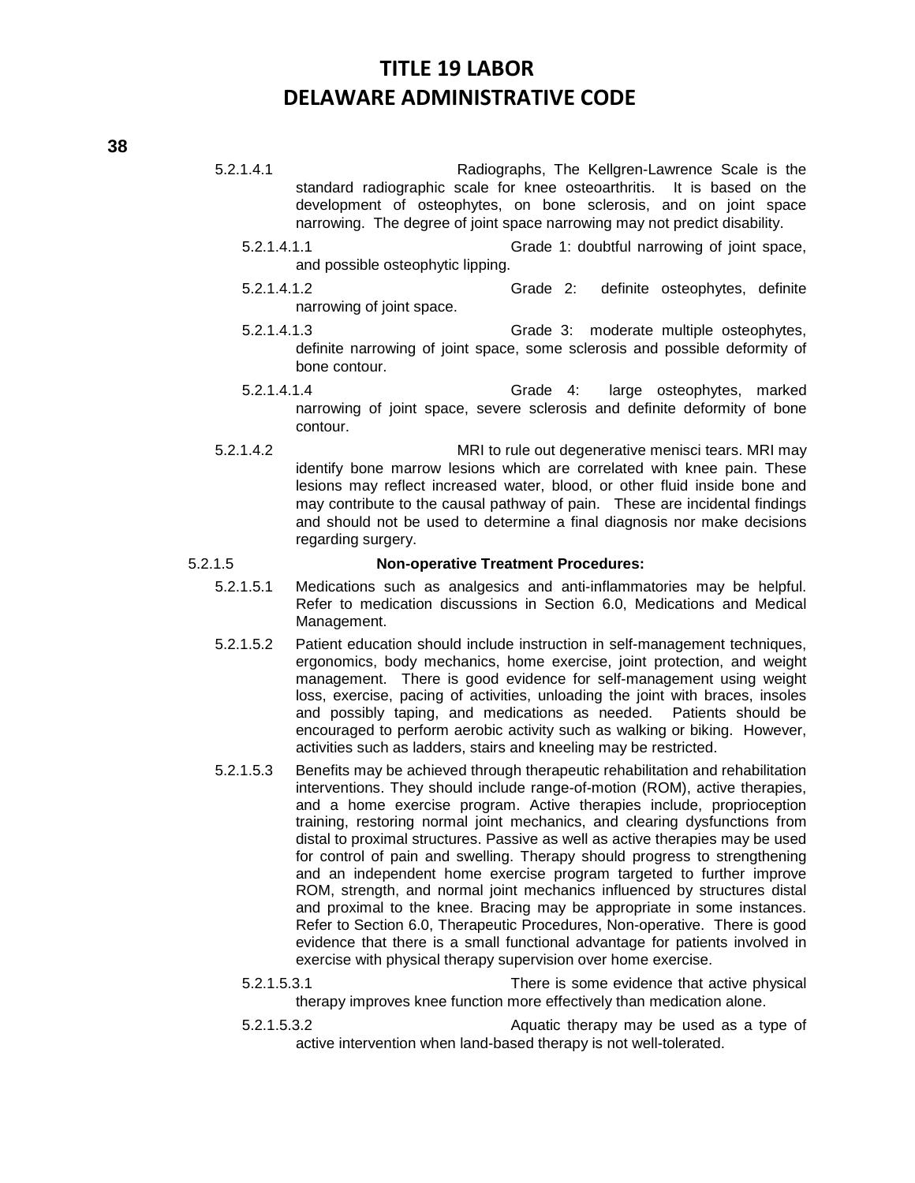5.2.1.4.1 Radiographs, The Kellgren-Lawrence Scale is the standard radiographic scale for knee osteoarthritis. It is based on the development of osteophytes, on bone sclerosis, and on joint space narrowing. The degree of joint space narrowing may not predict disability.

5.2.1.4.1.1 Grade 1: doubtful narrowing of joint space, and possible osteophytic lipping.

5.2.1.4.1.2 Grade 2: definite osteophytes, definite narrowing of joint space.

5.2.1.4.1.3 Grade 3: moderate multiple osteophytes, definite narrowing of joint space, some sclerosis and possible deformity of bone contour.

5.2.1.4.1.4 Grade 4: large osteophytes, marked narrowing of joint space, severe sclerosis and definite deformity of bone contour.

5.2.1.4.2 MRI to rule out degenerative menisci tears. MRI may identify bone marrow lesions which are correlated with knee pain. These lesions may reflect increased water, blood, or other fluid inside bone and may contribute to the causal pathway of pain. These are incidental findings and should not be used to determine a final diagnosis nor make decisions regarding surgery.

5.2.1.5 **Non-operative Treatment Procedures:**

5.2.1.5.1 Medications such as analgesics and anti-inflammatories may be helpful. Refer to medication discussions in Section 6.0, Medications and Medical Management.

5.2.1.5.2 Patient education should include instruction in self-management techniques, ergonomics, body mechanics, home exercise, joint protection, and weight management. There is good evidence for self-management using weight loss, exercise, pacing of activities, unloading the joint with braces, insoles and possibly taping, and medications as needed. Patients should be encouraged to perform aerobic activity such as walking or biking. However, activities such as ladders, stairs and kneeling may be restricted.

5.2.1.5.3 Benefits may be achieved through therapeutic rehabilitation and rehabilitation interventions. They should include range-of-motion (ROM), active therapies, and a home exercise program. Active therapies include, proprioception training, restoring normal joint mechanics, and clearing dysfunctions from distal to proximal structures. Passive as well as active therapies may be used for control of pain and swelling. Therapy should progress to strengthening and an independent home exercise program targeted to further improve ROM, strength, and normal joint mechanics influenced by structures distal and proximal to the knee. Bracing may be appropriate in some instances. Refer to Section 6.0, Therapeutic Procedures, Non-operative. There is good evidence that there is a small functional advantage for patients involved in exercise with physical therapy supervision over home exercise.

5.2.1.5.3.1 There is some evidence that active physical therapy improves knee function more effectively than medication alone.

5.2.1.5.3.2 Aquatic therapy may be used as a type of active intervention when land-based therapy is not well-tolerated.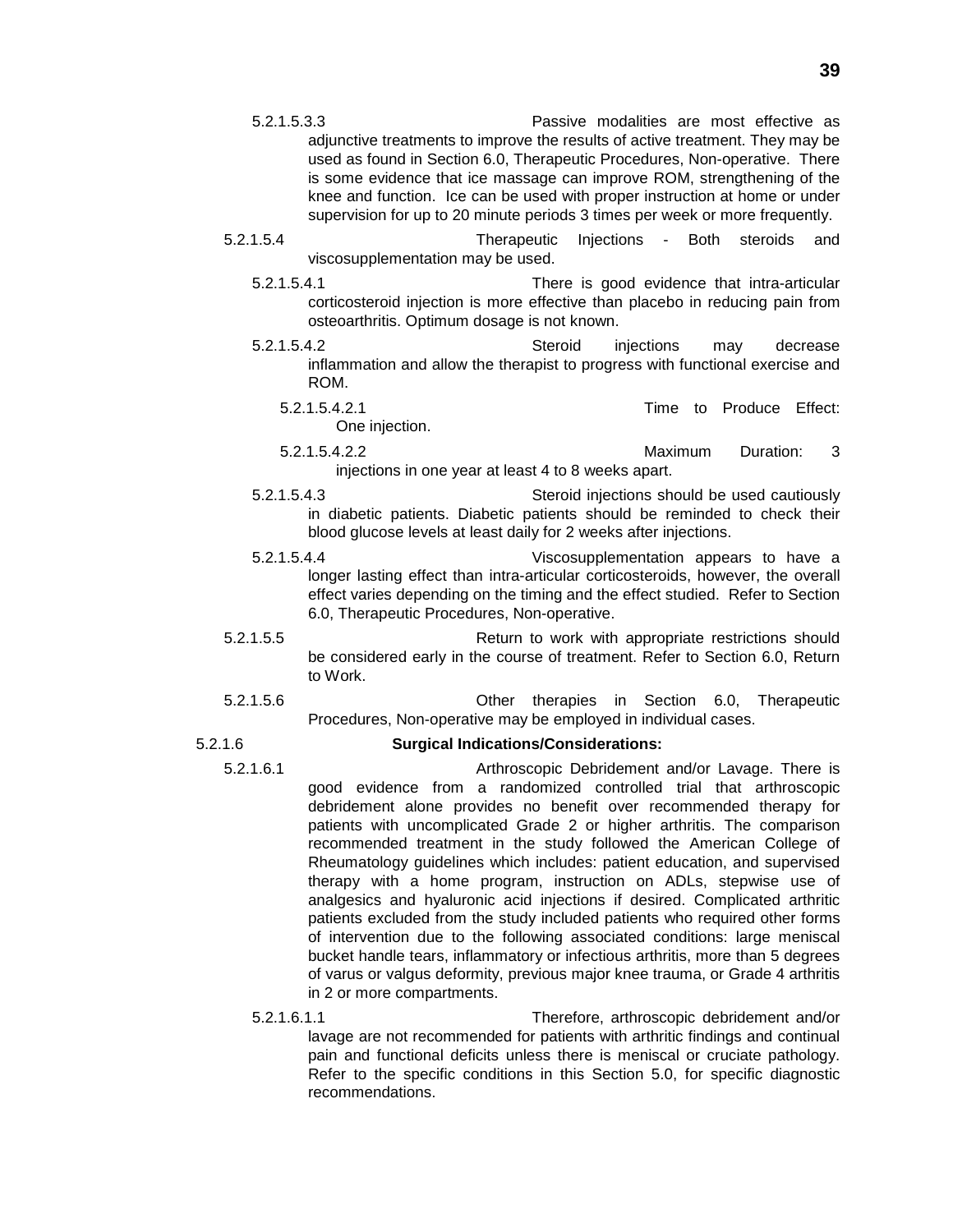5.2.1.5.3.3 Passive modalities are most effective as adjunctive treatments to improve the results of active treatment. They may be used as found in Section 6.0, Therapeutic Procedures, Non-operative. There is some evidence that ice massage can improve ROM, strengthening of the knee and function. Ice can be used with proper instruction at home or under supervision for up to 20 minute periods 3 times per week or more frequently.

5.2.1.5.4 Therapeutic Injections - Both steroids and viscosupplementation may be used.

5.2.1.5.4.1 There is good evidence that intra-articular corticosteroid injection is more effective than placebo in reducing pain from osteoarthritis. Optimum dosage is not known.

5.2.1.5.4.2 Steroid injections may decrease inflammation and allow the therapist to progress with functional exercise and ROM.

5.2.1.5.4.2.1 Time to Produce Effect: One injection.

5.2.1.5.4.2.2 Maximum Duration: 3 injections in one year at least 4 to 8 weeks apart.

5.2.1.5.4.3 Steroid injections should be used cautiously in diabetic patients. Diabetic patients should be reminded to check their blood glucose levels at least daily for 2 weeks after injections.

5.2.1.5.4.4 Viscosupplementation appears to have a longer lasting effect than intra-articular corticosteroids, however, the overall effect varies depending on the timing and the effect studied. Refer to Section 6.0, Therapeutic Procedures, Non-operative.

5.2.1.5.5 Return to work with appropriate restrictions should be considered early in the course of treatment. Refer to Section 6.0, Return to Work.

5.2.1.5.6 Other therapies in Section 6.0, Therapeutic Procedures, Non-operative may be employed in individual cases.

5.2.1.6 **Surgical Indications/Considerations:**

5.2.1.6.1 Arthroscopic Debridement and/or Lavage. There is good evidence from a randomized controlled trial that arthroscopic debridement alone provides no benefit over recommended therapy for patients with uncomplicated Grade 2 or higher arthritis. The comparison recommended treatment in the study followed the American College of Rheumatology guidelines which includes: patient education, and supervised therapy with a home program, instruction on ADLs, stepwise use of analgesics and hyaluronic acid injections if desired. Complicated arthritic patients excluded from the study included patients who required other forms of intervention due to the following associated conditions: large meniscal bucket handle tears, inflammatory or infectious arthritis, more than 5 degrees of varus or valgus deformity, previous major knee trauma, or Grade 4 arthritis in 2 or more compartments.

5.2.1.6.1.1 Therefore, arthroscopic debridement and/or lavage are not recommended for patients with arthritic findings and continual pain and functional deficits unless there is meniscal or cruciate pathology. Refer to the specific conditions in this Section 5.0, for specific diagnostic recommendations.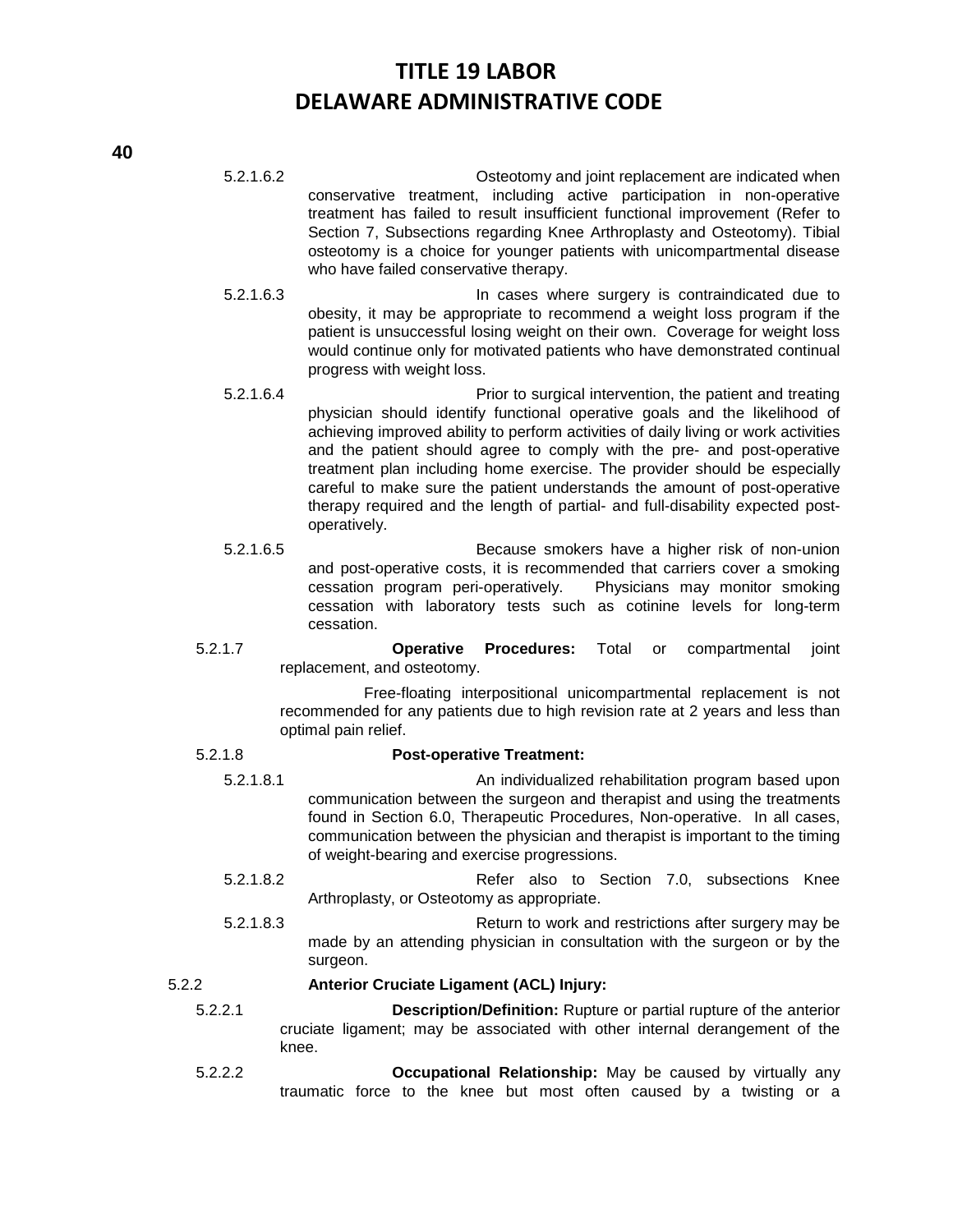5.2.1.6.2 Osteotomy and joint replacement are indicated when conservative treatment, including active participation in non-operative treatment has failed to result insufficient functional improvement (Refer to Section 7, Subsections regarding Knee Arthroplasty and Osteotomy). Tibial osteotomy is a choice for younger patients with unicompartmental disease who have failed conservative therapy.

5.2.1.6.3 In cases where surgery is contraindicated due to obesity, it may be appropriate to recommend a weight loss program if the patient is unsuccessful losing weight on their own. Coverage for weight loss would continue only for motivated patients who have demonstrated continual progress with weight loss.

5.2.1.6.4 Prior to surgical intervention, the patient and treating physician should identify functional operative goals and the likelihood of achieving improved ability to perform activities of daily living or work activities and the patient should agree to comply with the pre- and post-operative treatment plan including home exercise. The provider should be especially careful to make sure the patient understands the amount of post-operative therapy required and the length of partial- and full-disability expected post-operatively.

5.2.1.6.5 Because smokers have a higher risk of non-union and post-operative costs, it is recommended that carriers cover a smoking cessation program peri-operatively. Physicians may monitor smoking cessation with laboratory tests such as cotinine levels for long-term cessation.

5.2.1.7 **Operative Procedures:** Total or compartmental joint replacement, and osteotomy.

Free-floating interpositional unicompartmental replacement is not recommended for any patients due to high revision rate at 2 years and less than optimal pain relief.

5.2.1.8 **Post-operative Treatment:**

5.2.1.8.1 An individualized rehabilitation program based upon communication between the surgeon and therapist and using the treatments found in Section 6.0, Therapeutic Procedures, Non-operative. In all cases, communication between the physician and therapist is important to the timing of weight-bearing and exercise progressions.

5.2.1.8.2 Refer also to Section 7.0, subsections Knee Arthroplasty, or Osteotomy as appropriate.

5.2.1.8.3 Return to work and restrictions after surgery may be made by an attending physician in consultation with the surgeon or by the surgeon.

5.2.2 **Anterior Cruciate Ligament (ACL) Injury:**

5.2.2.1 **Description/Definition:** Rupture or partial rupture of the anterior cruciate ligament; may be associated with other internal derangement of the knee.

5.2.2.2 **Occupational Relationship:** May be caused by virtually any traumatic force to the knee but most often caused by a twisting or a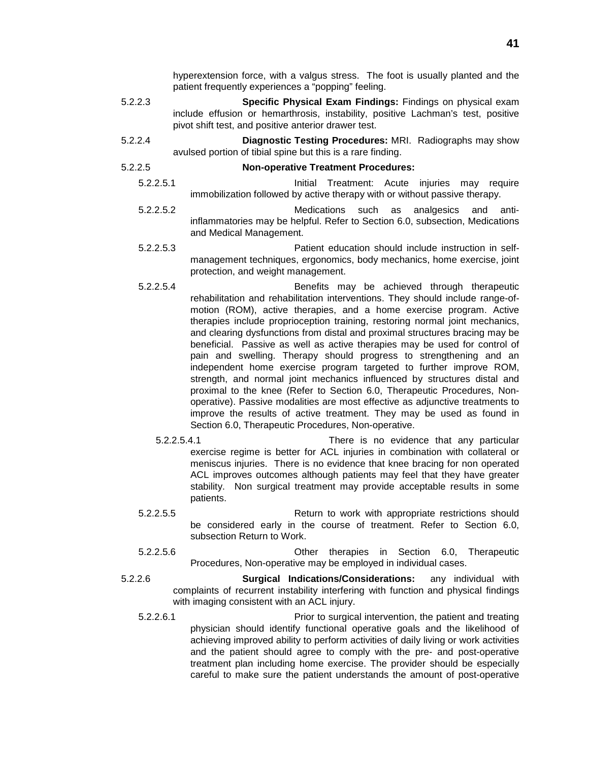hyperextension force, with a valgus stress. The foot is usually planted and the patient frequently experiences a “popping” feeling.

5.2.2.3 **Specific Physical Exam Findings:** Findings on physical exam include effusion or hemarthrosis, instability, positive Lachman’s test, positive pivot shift test, and positive anterior drawer test.

5.2.2.4 **Diagnostic Testing Procedures:** MRI. Radiographs may show avulsed portion of tibial spine but this is a rare finding.

5.2.2.5 **Non-operative Treatment Procedures:**

5.2.2.5.1 Initial Treatment: Acute injuries may require immobilization followed by active therapy with or without passive therapy.

5.2.2.5.2 Medications such as analgesics and anti-inflammatories may be helpful. Refer to Section 6.0, subsection, Medications and Medical Management.

5.2.2.5.3 Patient education should include instruction in self-management techniques, ergonomics, body mechanics, home exercise, joint protection, and weight management.

5.2.2.5.4 Benefits may be achieved through therapeutic rehabilitation and rehabilitation interventions. They should include range-of-motion (ROM), active therapies, and a home exercise program. Active therapies include proprioception training, restoring normal joint mechanics, and clearing dysfunctions from distal and proximal structures bracing may be beneficial. Passive as well as active therapies may be used for control of pain and swelling. Therapy should progress to strengthening and an independent home exercise program targeted to further improve ROM, strength, and normal joint mechanics influenced by structures distal and proximal to the knee (Refer to Section 6.0, Therapeutic Procedures, Non-operative). Passive modalities are most effective as adjunctive treatments to improve the results of active treatment. They may be used as found in Section 6.0, Therapeutic Procedures, Non-operative.

5.2.2.5.4.1 There is no evidence that any particular exercise regime is better for ACL injuries in combination with collateral or meniscus injuries. There is no evidence that knee bracing for non operated ACL improves outcomes although patients may feel that they have greater stability. Non surgical treatment may provide acceptable results in some patients.

5.2.2.5.5 Return to work with appropriate restrictions should be considered early in the course of treatment. Refer to Section 6.0, subsection Return to Work.

5.2.2.5.6 Other therapies in Section 6.0, Therapeutic Procedures, Non-operative may be employed in individual cases.

5.2.2.6 **Surgical Indications/Considerations:** any individual with complaints of recurrent instability interfering with function and physical findings with imaging consistent with an ACL injury.

5.2.2.6.1 Prior to surgical intervention, the patient and treating physician should identify functional operative goals and the likelihood of achieving improved ability to perform activities of daily living or work activities and the patient should agree to comply with the pre- and post-operative treatment plan including home exercise. The provider should be especially careful to make sure the patient understands the amount of post-operative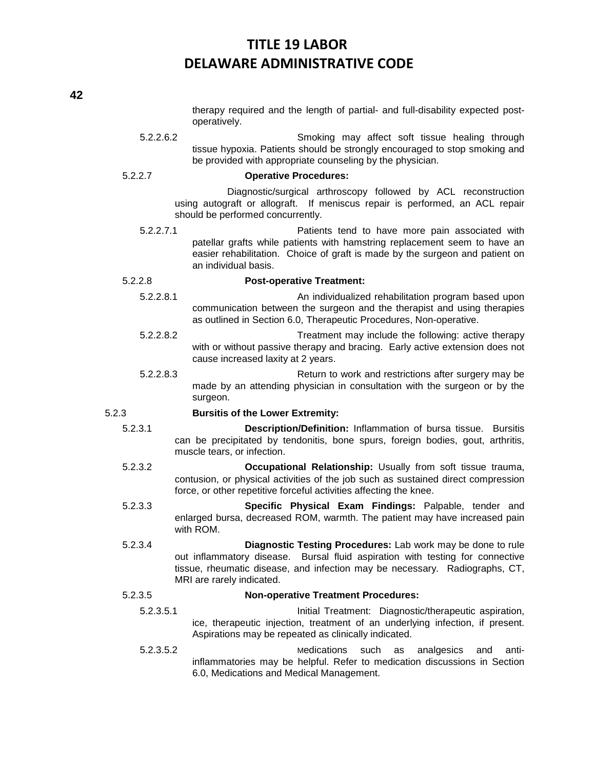therapy required and the length of partial- and full-disability expected post-operatively.

5.2.2.6.2 Smoking may affect soft tissue healing through tissue hypoxia. Patients should be strongly encouraged to stop smoking and be provided with appropriate counseling by the physician.

5.2.2.7 **Operative Procedures:**

Diagnostic/surgical arthroscopy followed by ACL reconstruction using autograft or allograft. If meniscus repair is performed, an ACL repair should be performed concurrently.

5.2.2.7.1 Patients tend to have more pain associated with patellar grafts while patients with hamstring replacement seem to have an easier rehabilitation. Choice of graft is made by the surgeon and patient on an individual basis.

5.2.2.8 **Post-operative Treatment:**

5.2.2.8.1 An individualized rehabilitation program based upon communication between the surgeon and the therapist and using therapies as outlined in Section 6.0, Therapeutic Procedures, Non-operative.

5.2.2.8.2 Treatment may include the following: active therapy with or without passive therapy and bracing. Early active extension does not cause increased laxity at 2 years.

5.2.2.8.3 Return to work and restrictions after surgery may be made by an attending physician in consultation with the surgeon or by the surgeon.

5.2.3 **Bursitis of the Lower Extremity:**

5.2.3.1 **Description/Definition:** Inflammation of bursa tissue. Bursitis can be precipitated by tendonitis, bone spurs, foreign bodies, gout, arthritis, muscle tears, or infection.

5.2.3.2 **Occupational Relationship:** Usually from soft tissue trauma, contusion, or physical activities of the job such as sustained direct compression force, or other repetitive forceful activities affecting the knee.

5.2.3.3 **Specific Physical Exam Findings:** Palpable, tender and enlarged bursa, decreased ROM, warmth. The patient may have increased pain with ROM.

5.2.3.4 **Diagnostic Testing Procedures:** Lab work may be done to rule out inflammatory disease. Bursal fluid aspiration with testing for connective tissue, rheumatic disease, and infection may be necessary. Radiographs, CT, MRI are rarely indicated.

5.2.3.5 **Non-operative Treatment Procedures:**

5.2.3.5.1 Initial Treatment: Diagnostic/therapeutic aspiration, ice, therapeutic injection, treatment of an underlying infection, if present. Aspirations may be repeated as clinically indicated.

5.2.3.5.2 Medications such as analgesics and anti-inflammatories may be helpful. Refer to medication discussions in Section 6.0, Medications and Medical Management.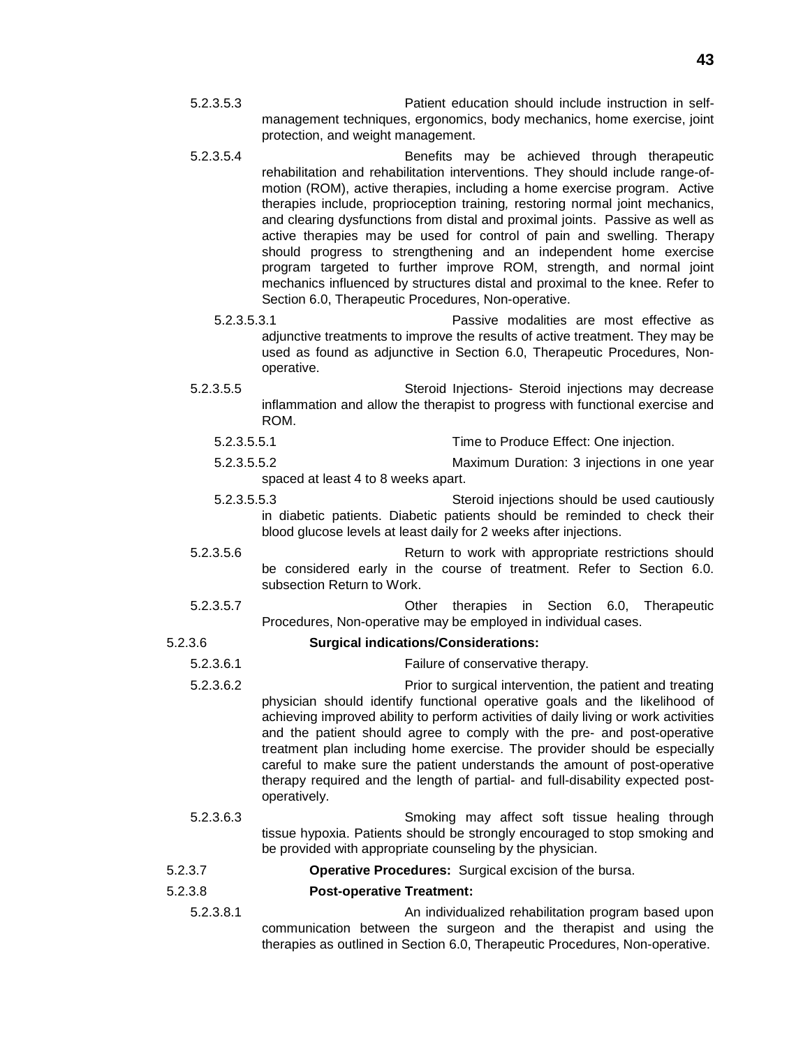5.2.3.5.3 Patient education should include instruction in self-management techniques, ergonomics, body mechanics, home exercise, joint protection, and weight management.

5.2.3.5.4 Benefits may be achieved through therapeutic rehabilitation and rehabilitation interventions. They should include range-of-motion (ROM), active therapies, including a home exercise program. Active therapies include, proprioception training, restoring normal joint mechanics, and clearing dysfunctions from distal and proximal joints. Passive as well as active therapies may be used for control of pain and swelling. Therapy should progress to strengthening and an independent home exercise program targeted to further improve ROM, strength, and normal joint mechanics influenced by structures distal and proximal to the knee. Refer to Section 6.0, Therapeutic Procedures, Non-operative.

5.2.3.5.3.1 Passive modalities are most effective as adjunctive treatments to improve the results of active treatment. They may be used as found as adjunctive in Section 6.0, Therapeutic Procedures, Non-operative.

5.2.3.5.5 Steroid Injections- Steroid injections may decrease inflammation and allow the therapist to progress with functional exercise and ROM.

5.2.3.5.5.1 Time to Produce Effect: One injection.

5.2.3.5.5.2 Maximum Duration: 3 injections in one year spaced at least 4 to 8 weeks apart.

5.2.3.5.5.3 Steroid injections should be used cautiously in diabetic patients. Diabetic patients should be reminded to check their blood glucose levels at least daily for 2 weeks after injections.

5.2.3.5.6 Return to work with appropriate restrictions should be considered early in the course of treatment. Refer to Section 6.0. subsection Return to Work.

5.2.3.5.7 Other therapies in Section 6.0, Therapeutic Procedures, Non-operative may be employed in individual cases.

5.2.3.6 **Surgical indications/Considerations:**

5.2.3.6.1 Failure of conservative therapy.

5.2.3.6.2 Prior to surgical intervention, the patient and treating physician should identify functional operative goals and the likelihood of achieving improved ability to perform activities of daily living or work activities and the patient should agree to comply with the pre- and post-operative treatment plan including home exercise. The provider should be especially careful to make sure the patient understands the amount of post-operative therapy required and the length of partial- and full-disability expected post-operatively.

5.2.3.6.3 Smoking may affect soft tissue healing through tissue hypoxia. Patients should be strongly encouraged to stop smoking and be provided with appropriate counseling by the physician.

5.2.3.7 **Operative Procedures:** Surgical excision of the bursa.

5.2.3.8 **Post-operative Treatment:**

5.2.3.8.1 An individualized rehabilitation program based upon communication between the surgeon and the therapist and using the therapies as outlined in Section 6.0, Therapeutic Procedures, Non-operative.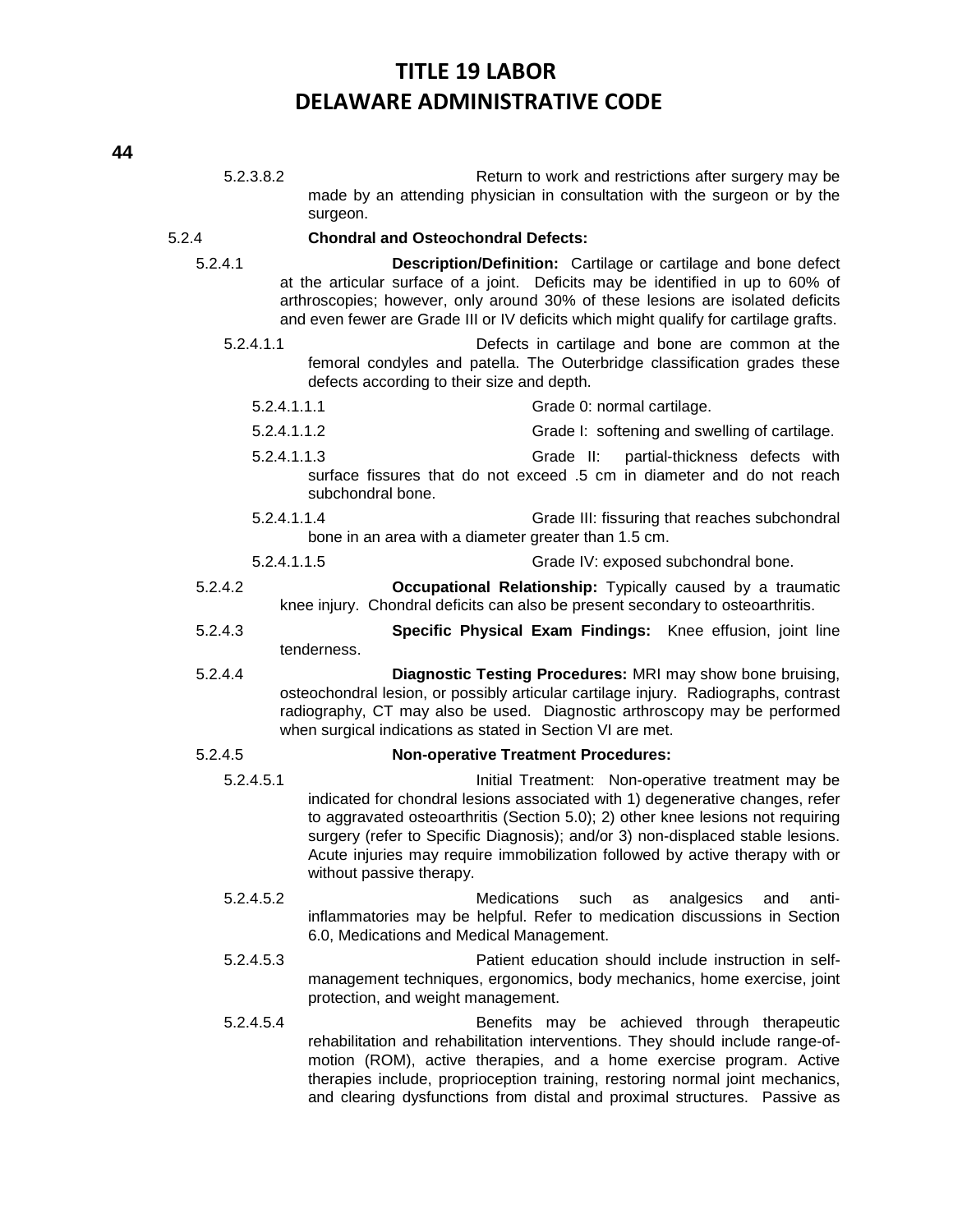5.2.3.8.2 Return to work and restrictions after surgery may be made by an attending physician in consultation with the surgeon or by the surgeon.

5.2.4 **Chondral and Osteochondral Defects:**

5.2.4.1 **Description/Definition:** Cartilage or cartilage and bone defect at the articular surface of a joint. Deficits may be identified in up to 60% of arthroscopies; however, only around 30% of these lesions are isolated deficits and even fewer are Grade III or IV deficits which might qualify for cartilage grafts.

5.2.4.1.1 Defects in cartilage and bone are common at the femoral condyles and patella. The Outerbridge classification grades these defects according to their size and depth.

5.2.4.1.1.1 Grade 0: normal cartilage.

5.2.4.1.1.2 Grade I: softening and swelling of cartilage.

5.2.4.1.1.3 Grade II: partial-thickness defects with surface fissures that do not exceed .5 cm in diameter and do not reach subchondral bone.

5.2.4.1.1.4 Grade III: fissuring that reaches subchondral bone in an area with a diameter greater than 1.5 cm.

5.2.4.1.1.5 Grade IV: exposed subchondral bone.

5.2.4.2 **Occupational Relationship:** Typically caused by a traumatic knee injury. Chondral deficits can also be present secondary to osteoarthritis.

5.2.4.3 **Specific Physical Exam Findings:** Knee effusion, joint line tenderness.

5.2.4.4 **Diagnostic Testing Procedures:** MRI may show bone bruising, osteochondral lesion, or possibly articular cartilage injury. Radiographs, contrast radiography, CT may also be used. Diagnostic arthroscopy may be performed when surgical indications as stated in Section VI are met.

5.2.4.5 **Non-operative Treatment Procedures:**

5.2.4.5.1 Initial Treatment: Non-operative treatment may be indicated for chondral lesions associated with 1) degenerative changes, refer to aggravated osteoarthritis (Section 5.0); 2) other knee lesions not requiring surgery (refer to Specific Diagnosis); and/or 3) non-displaced stable lesions. Acute injuries may require immobilization followed by active therapy with or without passive therapy.

5.2.4.5.2 Medications such as analgesics and anti-inflammatories may be helpful. Refer to medication discussions in Section 6.0, Medications and Medical Management.

5.2.4.5.3 Patient education should include instruction in self-management techniques, ergonomics, body mechanics, home exercise, joint protection, and weight management.

5.2.4.5.4 Benefits may be achieved through therapeutic rehabilitation and rehabilitation interventions. They should include range-of-motion (ROM), active therapies, and a home exercise program. Active therapies include, proprioception training, restoring normal joint mechanics, and clearing dysfunctions from distal and proximal structures. Passive as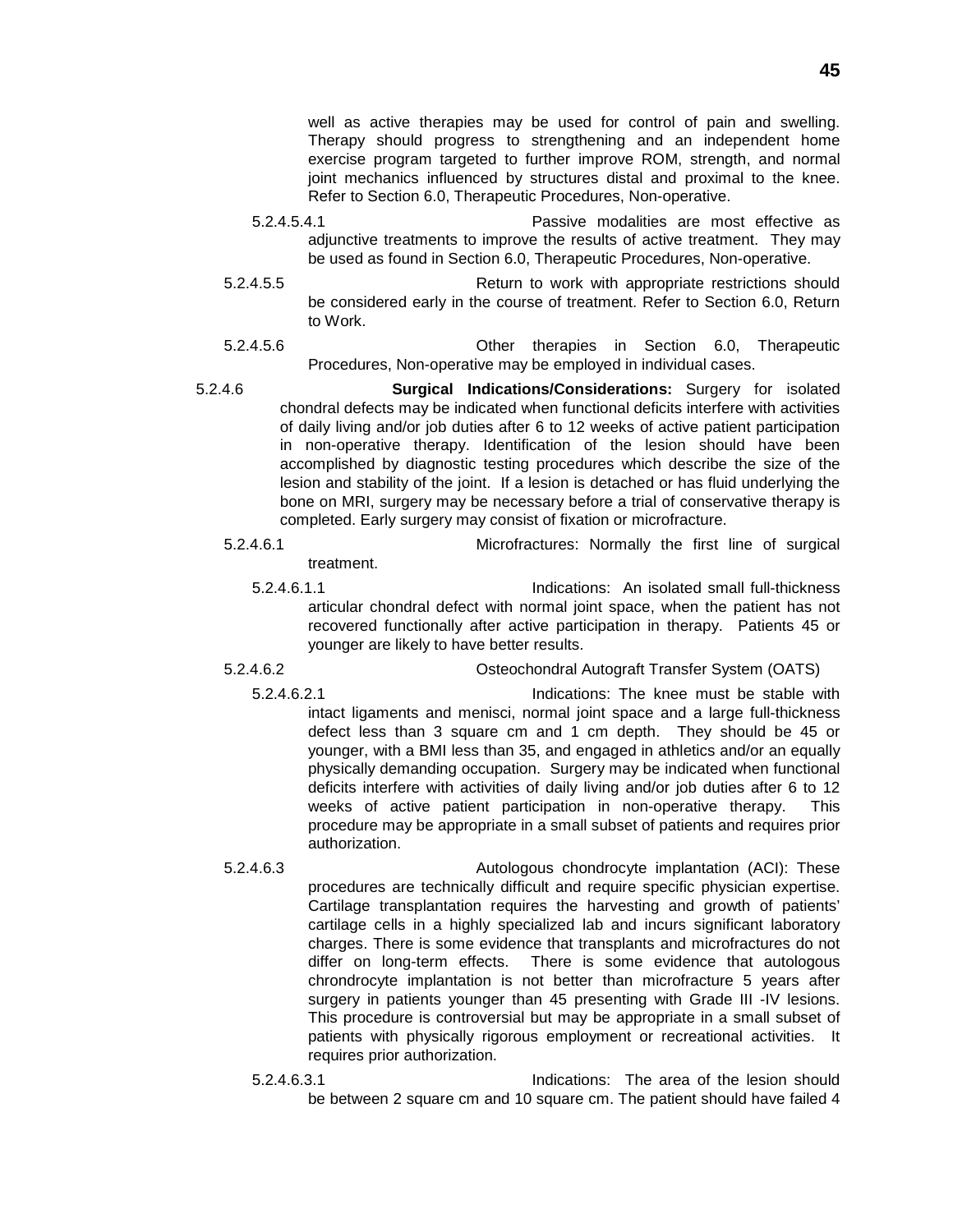well as active therapies may be used for control of pain and swelling. Therapy should progress to strengthening and an independent home exercise program targeted to further improve ROM, strength, and normal joint mechanics influenced by structures distal and proximal to the knee. Refer to Section 6.0, Therapeutic Procedures, Non-operative.

5.2.4.5.4.1 Passive modalities are most effective as adjunctive treatments to improve the results of active treatment. They may be used as found in Section 6.0, Therapeutic Procedures, Non-operative.

5.2.4.5.5 Return to work with appropriate restrictions should be considered early in the course of treatment. Refer to Section 6.0, Return to Work.

5.2.4.5.6 Other therapies in Section 6.0, Therapeutic Procedures, Non-operative may be employed in individual cases.

5.2.4.6 **Surgical Indications/Considerations:** Surgery for isolated chondral defects may be indicated when functional deficits interfere with activities of daily living and/or job duties after 6 to 12 weeks of active patient participation in non-operative therapy. Identification of the lesion should have been accomplished by diagnostic testing procedures which describe the size of the lesion and stability of the joint. If a lesion is detached or has fluid underlying the bone on MRI, surgery may be necessary before a trial of conservative therapy is completed. Early surgery may consist of fixation or microfracture.

5.2.4.6.1 Microfractures: Normally the first line of surgical treatment.

5.2.4.6.1.1 Indications: An isolated small full-thickness articular chondral defect with normal joint space, when the patient has not recovered functionally after active participation in therapy. Patients 45 or younger are likely to have better results.

5.2.4.6.2 Osteochondral Autograft Transfer System (OATS)

5.2.4.6.2.1 Indications: The knee must be stable with intact ligaments and menisci, normal joint space and a large full-thickness defect less than 3 square cm and 1 cm depth. They should be 45 or younger, with a BMI less than 35, and engaged in athletics and/or an equally physically demanding occupation. Surgery may be indicated when functional deficits interfere with activities of daily living and/or job duties after 6 to 12 weeks of active patient participation in non-operative therapy. This procedure may be appropriate in a small subset of patients and requires prior authorization.

5.2.4.6.3 Autologous chondrocyte implantation (ACI): These procedures are technically difficult and require specific physician expertise. Cartilage transplantation requires the harvesting and growth of patients' cartilage cells in a highly specialized lab and incurs significant laboratory charges. There is some evidence that transplants and microfractures do not differ on long-term effects. There is some evidence that autologous chrondrocyte implantation is not better than microfracture 5 years after surgery in patients younger than 45 presenting with Grade III -IV lesions. This procedure is controversial but may be appropriate in a small subset of patients with physically rigorous employment or recreational activities. It requires prior authorization.

5.2.4.6.3.1 Indications: The area of the lesion should be between 2 square cm and 10 square cm. The patient should have failed 4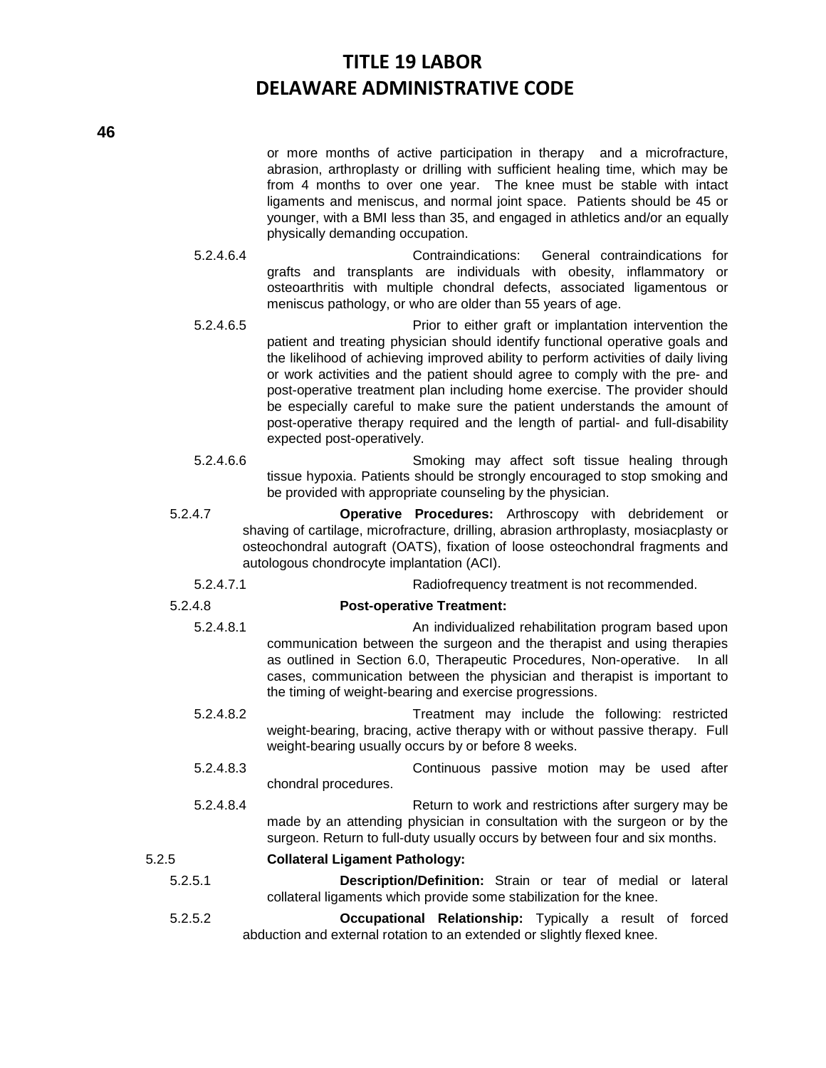or more months of active participation in therapy and a microfracture, abrasion, arthroplasty or drilling with sufficient healing time, which may be from 4 months to over one year. The knee must be stable with intact ligaments and meniscus, and normal joint space. Patients should be 45 or younger, with a BMI less than 35, and engaged in athletics and/or an equally physically demanding occupation.

5.2.4.6.4 Contraindications: General contraindications for grafts and transplants are individuals with obesity, inflammatory or osteoarthritis with multiple chondral defects, associated ligamentous or meniscus pathology, or who are older than 55 years of age.

5.2.4.6.5 Prior to either graft or implantation intervention the patient and treating physician should identify functional operative goals and the likelihood of achieving improved ability to perform activities of daily living or work activities and the patient should agree to comply with the pre- and post-operative treatment plan including home exercise. The provider should be especially careful to make sure the patient understands the amount of post-operative therapy required and the length of partial- and full-disability expected post-operatively.

5.2.4.6.6 Smoking may affect soft tissue healing through tissue hypoxia. Patients should be strongly encouraged to stop smoking and be provided with appropriate counseling by the physician.

5.2.4.7 **Operative Procedures:** Arthroscopy with debridement or shaving of cartilage, microfracture, drilling, abrasion arthroplasty, mosiacplasty or osteochondral autograft (OATS), fixation of loose osteochondral fragments and autologous chondrocyte implantation (ACI).

5.2.4.7.1 Radiofrequency treatment is not recommended.

5.2.4.8 **Post-operative Treatment:**

5.2.4.8.1 An individualized rehabilitation program based upon communication between the surgeon and the therapist and using therapies as outlined in Section 6.0, Therapeutic Procedures, Non-operative. In all cases, communication between the physician and therapist is important to the timing of weight-bearing and exercise progressions.

5.2.4.8.2 Treatment may include the following: restricted weight-bearing, bracing, active therapy with or without passive therapy. Full weight-bearing usually occurs by or before 8 weeks.

5.2.4.8.3 Continuous passive motion may be used after chondral procedures.

5.2.4.8.4 Return to work and restrictions after surgery may be made by an attending physician in consultation with the surgeon or by the surgeon. Return to full-duty usually occurs by between four and six months.

5.2.5 **Collateral Ligament Pathology:**

5.2.5.1 **Description/Definition:** Strain or tear of medial or lateral collateral ligaments which provide some stabilization for the knee.

5.2.5.2 **Occupational Relationship:** Typically a result of forced abduction and external rotation to an extended or slightly flexed knee.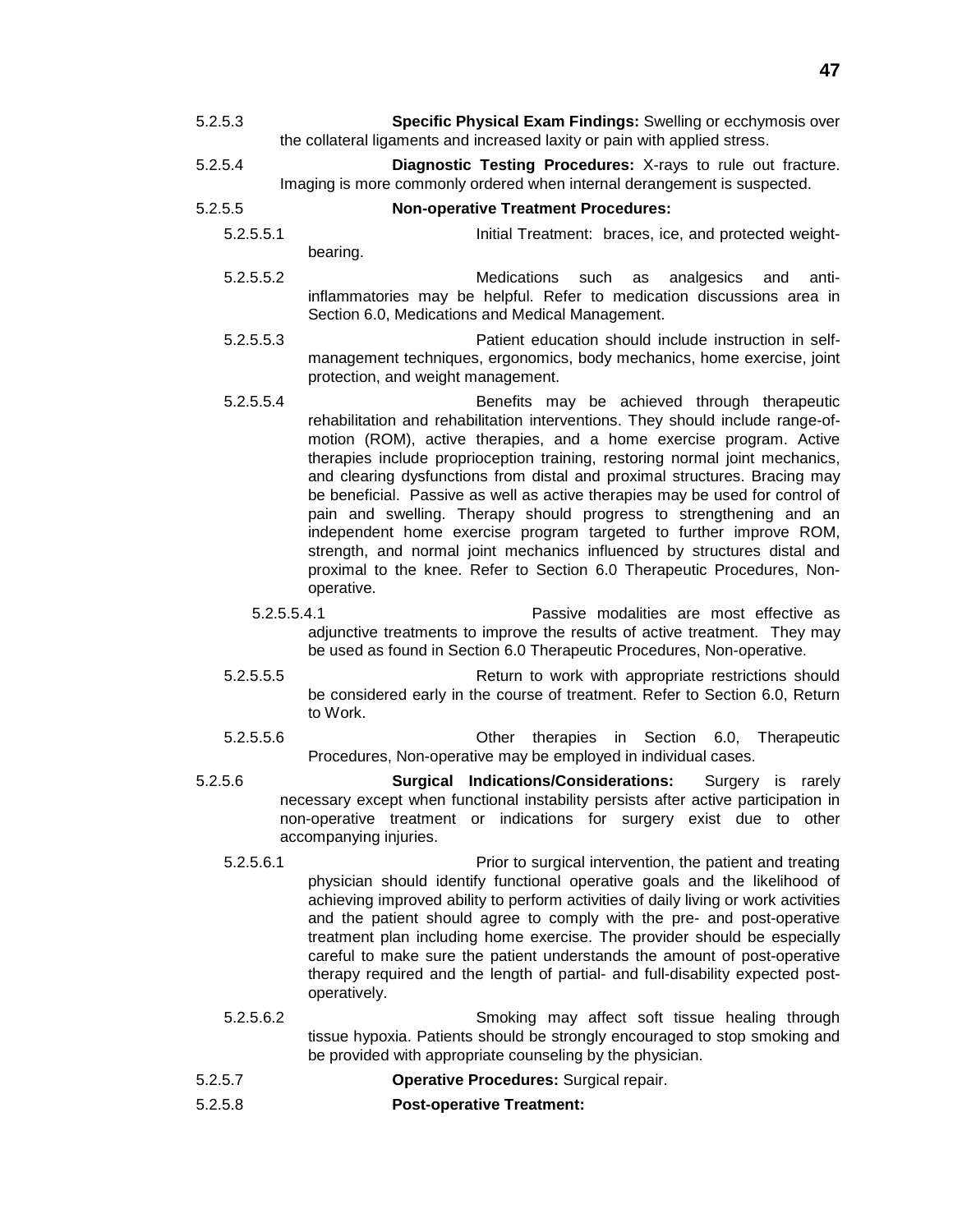5.2.5.3 **Specific Physical Exam Findings:** Swelling or ecchymosis over the collateral ligaments and increased laxity or pain with applied stress.

5.2.5.4 **Diagnostic Testing Procedures:** X-rays to rule out fracture. Imaging is more commonly ordered when internal derangement is suspected.

5.2.5.5 **Non-operative Treatment Procedures:**

5.2.5.5.1 Initial Treatment: braces, ice, and protected weight-bearing.

5.2.5.5.2 Medications such as analgesics and anti-inflammatories may be helpful. Refer to medication discussions area in Section 6.0, Medications and Medical Management.

5.2.5.5.3 Patient education should include instruction in self-management techniques, ergonomics, body mechanics, home exercise, joint protection, and weight management.

5.2.5.5.4 Benefits may be achieved through therapeutic rehabilitation and rehabilitation interventions. They should include range-of-motion (ROM), active therapies, and a home exercise program. Active therapies include proprioception training, restoring normal joint mechanics, and clearing dysfunctions from distal and proximal structures. Bracing may be beneficial. Passive as well as active therapies may be used for control of pain and swelling. Therapy should progress to strengthening and an independent home exercise program targeted to further improve ROM, strength, and normal joint mechanics influenced by structures distal and proximal to the knee. Refer to Section 6.0 Therapeutic Procedures, Non-operative.

5.2.5.5.4.1 Passive modalities are most effective as adjunctive treatments to improve the results of active treatment. They may be used as found in Section 6.0 Therapeutic Procedures, Non-operative.

5.2.5.5.5 Return to work with appropriate restrictions should be considered early in the course of treatment. Refer to Section 6.0, Return to Work.

5.2.5.5.6 Other therapies in Section 6.0, Therapeutic Procedures, Non-operative may be employed in individual cases.

5.2.5.6 **Surgical Indications/Considerations:** Surgery is rarely necessary except when functional instability persists after active participation in non-operative treatment or indications for surgery exist due to other accompanying injuries.

5.2.5.6.1 Prior to surgical intervention, the patient and treating physician should identify functional operative goals and the likelihood of achieving improved ability to perform activities of daily living or work activities and the patient should agree to comply with the pre- and post-operative treatment plan including home exercise. The provider should be especially careful to make sure the patient understands the amount of post-operative therapy required and the length of partial- and full-disability expected post-operatively.

5.2.5.6.2 Smoking may affect soft tissue healing through tissue hypoxia. Patients should be strongly encouraged to stop smoking and be provided with appropriate counseling by the physician.

5.2.5.7 **Operative Procedures:** Surgical repair.

5.2.5.8 **Post-operative Treatment:**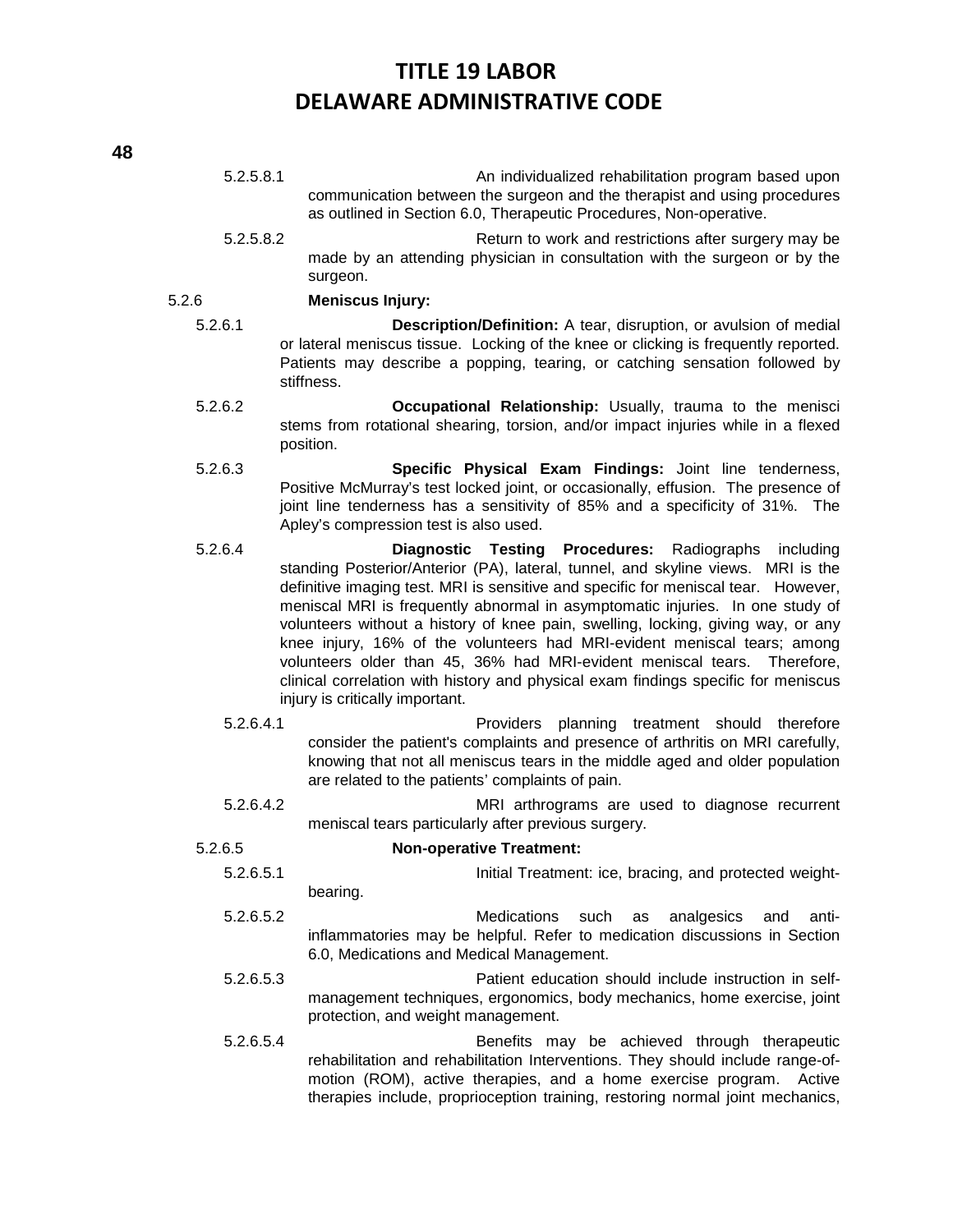5.2.5.8.1 An individualized rehabilitation program based upon communication between the surgeon and the therapist and using procedures as outlined in Section 6.0, Therapeutic Procedures, Non-operative.

5.2.5.8.2 Return to work and restrictions after surgery may be made by an attending physician in consultation with the surgeon or by the surgeon.

5.2.6 **Meniscus Injury:**

5.2.6.1 **Description/Definition:** A tear, disruption, or avulsion of medial or lateral meniscus tissue. Locking of the knee or clicking is frequently reported. Patients may describe a popping, tearing, or catching sensation followed by stiffness.

5.2.6.2 **Occupational Relationship:** Usually, trauma to the menisci stems from rotational shearing, torsion, and/or impact injuries while in a flexed position.

5.2.6.3 **Specific Physical Exam Findings:** Joint line tenderness, Positive McMurray's test locked joint, or occasionally, effusion. The presence of joint line tenderness has a sensitivity of 85% and a specificity of 31%. The Apley's compression test is also used.

5.2.6.4 **Diagnostic Testing Procedures:** Radiographs including standing Posterior/Anterior (PA), lateral, tunnel, and skyline views. MRI is the definitive imaging test. MRI is sensitive and specific for meniscal tear. However, meniscal MRI is frequently abnormal in asymptomatic injuries. In one study of volunteers without a history of knee pain, swelling, locking, giving way, or any knee injury, 16% of the volunteers had MRI-evident meniscal tears; among volunteers older than 45, 36% had MRI-evident meniscal tears. Therefore, clinical correlation with history and physical exam findings specific for meniscus injury is critically important.

5.2.6.4.1 Providers planning treatment should therefore consider the patient's complaints and presence of arthritis on MRI carefully, knowing that not all meniscus tears in the middle aged and older population are related to the patients' complaints of pain.

5.2.6.4.2 MRI arthrograms are used to diagnose recurrent meniscal tears particularly after previous surgery.

5.2.6.5 **Non-operative Treatment:**

5.2.6.5.1 Initial Treatment: ice, bracing, and protected weight-bearing.

5.2.6.5.2 Medications such as analgesics and anti-inflammatories may be helpful. Refer to medication discussions in Section 6.0, Medications and Medical Management.

5.2.6.5.3 Patient education should include instruction in self-management techniques, ergonomics, body mechanics, home exercise, joint protection, and weight management.

5.2.6.5.4 Benefits may be achieved through therapeutic rehabilitation and rehabilitation Interventions. They should include range-of-motion (ROM), active therapies, and a home exercise program. Active therapies include, proprioception training, restoring normal joint mechanics,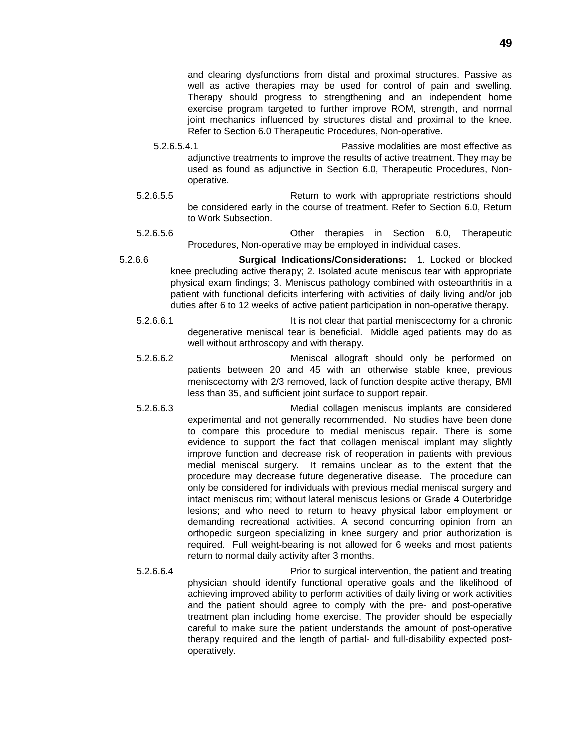and clearing dysfunctions from distal and proximal structures. Passive as well as active therapies may be used for control of pain and swelling. Therapy should progress to strengthening and an independent home exercise program targeted to further improve ROM, strength, and normal joint mechanics influenced by structures distal and proximal to the knee. Refer to Section 6.0 Therapeutic Procedures, Non-operative.

5.2.6.5.4.1 Passive modalities are most effective as adjunctive treatments to improve the results of active treatment. They may be used as found as adjunctive in Section 6.0, Therapeutic Procedures, Non-operative.

5.2.6.5.5 Return to work with appropriate restrictions should be considered early in the course of treatment. Refer to Section 6.0, Return to Work Subsection.

5.2.6.5.6 Other therapies in Section 6.0, Therapeutic Procedures, Non-operative may be employed in individual cases.

5.2.6.6 **Surgical Indications/Considerations:** 1. Locked or blocked knee precluding active therapy; 2. Isolated acute meniscus tear with appropriate physical exam findings; 3. Meniscus pathology combined with osteoarthritis in a patient with functional deficits interfering with activities of daily living and/or job duties after 6 to 12 weeks of active patient participation in non-operative therapy.

5.2.6.6.1 It is not clear that partial meniscectomy for a chronic degenerative meniscal tear is beneficial. Middle aged patients may do as well without arthroscopy and with therapy.

5.2.6.6.2 Meniscal allograft should only be performed on patients between 20 and 45 with an otherwise stable knee, previous meniscectomy with 2/3 removed, lack of function despite active therapy, BMI less than 35, and sufficient joint surface to support repair.

5.2.6.6.3 Medial collagen meniscus implants are considered experimental and not generally recommended. No studies have been done to compare this procedure to medial meniscus repair. There is some evidence to support the fact that collagen meniscal implant may slightly improve function and decrease risk of reoperation in patients with previous medial meniscal surgery. It remains unclear as to the extent that the procedure may decrease future degenerative disease. The procedure can only be considered for individuals with previous medial meniscal surgery and intact meniscus rim; without lateral meniscus lesions or Grade 4 Outerbridge lesions; and who need to return to heavy physical labor employment or demanding recreational activities. A second concurring opinion from an orthopedic surgeon specializing in knee surgery and prior authorization is required. Full weight-bearing is not allowed for 6 weeks and most patients return to normal daily activity after 3 months.

5.2.6.6.4 Prior to surgical intervention, the patient and treating physician should identify functional operative goals and the likelihood of achieving improved ability to perform activities of daily living or work activities and the patient should agree to comply with the pre- and post-operative treatment plan including home exercise. The provider should be especially careful to make sure the patient understands the amount of post-operative therapy required and the length of partial- and full-disability expected post-operatively.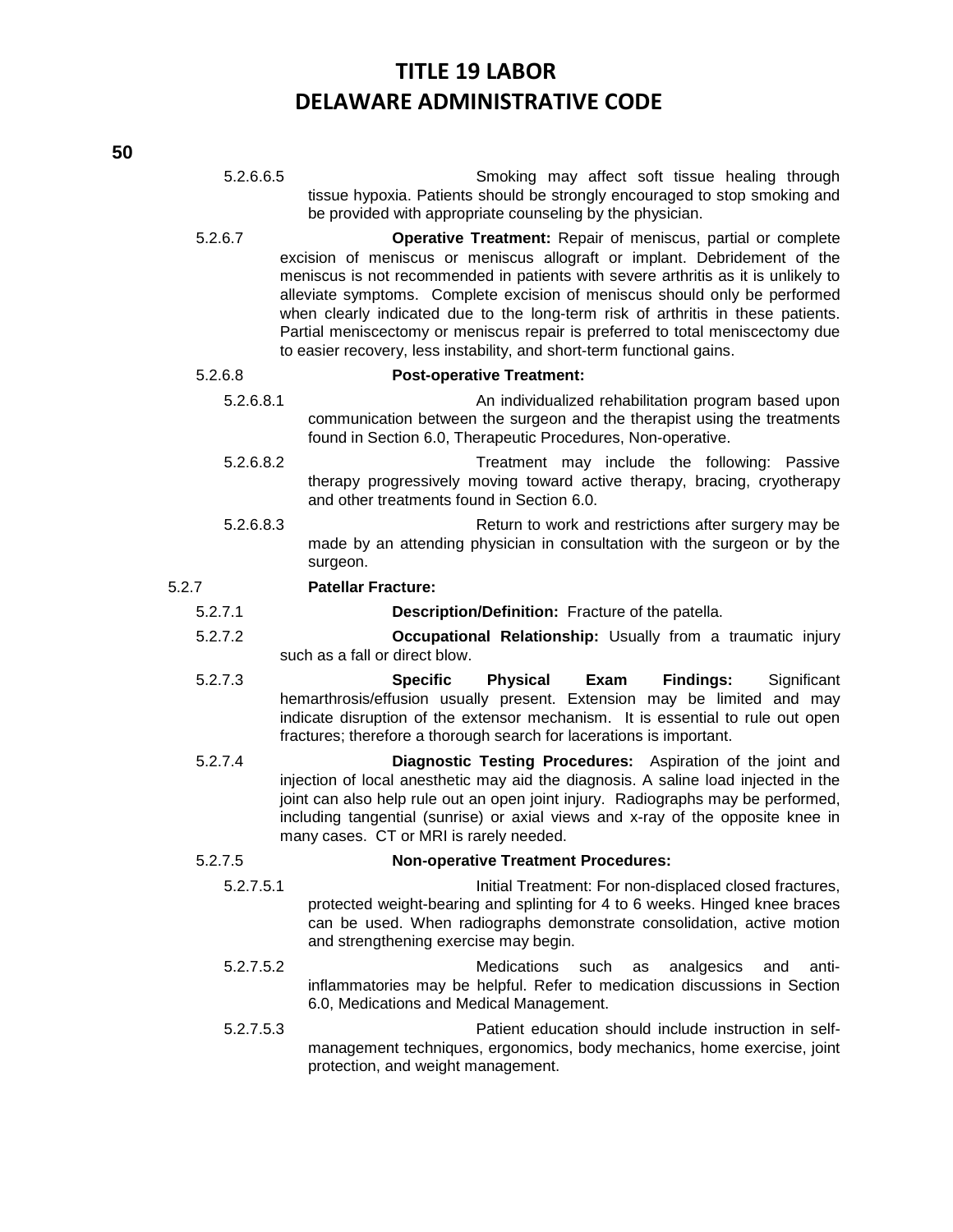5.2.6.6.5 Smoking may affect soft tissue healing through tissue hypoxia. Patients should be strongly encouraged to stop smoking and be provided with appropriate counseling by the physician.

5.2.6.7 **Operative Treatment:** Repair of meniscus, partial or complete excision of meniscus or meniscus allograft or implant. Debridement of the meniscus is not recommended in patients with severe arthritis as it is unlikely to alleviate symptoms. Complete excision of meniscus should only be performed when clearly indicated due to the long-term risk of arthritis in these patients. Partial meniscectomy or meniscus repair is preferred to total meniscectomy due to easier recovery, less instability, and short-term functional gains.

5.2.6.8 **Post-operative Treatment:**

5.2.6.8.1 An individualized rehabilitation program based upon communication between the surgeon and the therapist using the treatments found in Section 6.0, Therapeutic Procedures, Non-operative.

5.2.6.8.2 Treatment may include the following: Passive therapy progressively moving toward active therapy, bracing, cryotherapy and other treatments found in Section 6.0.

5.2.6.8.3 Return to work and restrictions after surgery may be made by an attending physician in consultation with the surgeon or by the surgeon.

5.2.7 **Patellar Fracture:**

5.2.7.1 **Description/Definition:** Fracture of the patella.

5.2.7.2 **Occupational Relationship:** Usually from a traumatic injury such as a fall or direct blow.

5.2.7.3 **Specific Physical Exam Findings:** Significant hemarthrosis/effusion usually present. Extension may be limited and may indicate disruption of the extensor mechanism. It is essential to rule out open fractures; therefore a thorough search for lacerations is important.

5.2.7.4 **Diagnostic Testing Procedures:** Aspiration of the joint and injection of local anesthetic may aid the diagnosis. A saline load injected in the joint can also help rule out an open joint injury. Radiographs may be performed, including tangential (sunrise) or axial views and x-ray of the opposite knee in many cases. CT or MRI is rarely needed.

5.2.7.5 **Non-operative Treatment Procedures:**

5.2.7.5.1 Initial Treatment: For non-displaced closed fractures, protected weight-bearing and splinting for 4 to 6 weeks. Hinged knee braces can be used. When radiographs demonstrate consolidation, active motion and strengthening exercise may begin.

5.2.7.5.2 Medications such as analgesics and anti-inflammatories may be helpful. Refer to medication discussions in Section 6.0, Medications and Medical Management.

5.2.7.5.3 Patient education should include instruction in self-management techniques, ergonomics, body mechanics, home exercise, joint protection, and weight management.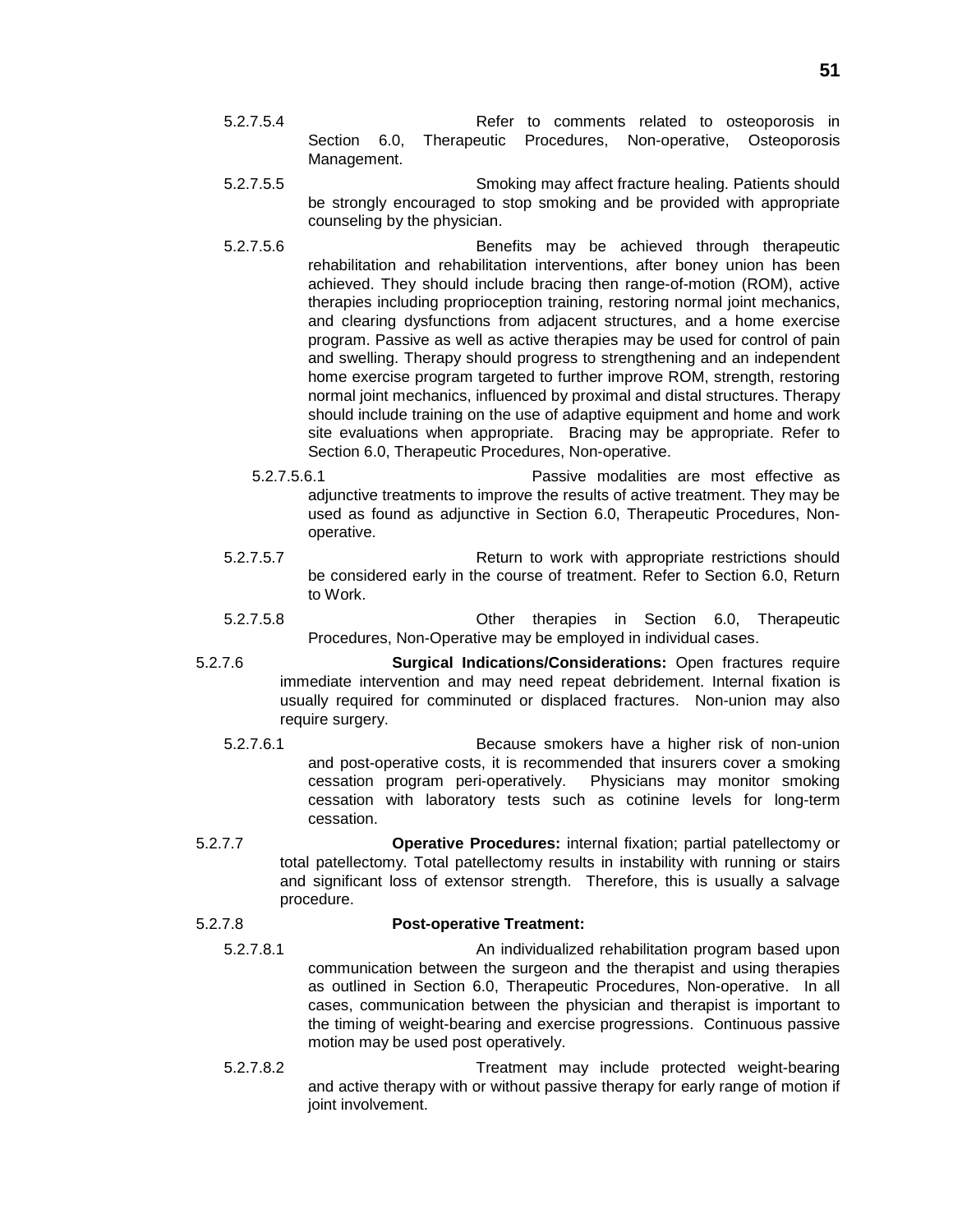5.2.7.5.4 Refer to comments related to osteoporosis in Section 6.0, Therapeutic Procedures, Non-operative, Osteoporosis Management.

5.2.7.5.5 Smoking may affect fracture healing. Patients should be strongly encouraged to stop smoking and be provided with appropriate counseling by the physician.

5.2.7.5.6 Benefits may be achieved through therapeutic rehabilitation and rehabilitation interventions, after boney union has been achieved. They should include bracing then range-of-motion (ROM), active therapies including proprioception training, restoring normal joint mechanics, and clearing dysfunctions from adjacent structures, and a home exercise program. Passive as well as active therapies may be used for control of pain and swelling. Therapy should progress to strengthening and an independent home exercise program targeted to further improve ROM, strength, restoring normal joint mechanics, influenced by proximal and distal structures. Therapy should include training on the use of adaptive equipment and home and work site evaluations when appropriate. Bracing may be appropriate. Refer to Section 6.0, Therapeutic Procedures, Non-operative.

5.2.7.5.6.1 Passive modalities are most effective as adjunctive treatments to improve the results of active treatment. They may be used as found as adjunctive in Section 6.0, Therapeutic Procedures, Non-operative.

5.2.7.5.7 Return to work with appropriate restrictions should be considered early in the course of treatment. Refer to Section 6.0, Return to Work.

5.2.7.5.8 Other therapies in Section 6.0, Therapeutic Procedures, Non-Operative may be employed in individual cases.

5.2.7.6 **Surgical Indications/Considerations:** Open fractures require immediate intervention and may need repeat debridement. Internal fixation is usually required for comminuted or displaced fractures. Non-union may also require surgery.

5.2.7.6.1 Because smokers have a higher risk of non-union and post-operative costs, it is recommended that insurers cover a smoking cessation program peri-operatively. Physicians may monitor smoking cessation with laboratory tests such as cotinine levels for long-term cessation.

5.2.7.7 **Operative Procedures:** internal fixation; partial patellectomy or total patellectomy. Total patellectomy results in instability with running or stairs and significant loss of extensor strength. Therefore, this is usually a salvage procedure.

5.2.7.8 **Post-operative Treatment:**

5.2.7.8.1 An individualized rehabilitation program based upon communication between the surgeon and the therapist and using therapies as outlined in Section 6.0, Therapeutic Procedures, Non-operative. In all cases, communication between the physician and therapist is important to the timing of weight-bearing and exercise progressions. Continuous passive motion may be used post operatively.

5.2.7.8.2 Treatment may include protected weight-bearing and active therapy with or without passive therapy for early range of motion if joint involvement.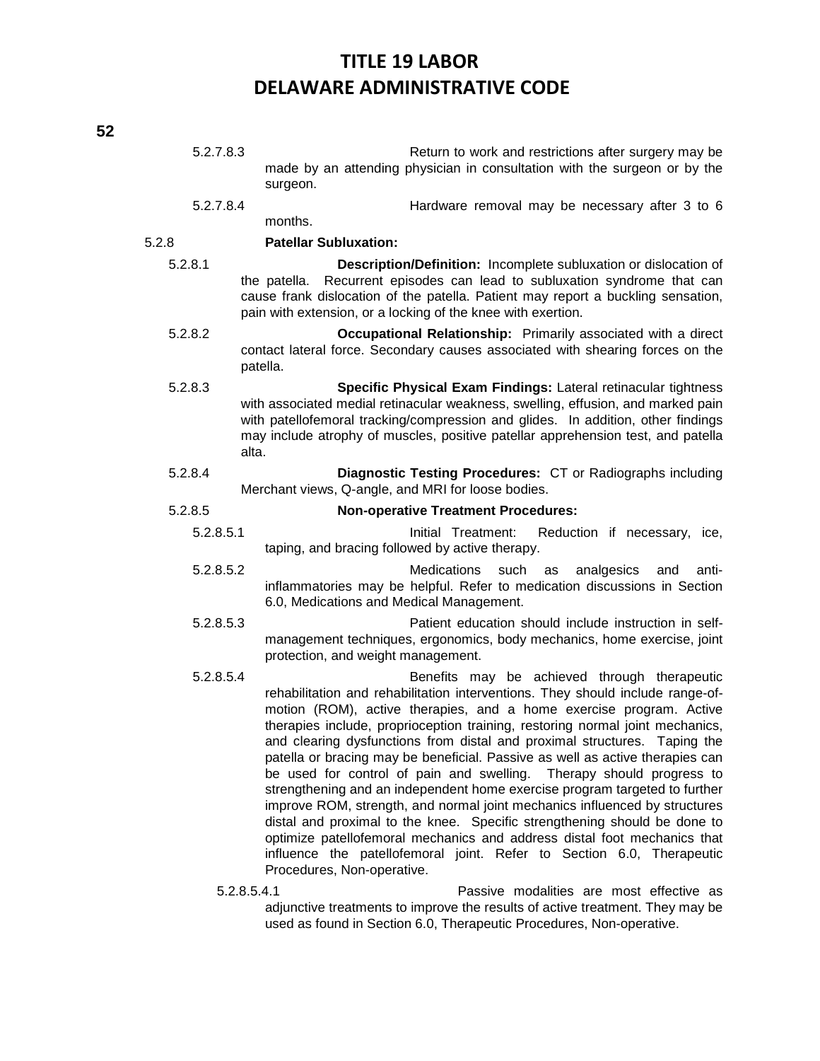5.2.7.8.3 Return to work and restrictions after surgery may be made by an attending physician in consultation with the surgeon or by the surgeon.

5.2.7.8.4 Hardware removal may be necessary after 3 to 6 months.

5.2.8 **Patellar Subluxation:**

5.2.8.1 **Description/Definition:** Incomplete subluxation or dislocation of the patella. Recurrent episodes can lead to subluxation syndrome that can cause frank dislocation of the patella. Patient may report a buckling sensation, pain with extension, or a locking of the knee with exertion.

5.2.8.2 **Occupational Relationship:** Primarily associated with a direct contact lateral force. Secondary causes associated with shearing forces on the patella.

5.2.8.3 **Specific Physical Exam Findings:** Lateral retinacular tightness with associated medial retinacular weakness, swelling, effusion, and marked pain with patellofemoral tracking/compression and glides. In addition, other findings may include atrophy of muscles, positive patellar apprehension test, and patella alta.

5.2.8.4 **Diagnostic Testing Procedures:** CT or Radiographs including Merchant views, Q-angle, and MRI for loose bodies.

5.2.8.5 **Non-operative Treatment Procedures:**

5.2.8.5.1 Initial Treatment: Reduction if necessary, ice, taping, and bracing followed by active therapy.

5.2.8.5.2 Medications such as analgesics and anti-inflammatories may be helpful. Refer to medication discussions in Section 6.0, Medications and Medical Management.

5.2.8.5.3 Patient education should include instruction in self-management techniques, ergonomics, body mechanics, home exercise, joint protection, and weight management.

5.2.8.5.4 Benefits may be achieved through therapeutic rehabilitation and rehabilitation interventions. They should include range-of-motion (ROM), active therapies, and a home exercise program. Active therapies include, proprioception training, restoring normal joint mechanics, and clearing dysfunctions from distal and proximal structures. Taping the patella or bracing may be beneficial. Passive as well as active therapies can be used for control of pain and swelling. Therapy should progress to strengthening and an independent home exercise program targeted to further improve ROM, strength, and normal joint mechanics influenced by structures distal and proximal to the knee. Specific strengthening should be done to optimize patellofemoral mechanics and address distal foot mechanics that influence the patellofemoral joint. Refer to Section 6.0, Therapeutic Procedures, Non-operative.

5.2.8.5.4.1 Passive modalities are most effective as adjunctive treatments to improve the results of active treatment. They may be used as found in Section 6.0, Therapeutic Procedures, Non-operative.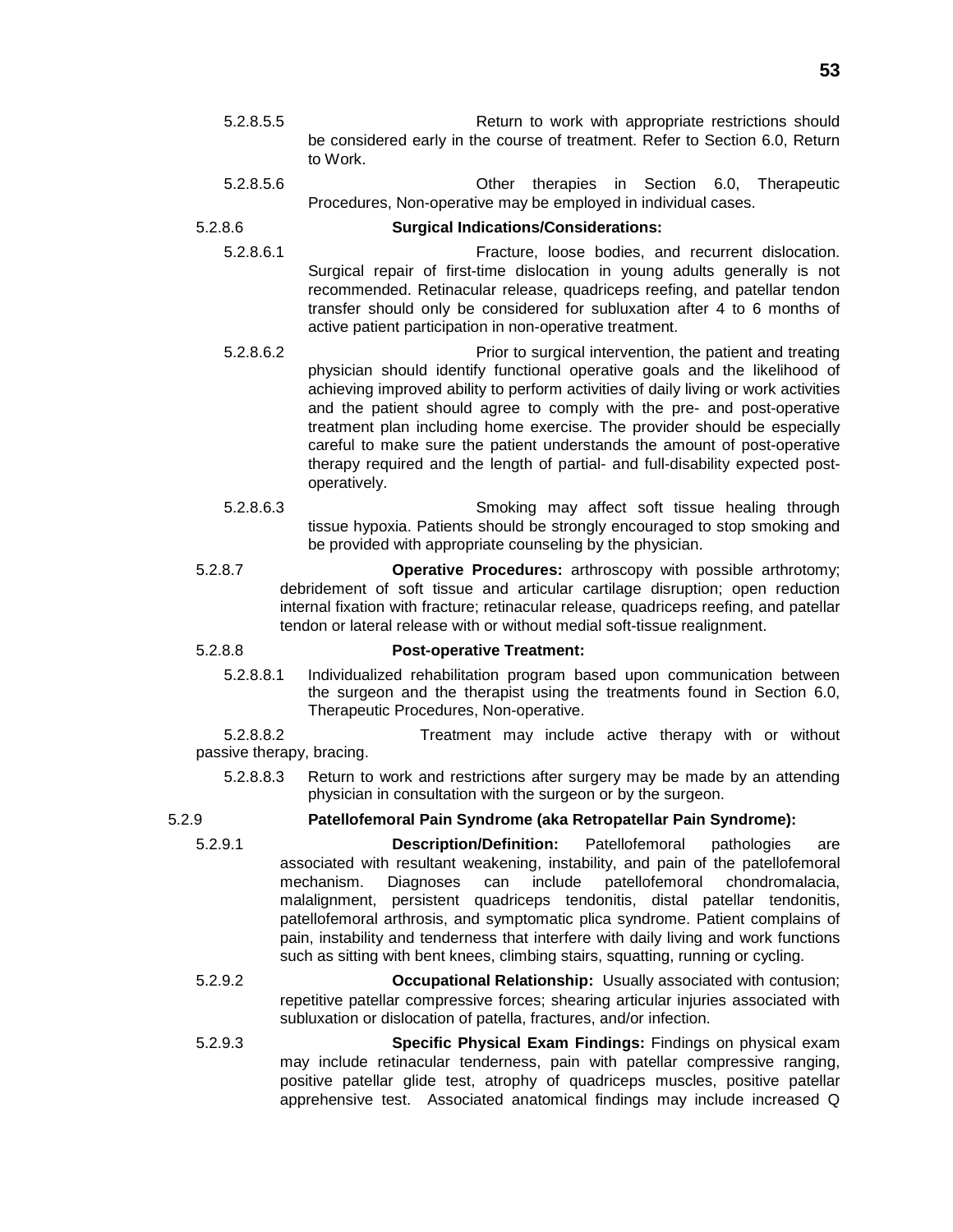5.2.8.5.5 Return to work with appropriate restrictions should be considered early in the course of treatment. Refer to Section 6.0, Return to Work.

5.2.8.5.6 Other therapies in Section 6.0, Therapeutic Procedures, Non-operative may be employed in individual cases.

5.2.8.6 **Surgical Indications/Considerations:**

5.2.8.6.1 Fracture, loose bodies, and recurrent dislocation. Surgical repair of first-time dislocation in young adults generally is not recommended. Retinacular release, quadriceps reefing, and patellar tendon transfer should only be considered for subluxation after 4 to 6 months of active patient participation in non-operative treatment.

5.2.8.6.2 Prior to surgical intervention, the patient and treating physician should identify functional operative goals and the likelihood of achieving improved ability to perform activities of daily living or work activities and the patient should agree to comply with the pre- and post-operative treatment plan including home exercise. The provider should be especially careful to make sure the patient understands the amount of post-operative therapy required and the length of partial- and full-disability expected post-operatively.

5.2.8.6.3 Smoking may affect soft tissue healing through tissue hypoxia. Patients should be strongly encouraged to stop smoking and be provided with appropriate counseling by the physician.

5.2.8.7 **Operative Procedures:** arthroscopy with possible arthrotomy; debridement of soft tissue and articular cartilage disruption; open reduction internal fixation with fracture; retinacular release, quadriceps reefing, and patellar tendon or lateral release with or without medial soft-tissue realignment.

5.2.8.8 **Post-operative Treatment:**

5.2.8.8.1 Individualized rehabilitation program based upon communication between the surgeon and the therapist using the treatments found in Section 6.0, Therapeutic Procedures, Non-operative.

5.2.8.8.2 Treatment may include active therapy with or without passive therapy, bracing.

5.2.8.8.3 Return to work and restrictions after surgery may be made by an attending physician in consultation with the surgeon or by the surgeon.

5.2.9 **Patellofemoral Pain Syndrome (aka Retropatellar Pain Syndrome):**

5.2.9.1 **Description/Definition:** Patellofemoral pathologies are associated with resultant weakening, instability, and pain of the patellofemoral mechanism. Diagnoses can include patellofemoral chondromalacia, malalignment, persistent quadriceps tendonitis, distal patellar tendonitis, patellofemoral arthrosis, and symptomatic plica syndrome. Patient complains of pain, instability and tenderness that interfere with daily living and work functions such as sitting with bent knees, climbing stairs, squatting, running or cycling.

5.2.9.2 **Occupational Relationship:** Usually associated with contusion; repetitive patellar compressive forces; shearing articular injuries associated with subluxation or dislocation of patella, fractures, and/or infection.

5.2.9.3 **Specific Physical Exam Findings:** Findings on physical exam may include retinacular tenderness, pain with patellar compressive ranging, positive patellar glide test, atrophy of quadriceps muscles, positive patellar apprehensive test. Associated anatomical findings may include increased Q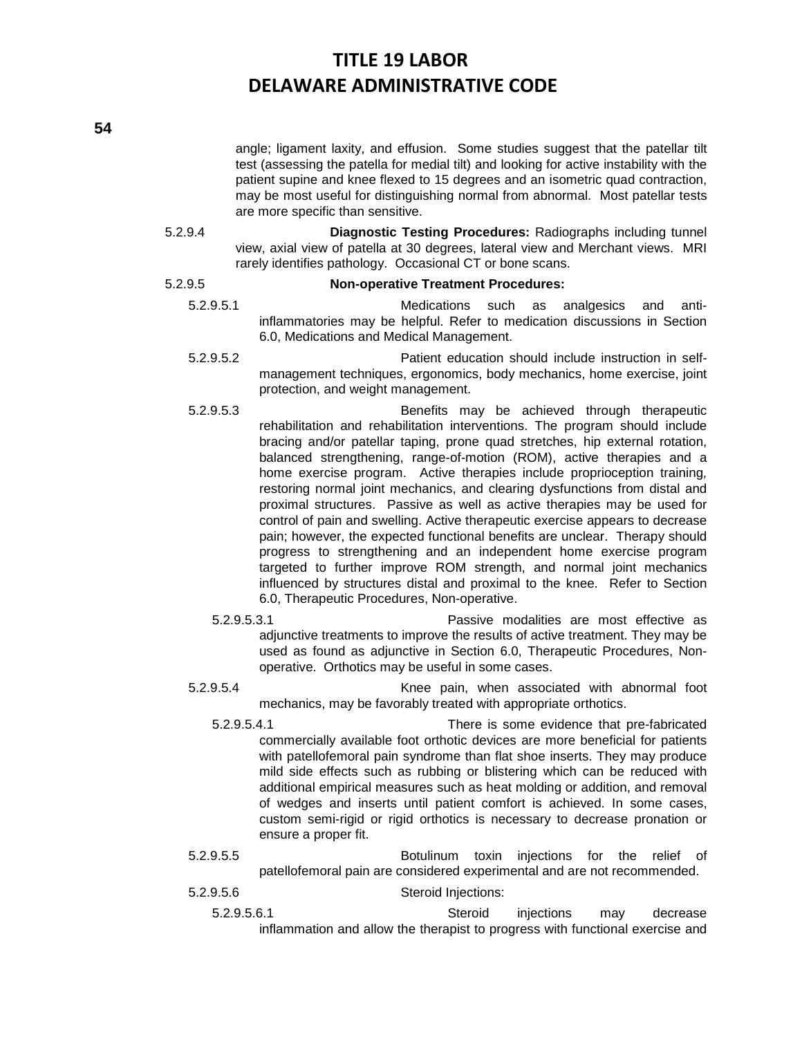angle; ligament laxity, and effusion. Some studies suggest that the patellar tilt test (assessing the patella for medial tilt) and looking for active instability with the patient supine and knee flexed to 15 degrees and an isometric quad contraction, may be most useful for distinguishing normal from abnormal. Most patellar tests are more specific than sensitive.

5.2.9.4 **Diagnostic Testing Procedures:** Radiographs including tunnel view, axial view of patella at 30 degrees, lateral view and Merchant views. MRI rarely identifies pathology. Occasional CT or bone scans.

5.2.9.5 **Non-operative Treatment Procedures:**

5.2.9.5.1 Medications such as analgesics and anti-inflammatories may be helpful. Refer to medication discussions in Section 6.0, Medications and Medical Management.

5.2.9.5.2 Patient education should include instruction in self-management techniques, ergonomics, body mechanics, home exercise, joint protection, and weight management.

5.2.9.5.3 Benefits may be achieved through therapeutic rehabilitation and rehabilitation interventions. The program should include bracing and/or patellar taping, prone quad stretches, hip external rotation, balanced strengthening, range-of-motion (ROM), active therapies and a home exercise program. Active therapies include proprioception training, restoring normal joint mechanics, and clearing dysfunctions from distal and proximal structures. Passive as well as active therapies may be used for control of pain and swelling. Active therapeutic exercise appears to decrease pain; however, the expected functional benefits are unclear. Therapy should progress to strengthening and an independent home exercise program targeted to further improve ROM strength, and normal joint mechanics influenced by structures distal and proximal to the knee. Refer to Section 6.0, Therapeutic Procedures, Non-operative.

5.2.9.5.3.1 Passive modalities are most effective as adjunctive treatments to improve the results of active treatment. They may be used as found as adjunctive in Section 6.0, Therapeutic Procedures, Non-operative. Orthotics may be useful in some cases.

5.2.9.5.4 Knee pain, when associated with abnormal foot mechanics, may be favorably treated with appropriate orthotics.

5.2.9.5.4.1 There is some evidence that pre-fabricated commercially available foot orthotic devices are more beneficial for patients with patellofemoral pain syndrome than flat shoe inserts. They may produce mild side effects such as rubbing or blistering which can be reduced with additional empirical measures such as heat molding or addition, and removal of wedges and inserts until patient comfort is achieved. In some cases, custom semi-rigid or rigid orthotics is necessary to decrease pronation or ensure a proper fit.

5.2.9.5.5 Botulinum toxin injections for the relief of patellofemoral pain are considered experimental and are not recommended.

5.2.9.5.6 Steroid Injections:

5.2.9.5.6.1 Steroid injections may decrease inflammation and allow the therapist to progress with functional exercise and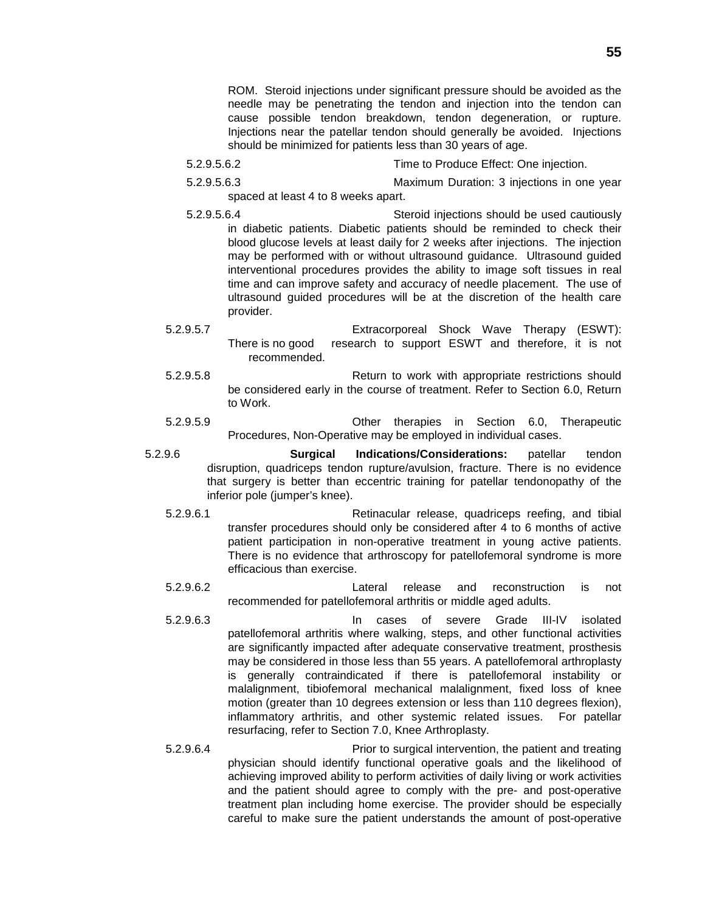ROM. Steroid injections under significant pressure should be avoided as the needle may be penetrating the tendon and injection into the tendon can cause possible tendon breakdown, tendon degeneration, or rupture. Injections near the patellar tendon should generally be avoided. Injections should be minimized for patients less than 30 years of age.

5.2.9.5.6.2 Time to Produce Effect: One injection.

5.2.9.5.6.3 Maximum Duration: 3 injections in one year spaced at least 4 to 8 weeks apart.

5.2.9.5.6.4 Steroid injections should be used cautiously in diabetic patients. Diabetic patients should be reminded to check their blood glucose levels at least daily for 2 weeks after injections. The injection may be performed with or without ultrasound guidance. Ultrasound guided interventional procedures provides the ability to image soft tissues in real time and can improve safety and accuracy of needle placement. The use of ultrasound guided procedures will be at the discretion of the health care provider.

5.2.9.5.7 Extracorporeal Shock Wave Therapy (ESWT): There is no good research to support ESWT and therefore, it is not recommended.

5.2.9.5.8 Return to work with appropriate restrictions should be considered early in the course of treatment. Refer to Section 6.0, Return to Work.

5.2.9.5.9 Other therapies in Section 6.0, Therapeutic Procedures, Non-Operative may be employed in individual cases.

5.2.9.6 **Surgical Indications/Considerations:** patellar tendon disruption, quadriceps tendon rupture/avulsion, fracture. There is no evidence that surgery is better than eccentric training for patellar tendonopathy of the inferior pole (jumper's knee).

5.2.9.6.1 Retinacular release, quadriceps reefing, and tibial transfer procedures should only be considered after 4 to 6 months of active patient participation in non-operative treatment in young active patients. There is no evidence that arthroscopy for patellofemoral syndrome is more efficacious than exercise.

5.2.9.6.2 Lateral release and reconstruction is not recommended for patellofemoral arthritis or middle aged adults.

5.2.9.6.3 In cases of severe Grade III-IV isolated patellofemoral arthritis where walking, steps, and other functional activities are significantly impacted after adequate conservative treatment, prosthesis may be considered in those less than 55 years. A patellofemoral arthroplasty is generally contraindicated if there is patellofemoral instability or malalignment, tibiofemoral mechanical malalignment, fixed loss of knee motion (greater than 10 degrees extension or less than 110 degrees flexion), inflammatory arthritis, and other systemic related issues. For patellar resurfacing, refer to Section 7.0, Knee Arthroplasty.

5.2.9.6.4 Prior to surgical intervention, the patient and treating physician should identify functional operative goals and the likelihood of achieving improved ability to perform activities of daily living or work activities and the patient should agree to comply with the pre- and post-operative treatment plan including home exercise. The provider should be especially careful to make sure the patient understands the amount of post-operative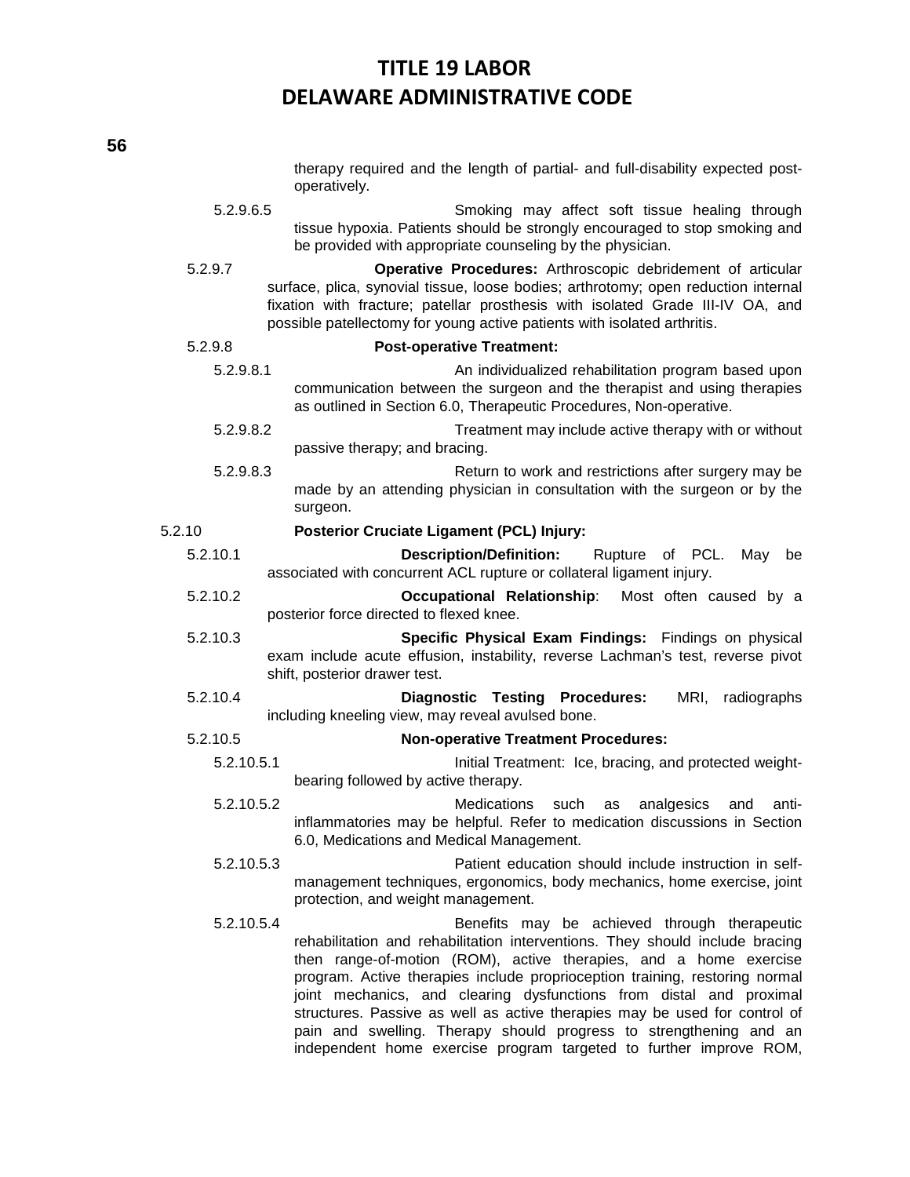therapy required and the length of partial- and full-disability expected post-operatively.

5.2.9.6.5 Smoking may affect soft tissue healing through tissue hypoxia. Patients should be strongly encouraged to stop smoking and be provided with appropriate counseling by the physician.

5.2.9.7 **Operative Procedures:** Arthroscopic debridement of articular surface, plica, synovial tissue, loose bodies; arthrotomy; open reduction internal fixation with fracture; patellar prosthesis with isolated Grade III-IV OA, and possible patellectomy for young active patients with isolated arthritis.

5.2.9.8 **Post-operative Treatment:**

5.2.9.8.1 An individualized rehabilitation program based upon communication between the surgeon and the therapist and using therapies as outlined in Section 6.0, Therapeutic Procedures, Non-operative.

5.2.9.8.2 Treatment may include active therapy with or without passive therapy; and bracing.

5.2.9.8.3 Return to work and restrictions after surgery may be made by an attending physician in consultation with the surgeon or by the surgeon.

5.2.10 **Posterior Cruciate Ligament (PCL) Injury:**

5.2.10.1 **Description/Definition:** Rupture of PCL. May be associated with concurrent ACL rupture or collateral ligament injury.

5.2.10.2 **Occupational Relationship**: Most often caused by a posterior force directed to flexed knee.

5.2.10.3 **Specific Physical Exam Findings:** Findings on physical exam include acute effusion, instability, reverse Lachman's test, reverse pivot shift, posterior drawer test.

5.2.10.4 **Diagnostic Testing Procedures:** MRI, radiographs including kneeling view, may reveal avulsed bone.

5.2.10.5 **Non-operative Treatment Procedures:**

5.2.10.5.1 Initial Treatment: Ice, bracing, and protected weight-bearing followed by active therapy.

5.2.10.5.2 Medications such as analgesics and anti-inflammatories may be helpful. Refer to medication discussions in Section 6.0, Medications and Medical Management.

5.2.10.5.3 Patient education should include instruction in self-management techniques, ergonomics, body mechanics, home exercise, joint protection, and weight management.

5.2.10.5.4 Benefits may be achieved through therapeutic rehabilitation and rehabilitation interventions. They should include bracing then range-of-motion (ROM), active therapies, and a home exercise program. Active therapies include proprioception training, restoring normal joint mechanics, and clearing dysfunctions from distal and proximal structures. Passive as well as active therapies may be used for control of pain and swelling. Therapy should progress to strengthening and an independent home exercise program targeted to further improve ROM,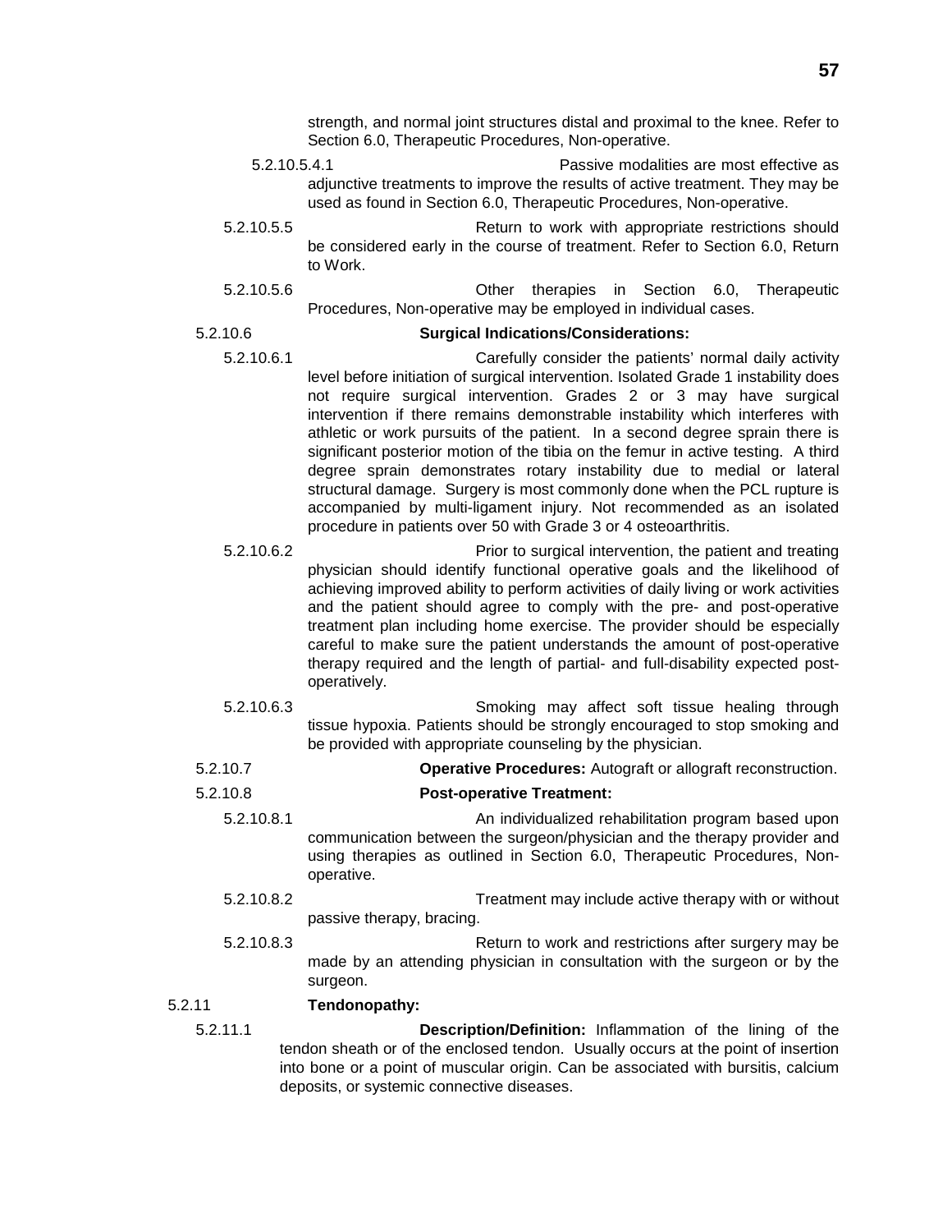strength, and normal joint structures distal and proximal to the knee. Refer to Section 6.0, Therapeutic Procedures, Non-operative.

5.2.10.5.4.1 Passive modalities are most effective as adjunctive treatments to improve the results of active treatment. They may be used as found in Section 6.0, Therapeutic Procedures, Non-operative.

5.2.10.5.5 Return to work with appropriate restrictions should be considered early in the course of treatment. Refer to Section 6.0, Return to Work.

5.2.10.5.6 Other therapies in Section 6.0, Therapeutic Procedures, Non-operative may be employed in individual cases.

5.2.10.6 **Surgical Indications/Considerations:**

5.2.10.6.1 Carefully consider the patients' normal daily activity level before initiation of surgical intervention. Isolated Grade 1 instability does not require surgical intervention. Grades 2 or 3 may have surgical intervention if there remains demonstrable instability which interferes with athletic or work pursuits of the patient. In a second degree sprain there is significant posterior motion of the tibia on the femur in active testing. A third degree sprain demonstrates rotary instability due to medial or lateral structural damage. Surgery is most commonly done when the PCL rupture is accompanied by multi-ligament injury. Not recommended as an isolated procedure in patients over 50 with Grade 3 or 4 osteoarthritis.

5.2.10.6.2 Prior to surgical intervention, the patient and treating physician should identify functional operative goals and the likelihood of achieving improved ability to perform activities of daily living or work activities and the patient should agree to comply with the pre- and post-operative treatment plan including home exercise. The provider should be especially careful to make sure the patient understands the amount of post-operative therapy required and the length of partial- and full-disability expected post-operatively.

5.2.10.6.3 Smoking may affect soft tissue healing through tissue hypoxia. Patients should be strongly encouraged to stop smoking and be provided with appropriate counseling by the physician.

5.2.10.7 **Operative Procedures:** Autograft or allograft reconstruction.

5.2.10.8 **Post-operative Treatment:**

5.2.10.8.1 An individualized rehabilitation program based upon communication between the surgeon/physician and the therapy provider and using therapies as outlined in Section 6.0, Therapeutic Procedures, Non-operative.

5.2.10.8.2 Treatment may include active therapy with or without passive therapy, bracing.

5.2.10.8.3 Return to work and restrictions after surgery may be made by an attending physician in consultation with the surgeon or by the surgeon.

5.2.11 **Tendonopathy:**

5.2.11.1 **Description/Definition:** Inflammation of the lining of the tendon sheath or of the enclosed tendon. Usually occurs at the point of insertion into bone or a point of muscular origin. Can be associated with bursitis, calcium deposits, or systemic connective diseases.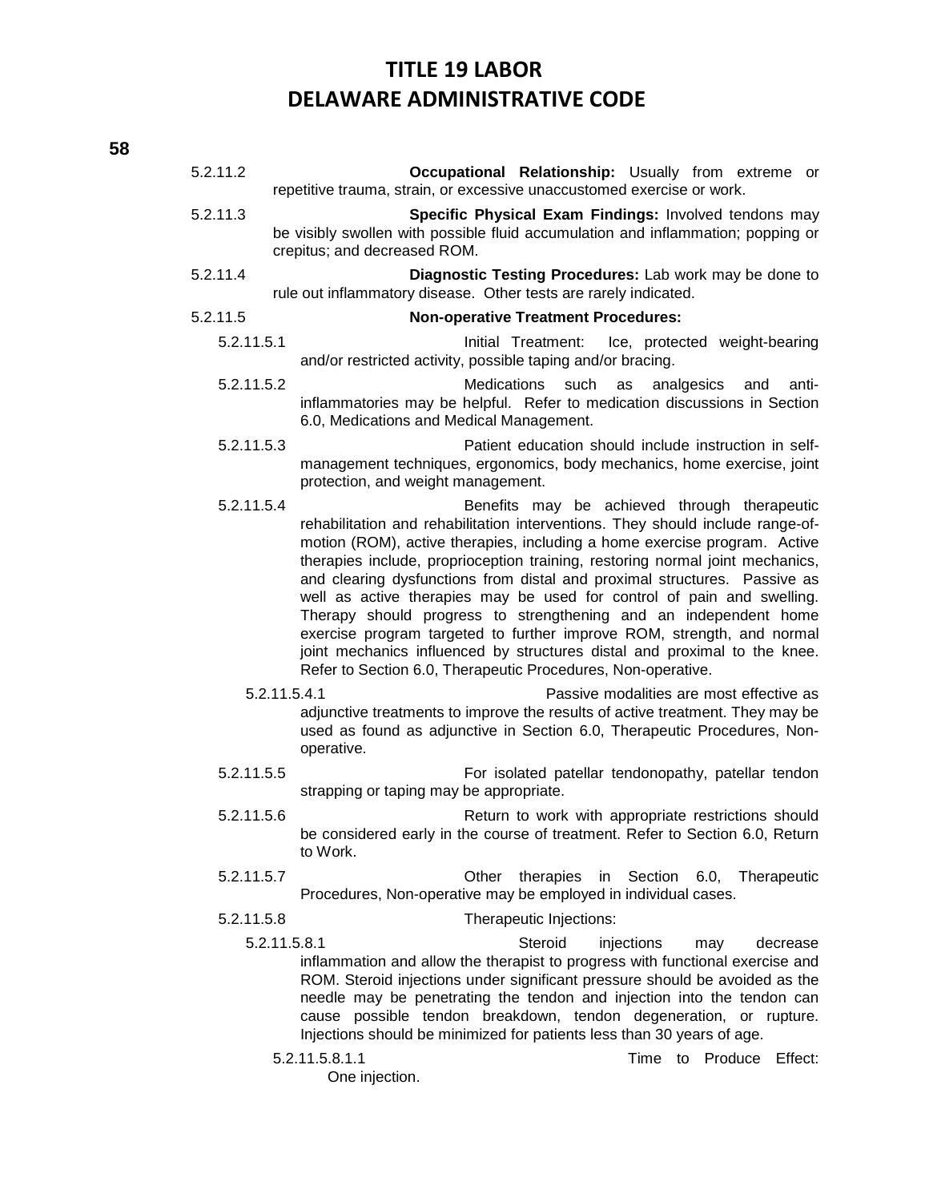5.2.11.2 **Occupational Relationship:** Usually from extreme or repetitive trauma, strain, or excessive unaccustomed exercise or work.

5.2.11.3 **Specific Physical Exam Findings:** Involved tendons may be visibly swollen with possible fluid accumulation and inflammation; popping or crepitus; and decreased ROM.

5.2.11.4 **Diagnostic Testing Procedures:** Lab work may be done to rule out inflammatory disease. Other tests are rarely indicated.

5.2.11.5 **Non-operative Treatment Procedures:**

5.2.11.5.1 Initial Treatment: Ice, protected weight-bearing and/or restricted activity, possible taping and/or bracing.

5.2.11.5.2 Medications such as analgesics and anti-inflammatories may be helpful. Refer to medication discussions in Section 6.0, Medications and Medical Management.

5.2.11.5.3 Patient education should include instruction in self-management techniques, ergonomics, body mechanics, home exercise, joint protection, and weight management.

5.2.11.5.4 Benefits may be achieved through therapeutic rehabilitation and rehabilitation interventions. They should include range-of-motion (ROM), active therapies, including a home exercise program. Active therapies include, proprioception training, restoring normal joint mechanics, and clearing dysfunctions from distal and proximal structures. Passive as well as active therapies may be used for control of pain and swelling. Therapy should progress to strengthening and an independent home exercise program targeted to further improve ROM, strength, and normal joint mechanics influenced by structures distal and proximal to the knee. Refer to Section 6.0, Therapeutic Procedures, Non-operative.

5.2.11.5.4.1 Passive modalities are most effective as adjunctive treatments to improve the results of active treatment. They may be used as found as adjunctive in Section 6.0, Therapeutic Procedures, Non-operative.

5.2.11.5.5 For isolated patellar tendonopathy, patellar tendon strapping or taping may be appropriate.

5.2.11.5.6 Return to work with appropriate restrictions should be considered early in the course of treatment. Refer to Section 6.0, Return to Work.

5.2.11.5.7 Other therapies in Section 6.0, Therapeutic Procedures, Non-operative may be employed in individual cases.

5.2.11.5.8 Therapeutic Injections:

5.2.11.5.8.1 Steroid injections may decrease inflammation and allow the therapist to progress with functional exercise and ROM. Steroid injections under significant pressure should be avoided as the needle may be penetrating the tendon and injection into the tendon can cause possible tendon breakdown, tendon degeneration, or rupture. Injections should be minimized for patients less than 30 years of age.

5.2.11.5.8.1.1 Time to Produce Effect: One injection.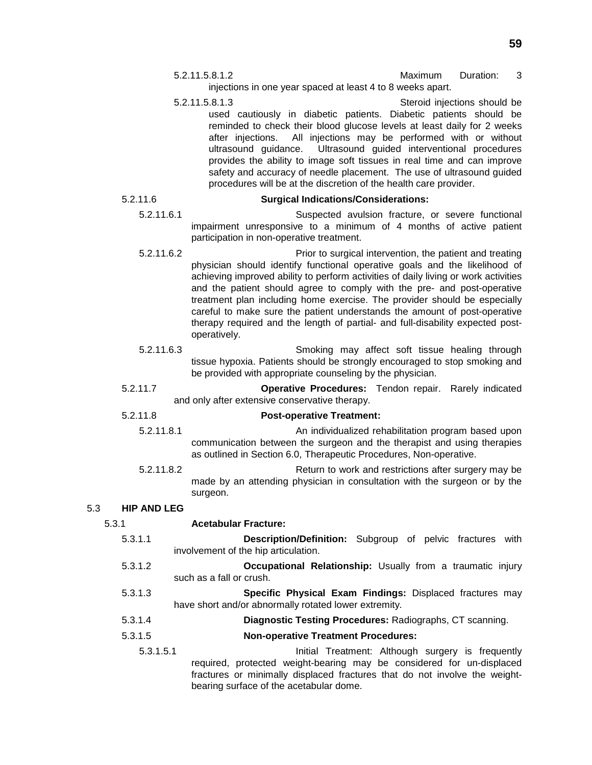5.2.11.5.8.1.2 Maximum Duration: 3 injections in one year spaced at least 4 to 8 weeks apart.

5.2.11.5.8.1.3 Steroid injections should be used cautiously in diabetic patients. Diabetic patients should be reminded to check their blood glucose levels at least daily for 2 weeks after injections. All injections may be performed with or without ultrasound guidance. Ultrasound guided interventional procedures provides the ability to image soft tissues in real time and can improve safety and accuracy of needle placement. The use of ultrasound guided procedures will be at the discretion of the health care provider.

5.2.11.6 **Surgical Indications/Considerations:**

5.2.11.6.1 Suspected avulsion fracture, or severe functional impairment unresponsive to a minimum of 4 months of active patient participation in non-operative treatment.

5.2.11.6.2 Prior to surgical intervention, the patient and treating physician should identify functional operative goals and the likelihood of achieving improved ability to perform activities of daily living or work activities and the patient should agree to comply with the pre- and post-operative treatment plan including home exercise. The provider should be especially careful to make sure the patient understands the amount of post-operative therapy required and the length of partial- and full-disability expected post-operatively.

5.2.11.6.3 Smoking may affect soft tissue healing through tissue hypoxia. Patients should be strongly encouraged to stop smoking and be provided with appropriate counseling by the physician.

5.2.11.7 **Operative Procedures:** Tendon repair. Rarely indicated and only after extensive conservative therapy.

5.2.11.8 **Post-operative Treatment:**

5.2.11.8.1 An individualized rehabilitation program based upon communication between the surgeon and the therapist and using therapies as outlined in Section 6.0, Therapeutic Procedures, Non-operative.

5.2.11.8.2 Return to work and restrictions after surgery may be made by an attending physician in consultation with the surgeon or by the surgeon.

## 5.3 HIP AND LEG

### 5.3.1 Acetabular Fracture:

5.3.1.1 **Description/Definition:** Subgroup of pelvic fractures with involvement of the hip articulation.

5.3.1.2 **Occupational Relationship:** Usually from a traumatic injury such as a fall or crush.

5.3.1.3 **Specific Physical Exam Findings:** Displaced fractures may have short and/or abnormally rotated lower extremity.

5.3.1.4 **Diagnostic Testing Procedures:** Radiographs, CT scanning.

5.3.1.5 **Non-operative Treatment Procedures:**

5.3.1.5.1 Initial Treatment: Although surgery is frequently required, protected weight-bearing may be considered for un-displaced fractures or minimally displaced fractures that do not involve the weight-bearing surface of the acetabular dome.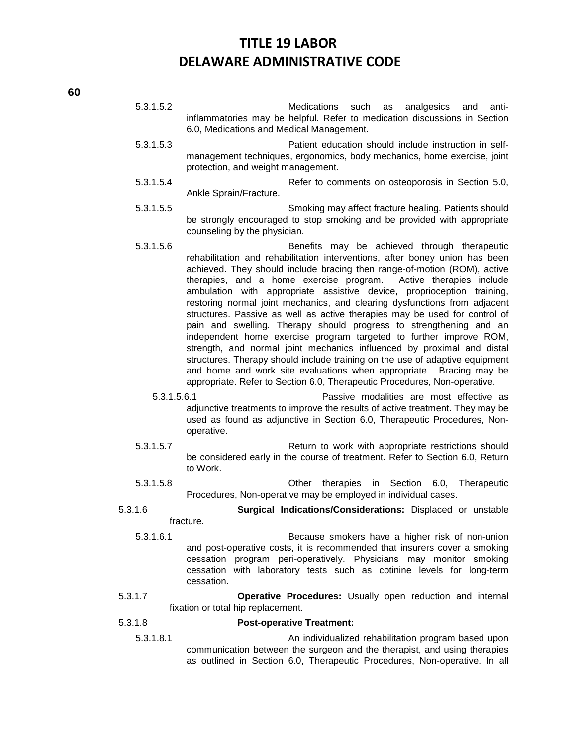5.3.1.5.2 Medications such as analgesics and anti-inflammatories may be helpful. Refer to medication discussions in Section 6.0, Medications and Medical Management.

5.3.1.5.3 Patient education should include instruction in self-management techniques, ergonomics, body mechanics, home exercise, joint protection, and weight management.

5.3.1.5.4 Refer to comments on osteoporosis in Section 5.0, Ankle Sprain/Fracture.

5.3.1.5.5 Smoking may affect fracture healing. Patients should be strongly encouraged to stop smoking and be provided with appropriate counseling by the physician.

5.3.1.5.6 Benefits may be achieved through therapeutic rehabilitation and rehabilitation interventions, after boney union has been achieved. They should include bracing then range-of-motion (ROM), active therapies, and a home exercise program. Active therapies include ambulation with appropriate assistive device, proprioception training, restoring normal joint mechanics, and clearing dysfunctions from adjacent structures. Passive as well as active therapies may be used for control of pain and swelling. Therapy should progress to strengthening and an independent home exercise program targeted to further improve ROM, strength, and normal joint mechanics influenced by proximal and distal structures. Therapy should include training on the use of adaptive equipment and home and work site evaluations when appropriate. Bracing may be appropriate. Refer to Section 6.0, Therapeutic Procedures, Non-operative.

5.3.1.5.6.1 Passive modalities are most effective as adjunctive treatments to improve the results of active treatment. They may be used as found as adjunctive in Section 6.0, Therapeutic Procedures, Non-operative.

5.3.1.5.7 Return to work with appropriate restrictions should be considered early in the course of treatment. Refer to Section 6.0, Return to Work.

5.3.1.5.8 Other therapies in Section 6.0, Therapeutic Procedures, Non-operative may be employed in individual cases.

5.3.1.6 **Surgical Indications/Considerations:** Displaced or unstable fracture.

5.3.1.6.1 Because smokers have a higher risk of non-union and post-operative costs, it is recommended that insurers cover a smoking cessation program peri-operatively. Physicians may monitor smoking cessation with laboratory tests such as cotinine levels for long-term cessation.

5.3.1.7 **Operative Procedures:** Usually open reduction and internal fixation or total hip replacement.

5.3.1.8 **Post-operative Treatment:**

5.3.1.8.1 An individualized rehabilitation program based upon communication between the surgeon and the therapist, and using therapies as outlined in Section 6.0, Therapeutic Procedures, Non-operative. In all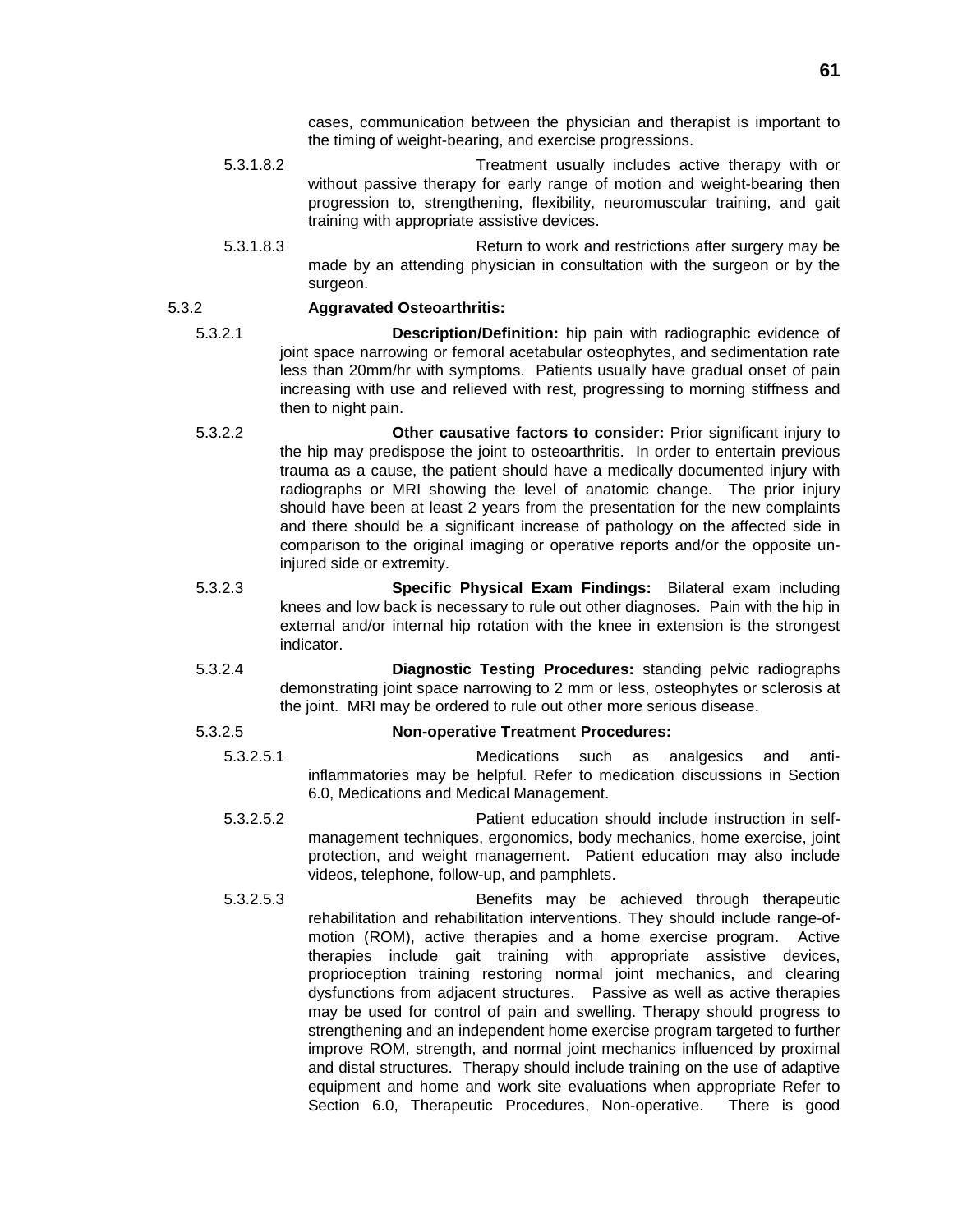cases, communication between the physician and therapist is important to the timing of weight-bearing, and exercise progressions.

5.3.1.8.2 Treatment usually includes active therapy with or without passive therapy for early range of motion and weight-bearing then progression to, strengthening, flexibility, neuromuscular training, and gait training with appropriate assistive devices.

5.3.1.8.3 Return to work and restrictions after surgery may be made by an attending physician in consultation with the surgeon or by the surgeon.

5.3.2 **Aggravated Osteoarthritis:**

5.3.2.1 **Description/Definition:** hip pain with radiographic evidence of joint space narrowing or femoral acetabular osteophytes, and sedimentation rate less than 20mm/hr with symptoms. Patients usually have gradual onset of pain increasing with use and relieved with rest, progressing to morning stiffness and then to night pain.

5.3.2.2 **Other causative factors to consider:** Prior significant injury to the hip may predispose the joint to osteoarthritis. In order to entertain previous trauma as a cause, the patient should have a medically documented injury with radiographs or MRI showing the level of anatomic change. The prior injury should have been at least 2 years from the presentation for the new complaints and there should be a significant increase of pathology on the affected side in comparison to the original imaging or operative reports and/or the opposite un-injured side or extremity.

5.3.2.3 **Specific Physical Exam Findings:** Bilateral exam including knees and low back is necessary to rule out other diagnoses. Pain with the hip in external and/or internal hip rotation with the knee in extension is the strongest indicator.

5.3.2.4 **Diagnostic Testing Procedures:** standing pelvic radiographs demonstrating joint space narrowing to 2 mm or less, osteophytes or sclerosis at the joint. MRI may be ordered to rule out other more serious disease.

5.3.2.5 **Non-operative Treatment Procedures:**

5.3.2.5.1 Medications such as analgesics and anti-inflammatories may be helpful. Refer to medication discussions in Section 6.0, Medications and Medical Management.

5.3.2.5.2 Patient education should include instruction in self-management techniques, ergonomics, body mechanics, home exercise, joint protection, and weight management. Patient education may also include videos, telephone, follow-up, and pamphlets.

5.3.2.5.3 Benefits may be achieved through therapeutic rehabilitation and rehabilitation interventions. They should include range-of-motion (ROM), active therapies and a home exercise program. Active therapies include gait training with appropriate assistive devices, proprioception training restoring normal joint mechanics, and clearing dysfunctions from adjacent structures. Passive as well as active therapies may be used for control of pain and swelling. Therapy should progress to strengthening and an independent home exercise program targeted to further improve ROM, strength, and normal joint mechanics influenced by proximal and distal structures. Therapy should include training on the use of adaptive equipment and home and work site evaluations when appropriate Refer to Section 6.0, Therapeutic Procedures, Non-operative. There is good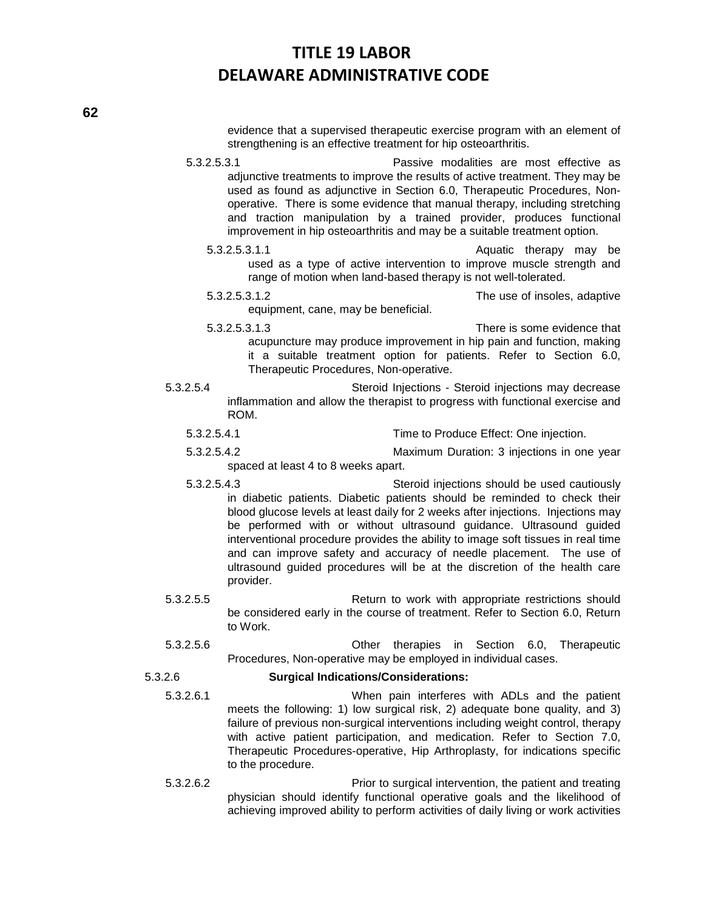evidence that a supervised therapeutic exercise program with an element of strengthening is an effective treatment for hip osteoarthritis.

5.3.2.5.3.1 Passive modalities are most effective as adjunctive treatments to improve the results of active treatment. They may be used as found as adjunctive in Section 6.0, Therapeutic Procedures, Non-operative. There is some evidence that manual therapy, including stretching and traction manipulation by a trained provider, produces functional improvement in hip osteoarthritis and may be a suitable treatment option.

5.3.2.5.3.1.1 Aquatic therapy may be used as a type of active intervention to improve muscle strength and range of motion when land-based therapy is not well-tolerated.

5.3.2.5.3.1.2 The use of insoles, adaptive equipment, cane, may be beneficial.

5.3.2.5.3.1.3 There is some evidence that acupuncture may produce improvement in hip pain and function, making it a suitable treatment option for patients. Refer to Section 6.0, Therapeutic Procedures, Non-operative.

5.3.2.5.4 Steroid Injections - Steroid injections may decrease inflammation and allow the therapist to progress with functional exercise and ROM.

5.3.2.5.4.1 Time to Produce Effect: One injection.

5.3.2.5.4.2 Maximum Duration: 3 injections in one year spaced at least 4 to 8 weeks apart.

5.3.2.5.4.3 Steroid injections should be used cautiously in diabetic patients. Diabetic patients should be reminded to check their blood glucose levels at least daily for 2 weeks after injections. Injections may be performed with or without ultrasound guidance. Ultrasound guided interventional procedure provides the ability to image soft tissues in real time and can improve safety and accuracy of needle placement. The use of ultrasound guided procedures will be at the discretion of the health care provider.

5.3.2.5.5 Return to work with appropriate restrictions should be considered early in the course of treatment. Refer to Section 6.0, Return to Work.

5.3.2.5.6 Other therapies in Section 6.0, Therapeutic Procedures, Non-operative may be employed in individual cases.

5.3.2.6 **Surgical Indications/Considerations:**

5.3.2.6.1 When pain interferes with ADLs and the patient meets the following: 1) low surgical risk, 2) adequate bone quality, and 3) failure of previous non-surgical interventions including weight control, therapy with active patient participation, and medication. Refer to Section 7.0, Therapeutic Procedures-operative, Hip Arthroplasty, for indications specific to the procedure.

5.3.2.6.2 Prior to surgical intervention, the patient and treating physician should identify functional operative goals and the likelihood of achieving improved ability to perform activities of daily living or work activities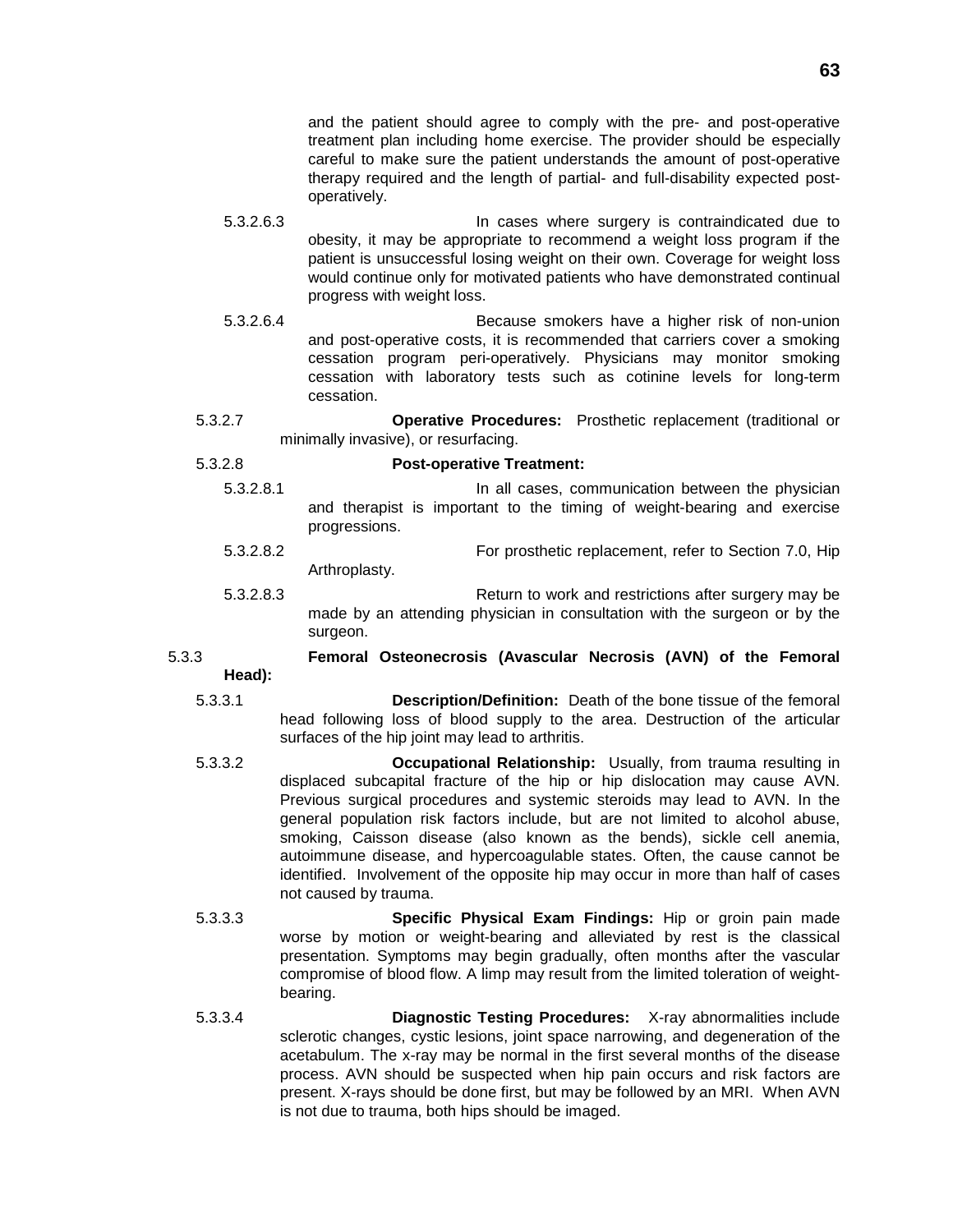and the patient should agree to comply with the pre- and post-operative treatment plan including home exercise. The provider should be especially careful to make sure the patient understands the amount of post-operative therapy required and the length of partial- and full-disability expected post-operatively.

5.3.2.6.3 In cases where surgery is contraindicated due to obesity, it may be appropriate to recommend a weight loss program if the patient is unsuccessful losing weight on their own. Coverage for weight loss would continue only for motivated patients who have demonstrated continual progress with weight loss.

5.3.2.6.4 Because smokers have a higher risk of non-union and post-operative costs, it is recommended that carriers cover a smoking cessation program peri-operatively. Physicians may monitor smoking cessation with laboratory tests such as cotinine levels for long-term cessation.

5.3.2.7 **Operative Procedures:** Prosthetic replacement (traditional or minimally invasive), or resurfacing.

5.3.2.8 **Post-operative Treatment:**

5.3.2.8.1 In all cases, communication between the physician and therapist is important to the timing of weight-bearing and exercise progressions.

5.3.2.8.2 For prosthetic replacement, refer to Section 7.0, Hip Arthroplasty.

5.3.2.8.3 Return to work and restrictions after surgery may be made by an attending physician in consultation with the surgeon or by the surgeon.

5.3.3 **Femoral Osteonecrosis (Avascular Necrosis (AVN) of the Femoral Head):**

5.3.3.1 **Description/Definition:** Death of the bone tissue of the femoral head following loss of blood supply to the area. Destruction of the articular surfaces of the hip joint may lead to arthritis.

5.3.3.2 **Occupational Relationship:** Usually, from trauma resulting in displaced subcapital fracture of the hip or hip dislocation may cause AVN. Previous surgical procedures and systemic steroids may lead to AVN. In the general population risk factors include, but are not limited to alcohol abuse, smoking, Caisson disease (also known as the bends), sickle cell anemia, autoimmune disease, and hypercoagulable states. Often, the cause cannot be identified. Involvement of the opposite hip may occur in more than half of cases not caused by trauma.

5.3.3.3 **Specific Physical Exam Findings:** Hip or groin pain made worse by motion or weight-bearing and alleviated by rest is the classical presentation. Symptoms may begin gradually, often months after the vascular compromise of blood flow. A limp may result from the limited toleration of weight-bearing.

5.3.3.4 **Diagnostic Testing Procedures:** X-ray abnormalities include sclerotic changes, cystic lesions, joint space narrowing, and degeneration of the acetabulum. The x-ray may be normal in the first several months of the disease process. AVN should be suspected when hip pain occurs and risk factors are present. X-rays should be done first, but may be followed by an MRI. When AVN is not due to trauma, both hips should be imaged.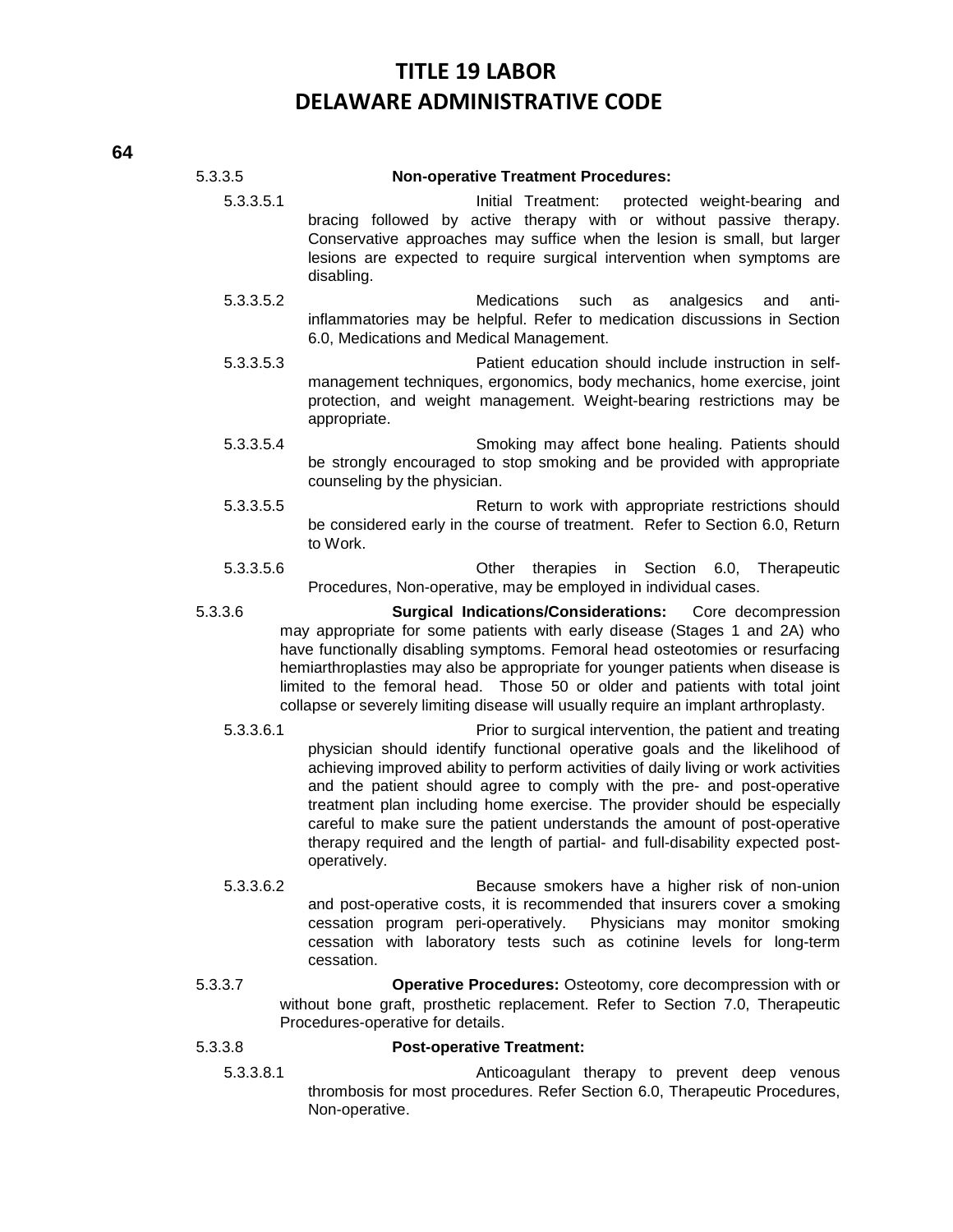5.3.3.5 **Non-operative Treatment Procedures:**

5.3.3.5.1 Initial Treatment: protected weight-bearing and bracing followed by active therapy with or without passive therapy. Conservative approaches may suffice when the lesion is small, but larger lesions are expected to require surgical intervention when symptoms are disabling.

5.3.3.5.2 Medications such as analgesics and anti-inflammatories may be helpful. Refer to medication discussions in Section 6.0, Medications and Medical Management.

5.3.3.5.3 Patient education should include instruction in self-management techniques, ergonomics, body mechanics, home exercise, joint protection, and weight management. Weight-bearing restrictions may be appropriate.

5.3.3.5.4 Smoking may affect bone healing. Patients should be strongly encouraged to stop smoking and be provided with appropriate counseling by the physician.

5.3.3.5.5 Return to work with appropriate restrictions should be considered early in the course of treatment. Refer to Section 6.0, Return to Work.

5.3.3.5.6 Other therapies in Section 6.0, Therapeutic Procedures, Non-operative, may be employed in individual cases.

5.3.3.6 **Surgical Indications/Considerations:** Core decompression may appropriate for some patients with early disease (Stages 1 and 2A) who have functionally disabling symptoms. Femoral head osteotomies or resurfacing hemiarthroplasties may also be appropriate for younger patients when disease is limited to the femoral head. Those 50 or older and patients with total joint collapse or severely limiting disease will usually require an implant arthroplasty.

5.3.3.6.1 Prior to surgical intervention, the patient and treating physician should identify functional operative goals and the likelihood of achieving improved ability to perform activities of daily living or work activities and the patient should agree to comply with the pre- and post-operative treatment plan including home exercise. The provider should be especially careful to make sure the patient understands the amount of post-operative therapy required and the length of partial- and full-disability expected post-operatively.

5.3.3.6.2 Because smokers have a higher risk of non-union and post-operative costs, it is recommended that insurers cover a smoking cessation program peri-operatively. Physicians may monitor smoking cessation with laboratory tests such as cotinine levels for long-term cessation.

5.3.3.7 **Operative Procedures:** Osteotomy, core decompression with or without bone graft, prosthetic replacement. Refer to Section 7.0, Therapeutic Procedures-operative for details.

5.3.3.8 **Post-operative Treatment:**

5.3.3.8.1 Anticoagulant therapy to prevent deep venous thrombosis for most procedures. Refer Section 6.0, Therapeutic Procedures, Non-operative.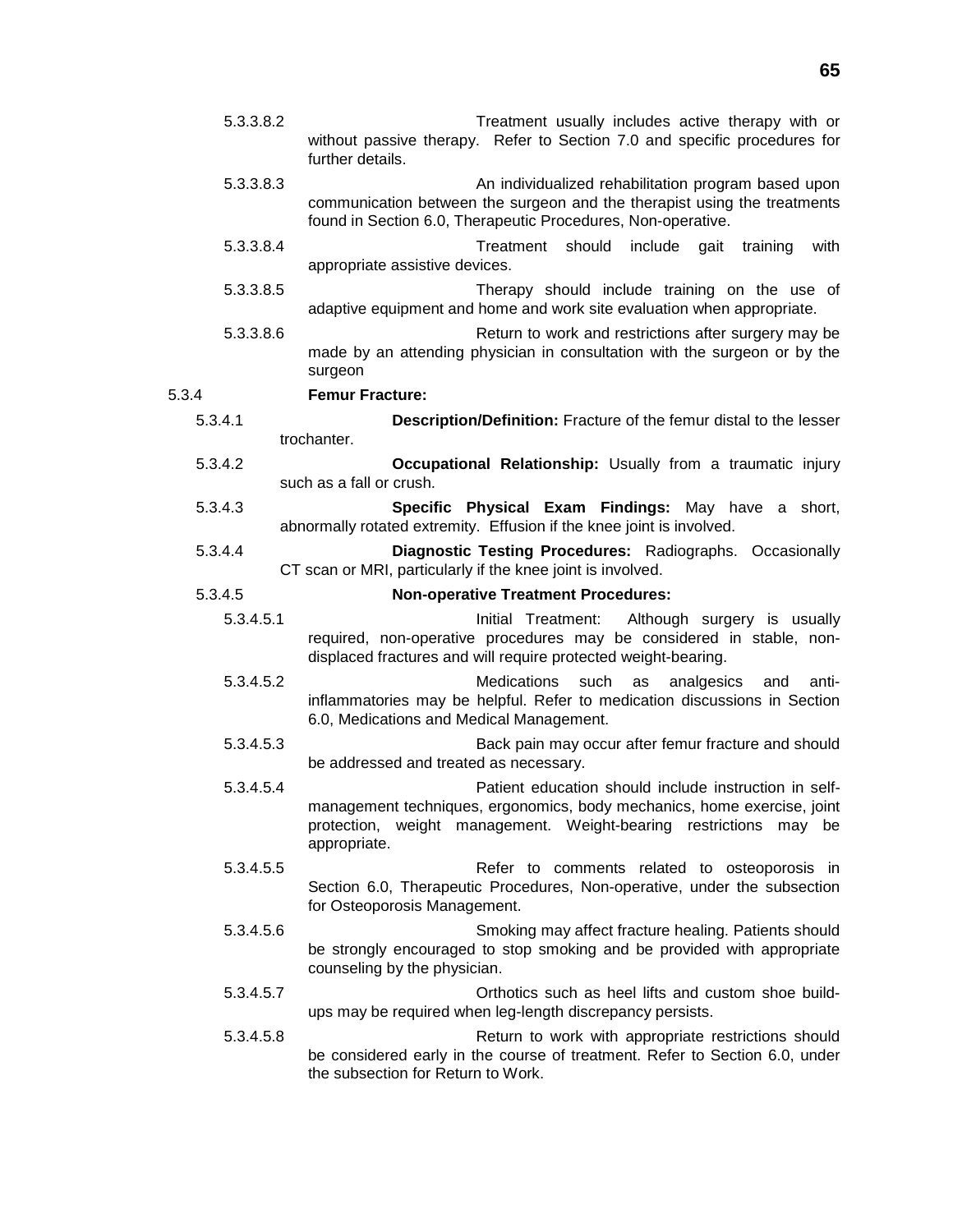5.3.3.8.2 Treatment usually includes active therapy with or without passive therapy. Refer to Section 7.0 and specific procedures for further details.

5.3.3.8.3 An individualized rehabilitation program based upon communication between the surgeon and the therapist using the treatments found in Section 6.0, Therapeutic Procedures, Non-operative.

5.3.3.8.4 Treatment should include gait training with appropriate assistive devices.

5.3.3.8.5 Therapy should include training on the use of adaptive equipment and home and work site evaluation when appropriate.

5.3.3.8.6 Return to work and restrictions after surgery may be made by an attending physician in consultation with the surgeon or by the surgeon

5.3.4 **Femur Fracture:**

5.3.4.1 **Description/Definition:** Fracture of the femur distal to the lesser trochanter.

5.3.4.2 **Occupational Relationship:** Usually from a traumatic injury such as a fall or crush.

5.3.4.3 **Specific Physical Exam Findings:** May have a short, abnormally rotated extremity. Effusion if the knee joint is involved.

5.3.4.4 **Diagnostic Testing Procedures:** Radiographs. Occasionally CT scan or MRI, particularly if the knee joint is involved.

5.3.4.5 **Non-operative Treatment Procedures:**

5.3.4.5.1 Initial Treatment: Although surgery is usually required, non-operative procedures may be considered in stable, non-displaced fractures and will require protected weight-bearing.

5.3.4.5.2 Medications such as analgesics and anti-inflammatories may be helpful. Refer to medication discussions in Section 6.0, Medications and Medical Management.

5.3.4.5.3 Back pain may occur after femur fracture and should be addressed and treated as necessary.

5.3.4.5.4 Patient education should include instruction in self-management techniques, ergonomics, body mechanics, home exercise, joint protection, weight management. Weight-bearing restrictions may be appropriate.

5.3.4.5.5 Refer to comments related to osteoporosis in Section 6.0, Therapeutic Procedures, Non-operative, under the subsection for Osteoporosis Management.

5.3.4.5.6 Smoking may affect fracture healing. Patients should be strongly encouraged to stop smoking and be provided with appropriate counseling by the physician.

5.3.4.5.7 Orthotics such as heel lifts and custom shoe build-ups may be required when leg-length discrepancy persists.

5.3.4.5.8 Return to work with appropriate restrictions should be considered early in the course of treatment. Refer to Section 6.0, under the subsection for Return to Work.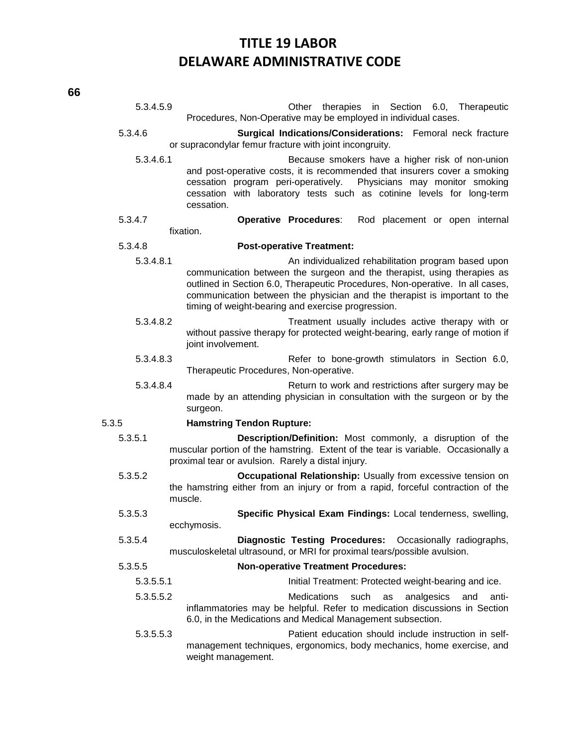5.3.4.5.9 Other therapies in Section 6.0, Therapeutic Procedures, Non-Operative may be employed in individual cases.

5.3.4.6 **Surgical Indications/Considerations:** Femoral neck fracture or supracondylar femur fracture with joint incongruity.

5.3.4.6.1 Because smokers have a higher risk of non-union and post-operative costs, it is recommended that insurers cover a smoking cessation program peri-operatively. Physicians may monitor smoking cessation with laboratory tests such as cotinine levels for long-term cessation.

5.3.4.7 **Operative Procedures**: Rod placement or open internal fixation.

5.3.4.8 **Post-operative Treatment:**

5.3.4.8.1 An individualized rehabilitation program based upon communication between the surgeon and the therapist, using therapies as outlined in Section 6.0, Therapeutic Procedures, Non-operative. In all cases, communication between the physician and the therapist is important to the timing of weight-bearing and exercise progression.

5.3.4.8.2 Treatment usually includes active therapy with or without passive therapy for protected weight-bearing, early range of motion if joint involvement.

5.3.4.8.3 Refer to bone-growth stimulators in Section 6.0, Therapeutic Procedures, Non-operative.

5.3.4.8.4 Return to work and restrictions after surgery may be made by an attending physician in consultation with the surgeon or by the surgeon.

5.3.5 **Hamstring Tendon Rupture:**

5.3.5.1 **Description/Definition:** Most commonly, a disruption of the muscular portion of the hamstring. Extent of the tear is variable. Occasionally a proximal tear or avulsion. Rarely a distal injury.

5.3.5.2 **Occupational Relationship:** Usually from excessive tension on the hamstring either from an injury or from a rapid, forceful contraction of the muscle.

5.3.5.3 **Specific Physical Exam Findings:** Local tenderness, swelling, ecchymosis.

5.3.5.4 **Diagnostic Testing Procedures:** Occasionally radiographs, musculoskeletal ultrasound, or MRI for proximal tears/possible avulsion.

5.3.5.5 **Non-operative Treatment Procedures:**

5.3.5.5.1 Initial Treatment: Protected weight-bearing and ice.

5.3.5.5.2 Medications such as analgesics and anti-inflammatories may be helpful. Refer to medication discussions in Section 6.0, in the Medications and Medical Management subsection.

5.3.5.5.3 Patient education should include instruction in self-management techniques, ergonomics, body mechanics, home exercise, and weight management.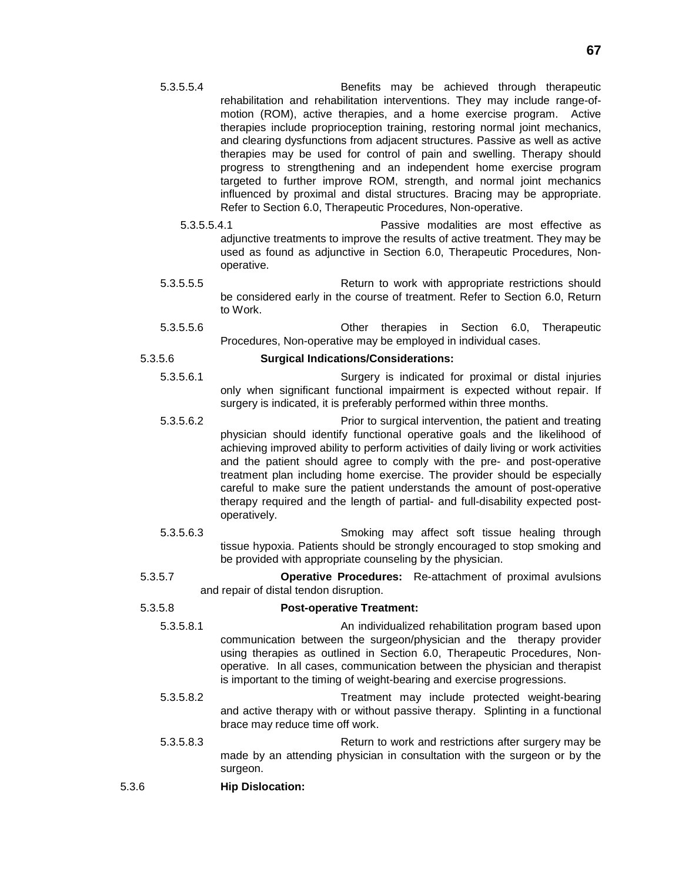5.3.5.5.4 Benefits may be achieved through therapeutic rehabilitation and rehabilitation interventions. They may include range-of-motion (ROM), active therapies, and a home exercise program. Active therapies include proprioception training, restoring normal joint mechanics, and clearing dysfunctions from adjacent structures. Passive as well as active therapies may be used for control of pain and swelling. Therapy should progress to strengthening and an independent home exercise program targeted to further improve ROM, strength, and normal joint mechanics influenced by proximal and distal structures. Bracing may be appropriate. Refer to Section 6.0, Therapeutic Procedures, Non-operative.

5.3.5.5.4.1 Passive modalities are most effective as adjunctive treatments to improve the results of active treatment. They may be used as found as adjunctive in Section 6.0, Therapeutic Procedures, Non-operative.

5.3.5.5.5 Return to work with appropriate restrictions should be considered early in the course of treatment. Refer to Section 6.0, Return to Work.

5.3.5.5.6 Other therapies in Section 6.0, Therapeutic Procedures, Non-operative may be employed in individual cases.

5.3.5.6 **Surgical Indications/Considerations:**

5.3.5.6.1 Surgery is indicated for proximal or distal injuries only when significant functional impairment is expected without repair. If surgery is indicated, it is preferably performed within three months.

5.3.5.6.2 Prior to surgical intervention, the patient and treating physician should identify functional operative goals and the likelihood of achieving improved ability to perform activities of daily living or work activities and the patient should agree to comply with the pre- and post-operative treatment plan including home exercise. The provider should be especially careful to make sure the patient understands the amount of post-operative therapy required and the length of partial- and full-disability expected post-operatively.

5.3.5.6.3 Smoking may affect soft tissue healing through tissue hypoxia. Patients should be strongly encouraged to stop smoking and be provided with appropriate counseling by the physician.

5.3.5.7 **Operative Procedures:** Re-attachment of proximal avulsions and repair of distal tendon disruption.

5.3.5.8 **Post-operative Treatment:**

5.3.5.8.1 An individualized rehabilitation program based upon communication between the surgeon/physician and the therapy provider using therapies as outlined in Section 6.0, Therapeutic Procedures, Non-operative. In all cases, communication between the physician and therapist is important to the timing of weight-bearing and exercise progressions.

5.3.5.8.2 Treatment may include protected weight-bearing and active therapy with or without passive therapy. Splinting in a functional brace may reduce time off work.

5.3.5.8.3 Return to work and restrictions after surgery may be made by an attending physician in consultation with the surgeon or by the surgeon.

5.3.6 **Hip Dislocation:**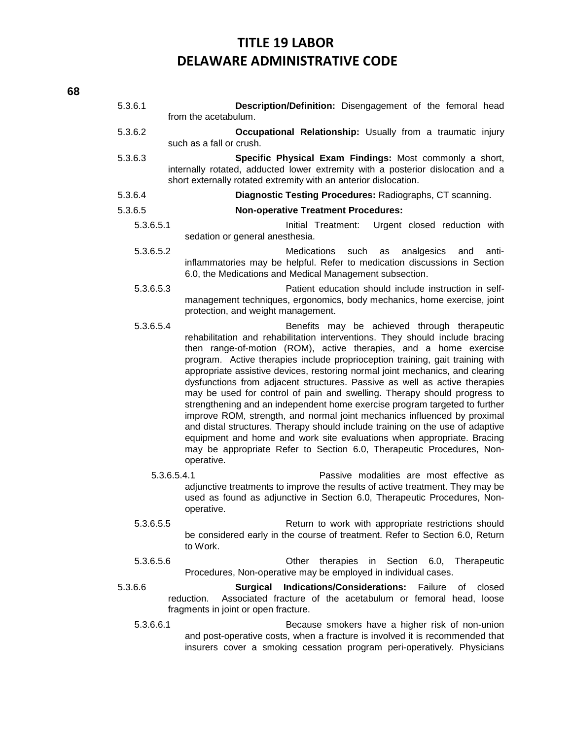5.3.6.1 **Description/Definition:** Disengagement of the femoral head from the acetabulum.

5.3.6.2 **Occupational Relationship:** Usually from a traumatic injury such as a fall or crush.

5.3.6.3 **Specific Physical Exam Findings:** Most commonly a short, internally rotated, adducted lower extremity with a posterior dislocation and a short externally rotated extremity with an anterior dislocation.

5.3.6.4 **Diagnostic Testing Procedures:** Radiographs, CT scanning.

5.3.6.5 **Non-operative Treatment Procedures:**

5.3.6.5.1 Initial Treatment: Urgent closed reduction with sedation or general anesthesia.

5.3.6.5.2 Medications such as analgesics and anti-inflammatories may be helpful. Refer to medication discussions in Section 6.0, the Medications and Medical Management subsection.

5.3.6.5.3 Patient education should include instruction in self-management techniques, ergonomics, body mechanics, home exercise, joint protection, and weight management.

5.3.6.5.4 Benefits may be achieved through therapeutic rehabilitation and rehabilitation interventions. They should include bracing then range-of-motion (ROM), active therapies, and a home exercise program. Active therapies include proprioception training, gait training with appropriate assistive devices, restoring normal joint mechanics, and clearing dysfunctions from adjacent structures. Passive as well as active therapies may be used for control of pain and swelling. Therapy should progress to strengthening and an independent home exercise program targeted to further improve ROM, strength, and normal joint mechanics influenced by proximal and distal structures. Therapy should include training on the use of adaptive equipment and home and work site evaluations when appropriate. Bracing may be appropriate Refer to Section 6.0, Therapeutic Procedures, Non-operative.

5.3.6.5.4.1 Passive modalities are most effective as adjunctive treatments to improve the results of active treatment. They may be used as found as adjunctive in Section 6.0, Therapeutic Procedures, Non-operative.

5.3.6.5.5 Return to work with appropriate restrictions should be considered early in the course of treatment. Refer to Section 6.0, Return to Work.

5.3.6.5.6 Other therapies in Section 6.0, Therapeutic Procedures, Non-operative may be employed in individual cases.

5.3.6.6 **Surgical Indications/Considerations:** Failure of closed reduction. Associated fracture of the acetabulum or femoral head, loose fragments in joint or open fracture.

5.3.6.6.1 Because smokers have a higher risk of non-union and post-operative costs, when a fracture is involved it is recommended that insurers cover a smoking cessation program peri-operatively. Physicians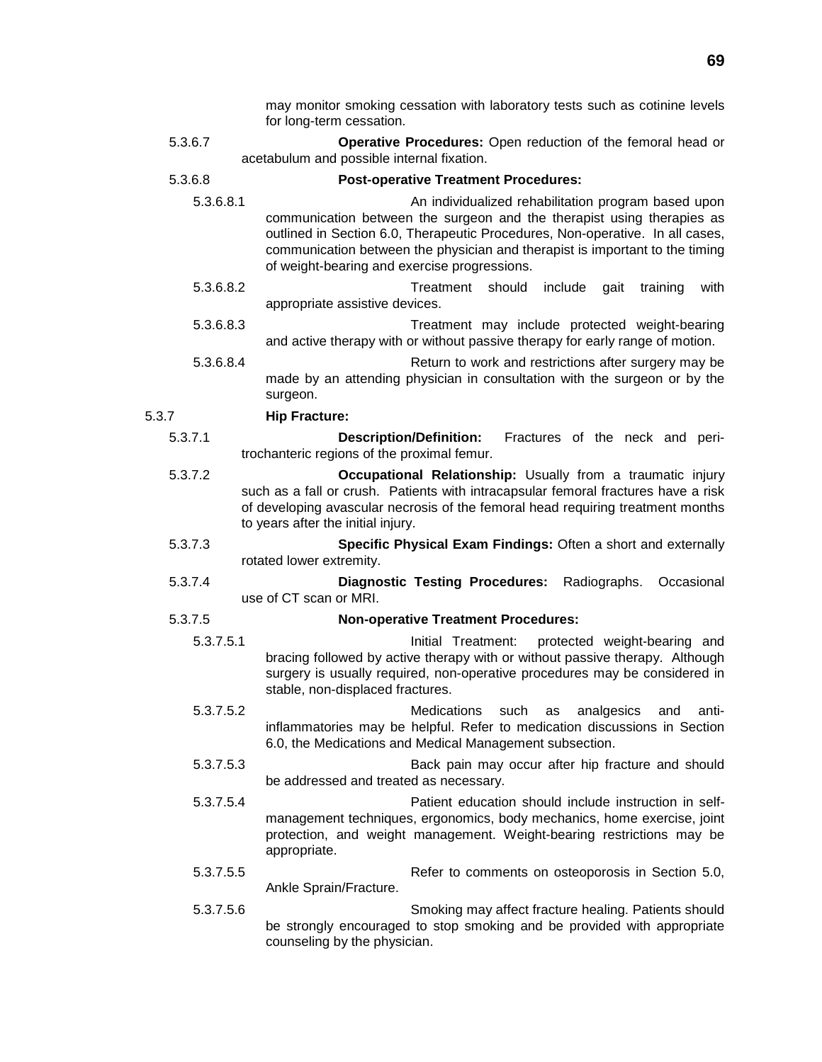may monitor smoking cessation with laboratory tests such as cotinine levels for long-term cessation.

5.3.6.7 **Operative Procedures:** Open reduction of the femoral head or acetabulum and possible internal fixation.

5.3.6.8 **Post-operative Treatment Procedures:**

5.3.6.8.1 An individualized rehabilitation program based upon communication between the surgeon and the therapist using therapies as outlined in Section 6.0, Therapeutic Procedures, Non-operative. In all cases, communication between the physician and therapist is important to the timing of weight-bearing and exercise progressions.

5.3.6.8.2 Treatment should include gait training with appropriate assistive devices.

5.3.6.8.3 Treatment may include protected weight-bearing and active therapy with or without passive therapy for early range of motion.

5.3.6.8.4 Return to work and restrictions after surgery may be made by an attending physician in consultation with the surgeon or by the surgeon.

5.3.7 **Hip Fracture:**

5.3.7.1 **Description/Definition:** Fractures of the neck and peri-trochanteric regions of the proximal femur.

5.3.7.2 **Occupational Relationship:** Usually from a traumatic injury such as a fall or crush. Patients with intracapsular femoral fractures have a risk of developing avascular necrosis of the femoral head requiring treatment months to years after the initial injury.

5.3.7.3 **Specific Physical Exam Findings:** Often a short and externally rotated lower extremity.

5.3.7.4 **Diagnostic Testing Procedures:** Radiographs. Occasional use of CT scan or MRI.

5.3.7.5 **Non-operative Treatment Procedures:**

5.3.7.5.1 Initial Treatment: protected weight-bearing and bracing followed by active therapy with or without passive therapy. Although surgery is usually required, non-operative procedures may be considered in stable, non-displaced fractures.

5.3.7.5.2 Medications such as analgesics and anti-inflammatories may be helpful. Refer to medication discussions in Section 6.0, the Medications and Medical Management subsection.

5.3.7.5.3 Back pain may occur after hip fracture and should be addressed and treated as necessary.

5.3.7.5.4 Patient education should include instruction in self-management techniques, ergonomics, body mechanics, home exercise, joint protection, and weight management. Weight-bearing restrictions may be appropriate.

5.3.7.5.5 Refer to comments on osteoporosis in Section 5.0, Ankle Sprain/Fracture.

5.3.7.5.6 Smoking may affect fracture healing. Patients should be strongly encouraged to stop smoking and be provided with appropriate counseling by the physician.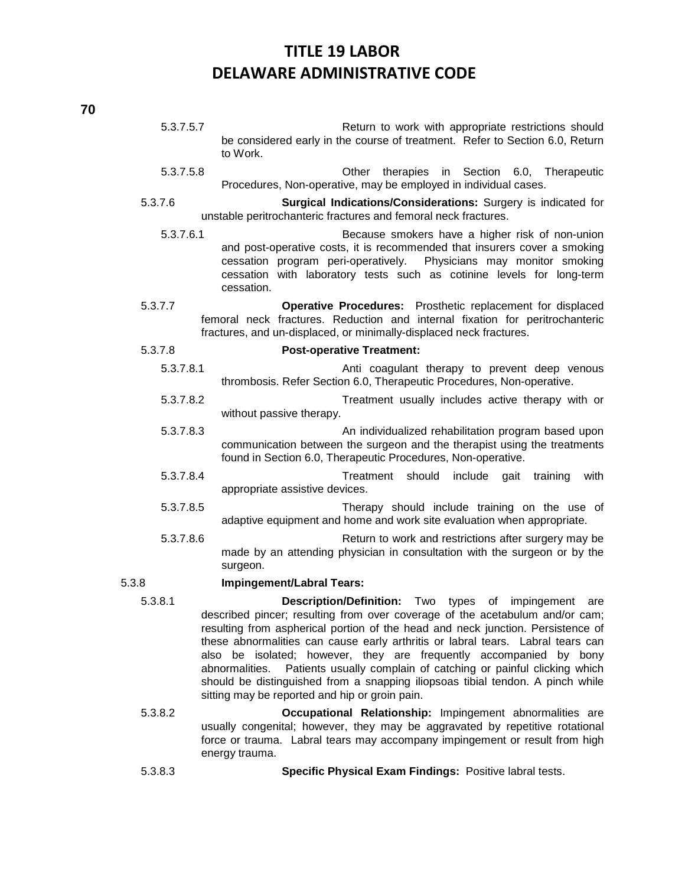5.3.7.5.7 Return to work with appropriate restrictions should be considered early in the course of treatment. Refer to Section 6.0, Return to Work.

5.3.7.5.8 Other therapies in Section 6.0, Therapeutic Procedures, Non-operative, may be employed in individual cases.

5.3.7.6 **Surgical Indications/Considerations:** Surgery is indicated for unstable peritrochanteric fractures and femoral neck fractures.

5.3.7.6.1 Because smokers have a higher risk of non-union and post-operative costs, it is recommended that insurers cover a smoking cessation program peri-operatively. Physicians may monitor smoking cessation with laboratory tests such as cotinine levels for long-term cessation.

5.3.7.7 **Operative Procedures:** Prosthetic replacement for displaced femoral neck fractures. Reduction and internal fixation for peritrochanteric fractures, and un-displaced, or minimally-displaced neck fractures.

5.3.7.8 **Post-operative Treatment:**

5.3.7.8.1 Anti coagulant therapy to prevent deep venous thrombosis. Refer Section 6.0, Therapeutic Procedures, Non-operative.

5.3.7.8.2 Treatment usually includes active therapy with or without passive therapy.

5.3.7.8.3 An individualized rehabilitation program based upon communication between the surgeon and the therapist using the treatments found in Section 6.0, Therapeutic Procedures, Non-operative.

5.3.7.8.4 Treatment should include gait training with appropriate assistive devices.

5.3.7.8.5 Therapy should include training on the use of adaptive equipment and home and work site evaluation when appropriate.

5.3.7.8.6 Return to work and restrictions after surgery may be made by an attending physician in consultation with the surgeon or by the surgeon.

5.3.8 **Impingement/Labral Tears:**

5.3.8.1 **Description/Definition:** Two types of impingement are described pincer; resulting from over coverage of the acetabulum and/or cam; resulting from aspherical portion of the head and neck junction. Persistence of these abnormalities can cause early arthritis or labral tears. Labral tears can also be isolated; however, they are frequently accompanied by bony abnormalities. Patients usually complain of catching or painful clicking which should be distinguished from a snapping iliopsoas tibial tendon. A pinch while sitting may be reported and hip or groin pain.

5.3.8.2 **Occupational Relationship:** Impingement abnormalities are usually congenital; however, they may be aggravated by repetitive rotational force or trauma. Labral tears may accompany impingement or result from high energy trauma.

5.3.8.3 **Specific Physical Exam Findings:** Positive labral tests.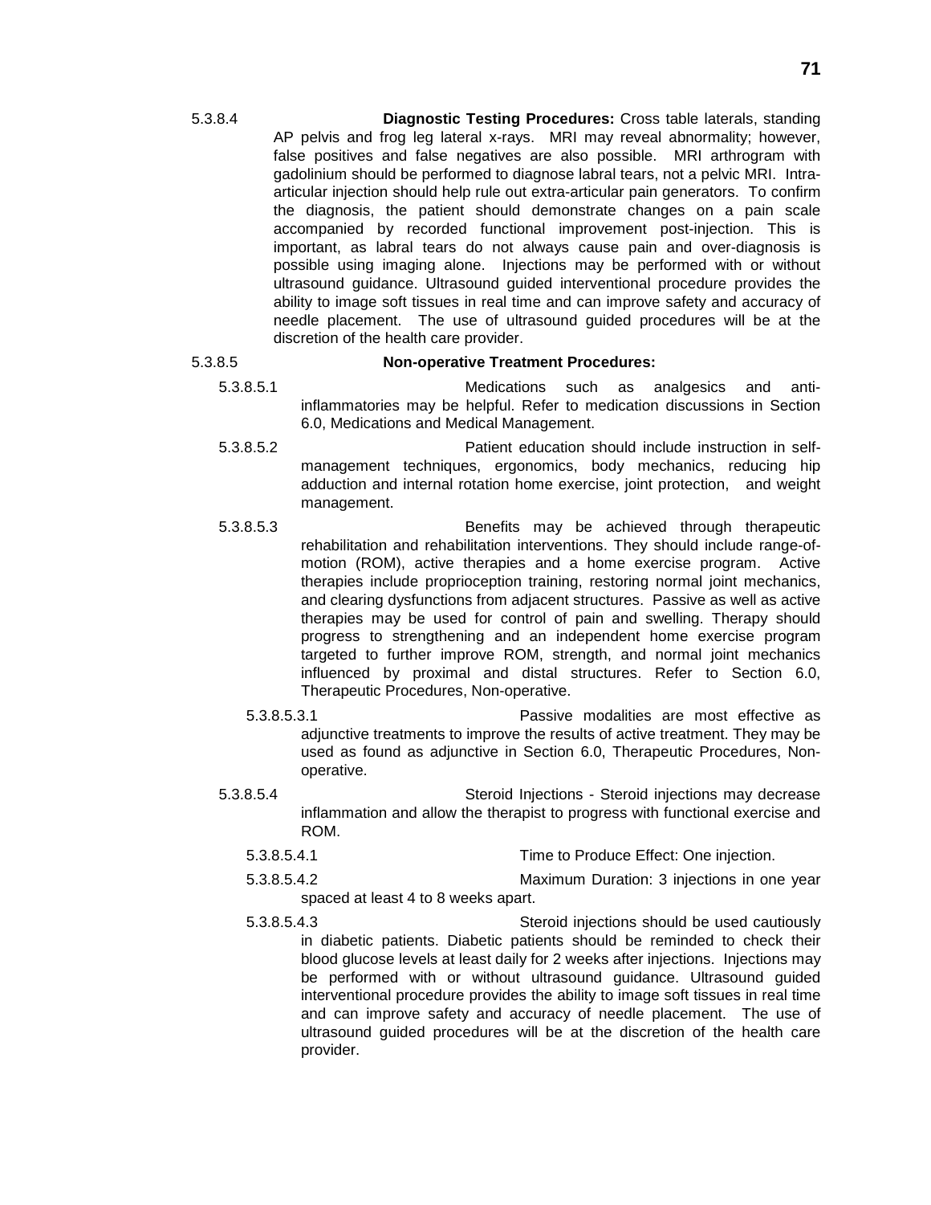5.3.8.4 **Diagnostic Testing Procedures:** Cross table laterals, standing AP pelvis and frog leg lateral x-rays. MRI may reveal abnormality; however, false positives and false negatives are also possible. MRI arthrogram with gadolinium should be performed to diagnose labral tears, not a pelvic MRI. Intra-articular injection should help rule out extra-articular pain generators. To confirm the diagnosis, the patient should demonstrate changes on a pain scale accompanied by recorded functional improvement post-injection. This is important, as labral tears do not always cause pain and over-diagnosis is possible using imaging alone. Injections may be performed with or without ultrasound guidance. Ultrasound guided interventional procedure provides the ability to image soft tissues in real time and can improve safety and accuracy of needle placement. The use of ultrasound guided procedures will be at the discretion of the health care provider.

5.3.8.5 **Non-operative Treatment Procedures:**

5.3.8.5.1 Medications such as analgesics and anti-inflammatories may be helpful. Refer to medication discussions in Section 6.0, Medications and Medical Management.

5.3.8.5.2 Patient education should include instruction in self-management techniques, ergonomics, body mechanics, reducing hip adduction and internal rotation home exercise, joint protection, and weight management.

5.3.8.5.3 Benefits may be achieved through therapeutic rehabilitation and rehabilitation interventions. They should include range-of-motion (ROM), active therapies and a home exercise program. Active therapies include proprioception training, restoring normal joint mechanics, and clearing dysfunctions from adjacent structures. Passive as well as active therapies may be used for control of pain and swelling. Therapy should progress to strengthening and an independent home exercise program targeted to further improve ROM, strength, and normal joint mechanics influenced by proximal and distal structures. Refer to Section 6.0, Therapeutic Procedures, Non-operative.

5.3.8.5.3.1 Passive modalities are most effective as adjunctive treatments to improve the results of active treatment. They may be used as found as adjunctive in Section 6.0, Therapeutic Procedures, Non-operative.

5.3.8.5.4 Steroid Injections - Steroid injections may decrease inflammation and allow the therapist to progress with functional exercise and ROM.

5.3.8.5.4.1 Time to Produce Effect: One injection.

5.3.8.5.4.2 Maximum Duration: 3 injections in one year spaced at least 4 to 8 weeks apart.

5.3.8.5.4.3 Steroid injections should be used cautiously in diabetic patients. Diabetic patients should be reminded to check their blood glucose levels at least daily for 2 weeks after injections. Injections may be performed with or without ultrasound guidance. Ultrasound guided interventional procedure provides the ability to image soft tissues in real time and can improve safety and accuracy of needle placement. The use of ultrasound guided procedures will be at the discretion of the health care provider.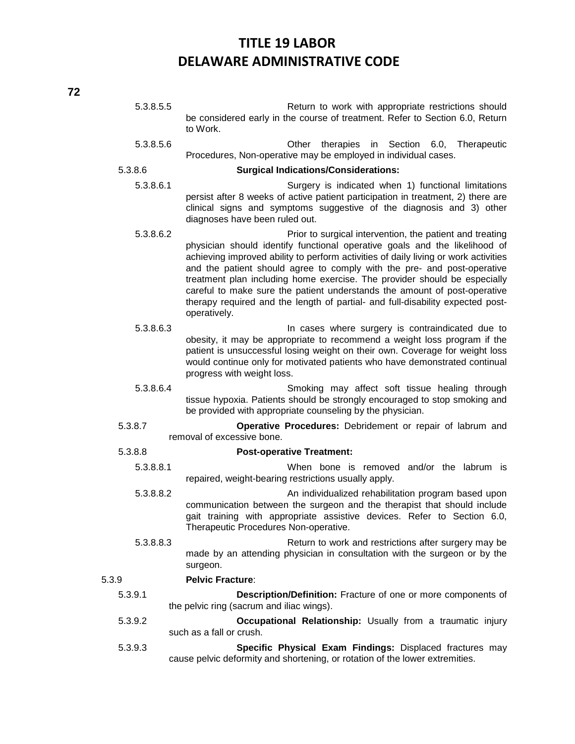5.3.8.5.5 Return to work with appropriate restrictions should be considered early in the course of treatment. Refer to Section 6.0, Return to Work.

5.3.8.5.6 Other therapies in Section 6.0, Therapeutic Procedures, Non-operative may be employed in individual cases.

5.3.8.6 **Surgical Indications/Considerations:**

5.3.8.6.1 Surgery is indicated when 1) functional limitations persist after 8 weeks of active patient participation in treatment, 2) there are clinical signs and symptoms suggestive of the diagnosis and 3) other diagnoses have been ruled out.

5.3.8.6.2 Prior to surgical intervention, the patient and treating physician should identify functional operative goals and the likelihood of achieving improved ability to perform activities of daily living or work activities and the patient should agree to comply with the pre- and post-operative treatment plan including home exercise. The provider should be especially careful to make sure the patient understands the amount of post-operative therapy required and the length of partial- and full-disability expected post-operatively.

5.3.8.6.3 In cases where surgery is contraindicated due to obesity, it may be appropriate to recommend a weight loss program if the patient is unsuccessful losing weight on their own. Coverage for weight loss would continue only for motivated patients who have demonstrated continual progress with weight loss.

5.3.8.6.4 Smoking may affect soft tissue healing through tissue hypoxia. Patients should be strongly encouraged to stop smoking and be provided with appropriate counseling by the physician.

5.3.8.7 **Operative Procedures:** Debridement or repair of labrum and removal of excessive bone.

5.3.8.8 **Post-operative Treatment:**

5.3.8.8.1 When bone is removed and/or the labrum is repaired, weight-bearing restrictions usually apply.

5.3.8.8.2 An individualized rehabilitation program based upon communication between the surgeon and the therapist that should include gait training with appropriate assistive devices. Refer to Section 6.0, Therapeutic Procedures Non-operative.

5.3.8.8.3 Return to work and restrictions after surgery may be made by an attending physician in consultation with the surgeon or by the surgeon.

5.3.9 **Pelvic Fracture**:

5.3.9.1 **Description/Definition:** Fracture of one or more components of the pelvic ring (sacrum and iliac wings).

5.3.9.2 **Occupational Relationship:** Usually from a traumatic injury such as a fall or crush.

5.3.9.3 **Specific Physical Exam Findings:** Displaced fractures may cause pelvic deformity and shortening, or rotation of the lower extremities.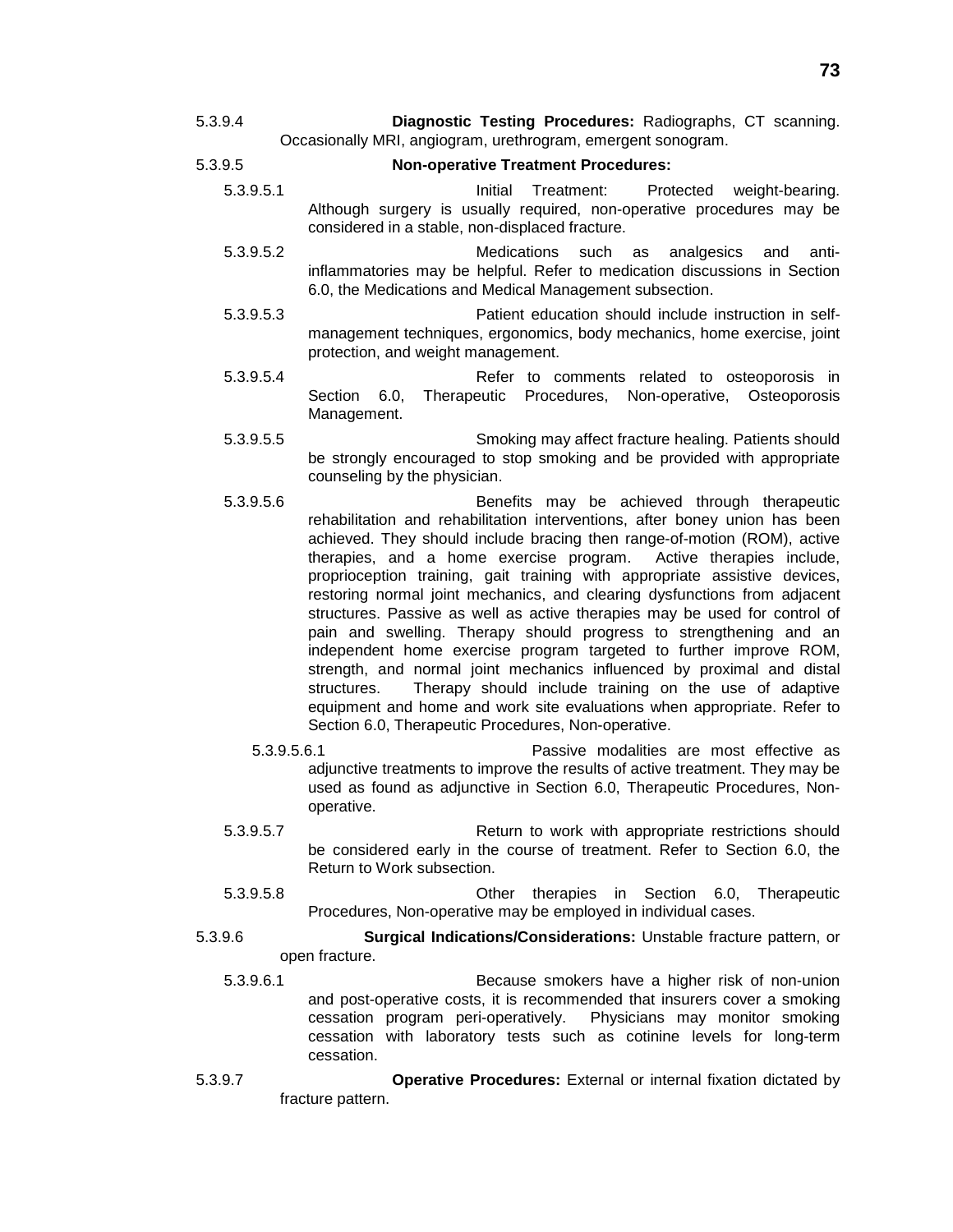5.3.9.4 **Diagnostic Testing Procedures:** Radiographs, CT scanning. Occasionally MRI, angiogram, urethrogram, emergent sonogram.

5.3.9.5 **Non-operative Treatment Procedures:**

5.3.9.5.1 Initial Treatment: Protected weight-bearing. Although surgery is usually required, non-operative procedures may be considered in a stable, non-displaced fracture.

5.3.9.5.2 Medications such as analgesics and anti-inflammatories may be helpful. Refer to medication discussions in Section 6.0, the Medications and Medical Management subsection.

5.3.9.5.3 Patient education should include instruction in self-management techniques, ergonomics, body mechanics, home exercise, joint protection, and weight management.

5.3.9.5.4 Refer to comments related to osteoporosis in Section 6.0, Therapeutic Procedures, Non-operative, Osteoporosis Management.

5.3.9.5.5 Smoking may affect fracture healing. Patients should be strongly encouraged to stop smoking and be provided with appropriate counseling by the physician.

5.3.9.5.6 Benefits may be achieved through therapeutic rehabilitation and rehabilitation interventions, after boney union has been achieved. They should include bracing then range-of-motion (ROM), active therapies, and a home exercise program. Active therapies include, proprioception training, gait training with appropriate assistive devices, restoring normal joint mechanics, and clearing dysfunctions from adjacent structures. Passive as well as active therapies may be used for control of pain and swelling. Therapy should progress to strengthening and an independent home exercise program targeted to further improve ROM, strength, and normal joint mechanics influenced by proximal and distal structures. Therapy should include training on the use of adaptive equipment and home and work site evaluations when appropriate. Refer to Section 6.0, Therapeutic Procedures, Non-operative.

5.3.9.5.6.1 Passive modalities are most effective as adjunctive treatments to improve the results of active treatment. They may be used as found as adjunctive in Section 6.0, Therapeutic Procedures, Non-operative.

5.3.9.5.7 Return to work with appropriate restrictions should be considered early in the course of treatment. Refer to Section 6.0, the Return to Work subsection.

5.3.9.5.8 Other therapies in Section 6.0, Therapeutic Procedures, Non-operative may be employed in individual cases.

5.3.9.6 **Surgical Indications/Considerations:** Unstable fracture pattern, or open fracture.

5.3.9.6.1 Because smokers have a higher risk of non-union and post-operative costs, it is recommended that insurers cover a smoking cessation program peri-operatively. Physicians may monitor smoking cessation with laboratory tests such as cotinine levels for long-term cessation.

5.3.9.7 **Operative Procedures:** External or internal fixation dictated by fracture pattern.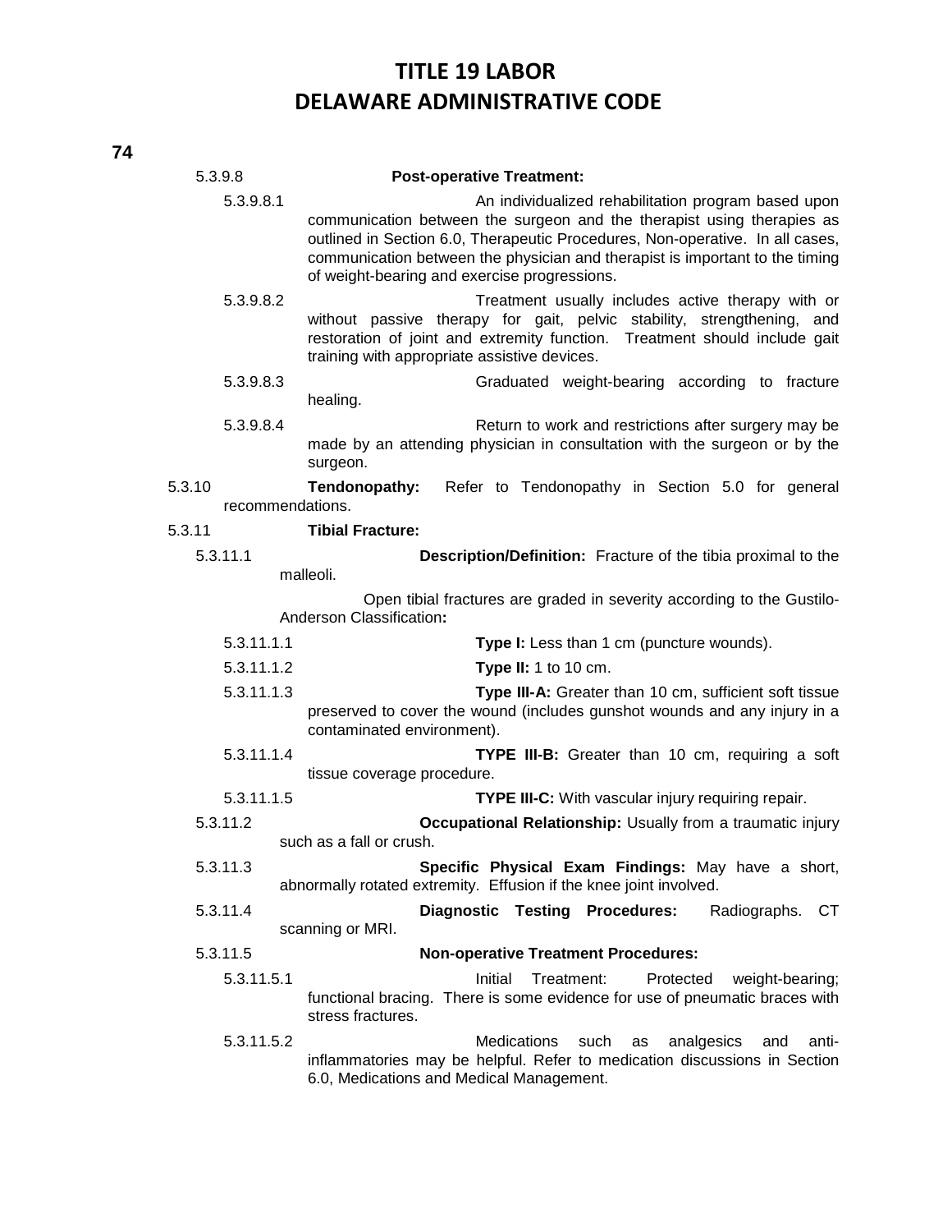5.3.9.8 **Post-operative Treatment:**

5.3.9.8.1 An individualized rehabilitation program based upon communication between the surgeon and the therapist using therapies as outlined in Section 6.0, Therapeutic Procedures, Non-operative. In all cases, communication between the physician and therapist is important to the timing of weight-bearing and exercise progressions.

5.3.9.8.2 Treatment usually includes active therapy with or without passive therapy for gait, pelvic stability, strengthening, and restoration of joint and extremity function. Treatment should include gait training with appropriate assistive devices.

5.3.9.8.3 Graduated weight-bearing according to fracture healing.

5.3.9.8.4 Return to work and restrictions after surgery may be made by an attending physician in consultation with the surgeon or by the surgeon.

5.3.10 **Tendonopathy:** Refer to Tendonopathy in Section 5.0 for general recommendations.

5.3.11 **Tibial Fracture:**

5.3.11.1 **Description/Definition:** Fracture of the tibia proximal to the malleoli.

Open tibial fractures are graded in severity according to the Gustilo-Anderson Classification**:**

5.3.11.1.1 **Type I:** Less than 1 cm (puncture wounds).

5.3.11.1.2 **Type II:** 1 to 10 cm.

5.3.11.1.3 **Type III-A:** Greater than 10 cm, sufficient soft tissue preserved to cover the wound (includes gunshot wounds and any injury in a contaminated environment).

5.3.11.1.4 **TYPE III-B:** Greater than 10 cm, requiring a soft tissue coverage procedure.

5.3.11.1.5 **TYPE III-C:** With vascular injury requiring repair.

5.3.11.2 **Occupational Relationship:** Usually from a traumatic injury such as a fall or crush.

5.3.11.3 **Specific Physical Exam Findings:** May have a short, abnormally rotated extremity. Effusion if the knee joint involved.

5.3.11.4 **Diagnostic Testing Procedures:** Radiographs. CT scanning or MRI.

5.3.11.5 **Non-operative Treatment Procedures:**

5.3.11.5.1 Initial Treatment: Protected weight-bearing; functional bracing. There is some evidence for use of pneumatic braces with stress fractures.

5.3.11.5.2 Medications such as analgesics and anti-inflammatories may be helpful. Refer to medication discussions in Section 6.0, Medications and Medical Management.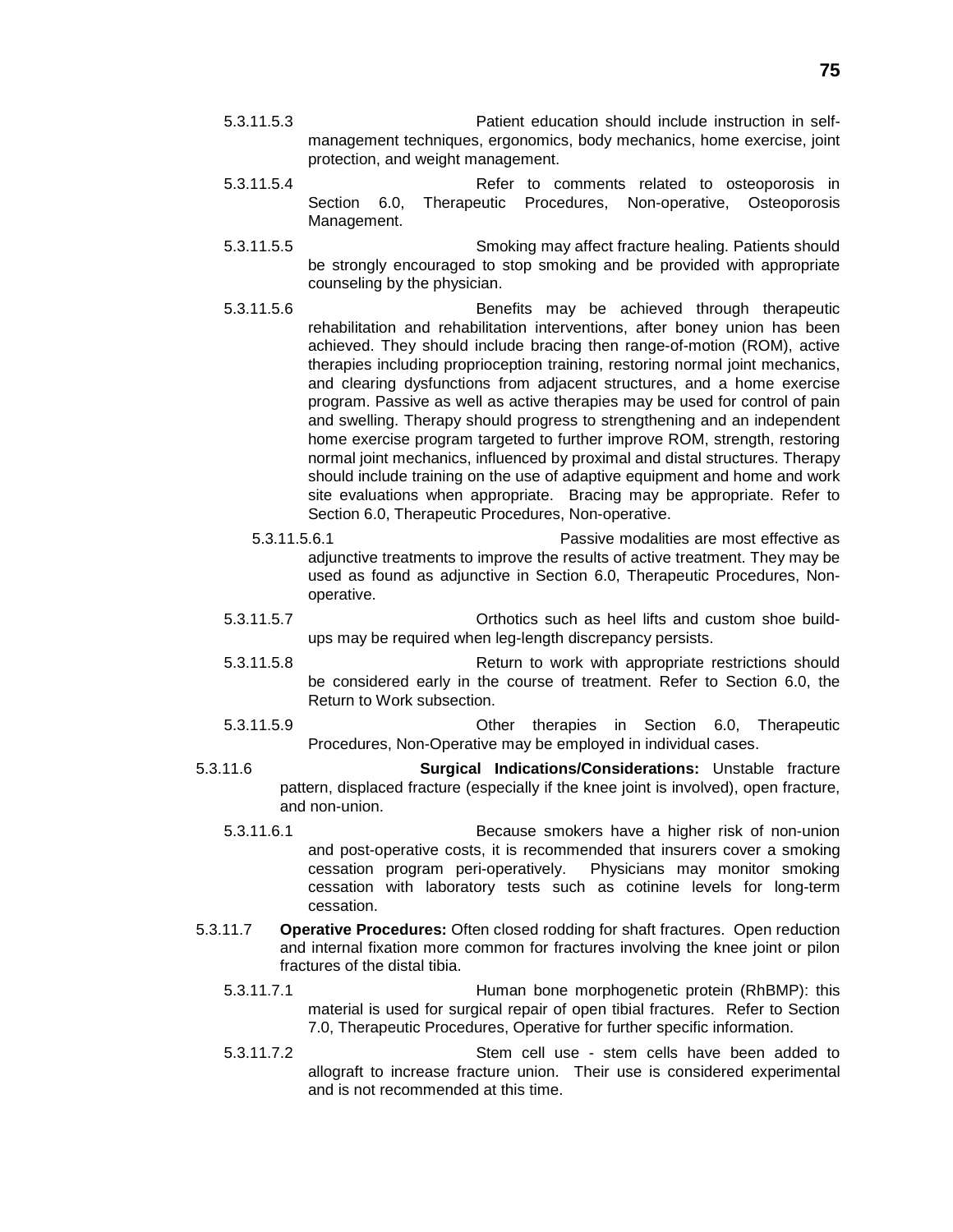5.3.11.5.3 Patient education should include instruction in self-management techniques, ergonomics, body mechanics, home exercise, joint protection, and weight management.

5.3.11.5.4 Refer to comments related to osteoporosis in Section 6.0, Therapeutic Procedures, Non-operative, Osteoporosis Management.

5.3.11.5.5 Smoking may affect fracture healing. Patients should be strongly encouraged to stop smoking and be provided with appropriate counseling by the physician.

5.3.11.5.6 Benefits may be achieved through therapeutic rehabilitation and rehabilitation interventions, after boney union has been achieved. They should include bracing then range-of-motion (ROM), active therapies including proprioception training, restoring normal joint mechanics, and clearing dysfunctions from adjacent structures, and a home exercise program. Passive as well as active therapies may be used for control of pain and swelling. Therapy should progress to strengthening and an independent home exercise program targeted to further improve ROM, strength, restoring normal joint mechanics, influenced by proximal and distal structures. Therapy should include training on the use of adaptive equipment and home and work site evaluations when appropriate. Bracing may be appropriate. Refer to Section 6.0, Therapeutic Procedures, Non-operative.

5.3.11.5.6.1 Passive modalities are most effective as adjunctive treatments to improve the results of active treatment. They may be used as found as adjunctive in Section 6.0, Therapeutic Procedures, Non-operative.

5.3.11.5.7 Orthotics such as heel lifts and custom shoe build-ups may be required when leg-length discrepancy persists.

5.3.11.5.8 Return to work with appropriate restrictions should be considered early in the course of treatment. Refer to Section 6.0, the Return to Work subsection.

5.3.11.5.9 Other therapies in Section 6.0, Therapeutic Procedures, Non-Operative may be employed in individual cases.

5.3.11.6 **Surgical Indications/Considerations:** Unstable fracture pattern, displaced fracture (especially if the knee joint is involved), open fracture, and non-union.

5.3.11.6.1 Because smokers have a higher risk of non-union and post-operative costs, it is recommended that insurers cover a smoking cessation program peri-operatively. Physicians may monitor smoking cessation with laboratory tests such as cotinine levels for long-term cessation.

5.3.11.7 **Operative Procedures:** Often closed rodding for shaft fractures. Open reduction and internal fixation more common for fractures involving the knee joint or pilon fractures of the distal tibia.

5.3.11.7.1 Human bone morphogenetic protein (RhBMP): this material is used for surgical repair of open tibial fractures. Refer to Section 7.0, Therapeutic Procedures, Operative for further specific information.

5.3.11.7.2 Stem cell use - stem cells have been added to allograft to increase fracture union. Their use is considered experimental and is not recommended at this time.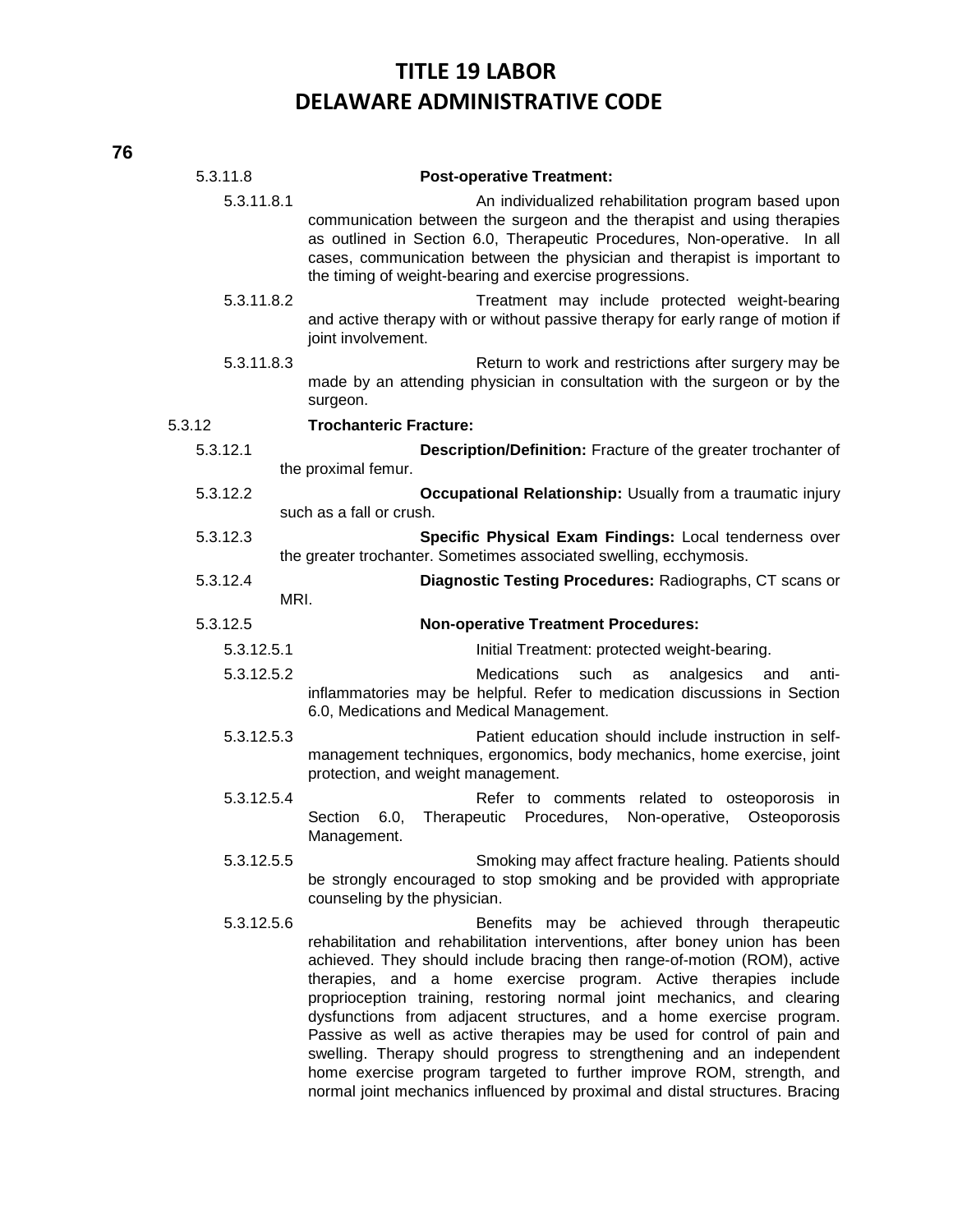5.3.11.8 **Post-operative Treatment:**

5.3.11.8.1 An individualized rehabilitation program based upon communication between the surgeon and the therapist and using therapies as outlined in Section 6.0, Therapeutic Procedures, Non-operative. In all cases, communication between the physician and therapist is important to the timing of weight-bearing and exercise progressions.

5.3.11.8.2 Treatment may include protected weight-bearing and active therapy with or without passive therapy for early range of motion if joint involvement.

5.3.11.8.3 Return to work and restrictions after surgery may be made by an attending physician in consultation with the surgeon or by the surgeon.

5.3.12 **Trochanteric Fracture:**

5.3.12.1 **Description/Definition:** Fracture of the greater trochanter of the proximal femur.

5.3.12.2 **Occupational Relationship:** Usually from a traumatic injury such as a fall or crush.

5.3.12.3 **Specific Physical Exam Findings:** Local tenderness over the greater trochanter. Sometimes associated swelling, ecchymosis.

5.3.12.4 **Diagnostic Testing Procedures:** Radiographs, CT scans or MRI.

5.3.12.5 **Non-operative Treatment Procedures:**

5.3.12.5.1 Initial Treatment: protected weight-bearing.

5.3.12.5.2 Medications such as analgesics and anti-inflammatories may be helpful. Refer to medication discussions in Section 6.0, Medications and Medical Management.

5.3.12.5.3 Patient education should include instruction in self-management techniques, ergonomics, body mechanics, home exercise, joint protection, and weight management.

5.3.12.5.4 Refer to comments related to osteoporosis in Section 6.0, Therapeutic Procedures, Non-operative, Osteoporosis Management.

5.3.12.5.5 Smoking may affect fracture healing. Patients should be strongly encouraged to stop smoking and be provided with appropriate counseling by the physician.

5.3.12.5.6 Benefits may be achieved through therapeutic rehabilitation and rehabilitation interventions, after boney union has been achieved. They should include bracing then range-of-motion (ROM), active therapies, and a home exercise program. Active therapies include proprioception training, restoring normal joint mechanics, and clearing dysfunctions from adjacent structures, and a home exercise program. Passive as well as active therapies may be used for control of pain and swelling. Therapy should progress to strengthening and an independent home exercise program targeted to further improve ROM, strength, and normal joint mechanics influenced by proximal and distal structures. Bracing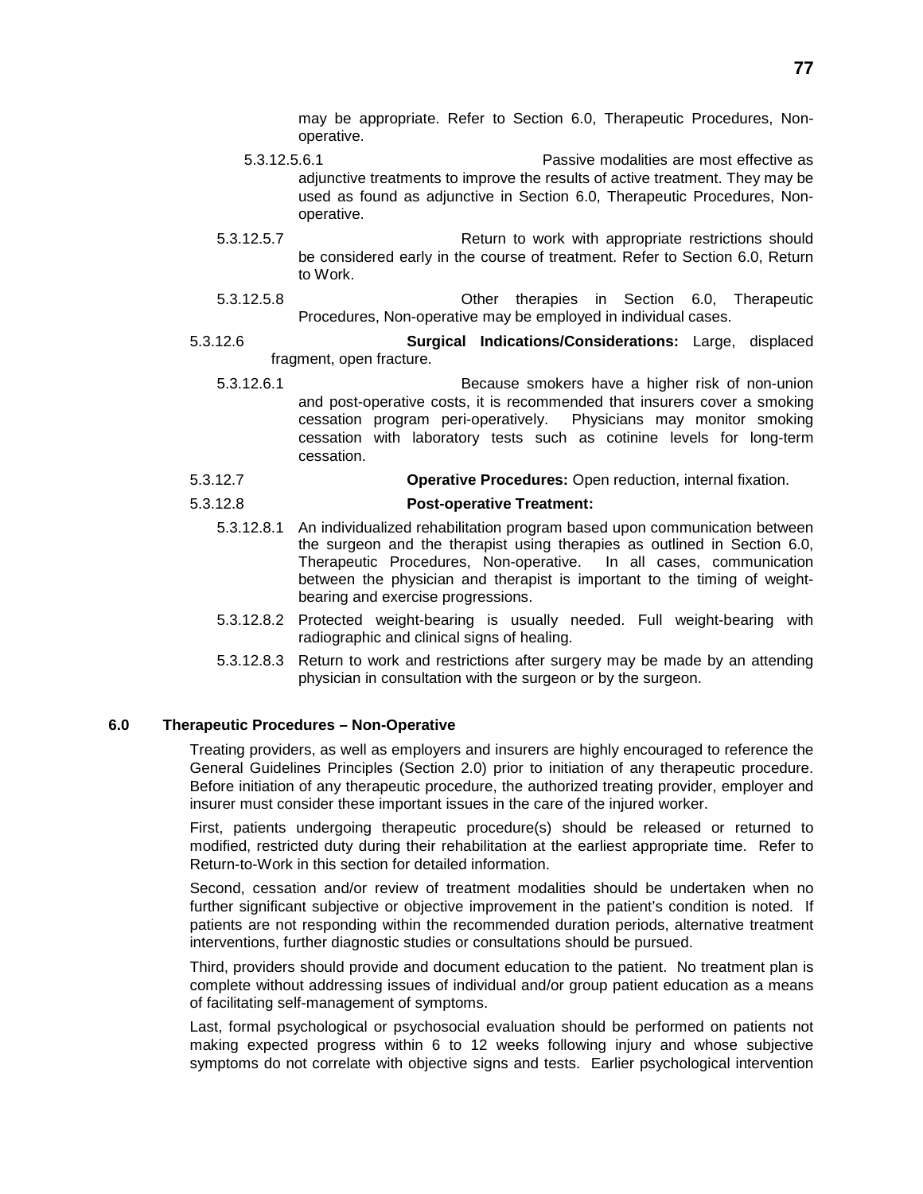may be appropriate. Refer to Section 6.0, Therapeutic Procedures, Non-operative.

5.3.12.5.6.1 Passive modalities are most effective as adjunctive treatments to improve the results of active treatment. They may be used as found as adjunctive in Section 6.0, Therapeutic Procedures, Non-operative.

5.3.12.5.7 Return to work with appropriate restrictions should be considered early in the course of treatment. Refer to Section 6.0, Return to Work.

5.3.12.5.8 Other therapies in Section 6.0, Therapeutic Procedures, Non-operative may be employed in individual cases.

5.3.12.6 **Surgical Indications/Considerations:** Large, displaced fragment, open fracture.

5.3.12.6.1 Because smokers have a higher risk of non-union and post-operative costs, it is recommended that insurers cover a smoking cessation program peri-operatively. Physicians may monitor smoking cessation with laboratory tests such as cotinine levels for long-term cessation.

5.3.12.7 **Operative Procedures:** Open reduction, internal fixation.

5.3.12.8 **Post-operative Treatment:**

5.3.12.8.1 An individualized rehabilitation program based upon communication between the surgeon and the therapist using therapies as outlined in Section 6.0, Therapeutic Procedures, Non-operative. In all cases, communication between the physician and therapist is important to the timing of weight-bearing and exercise progressions.

5.3.12.8.2 Protected weight-bearing is usually needed. Full weight-bearing with radiographic and clinical signs of healing.

5.3.12.8.3 Return to work and restrictions after surgery may be made by an attending physician in consultation with the surgeon or by the surgeon.

## 6.0 Therapeutic Procedures – Non-Operative

Treating providers, as well as employers and insurers are highly encouraged to reference the General Guidelines Principles (Section 2.0) prior to initiation of any therapeutic procedure. Before initiation of any therapeutic procedure, the authorized treating provider, employer and insurer must consider these important issues in the care of the injured worker.

First, patients undergoing therapeutic procedure(s) should be released or returned to modified, restricted duty during their rehabilitation at the earliest appropriate time. Refer to Return-to-Work in this section for detailed information.

Second, cessation and/or review of treatment modalities should be undertaken when no further significant subjective or objective improvement in the patient's condition is noted. If patients are not responding within the recommended duration periods, alternative treatment interventions, further diagnostic studies or consultations should be pursued.

Third, providers should provide and document education to the patient. No treatment plan is complete without addressing issues of individual and/or group patient education as a means of facilitating self-management of symptoms.

Last, formal psychological or psychosocial evaluation should be performed on patients not making expected progress within 6 to 12 weeks following injury and whose subjective symptoms do not correlate with objective signs and tests. Earlier psychological intervention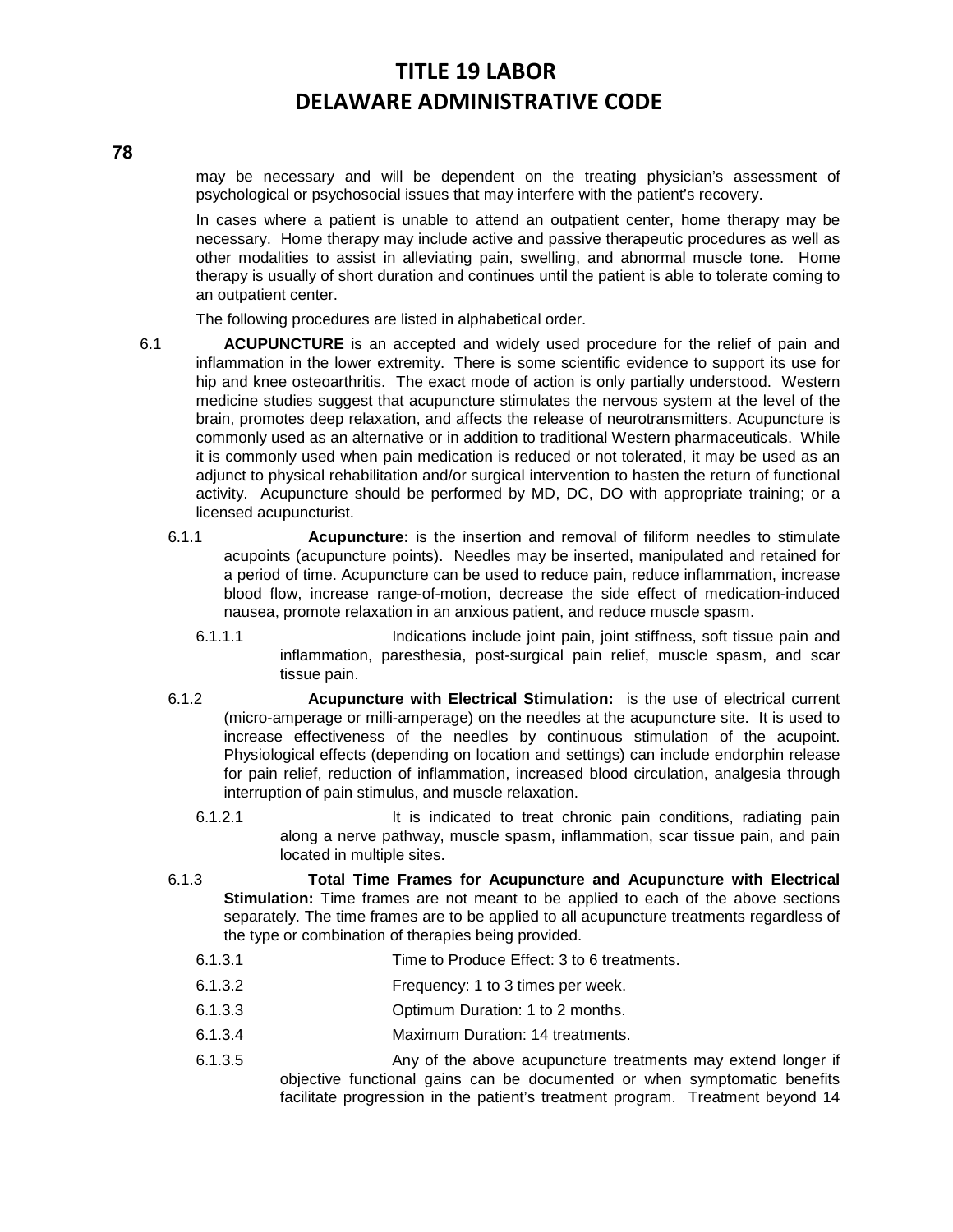may be necessary and will be dependent on the treating physician's assessment of psychological or psychosocial issues that may interfere with the patient's recovery.

In cases where a patient is unable to attend an outpatient center, home therapy may be necessary. Home therapy may include active and passive therapeutic procedures as well as other modalities to assist in alleviating pain, swelling, and abnormal muscle tone. Home therapy is usually of short duration and continues until the patient is able to tolerate coming to an outpatient center.

The following procedures are listed in alphabetical order.

6.1 **ACUPUNCTURE** is an accepted and widely used procedure for the relief of pain and inflammation in the lower extremity. There is some scientific evidence to support its use for hip and knee osteoarthritis. The exact mode of action is only partially understood. Western medicine studies suggest that acupuncture stimulates the nervous system at the level of the brain, promotes deep relaxation, and affects the release of neurotransmitters. Acupuncture is commonly used as an alternative or in addition to traditional Western pharmaceuticals. While it is commonly used when pain medication is reduced or not tolerated, it may be used as an adjunct to physical rehabilitation and/or surgical intervention to hasten the return of functional activity. Acupuncture should be performed by MD, DC, DO with appropriate training; or a licensed acupuncturist.

6.1.1 **Acupuncture:** is the insertion and removal of filiform needles to stimulate acupoints (acupuncture points). Needles may be inserted, manipulated and retained for a period of time. Acupuncture can be used to reduce pain, reduce inflammation, increase blood flow, increase range-of-motion, decrease the side effect of medication-induced nausea, promote relaxation in an anxious patient, and reduce muscle spasm.

6.1.1.1 Indications include joint pain, joint stiffness, soft tissue pain and inflammation, paresthesia, post-surgical pain relief, muscle spasm, and scar tissue pain.

6.1.2 **Acupuncture with Electrical Stimulation:** is the use of electrical current (micro-amperage or milli-amperage) on the needles at the acupuncture site. It is used to increase effectiveness of the needles by continuous stimulation of the acupoint. Physiological effects (depending on location and settings) can include endorphin release for pain relief, reduction of inflammation, increased blood circulation, analgesia through interruption of pain stimulus, and muscle relaxation.

6.1.2.1 It is indicated to treat chronic pain conditions, radiating pain along a nerve pathway, muscle spasm, inflammation, scar tissue pain, and pain located in multiple sites.

6.1.3 **Total Time Frames for Acupuncture and Acupuncture with Electrical Stimulation:** Time frames are not meant to be applied to each of the above sections separately. The time frames are to be applied to all acupuncture treatments regardless of the type or combination of therapies being provided.

6.1.3.1 Time to Produce Effect: 3 to 6 treatments.

6.1.3.2 Frequency: 1 to 3 times per week.

6.1.3.3 Optimum Duration: 1 to 2 months.

6.1.3.4 Maximum Duration: 14 treatments.

6.1.3.5 Any of the above acupuncture treatments may extend longer if objective functional gains can be documented or when symptomatic benefits facilitate progression in the patient's treatment program. Treatment beyond 14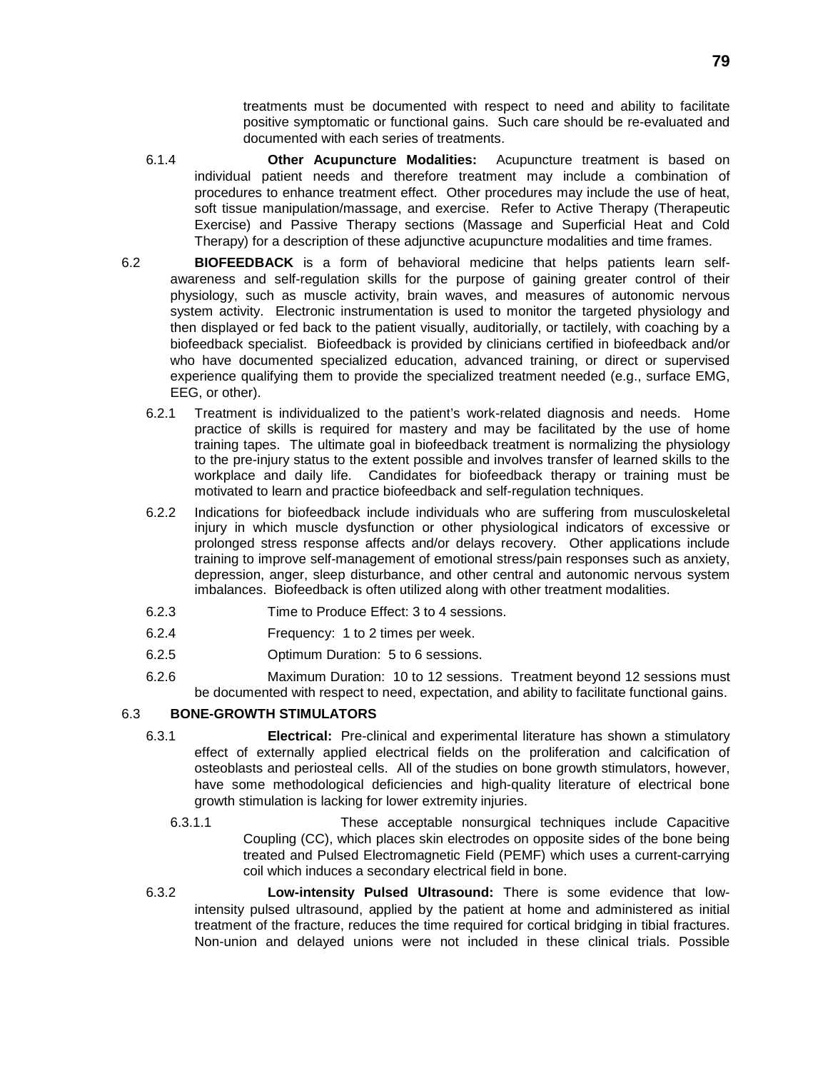treatments must be documented with respect to need and ability to facilitate positive symptomatic or functional gains. Such care should be re-evaluated and documented with each series of treatments.

6.1.4 **Other Acupuncture Modalities:** Acupuncture treatment is based on individual patient needs and therefore treatment may include a combination of procedures to enhance treatment effect. Other procedures may include the use of heat, soft tissue manipulation/massage, and exercise. Refer to Active Therapy (Therapeutic Exercise) and Passive Therapy sections (Massage and Superficial Heat and Cold Therapy) for a description of these adjunctive acupuncture modalities and time frames.

6.2 **BIOFEEDBACK** is a form of behavioral medicine that helps patients learn self-awareness and self-regulation skills for the purpose of gaining greater control of their physiology, such as muscle activity, brain waves, and measures of autonomic nervous system activity. Electronic instrumentation is used to monitor the targeted physiology and then displayed or fed back to the patient visually, auditorially, or tactilely, with coaching by a biofeedback specialist. Biofeedback is provided by clinicians certified in biofeedback and/or who have documented specialized education, advanced training, or direct or supervised experience qualifying them to provide the specialized treatment needed (e.g., surface EMG, EEG, or other).

6.2.1 Treatment is individualized to the patient's work-related diagnosis and needs. Home practice of skills is required for mastery and may be facilitated by the use of home training tapes. The ultimate goal in biofeedback treatment is normalizing the physiology to the pre-injury status to the extent possible and involves transfer of learned skills to the workplace and daily life. Candidates for biofeedback therapy or training must be motivated to learn and practice biofeedback and self-regulation techniques.

6.2.2 Indications for biofeedback include individuals who are suffering from musculoskeletal injury in which muscle dysfunction or other physiological indicators of excessive or prolonged stress response affects and/or delays recovery. Other applications include training to improve self-management of emotional stress/pain responses such as anxiety, depression, anger, sleep disturbance, and other central and autonomic nervous system imbalances. Biofeedback is often utilized along with other treatment modalities.

6.2.3 Time to Produce Effect: 3 to 4 sessions.

6.2.4 Frequency: 1 to 2 times per week.

6.2.5 Optimum Duration: 5 to 6 sessions.

6.2.6 Maximum Duration: 10 to 12 sessions. Treatment beyond 12 sessions must be documented with respect to need, expectation, and ability to facilitate functional gains.

6.3 **BONE-GROWTH STIMULATORS**

6.3.1 **Electrical:** Pre-clinical and experimental literature has shown a stimulatory effect of externally applied electrical fields on the proliferation and calcification of osteoblasts and periosteal cells. All of the studies on bone growth stimulators, however, have some methodological deficiencies and high-quality literature of electrical bone growth stimulation is lacking for lower extremity injuries.

6.3.1.1 These acceptable nonsurgical techniques include Capacitive Coupling (CC), which places skin electrodes on opposite sides of the bone being treated and Pulsed Electromagnetic Field (PEMF) which uses a current-carrying coil which induces a secondary electrical field in bone.

6.3.2 **Low-intensity Pulsed Ultrasound:** There is some evidence that low-intensity pulsed ultrasound, applied by the patient at home and administered as initial treatment of the fracture, reduces the time required for cortical bridging in tibial fractures. Non-union and delayed unions were not included in these clinical trials. Possible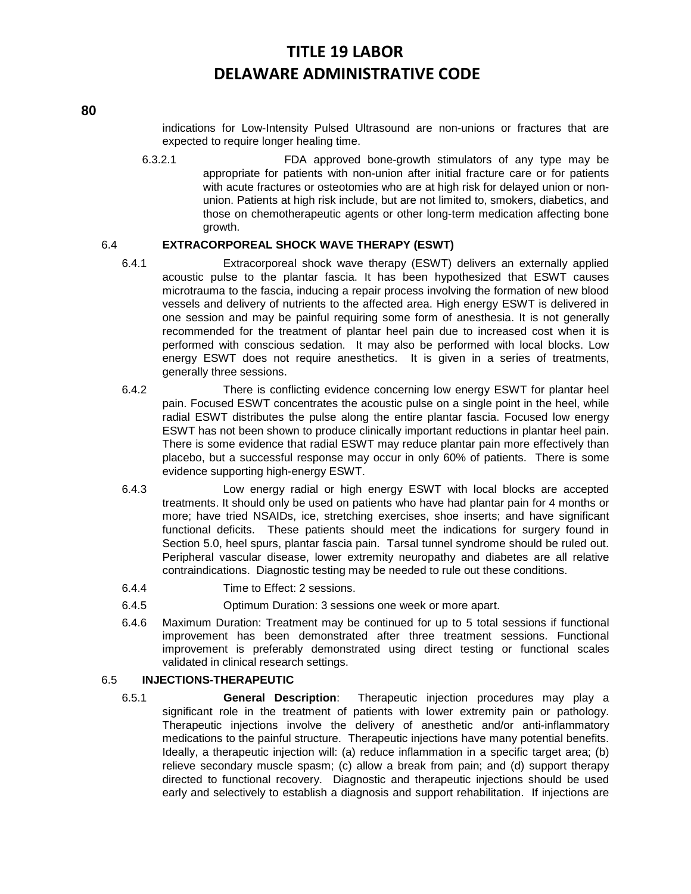indications for Low-Intensity Pulsed Ultrasound are non-unions or fractures that are expected to require longer healing time.

6.3.2.1 FDA approved bone-growth stimulators of any type may be appropriate for patients with non-union after initial fracture care or for patients with acute fractures or osteotomies who are at high risk for delayed union or non-union. Patients at high risk include, but are not limited to, smokers, diabetics, and those on chemotherapeutic agents or other long-term medication affecting bone growth.

6.4 **EXTRACORPOREAL SHOCK WAVE THERAPY (ESWT)**

6.4.1 Extracorporeal shock wave therapy (ESWT) delivers an externally applied acoustic pulse to the plantar fascia. It has been hypothesized that ESWT causes microtrauma to the fascia, inducing a repair process involving the formation of new blood vessels and delivery of nutrients to the affected area. High energy ESWT is delivered in one session and may be painful requiring some form of anesthesia. It is not generally recommended for the treatment of plantar heel pain due to increased cost when it is performed with conscious sedation. It may also be performed with local blocks. Low energy ESWT does not require anesthetics. It is given in a series of treatments, generally three sessions.

6.4.2 There is conflicting evidence concerning low energy ESWT for plantar heel pain. Focused ESWT concentrates the acoustic pulse on a single point in the heel, while radial ESWT distributes the pulse along the entire plantar fascia. Focused low energy ESWT has not been shown to produce clinically important reductions in plantar heel pain. There is some evidence that radial ESWT may reduce plantar pain more effectively than placebo, but a successful response may occur in only 60% of patients. There is some evidence supporting high-energy ESWT.

6.4.3 Low energy radial or high energy ESWT with local blocks are accepted treatments. It should only be used on patients who have had plantar pain for 4 months or more; have tried NSAIDs, ice, stretching exercises, shoe inserts; and have significant functional deficits. These patients should meet the indications for surgery found in Section 5.0, heel spurs, plantar fascia pain. Tarsal tunnel syndrome should be ruled out. Peripheral vascular disease, lower extremity neuropathy and diabetes are all relative contraindications. Diagnostic testing may be needed to rule out these conditions.

6.4.4 Time to Effect: 2 sessions.

6.4.5 Optimum Duration: 3 sessions one week or more apart.

6.4.6 Maximum Duration: Treatment may be continued for up to 5 total sessions if functional improvement has been demonstrated after three treatment sessions. Functional improvement is preferably demonstrated using direct testing or functional scales validated in clinical research settings.

6.5 **INJECTIONS-THERAPEUTIC**

6.5.1 **General Description**: Therapeutic injection procedures may play a significant role in the treatment of patients with lower extremity pain or pathology. Therapeutic injections involve the delivery of anesthetic and/or anti-inflammatory medications to the painful structure. Therapeutic injections have many potential benefits. Ideally, a therapeutic injection will: (a) reduce inflammation in a specific target area; (b) relieve secondary muscle spasm; (c) allow a break from pain; and (d) support therapy directed to functional recovery. Diagnostic and therapeutic injections should be used early and selectively to establish a diagnosis and support rehabilitation. If injections are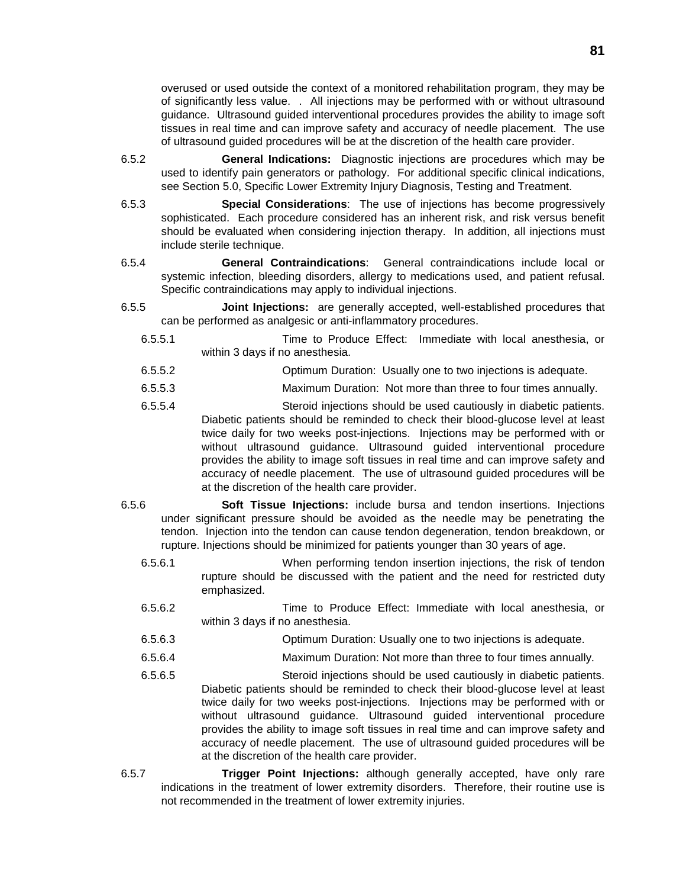overused or used outside the context of a monitored rehabilitation program, they may be of significantly less value. . All injections may be performed with or without ultrasound guidance. Ultrasound guided interventional procedures provides the ability to image soft tissues in real time and can improve safety and accuracy of needle placement. The use of ultrasound guided procedures will be at the discretion of the health care provider.

6.5.2 **General Indications:** Diagnostic injections are procedures which may be used to identify pain generators or pathology. For additional specific clinical indications, see Section 5.0, Specific Lower Extremity Injury Diagnosis, Testing and Treatment.

6.5.3 **Special Considerations**: The use of injections has become progressively sophisticated. Each procedure considered has an inherent risk, and risk versus benefit should be evaluated when considering injection therapy. In addition, all injections must include sterile technique.

6.5.4 **General Contraindications**: General contraindications include local or systemic infection, bleeding disorders, allergy to medications used, and patient refusal. Specific contraindications may apply to individual injections.

6.5.5 **Joint Injections:** are generally accepted, well-established procedures that can be performed as analgesic or anti-inflammatory procedures.

6.5.5.1 Time to Produce Effect: Immediate with local anesthesia, or within 3 days if no anesthesia.

6.5.5.2 Optimum Duration: Usually one to two injections is adequate.

6.5.5.3 Maximum Duration: Not more than three to four times annually.

6.5.5.4 Steroid injections should be used cautiously in diabetic patients. Diabetic patients should be reminded to check their blood-glucose level at least twice daily for two weeks post-injections. Injections may be performed with or without ultrasound guidance. Ultrasound guided interventional procedure provides the ability to image soft tissues in real time and can improve safety and accuracy of needle placement. The use of ultrasound guided procedures will be at the discretion of the health care provider.

6.5.6 **Soft Tissue Injections:** include bursa and tendon insertions. Injections under significant pressure should be avoided as the needle may be penetrating the tendon. Injection into the tendon can cause tendon degeneration, tendon breakdown, or rupture. Injections should be minimized for patients younger than 30 years of age.

6.5.6.1 When performing tendon insertion injections, the risk of tendon rupture should be discussed with the patient and the need for restricted duty emphasized.

6.5.6.2 Time to Produce Effect: Immediate with local anesthesia, or within 3 days if no anesthesia.

6.5.6.3 Optimum Duration: Usually one to two injections is adequate.

6.5.6.4 Maximum Duration: Not more than three to four times annually.

6.5.6.5 Steroid injections should be used cautiously in diabetic patients. Diabetic patients should be reminded to check their blood-glucose level at least twice daily for two weeks post-injections. Injections may be performed with or without ultrasound guidance. Ultrasound guided interventional procedure provides the ability to image soft tissues in real time and can improve safety and accuracy of needle placement. The use of ultrasound guided procedures will be at the discretion of the health care provider.

6.5.7 **Trigger Point Injections:** although generally accepted, have only rare indications in the treatment of lower extremity disorders. Therefore, their routine use is not recommended in the treatment of lower extremity injuries.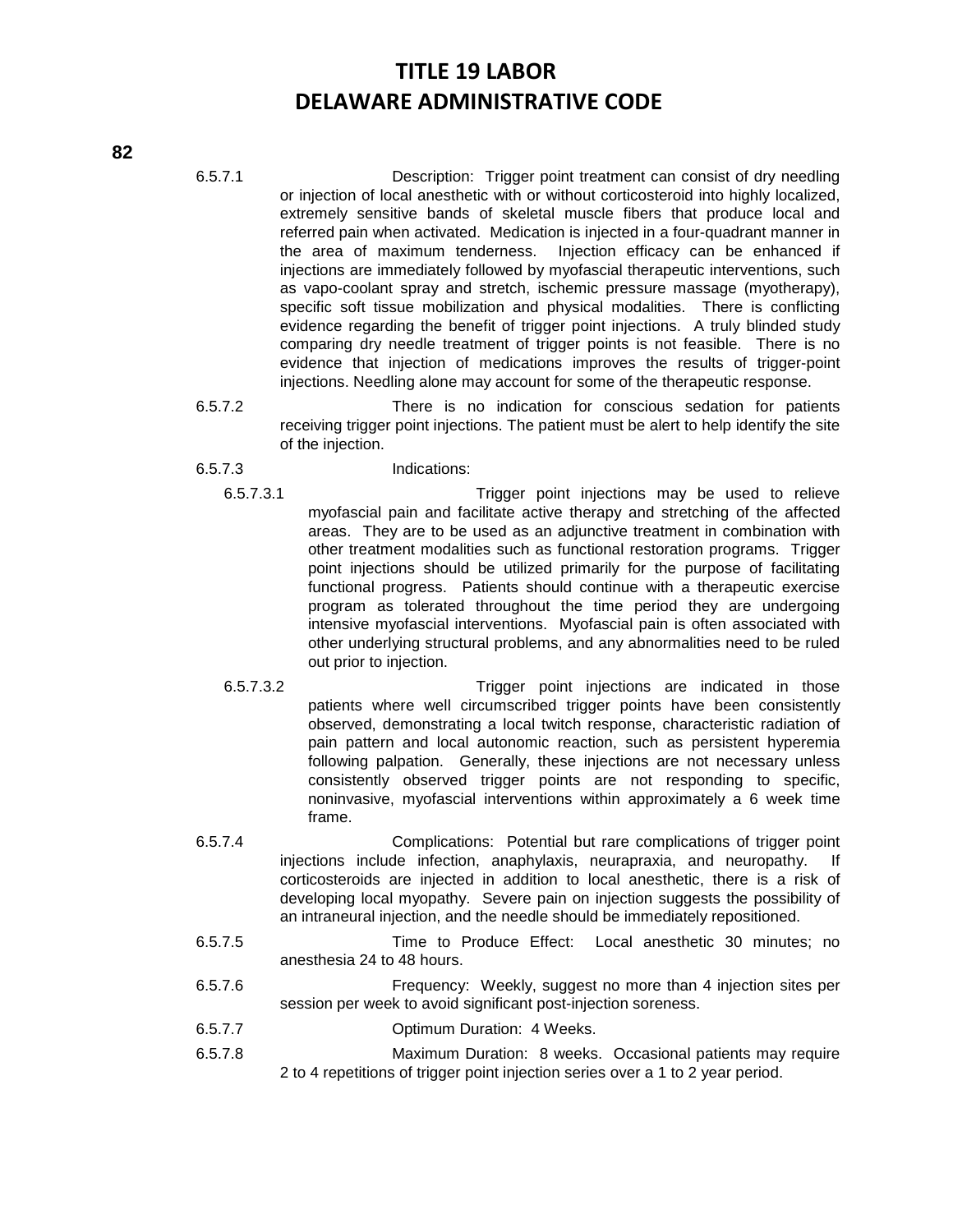6.5.7.1 Description: Trigger point treatment can consist of dry needling or injection of local anesthetic with or without corticosteroid into highly localized, extremely sensitive bands of skeletal muscle fibers that produce local and referred pain when activated. Medication is injected in a four-quadrant manner in the area of maximum tenderness. Injection efficacy can be enhanced if injections are immediately followed by myofascial therapeutic interventions, such as vapo-coolant spray and stretch, ischemic pressure massage (myotherapy), specific soft tissue mobilization and physical modalities. There is conflicting evidence regarding the benefit of trigger point injections. A truly blinded study comparing dry needle treatment of trigger points is not feasible. There is no evidence that injection of medications improves the results of trigger-point injections. Needling alone may account for some of the therapeutic response.

6.5.7.2 There is no indication for conscious sedation for patients receiving trigger point injections. The patient must be alert to help identify the site of the injection.

6.5.7.3 Indications:

6.5.7.3.1 Trigger point injections may be used to relieve myofascial pain and facilitate active therapy and stretching of the affected areas. They are to be used as an adjunctive treatment in combination with other treatment modalities such as functional restoration programs. Trigger point injections should be utilized primarily for the purpose of facilitating functional progress. Patients should continue with a therapeutic exercise program as tolerated throughout the time period they are undergoing intensive myofascial interventions. Myofascial pain is often associated with other underlying structural problems, and any abnormalities need to be ruled out prior to injection.

6.5.7.3.2 Trigger point injections are indicated in those patients where well circumscribed trigger points have been consistently observed, demonstrating a local twitch response, characteristic radiation of pain pattern and local autonomic reaction, such as persistent hyperemia following palpation. Generally, these injections are not necessary unless consistently observed trigger points are not responding to specific, noninvasive, myofascial interventions within approximately a 6 week time frame.

6.5.7.4 Complications: Potential but rare complications of trigger point injections include infection, anaphylaxis, neurapraxia, and neuropathy. If corticosteroids are injected in addition to local anesthetic, there is a risk of developing local myopathy. Severe pain on injection suggests the possibility of an intraneural injection, and the needle should be immediately repositioned.

6.5.7.5 Time to Produce Effect: Local anesthetic 30 minutes; no anesthesia 24 to 48 hours.

6.5.7.6 Frequency: Weekly, suggest no more than 4 injection sites per session per week to avoid significant post-injection soreness.

6.5.7.7 Optimum Duration: 4 Weeks.

6.5.7.8 Maximum Duration: 8 weeks. Occasional patients may require 2 to 4 repetitions of trigger point injection series over a 1 to 2 year period.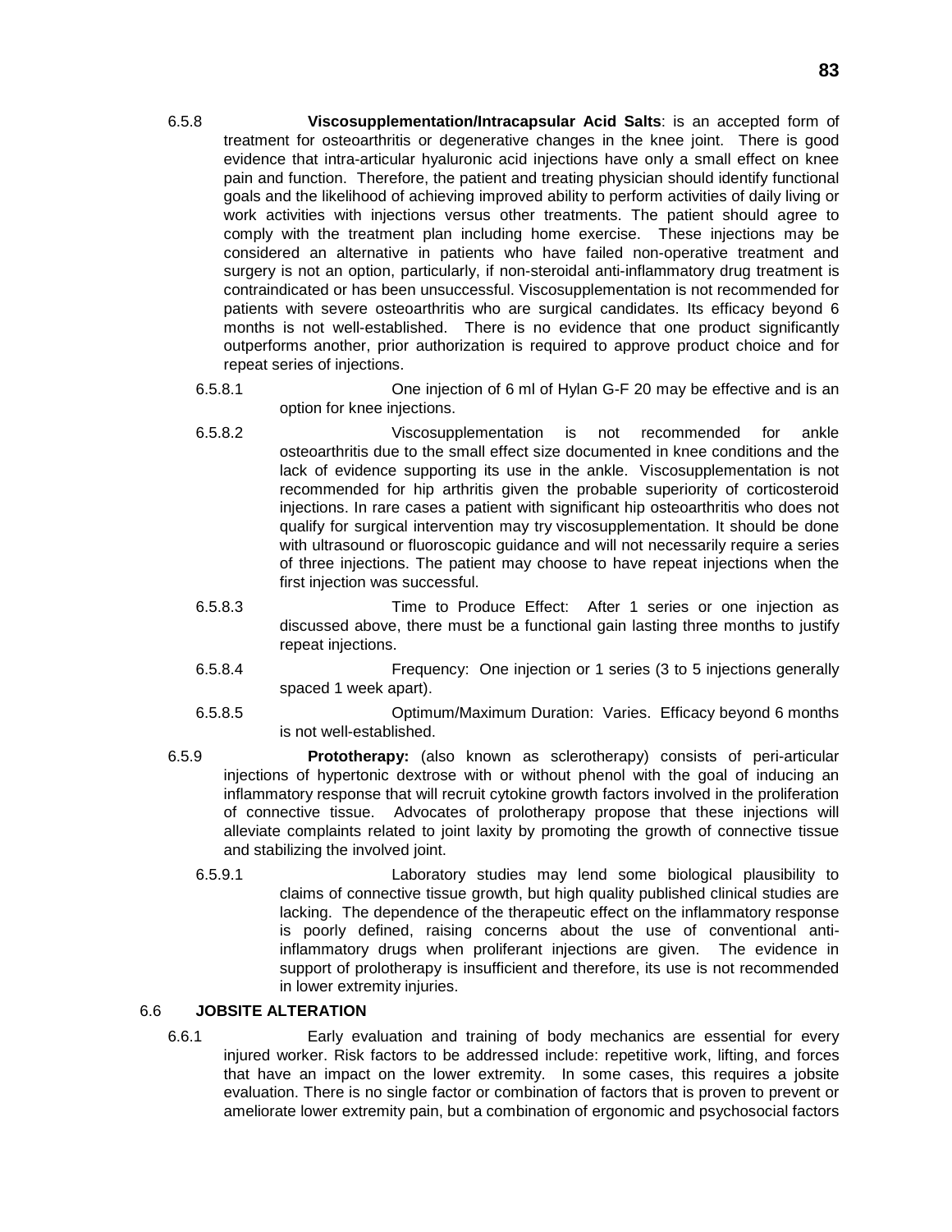6.5.8 **Viscosupplementation/Intracapsular Acid Salts**: is an accepted form of treatment for osteoarthritis or degenerative changes in the knee joint. There is good evidence that intra-articular hyaluronic acid injections have only a small effect on knee pain and function. Therefore, the patient and treating physician should identify functional goals and the likelihood of achieving improved ability to perform activities of daily living or work activities with injections versus other treatments. The patient should agree to comply with the treatment plan including home exercise. These injections may be considered an alternative in patients who have failed non-operative treatment and surgery is not an option, particularly, if non-steroidal anti-inflammatory drug treatment is contraindicated or has been unsuccessful. Viscosupplementation is not recommended for patients with severe osteoarthritis who are surgical candidates. Its efficacy beyond 6 months is not well-established. There is no evidence that one product significantly outperforms another, prior authorization is required to approve product choice and for repeat series of injections.

6.5.8.1 One injection of 6 ml of Hylan G-F 20 may be effective and is an option for knee injections.

6.5.8.2 Viscosupplementation is not recommended for ankle osteoarthritis due to the small effect size documented in knee conditions and the lack of evidence supporting its use in the ankle. Viscosupplementation is not recommended for hip arthritis given the probable superiority of corticosteroid injections. In rare cases a patient with significant hip osteoarthritis who does not qualify for surgical intervention may try viscosupplementation. It should be done with ultrasound or fluoroscopic guidance and will not necessarily require a series of three injections. The patient may choose to have repeat injections when the first injection was successful.

6.5.8.3 Time to Produce Effect: After 1 series or one injection as discussed above, there must be a functional gain lasting three months to justify repeat injections.

6.5.8.4 Frequency: One injection or 1 series (3 to 5 injections generally spaced 1 week apart).

6.5.8.5 Optimum/Maximum Duration: Varies. Efficacy beyond 6 months is not well-established.

6.5.9 **Prototherapy:** (also known as sclerotherapy) consists of peri-articular injections of hypertonic dextrose with or without phenol with the goal of inducing an inflammatory response that will recruit cytokine growth factors involved in the proliferation of connective tissue. Advocates of prolotherapy propose that these injections will alleviate complaints related to joint laxity by promoting the growth of connective tissue and stabilizing the involved joint.

6.5.9.1 Laboratory studies may lend some biological plausibility to claims of connective tissue growth, but high quality published clinical studies are lacking. The dependence of the therapeutic effect on the inflammatory response is poorly defined, raising concerns about the use of conventional anti-inflammatory drugs when proliferant injections are given. The evidence in support of prolotherapy is insufficient and therefore, its use is not recommended in lower extremity injuries.

## 6.6 JOBSITE ALTERATION

6.6.1 Early evaluation and training of body mechanics are essential for every injured worker. Risk factors to be addressed include: repetitive work, lifting, and forces that have an impact on the lower extremity. In some cases, this requires a jobsite evaluation. There is no single factor or combination of factors that is proven to prevent or ameliorate lower extremity pain, but a combination of ergonomic and psychosocial factors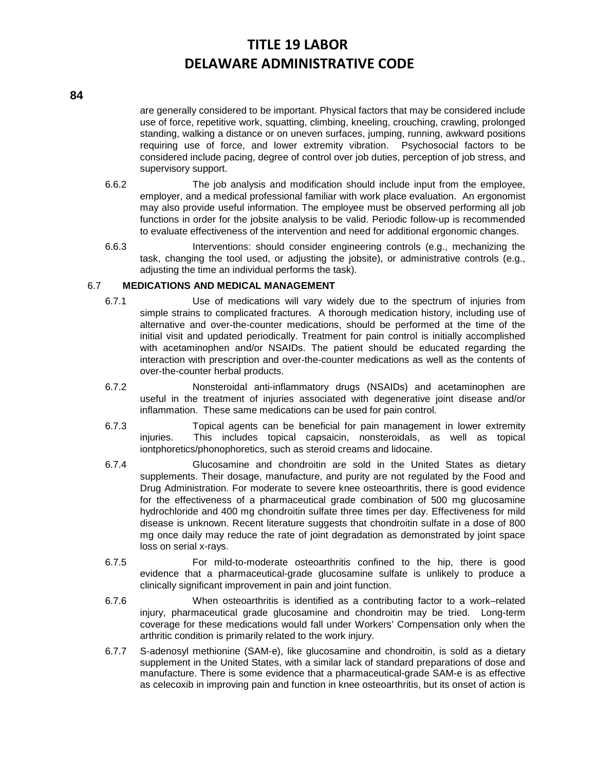are generally considered to be important. Physical factors that may be considered include use of force, repetitive work, squatting, climbing, kneeling, crouching, crawling, prolonged standing, walking a distance or on uneven surfaces, jumping, running, awkward positions requiring use of force, and lower extremity vibration. Psychosocial factors to be considered include pacing, degree of control over job duties, perception of job stress, and supervisory support.

6.6.2 The job analysis and modification should include input from the employee, employer, and a medical professional familiar with work place evaluation. An ergonomist may also provide useful information. The employee must be observed performing all job functions in order for the jobsite analysis to be valid. Periodic follow-up is recommended to evaluate effectiveness of the intervention and need for additional ergonomic changes.

6.6.3 Interventions: should consider engineering controls (e.g., mechanizing the task, changing the tool used, or adjusting the jobsite), or administrative controls (e.g., adjusting the time an individual performs the task).

6.7 **MEDICATIONS AND MEDICAL MANAGEMENT**

6.7.1 Use of medications will vary widely due to the spectrum of injuries from simple strains to complicated fractures. A thorough medication history, including use of alternative and over-the-counter medications, should be performed at the time of the initial visit and updated periodically. Treatment for pain control is initially accomplished with acetaminophen and/or NSAIDs. The patient should be educated regarding the interaction with prescription and over-the-counter medications as well as the contents of over-the-counter herbal products.

6.7.2 Nonsteroidal anti-inflammatory drugs (NSAIDs) and acetaminophen are useful in the treatment of injuries associated with degenerative joint disease and/or inflammation. These same medications can be used for pain control.

6.7.3 Topical agents can be beneficial for pain management in lower extremity injuries. This includes topical capsaicin, nonsteroidals, as well as topical iontphoretics/phonophoretics, such as steroid creams and lidocaine.

6.7.4 Glucosamine and chondroitin are sold in the United States as dietary supplements. Their dosage, manufacture, and purity are not regulated by the Food and Drug Administration. For moderate to severe knee osteoarthritis, there is good evidence for the effectiveness of a pharmaceutical grade combination of 500 mg glucosamine hydrochloride and 400 mg chondroitin sulfate three times per day. Effectiveness for mild disease is unknown. Recent literature suggests that chondroitin sulfate in a dose of 800 mg once daily may reduce the rate of joint degradation as demonstrated by joint space loss on serial x-rays.

6.7.5 For mild-to-moderate osteoarthritis confined to the hip, there is good evidence that a pharmaceutical-grade glucosamine sulfate is unlikely to produce a clinically significant improvement in pain and joint function.

6.7.6 When osteoarthritis is identified as a contributing factor to a work–related injury, pharmaceutical grade glucosamine and chondroitin may be tried. Long-term coverage for these medications would fall under Workers' Compensation only when the arthritic condition is primarily related to the work injury.

6.7.7 S-adenosyl methionine (SAM-e), like glucosamine and chondroitin, is sold as a dietary supplement in the United States, with a similar lack of standard preparations of dose and manufacture. There is some evidence that a pharmaceutical-grade SAM-e is as effective as celecoxib in improving pain and function in knee osteoarthritis, but its onset of action is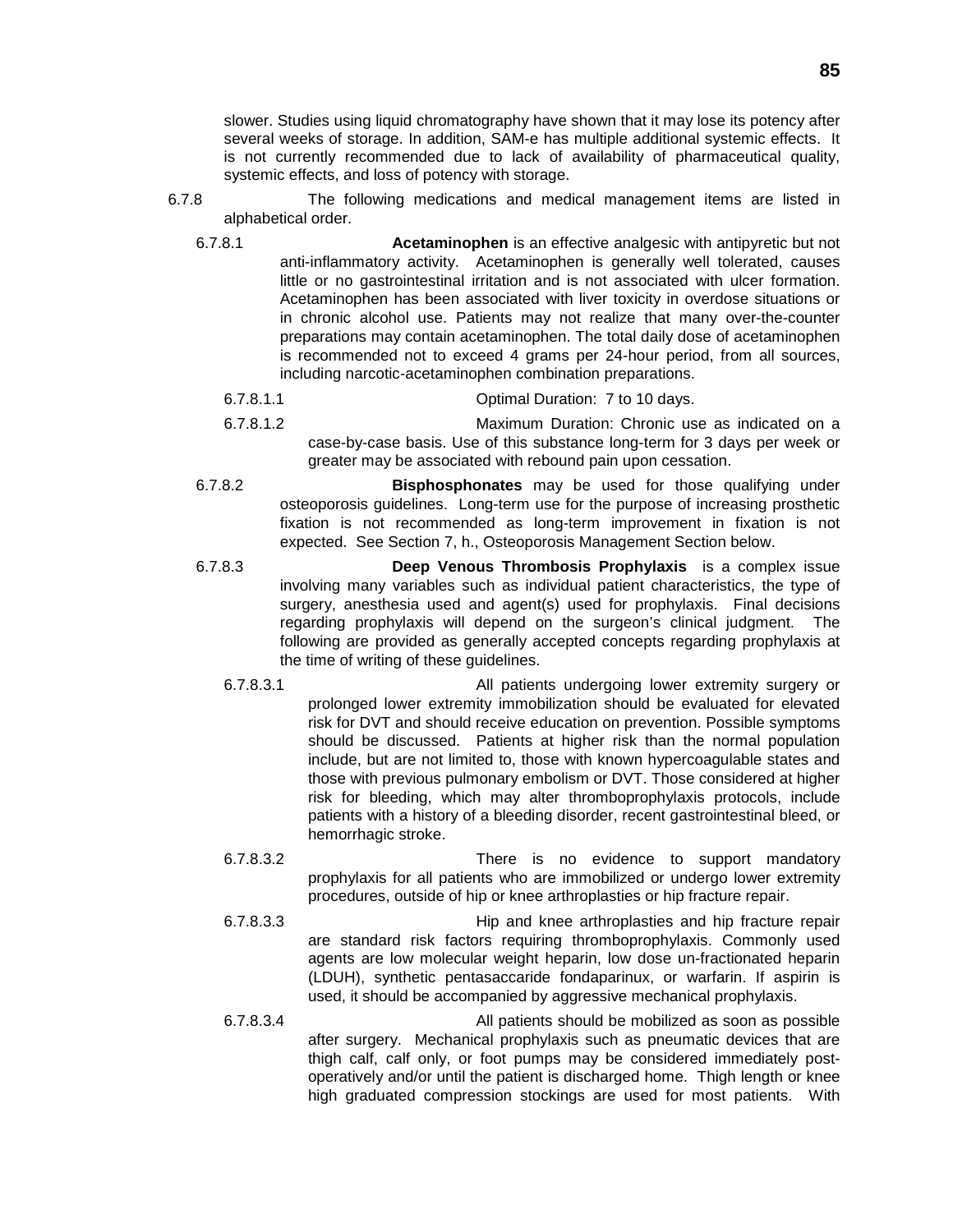slower. Studies using liquid chromatography have shown that it may lose its potency after several weeks of storage. In addition, SAM-e has multiple additional systemic effects. It is not currently recommended due to lack of availability of pharmaceutical quality, systemic effects, and loss of potency with storage.

6.7.8 The following medications and medical management items are listed in alphabetical order.

6.7.8.1 **Acetaminophen** is an effective analgesic with antipyretic but not anti-inflammatory activity. Acetaminophen is generally well tolerated, causes little or no gastrointestinal irritation and is not associated with ulcer formation. Acetaminophen has been associated with liver toxicity in overdose situations or in chronic alcohol use. Patients may not realize that many over-the-counter preparations may contain acetaminophen. The total daily dose of acetaminophen is recommended not to exceed 4 grams per 24-hour period, from all sources, including narcotic-acetaminophen combination preparations.

6.7.8.1.1 Optimal Duration: 7 to 10 days.

6.7.8.1.2 Maximum Duration: Chronic use as indicated on a case-by-case basis. Use of this substance long-term for 3 days per week or greater may be associated with rebound pain upon cessation.

6.7.8.2 **Bisphosphonates** may be used for those qualifying under osteoporosis guidelines. Long-term use for the purpose of increasing prosthetic fixation is not recommended as long-term improvement in fixation is not expected. See Section 7, h., Osteoporosis Management Section below.

6.7.8.3 **Deep Venous Thrombosis Prophylaxis** is a complex issue involving many variables such as individual patient characteristics, the type of surgery, anesthesia used and agent(s) used for prophylaxis. Final decisions regarding prophylaxis will depend on the surgeon's clinical judgment. The following are provided as generally accepted concepts regarding prophylaxis at the time of writing of these guidelines.

6.7.8.3.1 All patients undergoing lower extremity surgery or prolonged lower extremity immobilization should be evaluated for elevated risk for DVT and should receive education on prevention. Possible symptoms should be discussed. Patients at higher risk than the normal population include, but are not limited to, those with known hypercoagulable states and those with previous pulmonary embolism or DVT. Those considered at higher risk for bleeding, which may alter thromboprophylaxis protocols, include patients with a history of a bleeding disorder, recent gastrointestinal bleed, or hemorrhagic stroke.

6.7.8.3.2 There is no evidence to support mandatory prophylaxis for all patients who are immobilized or undergo lower extremity procedures, outside of hip or knee arthroplasties or hip fracture repair.

6.7.8.3.3 Hip and knee arthroplasties and hip fracture repair are standard risk factors requiring thromboprophylaxis. Commonly used agents are low molecular weight heparin, low dose un-fractionated heparin (LDUH), synthetic pentasaccaride fondaparinux, or warfarin. If aspirin is used, it should be accompanied by aggressive mechanical prophylaxis.

6.7.8.3.4 All patients should be mobilized as soon as possible after surgery. Mechanical prophylaxis such as pneumatic devices that are thigh calf, calf only, or foot pumps may be considered immediately post-operatively and/or until the patient is discharged home. Thigh length or knee high graduated compression stockings are used for most patients. With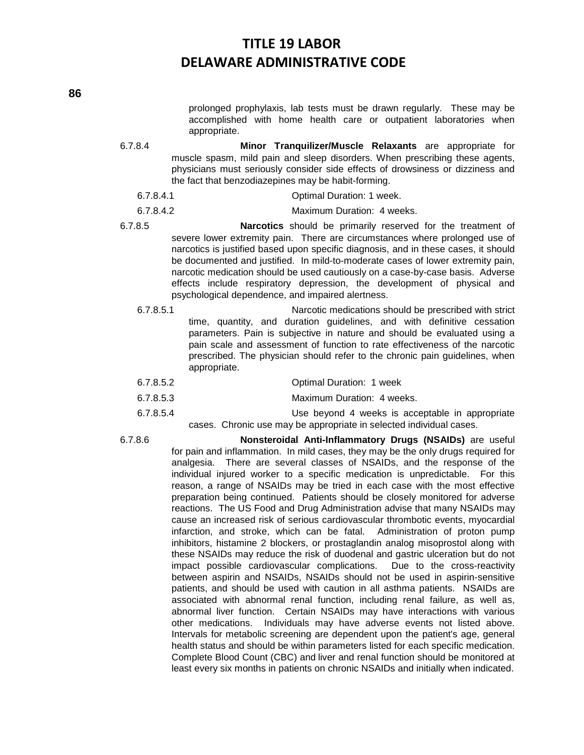prolonged prophylaxis, lab tests must be drawn regularly. These may be accomplished with home health care or outpatient laboratories when appropriate.

6.7.8.4 **Minor Tranquilizer/Muscle Relaxants** are appropriate for muscle spasm, mild pain and sleep disorders. When prescribing these agents, physicians must seriously consider side effects of drowsiness or dizziness and the fact that benzodiazepines may be habit-forming.

6.7.8.4.1 Optimal Duration: 1 week.

6.7.8.4.2 Maximum Duration: 4 weeks.

6.7.8.5 **Narcotics** should be primarily reserved for the treatment of severe lower extremity pain. There are circumstances where prolonged use of narcotics is justified based upon specific diagnosis, and in these cases, it should be documented and justified. In mild-to-moderate cases of lower extremity pain, narcotic medication should be used cautiously on a case-by-case basis. Adverse effects include respiratory depression, the development of physical and psychological dependence, and impaired alertness.

6.7.8.5.1 Narcotic medications should be prescribed with strict time, quantity, and duration guidelines, and with definitive cessation parameters. Pain is subjective in nature and should be evaluated using a pain scale and assessment of function to rate effectiveness of the narcotic prescribed. The physician should refer to the chronic pain guidelines, when appropriate.

6.7.8.5.2 Optimal Duration: 1 week

6.7.8.5.3 Maximum Duration: 4 weeks.

6.7.8.5.4 Use beyond 4 weeks is acceptable in appropriate cases. Chronic use may be appropriate in selected individual cases.

6.7.8.6 **Nonsteroidal Anti-Inflammatory Drugs (NSAIDs)** are useful for pain and inflammation. In mild cases, they may be the only drugs required for analgesia. There are several classes of NSAIDs, and the response of the individual injured worker to a specific medication is unpredictable. For this reason, a range of NSAIDs may be tried in each case with the most effective preparation being continued. Patients should be closely monitored for adverse reactions. The US Food and Drug Administration advise that many NSAIDs may cause an increased risk of serious cardiovascular thrombotic events, myocardial infarction, and stroke, which can be fatal. Administration of proton pump inhibitors, histamine 2 blockers, or prostaglandin analog misoprostol along with these NSAIDs may reduce the risk of duodenal and gastric ulceration but do not impact possible cardiovascular complications. Due to the cross-reactivity between aspirin and NSAIDs, NSAIDs should not be used in aspirin-sensitive patients, and should be used with caution in all asthma patients. NSAIDs are associated with abnormal renal function, including renal failure, as well as, abnormal liver function. Certain NSAIDs may have interactions with various other medications. Individuals may have adverse events not listed above. Intervals for metabolic screening are dependent upon the patient's age, general health status and should be within parameters listed for each specific medication. Complete Blood Count (CBC) and liver and renal function should be monitored at least every six months in patients on chronic NSAIDs and initially when indicated.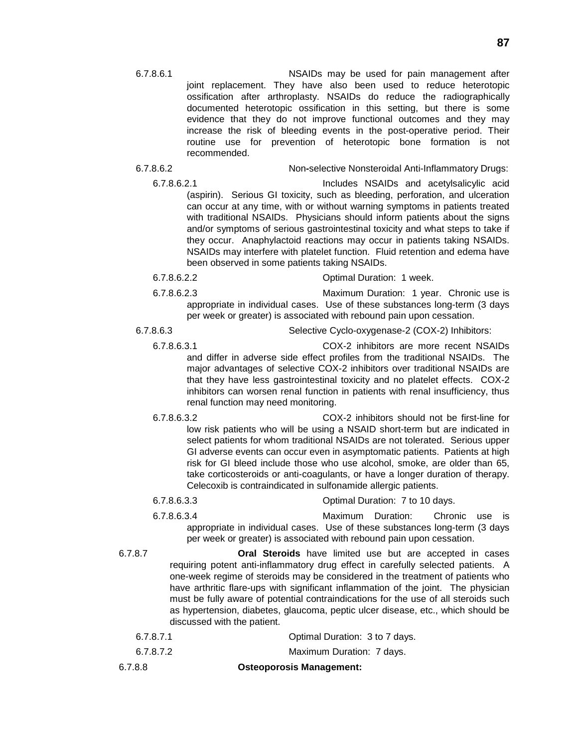6.7.8.6.1 NSAIDs may be used for pain management after joint replacement. They have also been used to reduce heterotopic ossification after arthroplasty. NSAIDs do reduce the radiographically documented heterotopic ossification in this setting, but there is some evidence that they do not improve functional outcomes and they may increase the risk of bleeding events in the post-operative period. Their routine use for prevention of heterotopic bone formation is not recommended.

6.7.8.6.2 Non-selective Nonsteroidal Anti-Inflammatory Drugs:

6.7.8.6.2.1 Includes NSAIDs and acetylsalicylic acid (aspirin). Serious GI toxicity, such as bleeding, perforation, and ulceration can occur at any time, with or without warning symptoms in patients treated with traditional NSAIDs. Physicians should inform patients about the signs and/or symptoms of serious gastrointestinal toxicity and what steps to take if they occur. Anaphylactoid reactions may occur in patients taking NSAIDs. NSAIDs may interfere with platelet function. Fluid retention and edema have been observed in some patients taking NSAIDs.

6.7.8.6.2.2 Optimal Duration: 1 week.

6.7.8.6.2.3 Maximum Duration: 1 year. Chronic use is appropriate in individual cases. Use of these substances long-term (3 days per week or greater) is associated with rebound pain upon cessation.

6.7.8.6.3 Selective Cyclo-oxygenase-2 (COX-2) Inhibitors:

6.7.8.6.3.1 COX-2 inhibitors are more recent NSAIDs and differ in adverse side effect profiles from the traditional NSAIDs. The major advantages of selective COX-2 inhibitors over traditional NSAIDs are that they have less gastrointestinal toxicity and no platelet effects. COX-2 inhibitors can worsen renal function in patients with renal insufficiency, thus renal function may need monitoring.

6.7.8.6.3.2 COX-2 inhibitors should not be first-line for low risk patients who will be using a NSAID short-term but are indicated in select patients for whom traditional NSAIDs are not tolerated. Serious upper GI adverse events can occur even in asymptomatic patients. Patients at high risk for GI bleed include those who use alcohol, smoke, are older than 65, take corticosteroids or anti-coagulants, or have a longer duration of therapy. Celecoxib is contraindicated in sulfonamide allergic patients.

6.7.8.6.3.3 Optimal Duration: 7 to 10 days.

6.7.8.6.3.4 Maximum Duration: Chronic use is appropriate in individual cases. Use of these substances long-term (3 days per week or greater) is associated with rebound pain upon cessation.

6.7.8.7 **Oral Steroids** have limited use but are accepted in cases requiring potent anti-inflammatory drug effect in carefully selected patients. A one-week regime of steroids may be considered in the treatment of patients who have arthritic flare-ups with significant inflammation of the joint. The physician must be fully aware of potential contraindications for the use of all steroids such as hypertension, diabetes, glaucoma, peptic ulcer disease, etc., which should be discussed with the patient.

6.7.8.7.1 Optimal Duration: 3 to 7 days.

6.7.8.7.2 Maximum Duration: 7 days.

6.7.8.8 **Osteoporosis Management:**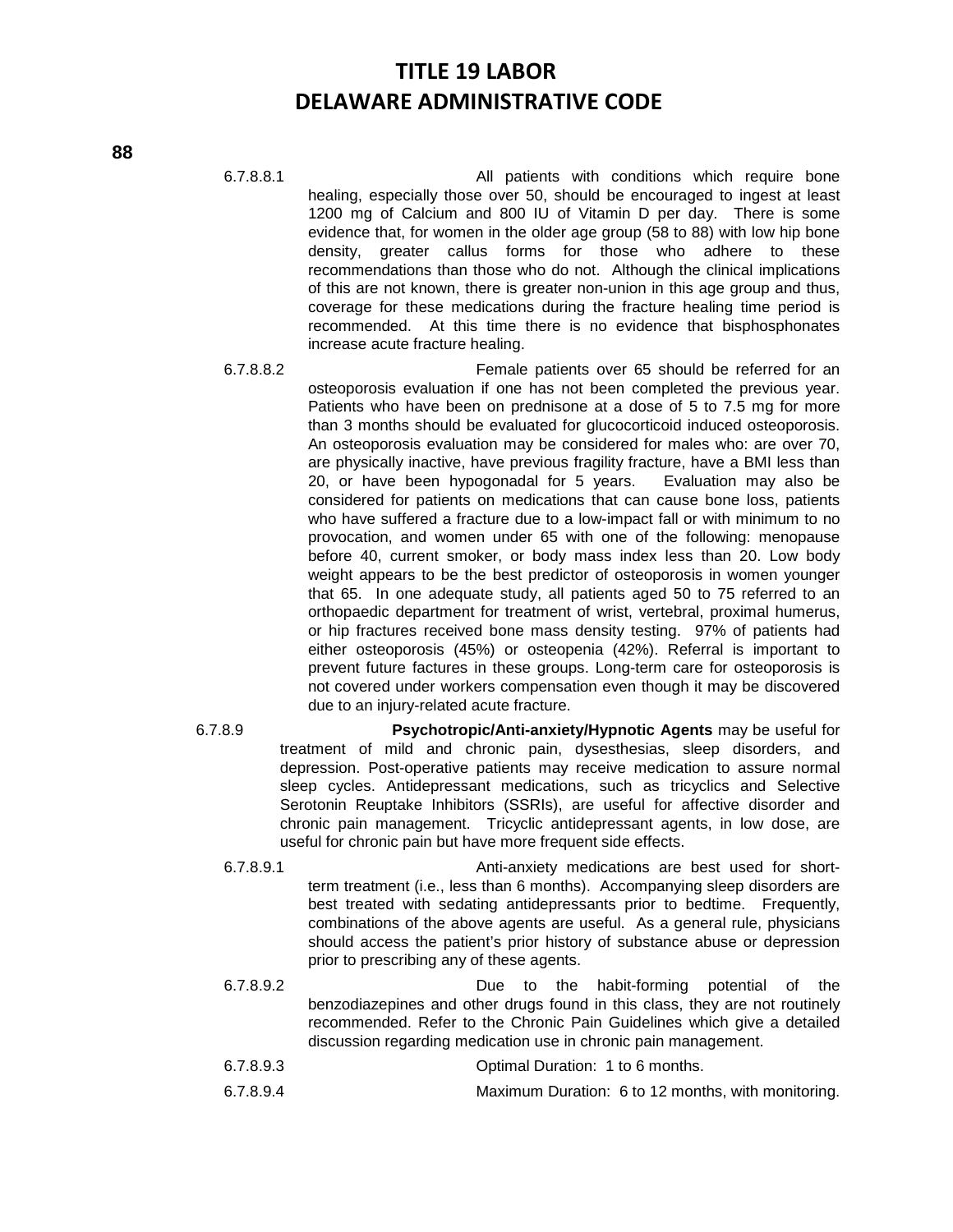6.7.8.8.1 All patients with conditions which require bone healing, especially those over 50, should be encouraged to ingest at least 1200 mg of Calcium and 800 IU of Vitamin D per day. There is some evidence that, for women in the older age group (58 to 88) with low hip bone density, greater callus forms for those who adhere to these recommendations than those who do not. Although the clinical implications of this are not known, there is greater non-union in this age group and thus, coverage for these medications during the fracture healing time period is recommended. At this time there is no evidence that bisphosphonates increase acute fracture healing.

6.7.8.8.2 Female patients over 65 should be referred for an osteoporosis evaluation if one has not been completed the previous year. Patients who have been on prednisone at a dose of 5 to 7.5 mg for more than 3 months should be evaluated for glucocorticoid induced osteoporosis. An osteoporosis evaluation may be considered for males who: are over 70, are physically inactive, have previous fragility fracture, have a BMI less than 20, or have been hypogonadal for 5 years. Evaluation may also be considered for patients on medications that can cause bone loss, patients who have suffered a fracture due to a low-impact fall or with minimum to no provocation, and women under 65 with one of the following: menopause before 40, current smoker, or body mass index less than 20. Low body weight appears to be the best predictor of osteoporosis in women younger that 65. In one adequate study, all patients aged 50 to 75 referred to an orthopaedic department for treatment of wrist, vertebral, proximal humerus, or hip fractures received bone mass density testing. 97% of patients had either osteoporosis (45%) or osteopenia (42%). Referral is important to prevent future factures in these groups. Long-term care for osteoporosis is not covered under workers compensation even though it may be discovered due to an injury-related acute fracture.

6.7.8.9 **Psychotropic/Anti-anxiety/Hypnotic Agents** may be useful for treatment of mild and chronic pain, dysesthesias, sleep disorders, and depression. Post-operative patients may receive medication to assure normal sleep cycles. Antidepressant medications, such as tricyclics and Selective Serotonin Reuptake Inhibitors (SSRIs), are useful for affective disorder and chronic pain management. Tricyclic antidepressant agents, in low dose, are useful for chronic pain but have more frequent side effects.

6.7.8.9.1 Anti-anxiety medications are best used for short-term treatment (i.e., less than 6 months). Accompanying sleep disorders are best treated with sedating antidepressants prior to bedtime. Frequently, combinations of the above agents are useful. As a general rule, physicians should access the patient's prior history of substance abuse or depression prior to prescribing any of these agents.

6.7.8.9.2 Due to the habit-forming potential of the benzodiazepines and other drugs found in this class, they are not routinely recommended. Refer to the Chronic Pain Guidelines which give a detailed discussion regarding medication use in chronic pain management.

6.7.8.9.3 Optimal Duration: 1 to 6 months.

6.7.8.9.4 Maximum Duration: 6 to 12 months, with monitoring.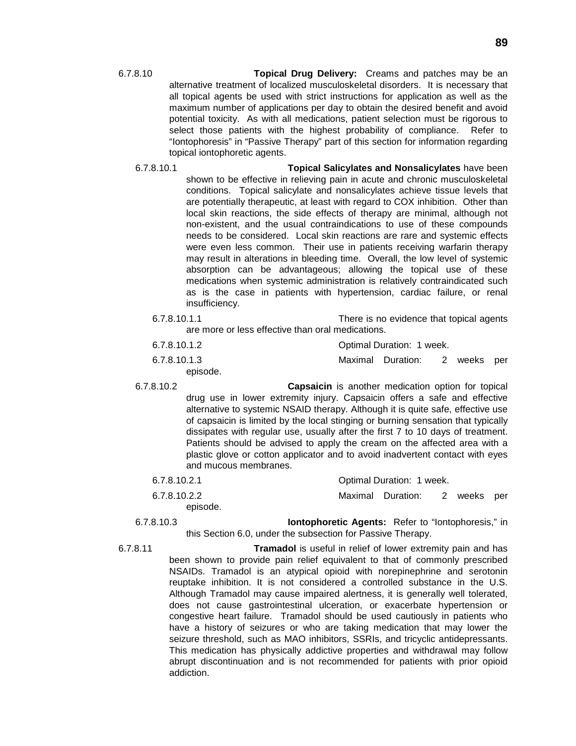6.7.8.10 **Topical Drug Delivery:** Creams and patches may be an alternative treatment of localized musculoskeletal disorders. It is necessary that all topical agents be used with strict instructions for application as well as the maximum number of applications per day to obtain the desired benefit and avoid potential toxicity. As with all medications, patient selection must be rigorous to select those patients with the highest probability of compliance. Refer to "Iontophoresis" in "Passive Therapy" part of this section for information regarding topical iontophoretic agents.

6.7.8.10.1 **Topical Salicylates and Nonsalicylates** have been shown to be effective in relieving pain in acute and chronic musculoskeletal conditions. Topical salicylate and nonsalicylates achieve tissue levels that are potentially therapeutic, at least with regard to COX inhibition. Other than local skin reactions, the side effects of therapy are minimal, although not non-existent, and the usual contraindications to use of these compounds needs to be considered. Local skin reactions are rare and systemic effects were even less common. Their use in patients receiving warfarin therapy may result in alterations in bleeding time. Overall, the low level of systemic absorption can be advantageous; allowing the topical use of these medications when systemic administration is relatively contraindicated such as is the case in patients with hypertension, cardiac failure, or renal insufficiency.

6.7.8.10.1.1 There is no evidence that topical agents are more or less effective than oral medications.

6.7.8.10.1.2 Optimal Duration: 1 week.

6.7.8.10.1.3 Maximal Duration: 2 weeks per episode.

6.7.8.10.2 **Capsaicin** is another medication option for topical drug use in lower extremity injury. Capsaicin offers a safe and effective alternative to systemic NSAID therapy. Although it is quite safe, effective use of capsaicin is limited by the local stinging or burning sensation that typically dissipates with regular use, usually after the first 7 to 10 days of treatment. Patients should be advised to apply the cream on the affected area with a plastic glove or cotton applicator and to avoid inadvertent contact with eyes and mucous membranes.

6.7.8.10.2.1 Optimal Duration: 1 week.

6.7.8.10.2.2 Maximal Duration: 2 weeks per episode.

6.7.8.10.3 **Iontophoretic Agents:** Refer to "Iontophoresis," in this Section 6.0, under the subsection for Passive Therapy.

6.7.8.11 **Tramadol** is useful in relief of lower extremity pain and has been shown to provide pain relief equivalent to that of commonly prescribed NSAIDs. Tramadol is an atypical opioid with norepinephrine and serotonin reuptake inhibition. It is not considered a controlled substance in the U.S. Although Tramadol may cause impaired alertness, it is generally well tolerated, does not cause gastrointestinal ulceration, or exacerbate hypertension or congestive heart failure. Tramadol should be used cautiously in patients who have a history of seizures or who are taking medication that may lower the seizure threshold, such as MAO inhibitors, SSRIs, and tricyclic antidepressants. This medication has physically addictive properties and withdrawal may follow abrupt discontinuation and is not recommended for patients with prior opioid addiction.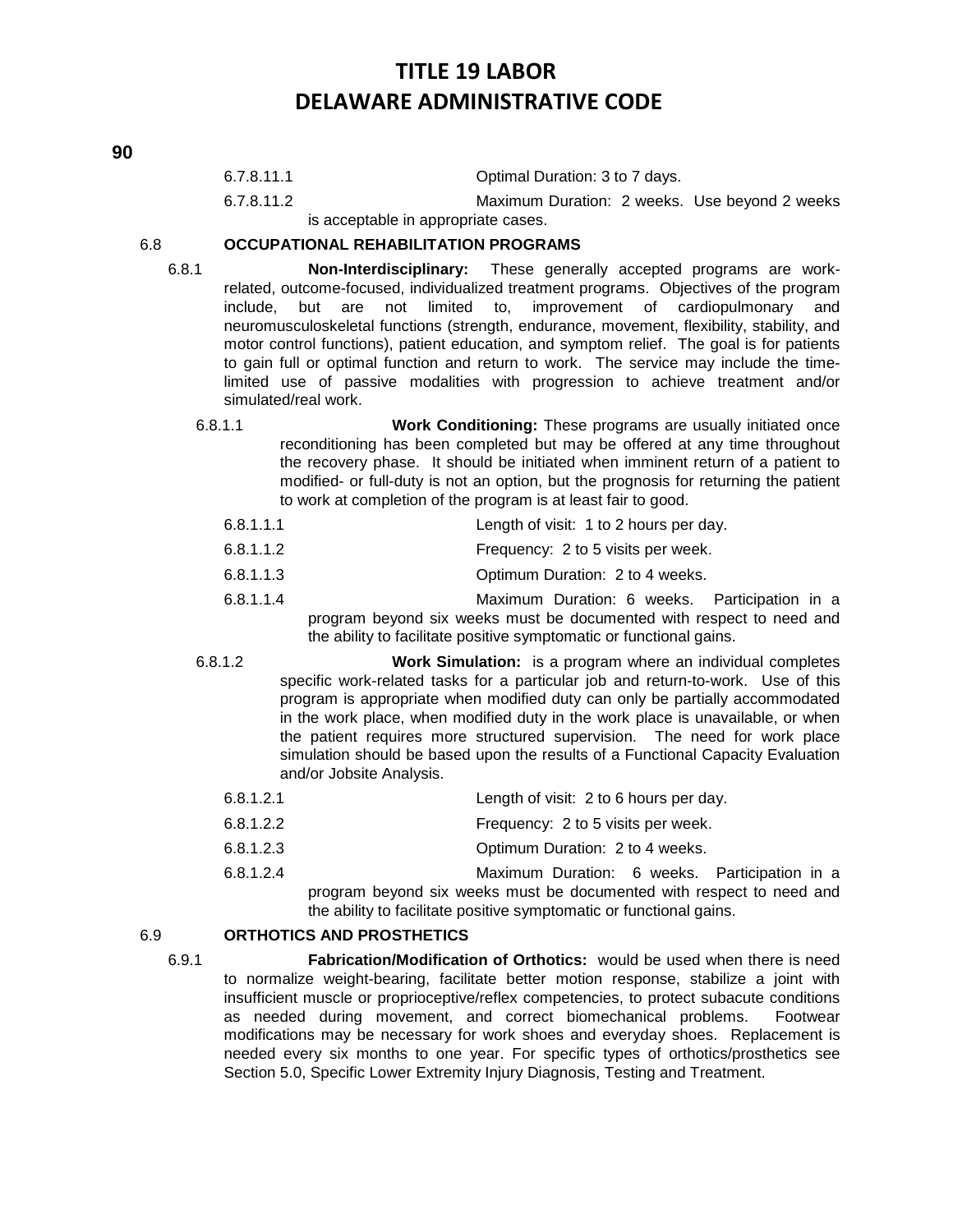6.7.8.11.1 Optimal Duration: 3 to 7 days.

6.7.8.11.2 Maximum Duration: 2 weeks. Use beyond 2 weeks is acceptable in appropriate cases.

6.8 **OCCUPATIONAL REHABILITATION PROGRAMS**

6.8.1 **Non-Interdisciplinary:** These generally accepted programs are work-related, outcome-focused, individualized treatment programs. Objectives of the program include, but are not limited to, improvement of cardiopulmonary and neuromusculoskeletal functions (strength, endurance, movement, flexibility, stability, and motor control functions), patient education, and symptom relief. The goal is for patients to gain full or optimal function and return to work. The service may include the time-limited use of passive modalities with progression to achieve treatment and/or simulated/real work.

6.8.1.1 **Work Conditioning:** These programs are usually initiated once reconditioning has been completed but may be offered at any time throughout the recovery phase. It should be initiated when imminent return of a patient to modified- or full-duty is not an option, but the prognosis for returning the patient to work at completion of the program is at least fair to good.

6.8.1.1.1 Length of visit: 1 to 2 hours per day.

6.8.1.1.2 Frequency: 2 to 5 visits per week.

6.8.1.1.3 Optimum Duration: 2 to 4 weeks.

6.8.1.1.4 Maximum Duration: 6 weeks. Participation in a program beyond six weeks must be documented with respect to need and the ability to facilitate positive symptomatic or functional gains.

6.8.1.2 **Work Simulation:** is a program where an individual completes specific work-related tasks for a particular job and return-to-work. Use of this program is appropriate when modified duty can only be partially accommodated in the work place, when modified duty in the work place is unavailable, or when the patient requires more structured supervision. The need for work place simulation should be based upon the results of a Functional Capacity Evaluation and/or Jobsite Analysis.

6.8.1.2.1 Length of visit: 2 to 6 hours per day.

6.8.1.2.2 Frequency: 2 to 5 visits per week.

6.8.1.2.3 Optimum Duration: 2 to 4 weeks.

6.8.1.2.4 Maximum Duration: 6 weeks. Participation in a program beyond six weeks must be documented with respect to need and the ability to facilitate positive symptomatic or functional gains.

6.9 **ORTHOTICS AND PROSTHETICS**

6.9.1 **Fabrication/Modification of Orthotics:** would be used when there is need to normalize weight-bearing, facilitate better motion response, stabilize a joint with insufficient muscle or proprioceptive/reflex competencies, to protect subacute conditions as needed during movement, and correct biomechanical problems. Footwear modifications may be necessary for work shoes and everyday shoes. Replacement is needed every six months to one year. For specific types of orthotics/prosthetics see Section 5.0, Specific Lower Extremity Injury Diagnosis, Testing and Treatment.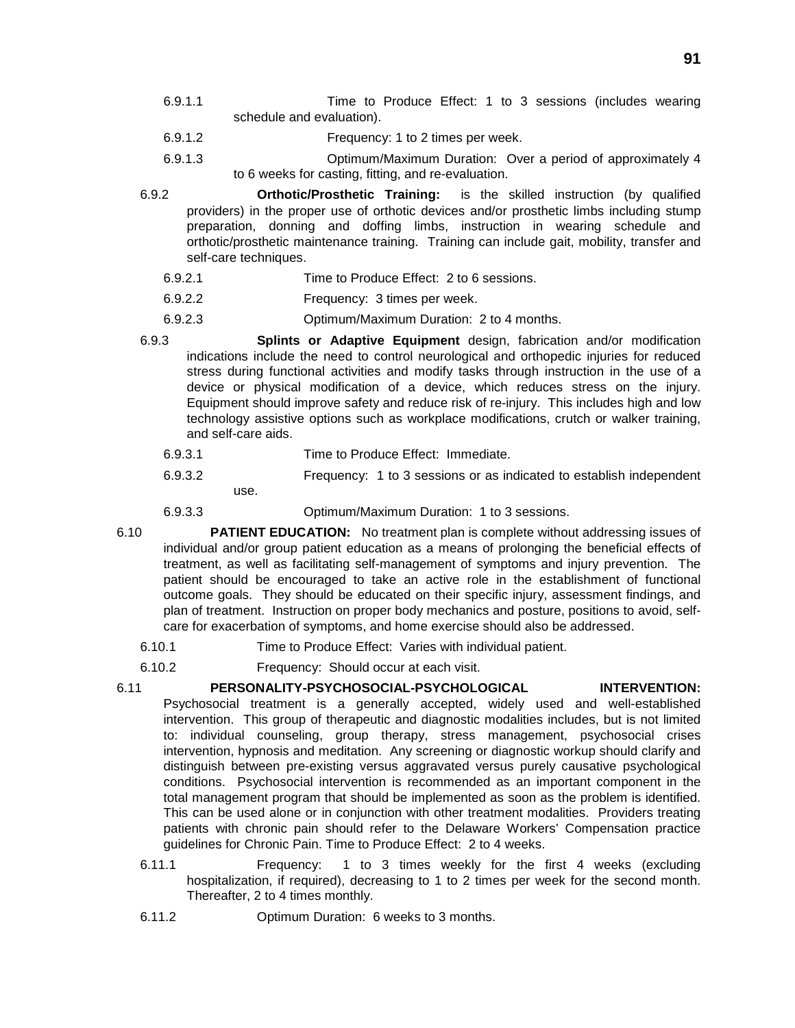6.9.1.1 Time to Produce Effect: 1 to 3 sessions (includes wearing schedule and evaluation).

6.9.1.2 Frequency: 1 to 2 times per week.

6.9.1.3 Optimum/Maximum Duration: Over a period of approximately 4 to 6 weeks for casting, fitting, and re-evaluation.

6.9.2 **Orthotic/Prosthetic Training:** is the skilled instruction (by qualified providers) in the proper use of orthotic devices and/or prosthetic limbs including stump preparation, donning and doffing limbs, instruction in wearing schedule and orthotic/prosthetic maintenance training. Training can include gait, mobility, transfer and self-care techniques.

6.9.2.1 Time to Produce Effect: 2 to 6 sessions.

6.9.2.2 Frequency: 3 times per week.

6.9.2.3 Optimum/Maximum Duration: 2 to 4 months.

6.9.3 **Splints or Adaptive Equipment** design, fabrication and/or modification indications include the need to control neurological and orthopedic injuries for reduced stress during functional activities and modify tasks through instruction in the use of a device or physical modification of a device, which reduces stress on the injury. Equipment should improve safety and reduce risk of re-injury. This includes high and low technology assistive options such as workplace modifications, crutch or walker training, and self-care aids.

6.9.3.1 Time to Produce Effect: Immediate.

6.9.3.2 Frequency: 1 to 3 sessions or as indicated to establish independent use.

6.9.3.3 Optimum/Maximum Duration: 1 to 3 sessions.

6.10 **PATIENT EDUCATION:** No treatment plan is complete without addressing issues of individual and/or group patient education as a means of prolonging the beneficial effects of treatment, as well as facilitating self-management of symptoms and injury prevention. The patient should be encouraged to take an active role in the establishment of functional outcome goals. They should be educated on their specific injury, assessment findings, and plan of treatment. Instruction on proper body mechanics and posture, positions to avoid, self-care for exacerbation of symptoms, and home exercise should also be addressed.

6.10.1 Time to Produce Effect: Varies with individual patient.

6.10.2 Frequency: Should occur at each visit.

6.11 **PERSONALITY-PSYCHOSOCIAL-PSYCHOLOGICAL INTERVENTION:** Psychosocial treatment is a generally accepted, widely used and well-established intervention. This group of therapeutic and diagnostic modalities includes, but is not limited to: individual counseling, group therapy, stress management, psychosocial crises intervention, hypnosis and meditation. Any screening or diagnostic workup should clarify and distinguish between pre-existing versus aggravated versus purely causative psychological conditions. Psychosocial intervention is recommended as an important component in the total management program that should be implemented as soon as the problem is identified. This can be used alone or in conjunction with other treatment modalities. Providers treating patients with chronic pain should refer to the Delaware Workers' Compensation practice guidelines for Chronic Pain. Time to Produce Effect: 2 to 4 weeks.

6.11.1 Frequency: 1 to 3 times weekly for the first 4 weeks (excluding hospitalization, if required), decreasing to 1 to 2 times per week for the second month. Thereafter, 2 to 4 times monthly.

6.11.2 Optimum Duration: 6 weeks to 3 months.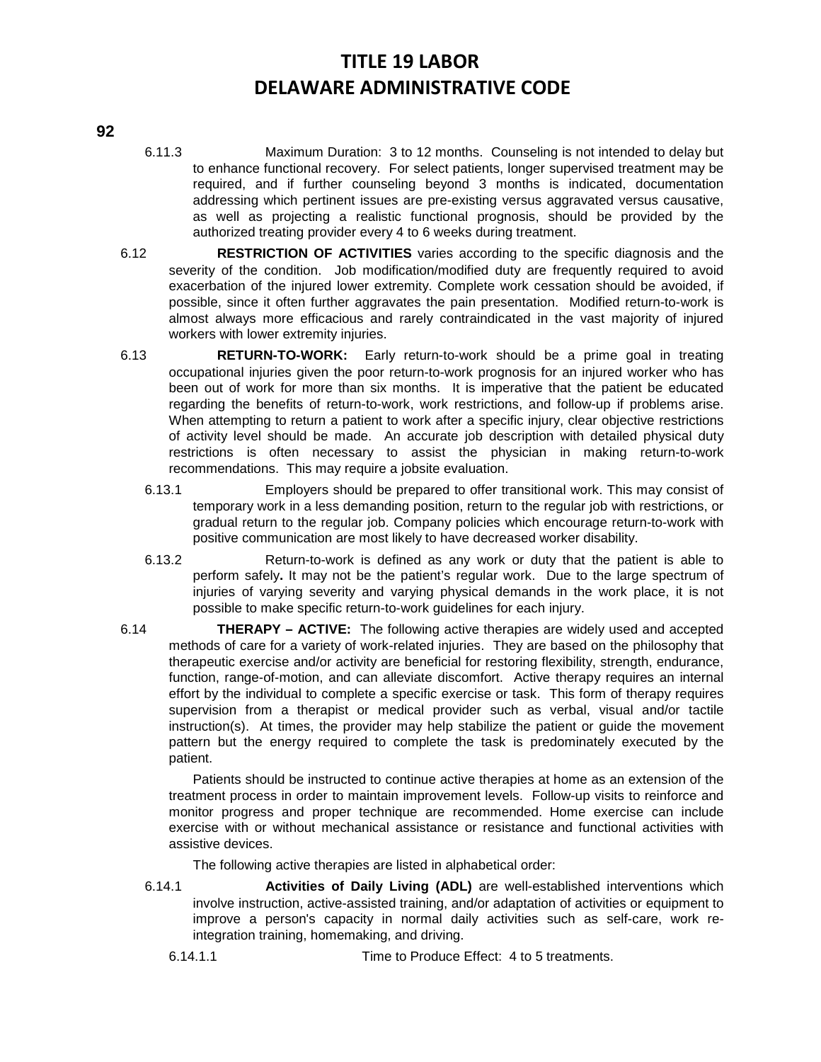6.11.3 Maximum Duration: 3 to 12 months. Counseling is not intended to delay but to enhance functional recovery. For select patients, longer supervised treatment may be required, and if further counseling beyond 3 months is indicated, documentation addressing which pertinent issues are pre-existing versus aggravated versus causative, as well as projecting a realistic functional prognosis, should be provided by the authorized treating provider every 4 to 6 weeks during treatment.

6.12 **RESTRICTION OF ACTIVITIES** varies according to the specific diagnosis and the severity of the condition. Job modification/modified duty are frequently required to avoid exacerbation of the injured lower extremity. Complete work cessation should be avoided, if possible, since it often further aggravates the pain presentation. Modified return-to-work is almost always more efficacious and rarely contraindicated in the vast majority of injured workers with lower extremity injuries.

6.13 **RETURN-TO-WORK:** Early return-to-work should be a prime goal in treating occupational injuries given the poor return-to-work prognosis for an injured worker who has been out of work for more than six months. It is imperative that the patient be educated regarding the benefits of return-to-work, work restrictions, and follow-up if problems arise. When attempting to return a patient to work after a specific injury, clear objective restrictions of activity level should be made. An accurate job description with detailed physical duty restrictions is often necessary to assist the physician in making return-to-work recommendations. This may require a jobsite evaluation.

6.13.1 Employers should be prepared to offer transitional work. This may consist of temporary work in a less demanding position, return to the regular job with restrictions, or gradual return to the regular job. Company policies which encourage return-to-work with positive communication are most likely to have decreased worker disability.

6.13.2 Return-to-work is defined as any work or duty that the patient is able to perform safely**.** It may not be the patient's regular work. Due to the large spectrum of injuries of varying severity and varying physical demands in the work place, it is not possible to make specific return-to-work guidelines for each injury.

6.14 **THERAPY – ACTIVE:** The following active therapies are widely used and accepted methods of care for a variety of work-related injuries. They are based on the philosophy that therapeutic exercise and/or activity are beneficial for restoring flexibility, strength, endurance, function, range-of-motion, and can alleviate discomfort. Active therapy requires an internal effort by the individual to complete a specific exercise or task. This form of therapy requires supervision from a therapist or medical provider such as verbal, visual and/or tactile instruction(s). At times, the provider may help stabilize the patient or guide the movement pattern but the energy required to complete the task is predominately executed by the patient.

Patients should be instructed to continue active therapies at home as an extension of the treatment process in order to maintain improvement levels. Follow-up visits to reinforce and monitor progress and proper technique are recommended. Home exercise can include exercise with or without mechanical assistance or resistance and functional activities with assistive devices.

The following active therapies are listed in alphabetical order:

6.14.1 **Activities of Daily Living (ADL)** are well-established interventions which involve instruction, active-assisted training, and/or adaptation of activities or equipment to improve a person's capacity in normal daily activities such as self-care, work re-integration training, homemaking, and driving.

6.14.1.1 Time to Produce Effect: 4 to 5 treatments.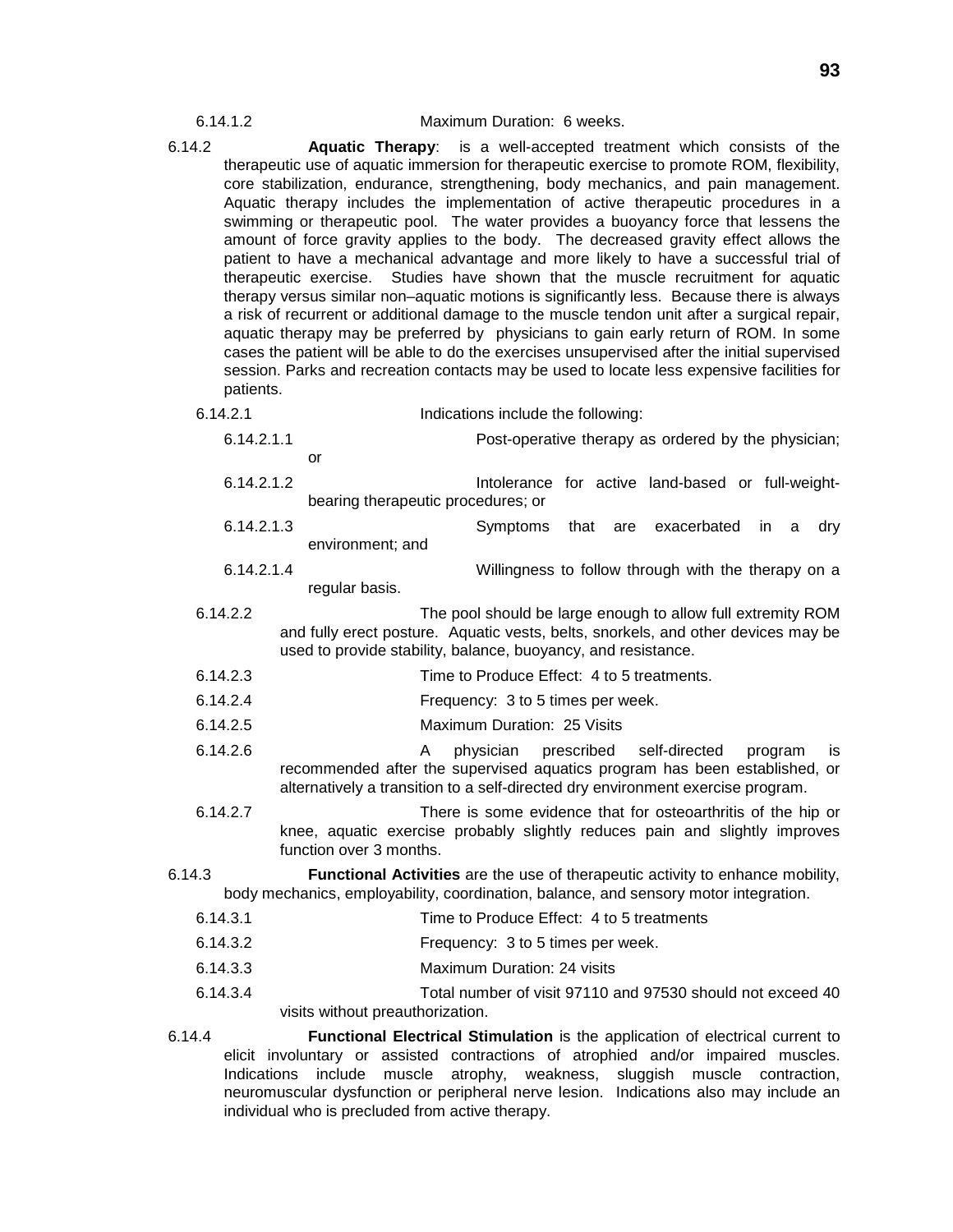6.14.1.2 Maximum Duration: 6 weeks.

6.14.2 **Aquatic Therapy**: is a well-accepted treatment which consists of the therapeutic use of aquatic immersion for therapeutic exercise to promote ROM, flexibility, core stabilization, endurance, strengthening, body mechanics, and pain management. Aquatic therapy includes the implementation of active therapeutic procedures in a swimming or therapeutic pool. The water provides a buoyancy force that lessens the amount of force gravity applies to the body. The decreased gravity effect allows the patient to have a mechanical advantage and more likely to have a successful trial of therapeutic exercise. Studies have shown that the muscle recruitment for aquatic therapy versus similar non–aquatic motions is significantly less. Because there is always a risk of recurrent or additional damage to the muscle tendon unit after a surgical repair, aquatic therapy may be preferred by physicians to gain early return of ROM. In some cases the patient will be able to do the exercises unsupervised after the initial supervised session. Parks and recreation contacts may be used to locate less expensive facilities for patients.

6.14.2.1 Indications include the following:

6.14.2.1.1 Post-operative therapy as ordered by the physician; or

6.14.2.1.2 Intolerance for active land-based or full-weight-bearing therapeutic procedures; or

6.14.2.1.3 Symptoms that are exacerbated in a dry environment; and

6.14.2.1.4 Willingness to follow through with the therapy on a regular basis.

6.14.2.2 The pool should be large enough to allow full extremity ROM and fully erect posture. Aquatic vests, belts, snorkels, and other devices may be used to provide stability, balance, buoyancy, and resistance.

6.14.2.3 Time to Produce Effect: 4 to 5 treatments.

6.14.2.4 Frequency: 3 to 5 times per week.

6.14.2.5 Maximum Duration: 25 Visits

6.14.2.6 A physician prescribed self-directed program is recommended after the supervised aquatics program has been established, or alternatively a transition to a self-directed dry environment exercise program.

6.14.2.7 There is some evidence that for osteoarthritis of the hip or knee, aquatic exercise probably slightly reduces pain and slightly improves function over 3 months.

6.14.3 **Functional Activities** are the use of therapeutic activity to enhance mobility, body mechanics, employability, coordination, balance, and sensory motor integration.

6.14.3.1 Time to Produce Effect: 4 to 5 treatments

6.14.3.2 Frequency: 3 to 5 times per week.

6.14.3.3 Maximum Duration: 24 visits

6.14.3.4 Total number of visit 97110 and 97530 should not exceed 40 visits without preauthorization.

6.14.4 **Functional Electrical Stimulation** is the application of electrical current to elicit involuntary or assisted contractions of atrophied and/or impaired muscles. Indications include muscle atrophy, weakness, sluggish muscle contraction, neuromuscular dysfunction or peripheral nerve lesion. Indications also may include an individual who is precluded from active therapy.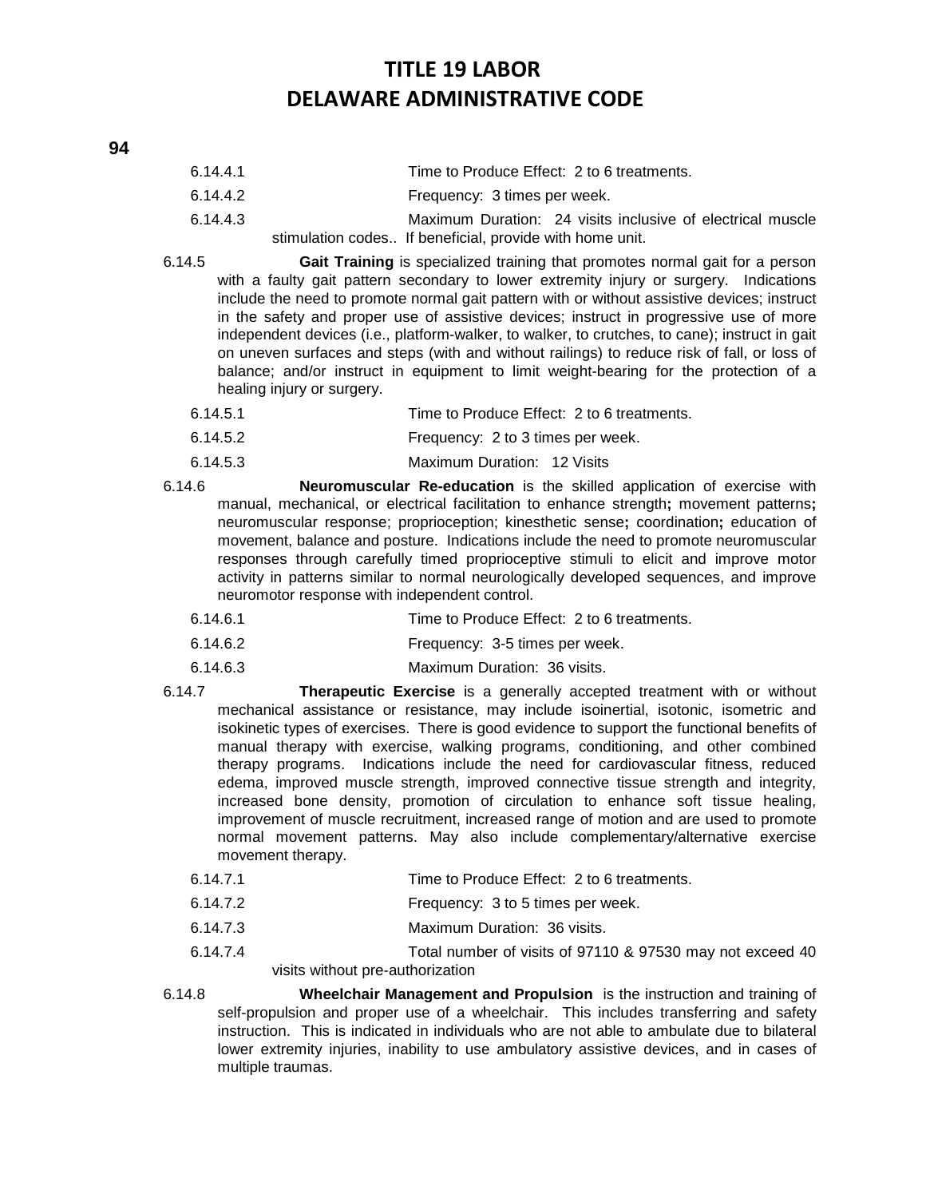6.14.4.1 Time to Produce Effect: 2 to 6 treatments.

6.14.4.2 Frequency: 3 times per week.

6.14.4.3 Maximum Duration: 24 visits inclusive of electrical muscle stimulation codes.. If beneficial, provide with home unit.

6.14.5 **Gait Training** is specialized training that promotes normal gait for a person with a faulty gait pattern secondary to lower extremity injury or surgery. Indications include the need to promote normal gait pattern with or without assistive devices; instruct in the safety and proper use of assistive devices; instruct in progressive use of more independent devices (i.e., platform-walker, to walker, to crutches, to cane); instruct in gait on uneven surfaces and steps (with and without railings) to reduce risk of fall, or loss of balance; and/or instruct in equipment to limit weight-bearing for the protection of a healing injury or surgery.

6.14.5.1 Time to Produce Effect: 2 to 6 treatments.

6.14.5.2 Frequency: 2 to 3 times per week.

6.14.5.3 Maximum Duration: 12 Visits

6.14.6 **Neuromuscular Re-education** is the skilled application of exercise with manual, mechanical, or electrical facilitation to enhance strength**;** movement patterns**;** neuromuscular response; proprioception; kinesthetic sense**;** coordination**;** education of movement, balance and posture. Indications include the need to promote neuromuscular responses through carefully timed proprioceptive stimuli to elicit and improve motor activity in patterns similar to normal neurologically developed sequences, and improve neuromotor response with independent control.

6.14.6.1 Time to Produce Effect: 2 to 6 treatments.

6.14.6.2 Frequency: 3-5 times per week.

6.14.6.3 Maximum Duration: 36 visits.

6.14.7 **Therapeutic Exercise** is a generally accepted treatment with or without mechanical assistance or resistance, may include isoinertial, isotonic, isometric and isokinetic types of exercises. There is good evidence to support the functional benefits of manual therapy with exercise, walking programs, conditioning, and other combined therapy programs. Indications include the need for cardiovascular fitness, reduced edema, improved muscle strength, improved connective tissue strength and integrity, increased bone density, promotion of circulation to enhance soft tissue healing, improvement of muscle recruitment, increased range of motion and are used to promote normal movement patterns. May also include complementary/alternative exercise movement therapy.

6.14.7.1 Time to Produce Effect: 2 to 6 treatments.

6.14.7.2 Frequency: 3 to 5 times per week.

6.14.7.3 Maximum Duration: 36 visits.

6.14.7.4 Total number of visits of 97110 & 97530 may not exceed 40 visits without pre-authorization

6.14.8 **Wheelchair Management and Propulsion** is the instruction and training of self-propulsion and proper use of a wheelchair. This includes transferring and safety instruction. This is indicated in individuals who are not able to ambulate due to bilateral lower extremity injuries, inability to use ambulatory assistive devices, and in cases of multiple traumas.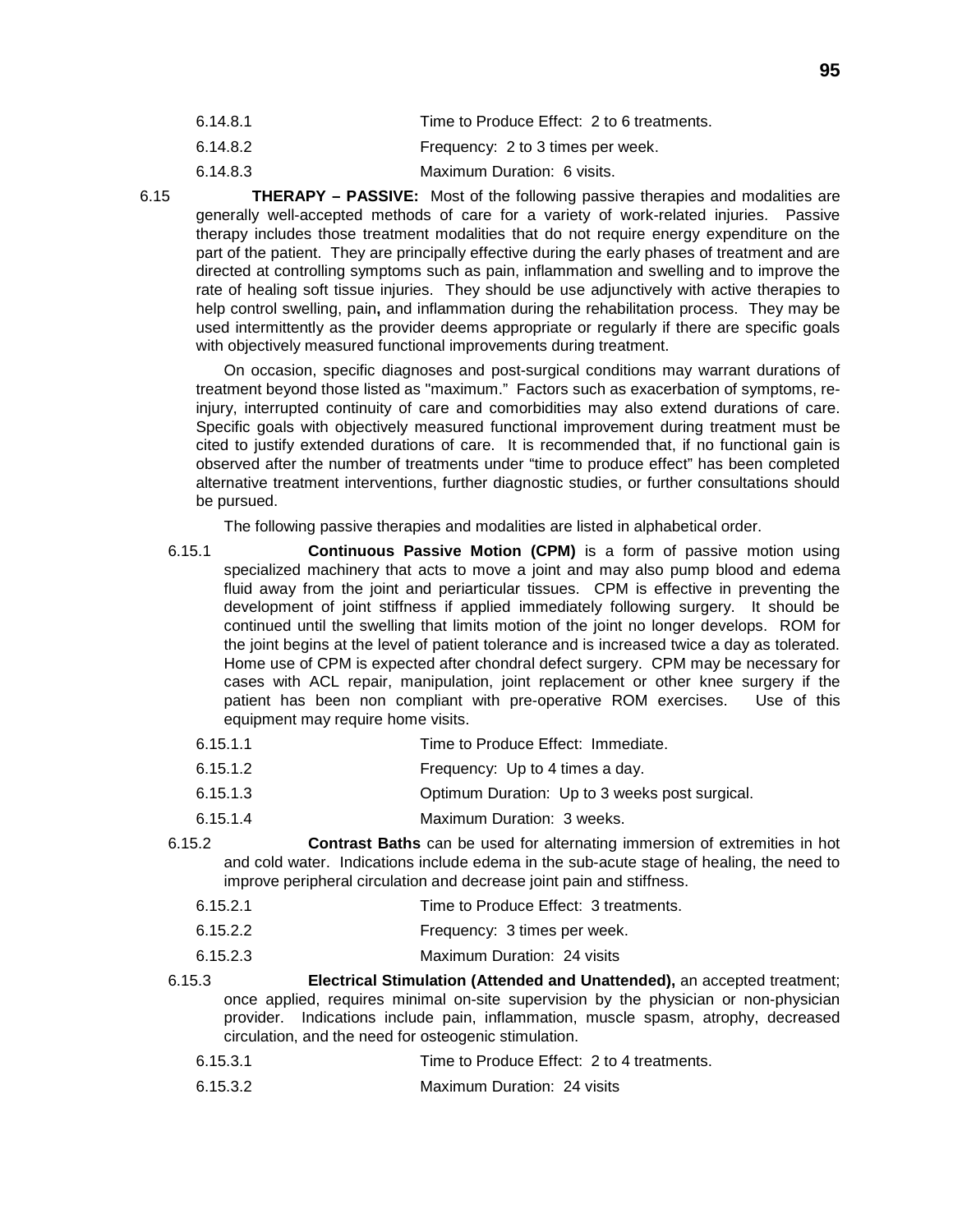6.14.8.1 Time to Produce Effect: 2 to 6 treatments.

6.14.8.2 Frequency: 2 to 3 times per week.

6.14.8.3 Maximum Duration: 6 visits.

6.15 **THERAPY – PASSIVE:** Most of the following passive therapies and modalities are generally well-accepted methods of care for a variety of work-related injuries. Passive therapy includes those treatment modalities that do not require energy expenditure on the part of the patient. They are principally effective during the early phases of treatment and are directed at controlling symptoms such as pain, inflammation and swelling and to improve the rate of healing soft tissue injuries. They should be use adjunctively with active therapies to help control swelling, pain**,** and inflammation during the rehabilitation process. They may be used intermittently as the provider deems appropriate or regularly if there are specific goals with objectively measured functional improvements during treatment.

On occasion, specific diagnoses and post-surgical conditions may warrant durations of treatment beyond those listed as "maximum." Factors such as exacerbation of symptoms, re-injury, interrupted continuity of care and comorbidities may also extend durations of care. Specific goals with objectively measured functional improvement during treatment must be cited to justify extended durations of care. It is recommended that, if no functional gain is observed after the number of treatments under "time to produce effect" has been completed alternative treatment interventions, further diagnostic studies, or further consultations should be pursued.

The following passive therapies and modalities are listed in alphabetical order.

6.15.1 **Continuous Passive Motion (CPM)** is a form of passive motion using specialized machinery that acts to move a joint and may also pump blood and edema fluid away from the joint and periarticular tissues. CPM is effective in preventing the development of joint stiffness if applied immediately following surgery. It should be continued until the swelling that limits motion of the joint no longer develops. ROM for the joint begins at the level of patient tolerance and is increased twice a day as tolerated. Home use of CPM is expected after chondral defect surgery. CPM may be necessary for cases with ACL repair, manipulation, joint replacement or other knee surgery if the patient has been non compliant with pre-operative ROM exercises. Use of this equipment may require home visits.

6.15.1.1 Time to Produce Effect: Immediate.

6.15.1.2 Frequency: Up to 4 times a day.

6.15.1.3 Optimum Duration: Up to 3 weeks post surgical.

6.15.1.4 Maximum Duration: 3 weeks.

6.15.2 **Contrast Baths** can be used for alternating immersion of extremities in hot and cold water. Indications include edema in the sub-acute stage of healing, the need to improve peripheral circulation and decrease joint pain and stiffness.

6.15.2.1 Time to Produce Effect: 3 treatments.

6.15.2.2 Frequency: 3 times per week.

6.15.2.3 Maximum Duration: 24 visits

6.15.3 **Electrical Stimulation (Attended and Unattended),** an accepted treatment; once applied, requires minimal on-site supervision by the physician or non-physician provider. Indications include pain, inflammation, muscle spasm, atrophy, decreased circulation, and the need for osteogenic stimulation.

6.15.3.1 Time to Produce Effect: 2 to 4 treatments.

6.15.3.2 Maximum Duration: 24 visits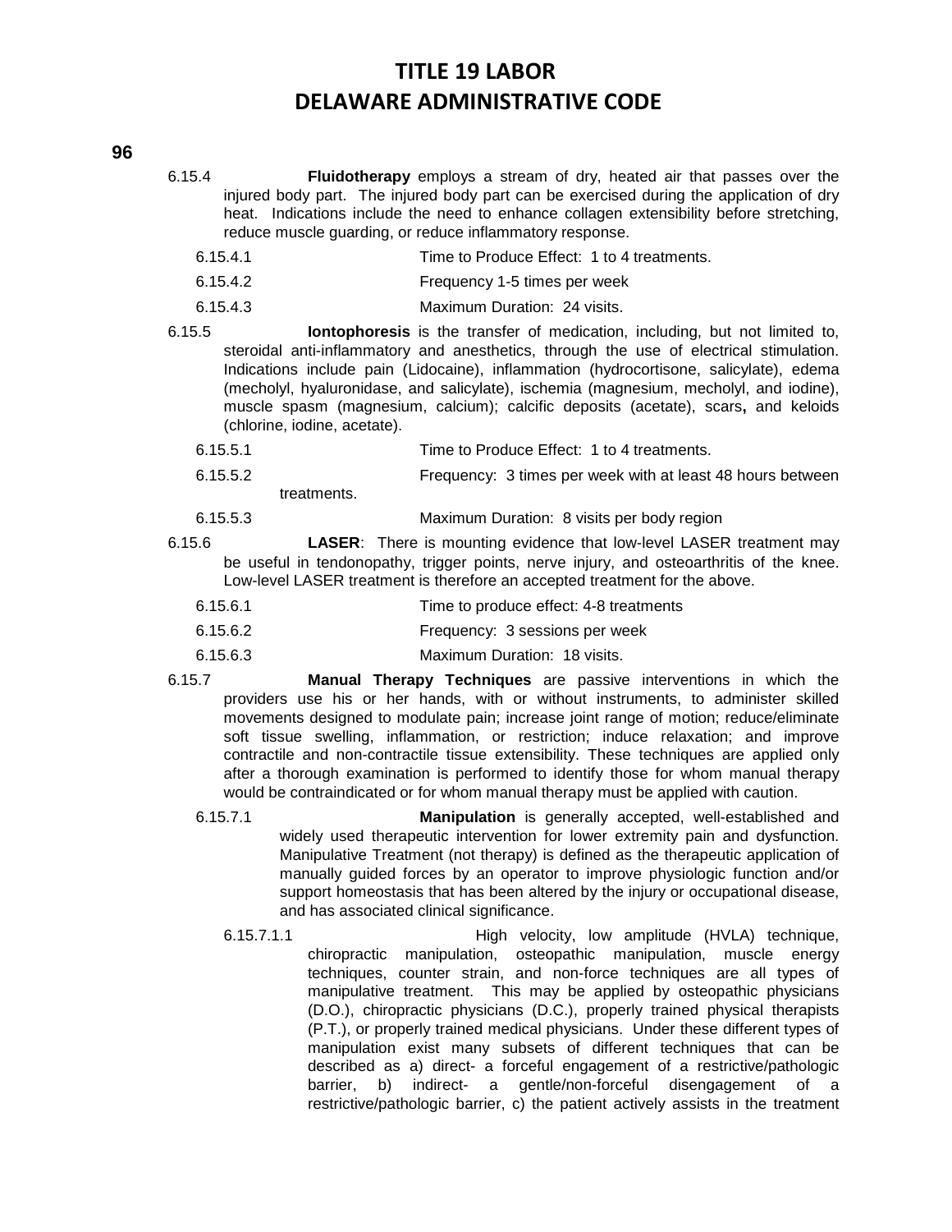6.15.4 **Fluidotherapy** employs a stream of dry, heated air that passes over the injured body part. The injured body part can be exercised during the application of dry heat. Indications include the need to enhance collagen extensibility before stretching, reduce muscle guarding, or reduce inflammatory response.

6.15.4.1 Time to Produce Effect: 1 to 4 treatments.

6.15.4.2 Frequency 1-5 times per week

6.15.4.3 Maximum Duration: 24 visits.

6.15.5 **Iontophoresis** is the transfer of medication, including, but not limited to, steroidal anti-inflammatory and anesthetics, through the use of electrical stimulation. Indications include pain (Lidocaine), inflammation (hydrocortisone, salicylate), edema (mecholyl, hyaluronidase, and salicylate), ischemia (magnesium, mecholyl, and iodine), muscle spasm (magnesium, calcium); calcific deposits (acetate), scars**,** and keloids (chlorine, iodine, acetate).

6.15.5.1 Time to Produce Effect: 1 to 4 treatments.

6.15.5.2 Frequency: 3 times per week with at least 48 hours between treatments.

6.15.5.3 Maximum Duration: 8 visits per body region

6.15.6 **LASER**: There is mounting evidence that low-level LASER treatment may be useful in tendonopathy, trigger points, nerve injury, and osteoarthritis of the knee. Low-level LASER treatment is therefore an accepted treatment for the above.

6.15.6.1 Time to produce effect: 4-8 treatments

6.15.6.2 Frequency: 3 sessions per week

6.15.6.3 Maximum Duration: 18 visits.

6.15.7 **Manual Therapy Techniques** are passive interventions in which the providers use his or her hands, with or without instruments, to administer skilled movements designed to modulate pain; increase joint range of motion; reduce/eliminate soft tissue swelling, inflammation, or restriction; induce relaxation; and improve contractile and non-contractile tissue extensibility. These techniques are applied only after a thorough examination is performed to identify those for whom manual therapy would be contraindicated or for whom manual therapy must be applied with caution.

6.15.7.1 **Manipulation** is generally accepted, well-established and widely used therapeutic intervention for lower extremity pain and dysfunction. Manipulative Treatment (not therapy) is defined as the therapeutic application of manually guided forces by an operator to improve physiologic function and/or support homeostasis that has been altered by the injury or occupational disease, and has associated clinical significance.

6.15.7.1.1 High velocity, low amplitude (HVLA) technique, chiropractic manipulation, osteopathic manipulation, muscle energy techniques, counter strain, and non-force techniques are all types of manipulative treatment. This may be applied by osteopathic physicians (D.O.), chiropractic physicians (D.C.), properly trained physical therapists (P.T.), or properly trained medical physicians. Under these different types of manipulation exist many subsets of different techniques that can be described as a) direct- a forceful engagement of a restrictive/pathologic barrier, b) indirect- a gentle/non-forceful disengagement of a restrictive/pathologic barrier, c) the patient actively assists in the treatment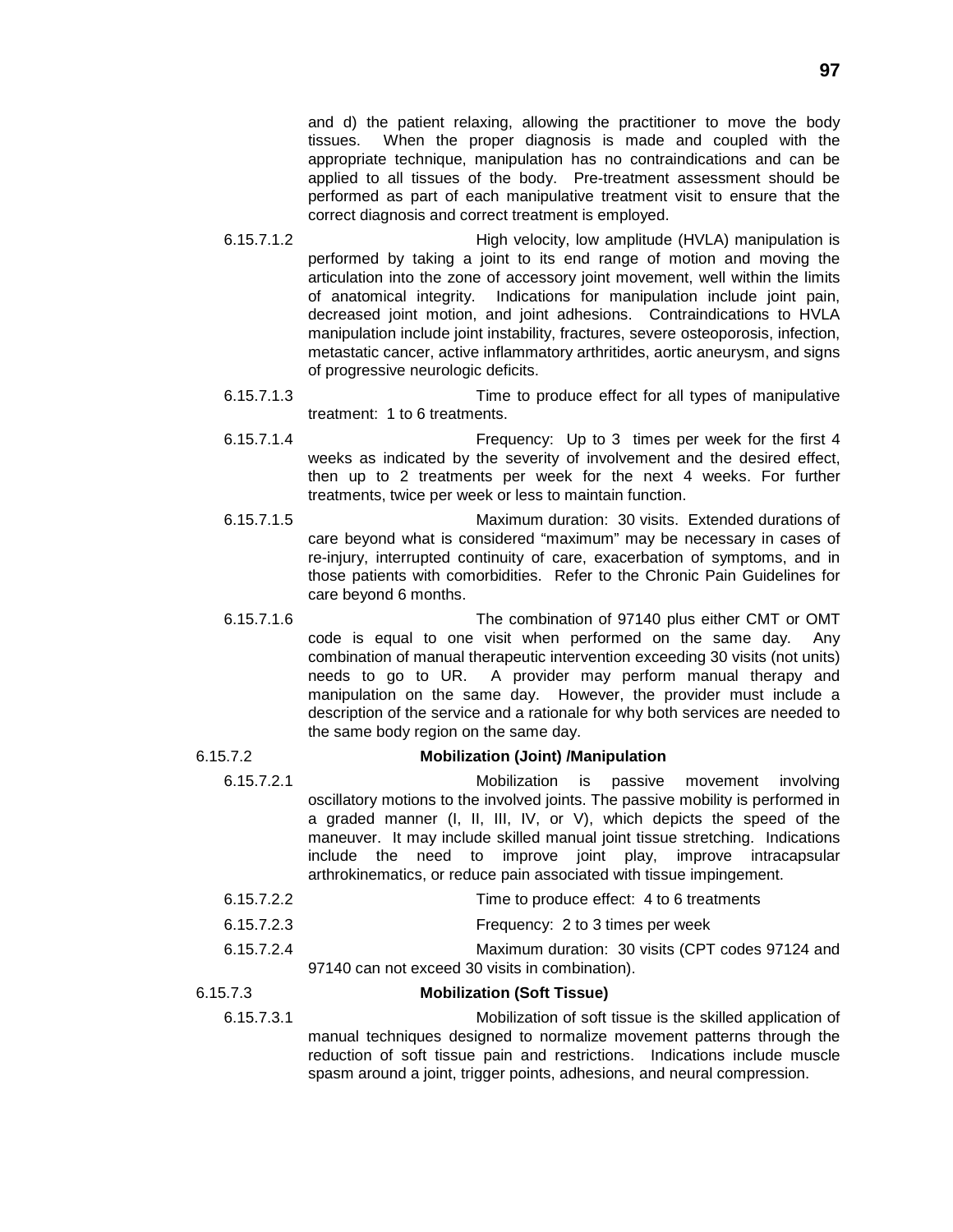and d) the patient relaxing, allowing the practitioner to move the body tissues. When the proper diagnosis is made and coupled with the appropriate technique, manipulation has no contraindications and can be applied to all tissues of the body. Pre-treatment assessment should be performed as part of each manipulative treatment visit to ensure that the correct diagnosis and correct treatment is employed.

6.15.7.1.2 High velocity, low amplitude (HVLA) manipulation is performed by taking a joint to its end range of motion and moving the articulation into the zone of accessory joint movement, well within the limits of anatomical integrity. Indications for manipulation include joint pain, decreased joint motion, and joint adhesions. Contraindications to HVLA manipulation include joint instability, fractures, severe osteoporosis, infection, metastatic cancer, active inflammatory arthritides, aortic aneurysm, and signs of progressive neurologic deficits.

6.15.7.1.3 Time to produce effect for all types of manipulative treatment: 1 to 6 treatments.

6.15.7.1.4 Frequency: Up to 3 times per week for the first 4 weeks as indicated by the severity of involvement and the desired effect, then up to 2 treatments per week for the next 4 weeks. For further treatments, twice per week or less to maintain function.

6.15.7.1.5 Maximum duration: 30 visits. Extended durations of care beyond what is considered "maximum" may be necessary in cases of re-injury, interrupted continuity of care, exacerbation of symptoms, and in those patients with comorbidities. Refer to the Chronic Pain Guidelines for care beyond 6 months.

6.15.7.1.6 The combination of 97140 plus either CMT or OMT code is equal to one visit when performed on the same day. Any combination of manual therapeutic intervention exceeding 30 visits (not units) needs to go to UR. A provider may perform manual therapy and manipulation on the same day. However, the provider must include a description of the service and a rationale for why both services are needed to the same body region on the same day.

6.15.7.2 **Mobilization (Joint) /Manipulation**

6.15.7.2.1 Mobilization is passive movement involving oscillatory motions to the involved joints. The passive mobility is performed in a graded manner (I, II, III, IV, or V), which depicts the speed of the maneuver. It may include skilled manual joint tissue stretching. Indications include the need to improve joint play, improve intracapsular arthrokinematics, or reduce pain associated with tissue impingement.

6.15.7.2.2 Time to produce effect: 4 to 6 treatments

6.15.7.2.3 Frequency: 2 to 3 times per week

6.15.7.2.4 Maximum duration: 30 visits (CPT codes 97124 and 97140 can not exceed 30 visits in combination).

6.15.7.3 **Mobilization (Soft Tissue)**

6.15.7.3.1 Mobilization of soft tissue is the skilled application of manual techniques designed to normalize movement patterns through the reduction of soft tissue pain and restrictions. Indications include muscle spasm around a joint, trigger points, adhesions, and neural compression.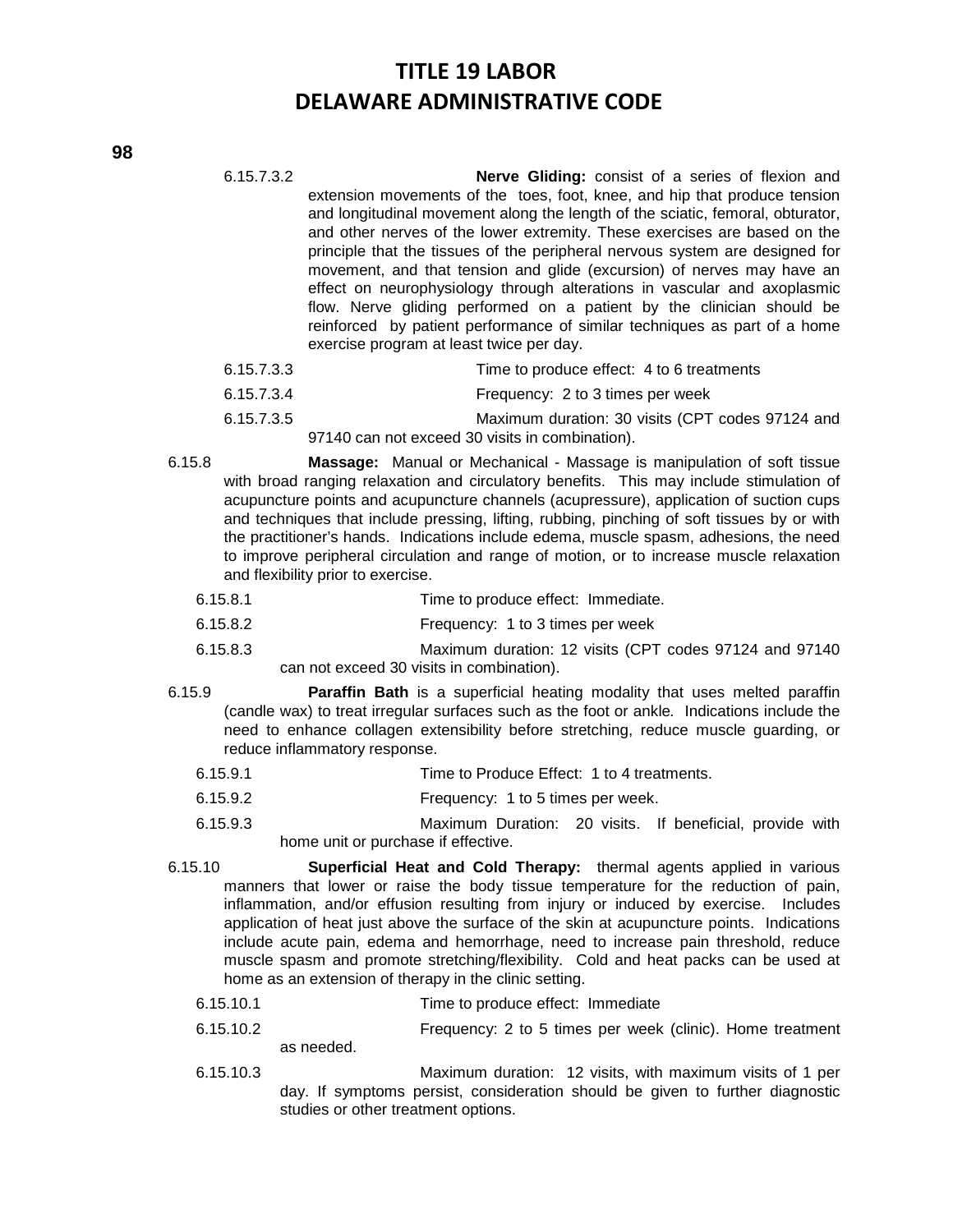6.15.7.3.2 **Nerve Gliding:** consist of a series of flexion and extension movements of the toes, foot, knee, and hip that produce tension and longitudinal movement along the length of the sciatic, femoral, obturator, and other nerves of the lower extremity. These exercises are based on the principle that the tissues of the peripheral nervous system are designed for movement, and that tension and glide (excursion) of nerves may have an effect on neurophysiology through alterations in vascular and axoplasmic flow. Nerve gliding performed on a patient by the clinician should be reinforced by patient performance of similar techniques as part of a home exercise program at least twice per day.

6.15.7.3.3 Time to produce effect: 4 to 6 treatments

6.15.7.3.4 Frequency: 2 to 3 times per week

6.15.7.3.5 Maximum duration: 30 visits (CPT codes 97124 and 97140 can not exceed 30 visits in combination).

6.15.8 **Massage:** Manual or Mechanical - Massage is manipulation of soft tissue with broad ranging relaxation and circulatory benefits. This may include stimulation of acupuncture points and acupuncture channels (acupressure), application of suction cups and techniques that include pressing, lifting, rubbing, pinching of soft tissues by or with the practitioner's hands. Indications include edema, muscle spasm, adhesions, the need to improve peripheral circulation and range of motion, or to increase muscle relaxation and flexibility prior to exercise.

6.15.8.1 Time to produce effect: Immediate.

6.15.8.2 Frequency: 1 to 3 times per week

6.15.8.3 Maximum duration: 12 visits (CPT codes 97124 and 97140 can not exceed 30 visits in combination).

6.15.9 **Paraffin Bath** is a superficial heating modality that uses melted paraffin (candle wax) to treat irregular surfaces such as the foot or ankle. Indications include the need to enhance collagen extensibility before stretching, reduce muscle guarding, or reduce inflammatory response.

6.15.9.1 Time to Produce Effect: 1 to 4 treatments.

6.15.9.2 Frequency: 1 to 5 times per week.

6.15.9.3 Maximum Duration: 20 visits. If beneficial, provide with home unit or purchase if effective.

6.15.10 **Superficial Heat and Cold Therapy:** thermal agents applied in various manners that lower or raise the body tissue temperature for the reduction of pain, inflammation, and/or effusion resulting from injury or induced by exercise. Includes application of heat just above the surface of the skin at acupuncture points. Indications include acute pain, edema and hemorrhage, need to increase pain threshold, reduce muscle spasm and promote stretching/flexibility. Cold and heat packs can be used at home as an extension of therapy in the clinic setting.

6.15.10.1 Time to produce effect: Immediate

6.15.10.2 Frequency: 2 to 5 times per week (clinic). Home treatment as needed.

6.15.10.3 Maximum duration: 12 visits, with maximum visits of 1 per day. If symptoms persist, consideration should be given to further diagnostic studies or other treatment options.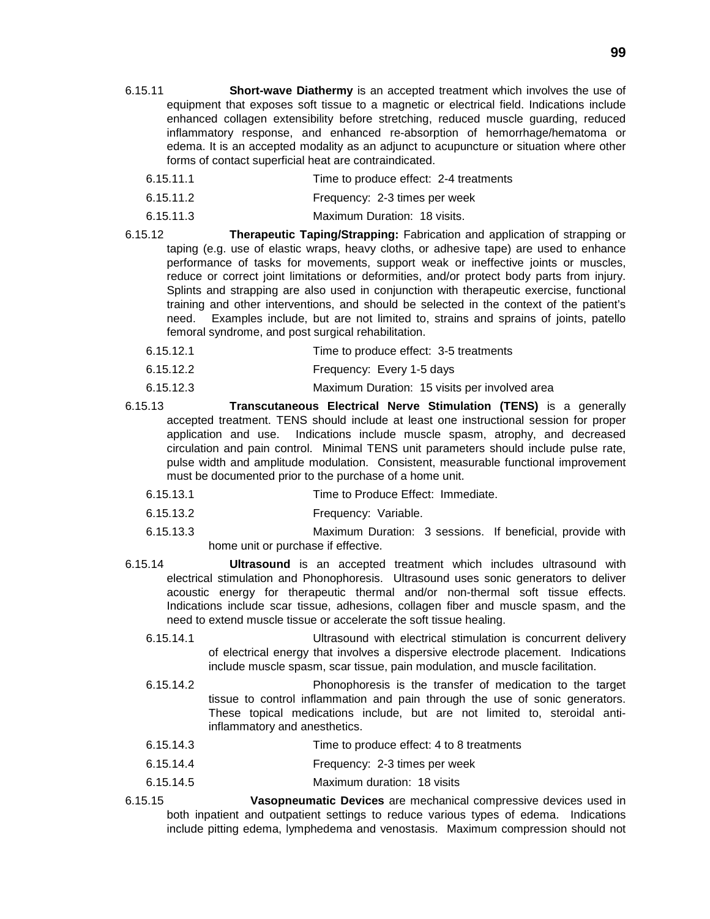6.15.11 **Short-wave Diathermy** is an accepted treatment which involves the use of equipment that exposes soft tissue to a magnetic or electrical field. Indications include enhanced collagen extensibility before stretching, reduced muscle guarding, reduced inflammatory response, and enhanced re-absorption of hemorrhage/hematoma or edema. It is an accepted modality as an adjunct to acupuncture or situation where other forms of contact superficial heat are contraindicated.

6.15.11.1 Time to produce effect: 2-4 treatments

6.15.11.2 Frequency: 2-3 times per week

6.15.11.3 Maximum Duration: 18 visits.

6.15.12 **Therapeutic Taping/Strapping:** Fabrication and application of strapping or taping (e.g. use of elastic wraps, heavy cloths, or adhesive tape) are used to enhance performance of tasks for movements, support weak or ineffective joints or muscles, reduce or correct joint limitations or deformities, and/or protect body parts from injury. Splints and strapping are also used in conjunction with therapeutic exercise, functional training and other interventions, and should be selected in the context of the patient's need. Examples include, but are not limited to, strains and sprains of joints, patello femoral syndrome, and post surgical rehabilitation.

6.15.12.1 Time to produce effect: 3-5 treatments

6.15.12.2 Frequency: Every 1-5 days

6.15.12.3 Maximum Duration: 15 visits per involved area

6.15.13 **Transcutaneous Electrical Nerve Stimulation (TENS)** is a generally accepted treatment. TENS should include at least one instructional session for proper application and use. Indications include muscle spasm, atrophy, and decreased circulation and pain control. Minimal TENS unit parameters should include pulse rate, pulse width and amplitude modulation. Consistent, measurable functional improvement must be documented prior to the purchase of a home unit.

6.15.13.1 Time to Produce Effect: Immediate.

6.15.13.2 Frequency: Variable.

6.15.13.3 Maximum Duration: 3 sessions. If beneficial, provide with home unit or purchase if effective.

6.15.14 **Ultrasound** is an accepted treatment which includes ultrasound with electrical stimulation and Phonophoresis. Ultrasound uses sonic generators to deliver acoustic energy for therapeutic thermal and/or non-thermal soft tissue effects. Indications include scar tissue, adhesions, collagen fiber and muscle spasm, and the need to extend muscle tissue or accelerate the soft tissue healing.

6.15.14.1 Ultrasound with electrical stimulation is concurrent delivery of electrical energy that involves a dispersive electrode placement. Indications include muscle spasm, scar tissue, pain modulation, and muscle facilitation.

6.15.14.2 Phonophoresis is the transfer of medication to the target tissue to control inflammation and pain through the use of sonic generators. These topical medications include, but are not limited to, steroidal anti-inflammatory and anesthetics.

6.15.14.3 Time to produce effect: 4 to 8 treatments

6.15.14.4 Frequency: 2-3 times per week

6.15.14.5 Maximum duration: 18 visits

6.15.15 **Vasopneumatic Devices** are mechanical compressive devices used in both inpatient and outpatient settings to reduce various types of edema. Indications include pitting edema, lymphedema and venostasis. Maximum compression should not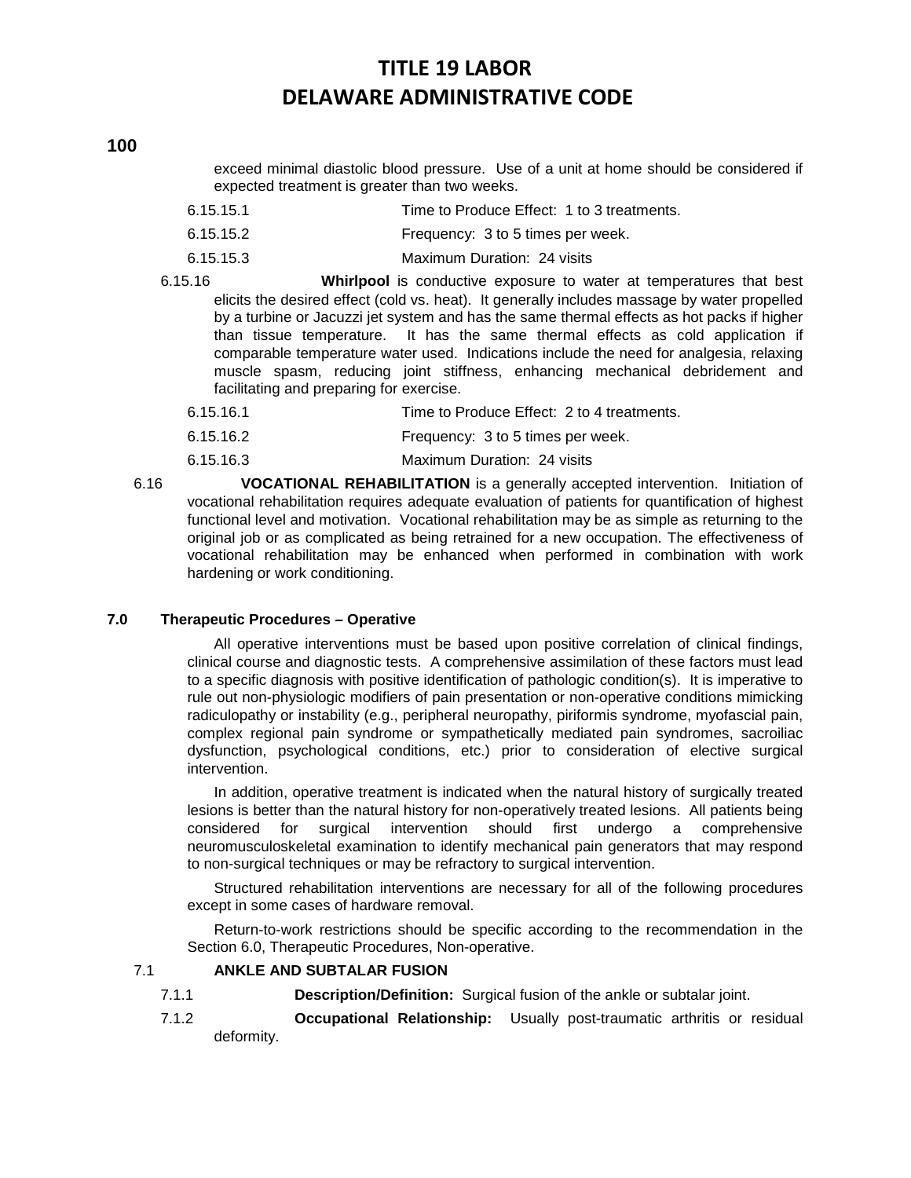exceed minimal diastolic blood pressure. Use of a unit at home should be considered if expected treatment is greater than two weeks.

6.15.15.1 Time to Produce Effect: 1 to 3 treatments.

6.15.15.2 Frequency: 3 to 5 times per week.

6.15.15.3 Maximum Duration: 24 visits

6.15.16 **Whirlpool** is conductive exposure to water at temperatures that best elicits the desired effect (cold vs. heat). It generally includes massage by water propelled by a turbine or Jacuzzi jet system and has the same thermal effects as hot packs if higher than tissue temperature. It has the same thermal effects as cold application if comparable temperature water used. Indications include the need for analgesia, relaxing muscle spasm, reducing joint stiffness, enhancing mechanical debridement and facilitating and preparing for exercise.

6.15.16.1 Time to Produce Effect: 2 to 4 treatments.

6.15.16.2 Frequency: 3 to 5 times per week.

6.15.16.3 Maximum Duration: 24 visits

6.16 **VOCATIONAL REHABILITATION** is a generally accepted intervention. Initiation of vocational rehabilitation requires adequate evaluation of patients for quantification of highest functional level and motivation. Vocational rehabilitation may be as simple as returning to the original job or as complicated as being retrained for a new occupation. The effectiveness of vocational rehabilitation may be enhanced when performed in combination with work hardening or work conditioning.

## 7.0 Therapeutic Procedures – Operative

All operative interventions must be based upon positive correlation of clinical findings, clinical course and diagnostic tests. A comprehensive assimilation of these factors must lead to a specific diagnosis with positive identification of pathologic condition(s). It is imperative to rule out non-physiologic modifiers of pain presentation or non-operative conditions mimicking radiculopathy or instability (e.g., peripheral neuropathy, piriformis syndrome, myofascial pain, complex regional pain syndrome or sympathetically mediated pain syndromes, sacroiliac dysfunction, psychological conditions, etc.) prior to consideration of elective surgical intervention.

In addition, operative treatment is indicated when the natural history of surgically treated lesions is better than the natural history for non-operatively treated lesions. All patients being considered for surgical intervention should first undergo a comprehensive neuromusculoskeletal examination to identify mechanical pain generators that may respond to non-surgical techniques or may be refractory to surgical intervention.

Structured rehabilitation interventions are necessary for all of the following procedures except in some cases of hardware removal.

Return-to-work restrictions should be specific according to the recommendation in the Section 6.0, Therapeutic Procedures, Non-operative.

7.1 **ANKLE AND SUBTALAR FUSION**

7.1.1 **Description/Definition:** Surgical fusion of the ankle or subtalar joint.

7.1.2 **Occupational Relationship:** Usually post-traumatic arthritis or residual deformity.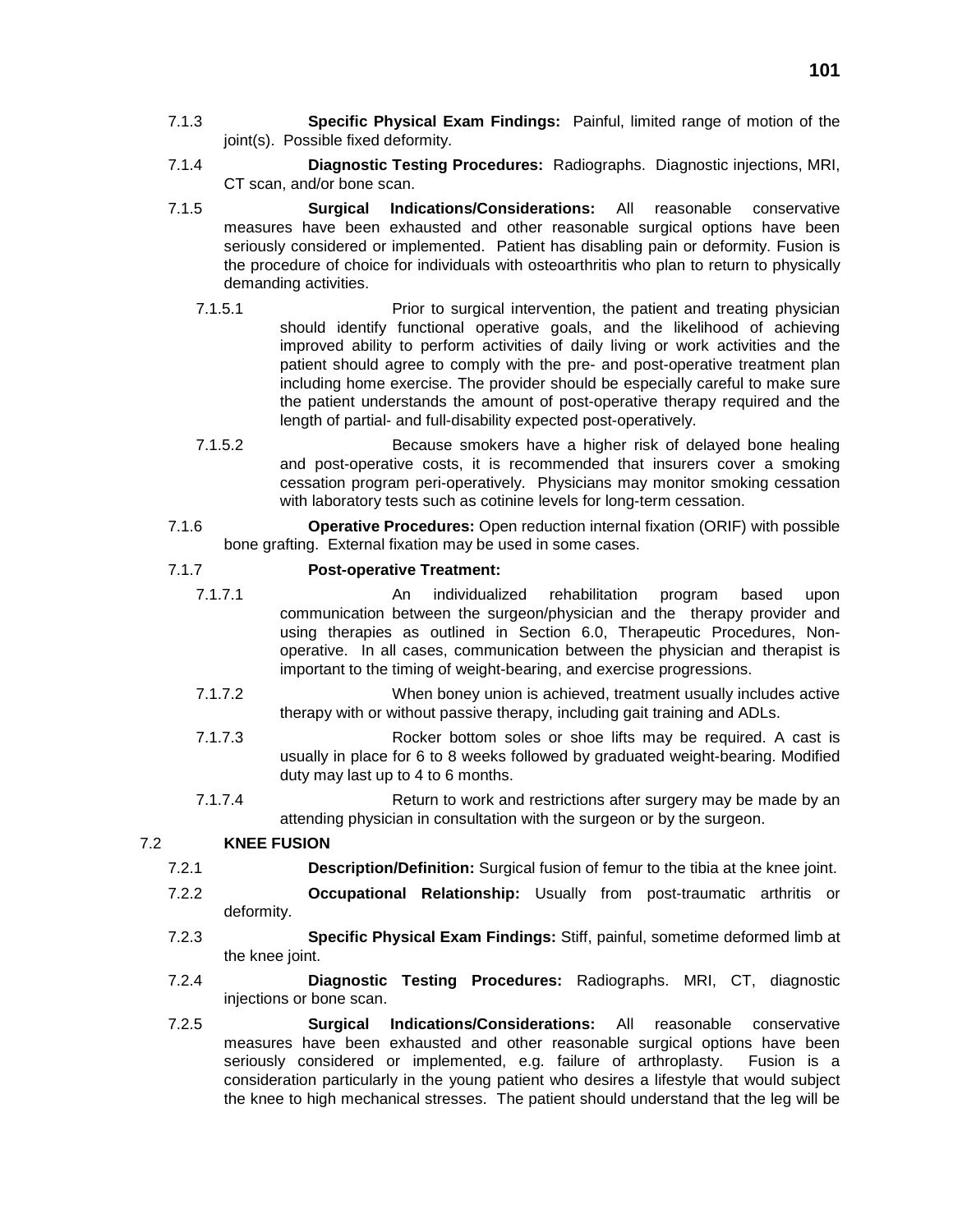7.1.3 **Specific Physical Exam Findings:** Painful, limited range of motion of the joint(s). Possible fixed deformity.

7.1.4 **Diagnostic Testing Procedures:** Radiographs. Diagnostic injections, MRI, CT scan, and/or bone scan.

7.1.5 **Surgical Indications/Considerations:** All reasonable conservative measures have been exhausted and other reasonable surgical options have been seriously considered or implemented. Patient has disabling pain or deformity. Fusion is the procedure of choice for individuals with osteoarthritis who plan to return to physically demanding activities.

7.1.5.1 Prior to surgical intervention, the patient and treating physician should identify functional operative goals, and the likelihood of achieving improved ability to perform activities of daily living or work activities and the patient should agree to comply with the pre- and post-operative treatment plan including home exercise. The provider should be especially careful to make sure the patient understands the amount of post-operative therapy required and the length of partial- and full-disability expected post-operatively.

7.1.5.2 Because smokers have a higher risk of delayed bone healing and post-operative costs, it is recommended that insurers cover a smoking cessation program peri-operatively. Physicians may monitor smoking cessation with laboratory tests such as cotinine levels for long-term cessation.

7.1.6 **Operative Procedures:** Open reduction internal fixation (ORIF) with possible bone grafting. External fixation may be used in some cases.

7.1.7 **Post-operative Treatment:**

7.1.7.1 An individualized rehabilitation program based upon communication between the surgeon/physician and the therapy provider and using therapies as outlined in Section 6.0, Therapeutic Procedures, Non-operative. In all cases, communication between the physician and therapist is important to the timing of weight-bearing, and exercise progressions.

7.1.7.2 When boney union is achieved, treatment usually includes active therapy with or without passive therapy, including gait training and ADLs.

7.1.7.3 Rocker bottom soles or shoe lifts may be required. A cast is usually in place for 6 to 8 weeks followed by graduated weight-bearing. Modified duty may last up to 4 to 6 months.

7.1.7.4 Return to work and restrictions after surgery may be made by an attending physician in consultation with the surgeon or by the surgeon.

## 7.2 KNEE FUSION

7.2.1 **Description/Definition:** Surgical fusion of femur to the tibia at the knee joint.

7.2.2 **Occupational Relationship:** Usually from post-traumatic arthritis or deformity.

7.2.3 **Specific Physical Exam Findings:** Stiff, painful, sometime deformed limb at the knee joint.

7.2.4 **Diagnostic Testing Procedures:** Radiographs. MRI, CT, diagnostic injections or bone scan.

7.2.5 **Surgical Indications/Considerations:** All reasonable conservative measures have been exhausted and other reasonable surgical options have been seriously considered or implemented, e.g. failure of arthroplasty. Fusion is a consideration particularly in the young patient who desires a lifestyle that would subject the knee to high mechanical stresses. The patient should understand that the leg will be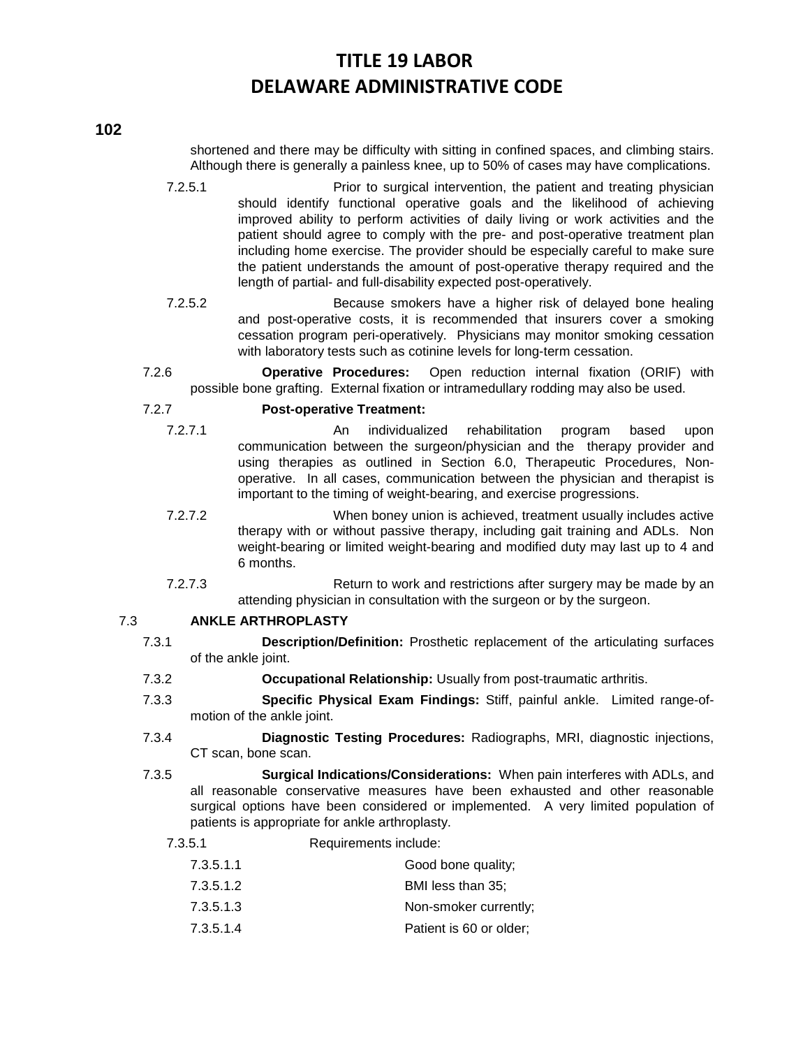shortened and there may be difficulty with sitting in confined spaces, and climbing stairs. Although there is generally a painless knee, up to 50% of cases may have complications.

7.2.5.1 Prior to surgical intervention, the patient and treating physician should identify functional operative goals and the likelihood of achieving improved ability to perform activities of daily living or work activities and the patient should agree to comply with the pre- and post-operative treatment plan including home exercise. The provider should be especially careful to make sure the patient understands the amount of post-operative therapy required and the length of partial- and full-disability expected post-operatively.

7.2.5.2 Because smokers have a higher risk of delayed bone healing and post-operative costs, it is recommended that insurers cover a smoking cessation program peri-operatively. Physicians may monitor smoking cessation with laboratory tests such as cotinine levels for long-term cessation.

7.2.6 **Operative Procedures:** Open reduction internal fixation (ORIF) with possible bone grafting. External fixation or intramedullary rodding may also be used.

7.2.7 **Post-operative Treatment:**

7.2.7.1 An individualized rehabilitation program based upon communication between the surgeon/physician and the therapy provider and using therapies as outlined in Section 6.0, Therapeutic Procedures, Non-operative. In all cases, communication between the physician and therapist is important to the timing of weight-bearing, and exercise progressions.

7.2.7.2 When boney union is achieved, treatment usually includes active therapy with or without passive therapy, including gait training and ADLs. Non weight-bearing or limited weight-bearing and modified duty may last up to 4 and 6 months.

7.2.7.3 Return to work and restrictions after surgery may be made by an attending physician in consultation with the surgeon or by the surgeon.

7.3 **ANKLE ARTHROPLASTY**

7.3.1 **Description/Definition:** Prosthetic replacement of the articulating surfaces of the ankle joint.

7.3.2 **Occupational Relationship:** Usually from post-traumatic arthritis.

7.3.3 **Specific Physical Exam Findings:** Stiff, painful ankle. Limited range-of-motion of the ankle joint.

7.3.4 **Diagnostic Testing Procedures:** Radiographs, MRI, diagnostic injections, CT scan, bone scan.

7.3.5 **Surgical Indications/Considerations:** When pain interferes with ADLs, and all reasonable conservative measures have been exhausted and other reasonable surgical options have been considered or implemented. A very limited population of patients is appropriate for ankle arthroplasty.

7.3.5.1 Requirements include:

7.3.5.1.1 Good bone quality;

7.3.5.1.2 BMI less than 35;

7.3.5.1.3 Non-smoker currently;

7.3.5.1.4 Patient is 60 or older;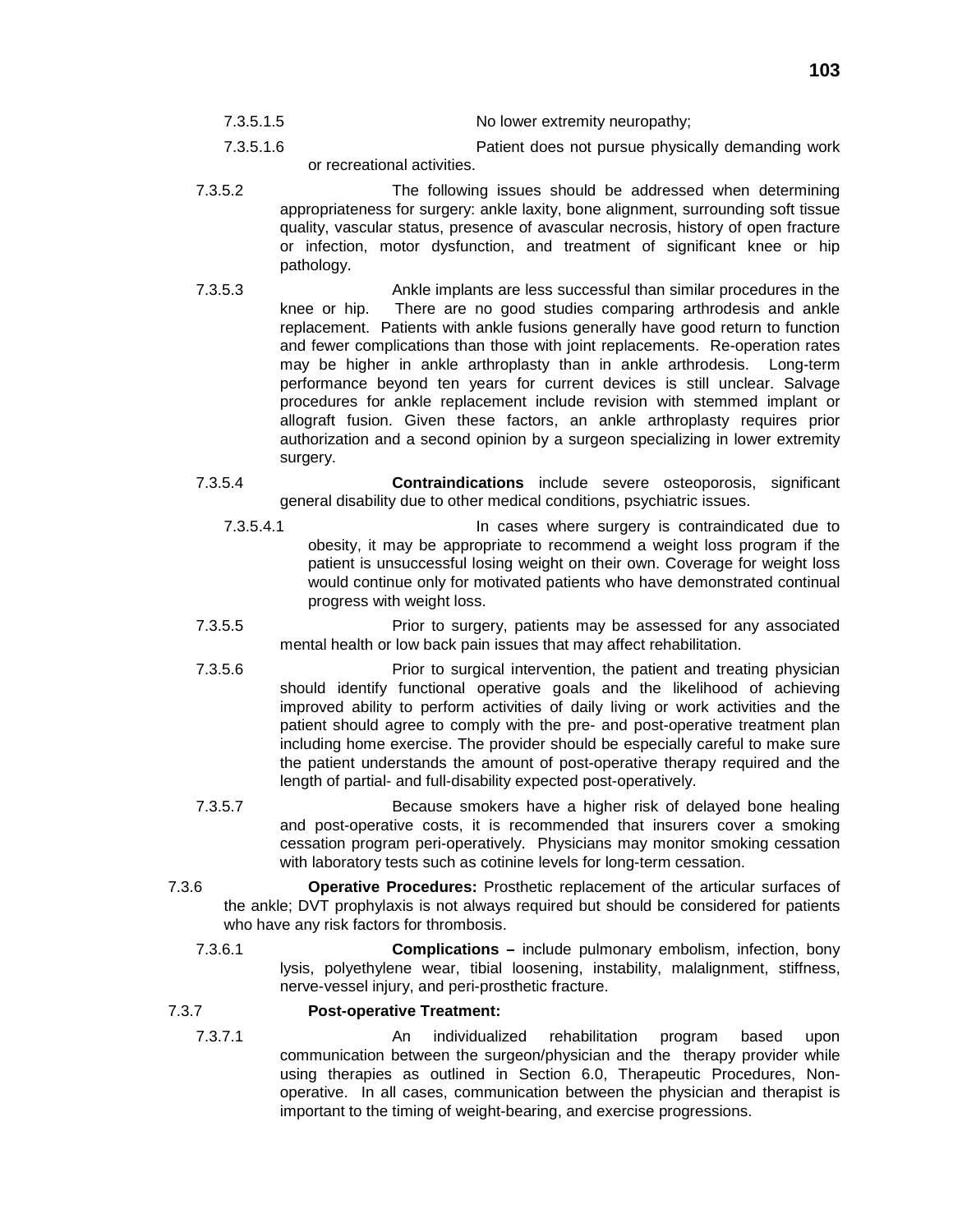7.3.5.1.5 No lower extremity neuropathy;

7.3.5.1.6 Patient does not pursue physically demanding work or recreational activities.

7.3.5.2 The following issues should be addressed when determining appropriateness for surgery: ankle laxity, bone alignment, surrounding soft tissue quality, vascular status, presence of avascular necrosis, history of open fracture or infection, motor dysfunction, and treatment of significant knee or hip pathology.

7.3.5.3 Ankle implants are less successful than similar procedures in the knee or hip. There are no good studies comparing arthrodesis and ankle replacement. Patients with ankle fusions generally have good return to function and fewer complications than those with joint replacements. Re-operation rates may be higher in ankle arthroplasty than in ankle arthrodesis. Long-term performance beyond ten years for current devices is still unclear. Salvage procedures for ankle replacement include revision with stemmed implant or allograft fusion. Given these factors, an ankle arthroplasty requires prior authorization and a second opinion by a surgeon specializing in lower extremity surgery.

7.3.5.4 **Contraindications** include severe osteoporosis, significant general disability due to other medical conditions, psychiatric issues.

7.3.5.4.1 In cases where surgery is contraindicated due to obesity, it may be appropriate to recommend a weight loss program if the patient is unsuccessful losing weight on their own. Coverage for weight loss would continue only for motivated patients who have demonstrated continual progress with weight loss.

7.3.5.5 Prior to surgery, patients may be assessed for any associated mental health or low back pain issues that may affect rehabilitation.

7.3.5.6 Prior to surgical intervention, the patient and treating physician should identify functional operative goals and the likelihood of achieving improved ability to perform activities of daily living or work activities and the patient should agree to comply with the pre- and post-operative treatment plan including home exercise. The provider should be especially careful to make sure the patient understands the amount of post-operative therapy required and the length of partial- and full-disability expected post-operatively.

7.3.5.7 Because smokers have a higher risk of delayed bone healing and post-operative costs, it is recommended that insurers cover a smoking cessation program peri-operatively. Physicians may monitor smoking cessation with laboratory tests such as cotinine levels for long-term cessation.

7.3.6 **Operative Procedures:** Prosthetic replacement of the articular surfaces of the ankle; DVT prophylaxis is not always required but should be considered for patients who have any risk factors for thrombosis.

7.3.6.1 **Complications –** include pulmonary embolism, infection, bony lysis, polyethylene wear, tibial loosening, instability, malalignment, stiffness, nerve-vessel injury, and peri-prosthetic fracture.

7.3.7 **Post-operative Treatment:**

7.3.7.1 An individualized rehabilitation program based upon communication between the surgeon/physician and the therapy provider while using therapies as outlined in Section 6.0, Therapeutic Procedures, Non-operative. In all cases, communication between the physician and therapist is important to the timing of weight-bearing, and exercise progressions.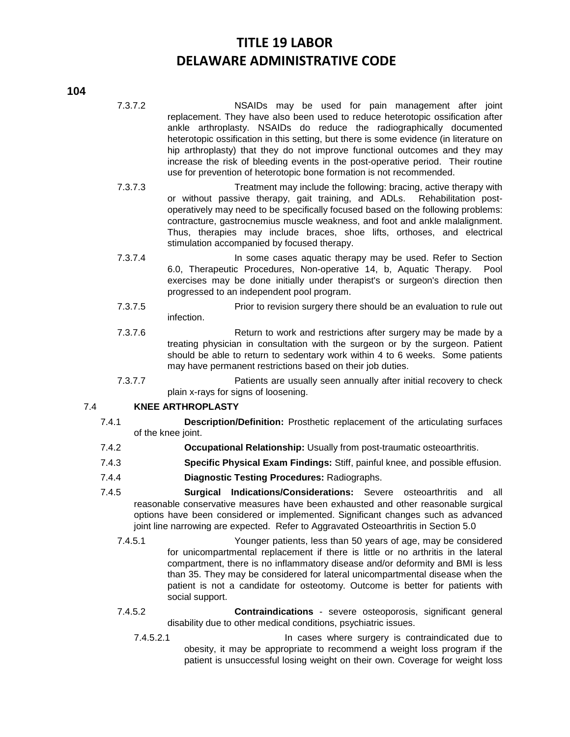7.3.7.2 NSAIDs may be used for pain management after joint replacement. They have also been used to reduce heterotopic ossification after ankle arthroplasty. NSAIDs do reduce the radiographically documented heterotopic ossification in this setting, but there is some evidence (in literature on hip arthroplasty) that they do not improve functional outcomes and they may increase the risk of bleeding events in the post-operative period. Their routine use for prevention of heterotopic bone formation is not recommended.

7.3.7.3 Treatment may include the following: bracing, active therapy with or without passive therapy, gait training, and ADLs. Rehabilitation post-operatively may need to be specifically focused based on the following problems: contracture, gastrocnemius muscle weakness, and foot and ankle malalignment. Thus, therapies may include braces, shoe lifts, orthoses, and electrical stimulation accompanied by focused therapy.

7.3.7.4 In some cases aquatic therapy may be used. Refer to Section 6.0, Therapeutic Procedures, Non-operative 14, b, Aquatic Therapy. Pool exercises may be done initially under therapist's or surgeon's direction then progressed to an independent pool program.

7.3.7.5 Prior to revision surgery there should be an evaluation to rule out infection.

7.3.7.6 Return to work and restrictions after surgery may be made by a treating physician in consultation with the surgeon or by the surgeon. Patient should be able to return to sedentary work within 4 to 6 weeks. Some patients may have permanent restrictions based on their job duties.

7.3.7.7 Patients are usually seen annually after initial recovery to check plain x-rays for signs of loosening.

7.4 **KNEE ARTHROPLASTY**

7.4.1 **Description/Definition:** Prosthetic replacement of the articulating surfaces of the knee joint.

7.4.2 **Occupational Relationship:** Usually from post-traumatic osteoarthritis.

7.4.3 **Specific Physical Exam Findings:** Stiff, painful knee, and possible effusion.

7.4.4 **Diagnostic Testing Procedures:** Radiographs.

7.4.5 **Surgical Indications/Considerations:** Severe osteoarthritis and all reasonable conservative measures have been exhausted and other reasonable surgical options have been considered or implemented. Significant changes such as advanced joint line narrowing are expected. Refer to Aggravated Osteoarthritis in Section 5.0

7.4.5.1 Younger patients, less than 50 years of age, may be considered for unicompartmental replacement if there is little or no arthritis in the lateral compartment, there is no inflammatory disease and/or deformity and BMI is less than 35. They may be considered for lateral unicompartmental disease when the patient is not a candidate for osteotomy. Outcome is better for patients with social support.

7.4.5.2 **Contraindications** - severe osteoporosis, significant general disability due to other medical conditions, psychiatric issues.

7.4.5.2.1 In cases where surgery is contraindicated due to obesity, it may be appropriate to recommend a weight loss program if the patient is unsuccessful losing weight on their own. Coverage for weight loss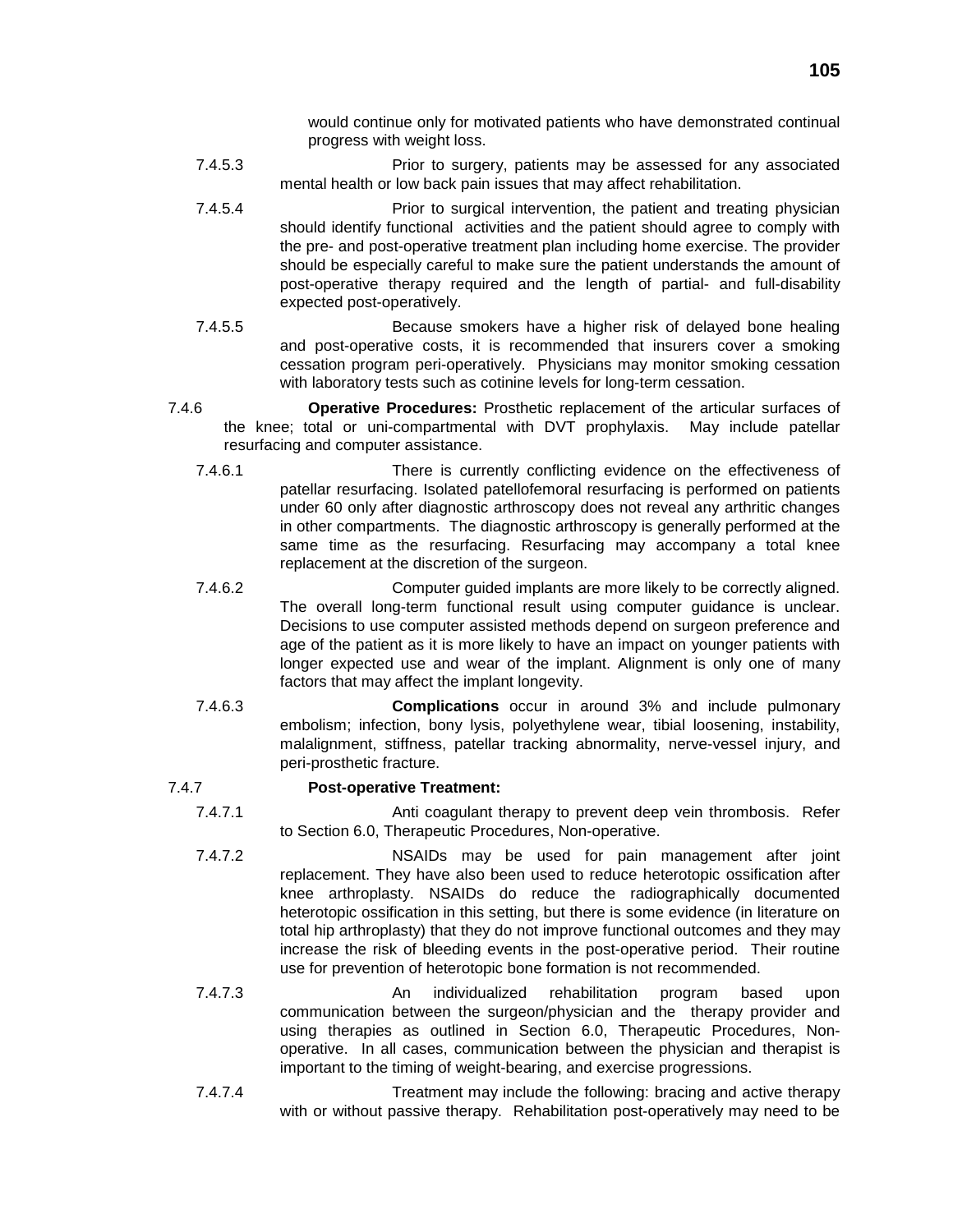would continue only for motivated patients who have demonstrated continual progress with weight loss.

7.4.5.3 Prior to surgery, patients may be assessed for any associated mental health or low back pain issues that may affect rehabilitation.

7.4.5.4 Prior to surgical intervention, the patient and treating physician should identify functional activities and the patient should agree to comply with the pre- and post-operative treatment plan including home exercise. The provider should be especially careful to make sure the patient understands the amount of post-operative therapy required and the length of partial- and full-disability expected post-operatively.

7.4.5.5 Because smokers have a higher risk of delayed bone healing and post-operative costs, it is recommended that insurers cover a smoking cessation program peri-operatively. Physicians may monitor smoking cessation with laboratory tests such as cotinine levels for long-term cessation.

7.4.6 **Operative Procedures:** Prosthetic replacement of the articular surfaces of the knee; total or uni-compartmental with DVT prophylaxis. May include patellar resurfacing and computer assistance.

7.4.6.1 There is currently conflicting evidence on the effectiveness of patellar resurfacing. Isolated patellofemoral resurfacing is performed on patients under 60 only after diagnostic arthroscopy does not reveal any arthritic changes in other compartments. The diagnostic arthroscopy is generally performed at the same time as the resurfacing. Resurfacing may accompany a total knee replacement at the discretion of the surgeon.

7.4.6.2 Computer guided implants are more likely to be correctly aligned. The overall long-term functional result using computer guidance is unclear. Decisions to use computer assisted methods depend on surgeon preference and age of the patient as it is more likely to have an impact on younger patients with longer expected use and wear of the implant. Alignment is only one of many factors that may affect the implant longevity.

7.4.6.3 **Complications** occur in around 3% and include pulmonary embolism; infection, bony lysis, polyethylene wear, tibial loosening, instability, malalignment, stiffness, patellar tracking abnormality, nerve-vessel injury, and peri-prosthetic fracture.

7.4.7 **Post-operative Treatment:**

7.4.7.1 Anti coagulant therapy to prevent deep vein thrombosis. Refer to Section 6.0, Therapeutic Procedures, Non-operative.

7.4.7.2 NSAIDs may be used for pain management after joint replacement. They have also been used to reduce heterotopic ossification after knee arthroplasty. NSAIDs do reduce the radiographically documented heterotopic ossification in this setting, but there is some evidence (in literature on total hip arthroplasty) that they do not improve functional outcomes and they may increase the risk of bleeding events in the post-operative period. Their routine use for prevention of heterotopic bone formation is not recommended.

7.4.7.3 An individualized rehabilitation program based upon communication between the surgeon/physician and the therapy provider and using therapies as outlined in Section 6.0, Therapeutic Procedures, Non-operative. In all cases, communication between the physician and therapist is important to the timing of weight-bearing, and exercise progressions.

7.4.7.4 Treatment may include the following: bracing and active therapy with or without passive therapy. Rehabilitation post-operatively may need to be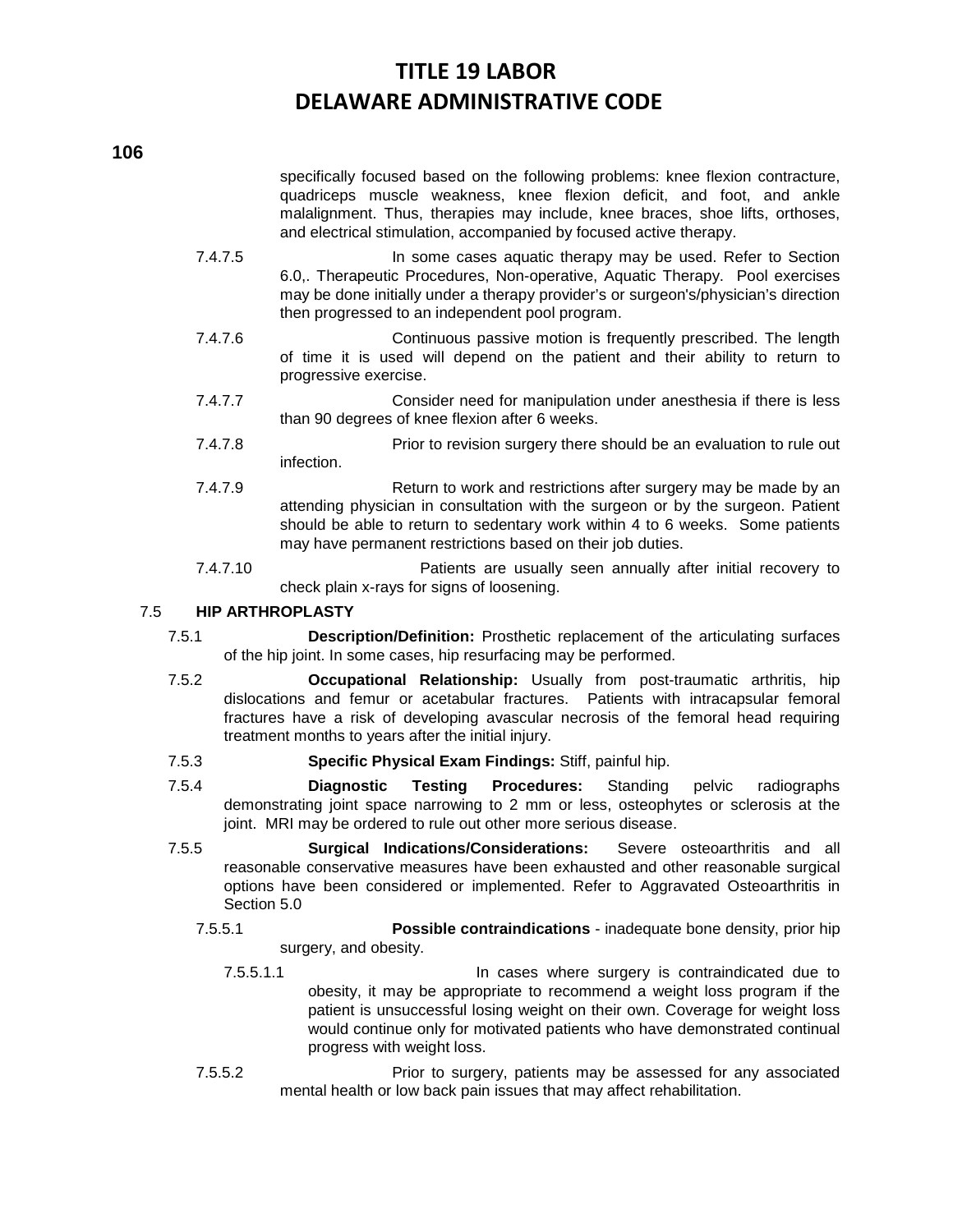specifically focused based on the following problems: knee flexion contracture, quadriceps muscle weakness, knee flexion deficit, and foot, and ankle malalignment. Thus, therapies may include, knee braces, shoe lifts, orthoses, and electrical stimulation, accompanied by focused active therapy.

7.4.7.5 In some cases aquatic therapy may be used. Refer to Section 6.0,. Therapeutic Procedures, Non-operative, Aquatic Therapy. Pool exercises may be done initially under a therapy provider's or surgeon's/physician's direction then progressed to an independent pool program.

7.4.7.6 Continuous passive motion is frequently prescribed. The length of time it is used will depend on the patient and their ability to return to progressive exercise.

7.4.7.7 Consider need for manipulation under anesthesia if there is less than 90 degrees of knee flexion after 6 weeks.

7.4.7.8 Prior to revision surgery there should be an evaluation to rule out infection.

7.4.7.9 Return to work and restrictions after surgery may be made by an attending physician in consultation with the surgeon or by the surgeon. Patient should be able to return to sedentary work within 4 to 6 weeks. Some patients may have permanent restrictions based on their job duties.

7.4.7.10 Patients are usually seen annually after initial recovery to check plain x-rays for signs of loosening.

7.5 **HIP ARTHROPLASTY**

7.5.1 **Description/Definition:** Prosthetic replacement of the articulating surfaces of the hip joint. In some cases, hip resurfacing may be performed.

7.5.2 **Occupational Relationship:** Usually from post-traumatic arthritis, hip dislocations and femur or acetabular fractures. Patients with intracapsular femoral fractures have a risk of developing avascular necrosis of the femoral head requiring treatment months to years after the initial injury.

7.5.3 **Specific Physical Exam Findings:** Stiff, painful hip.

7.5.4 **Diagnostic Testing Procedures:** Standing pelvic radiographs demonstrating joint space narrowing to 2 mm or less, osteophytes or sclerosis at the joint. MRI may be ordered to rule out other more serious disease.

7.5.5 **Surgical Indications/Considerations:** Severe osteoarthritis and all reasonable conservative measures have been exhausted and other reasonable surgical options have been considered or implemented. Refer to Aggravated Osteoarthritis in Section 5.0

7.5.5.1 **Possible contraindications** - inadequate bone density, prior hip surgery, and obesity.

7.5.5.1.1 In cases where surgery is contraindicated due to obesity, it may be appropriate to recommend a weight loss program if the patient is unsuccessful losing weight on their own. Coverage for weight loss would continue only for motivated patients who have demonstrated continual progress with weight loss.

7.5.5.2 Prior to surgery, patients may be assessed for any associated mental health or low back pain issues that may affect rehabilitation.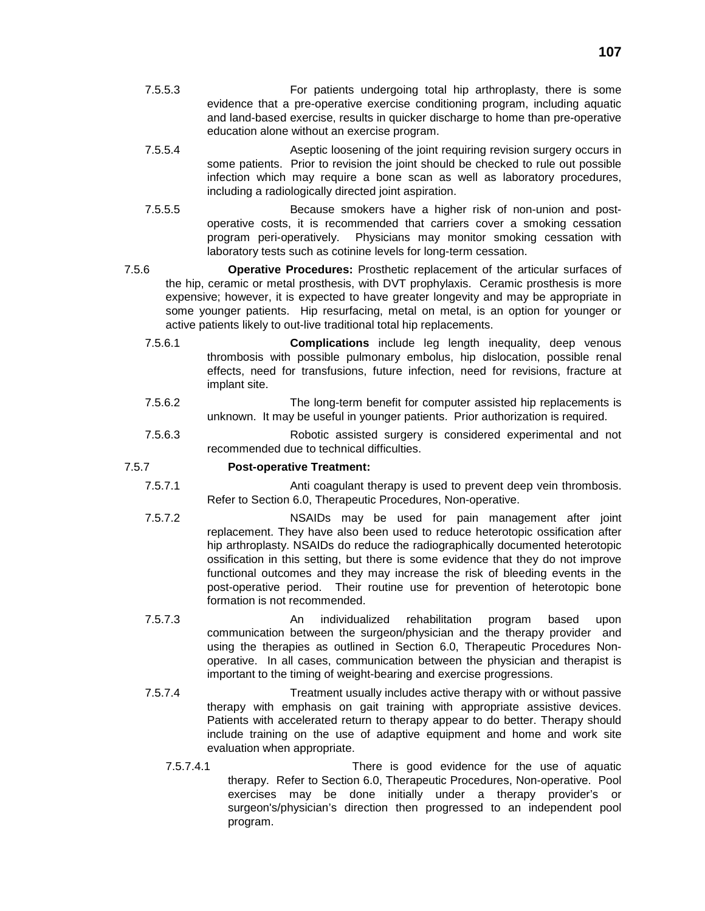7.5.5.3 For patients undergoing total hip arthroplasty, there is some evidence that a pre-operative exercise conditioning program, including aquatic and land-based exercise, results in quicker discharge to home than pre-operative education alone without an exercise program.

7.5.5.4 Aseptic loosening of the joint requiring revision surgery occurs in some patients. Prior to revision the joint should be checked to rule out possible infection which may require a bone scan as well as laboratory procedures, including a radiologically directed joint aspiration.

7.5.5.5 Because smokers have a higher risk of non-union and post-operative costs, it is recommended that carriers cover a smoking cessation program peri-operatively. Physicians may monitor smoking cessation with laboratory tests such as cotinine levels for long-term cessation.

7.5.6 **Operative Procedures:** Prosthetic replacement of the articular surfaces of the hip, ceramic or metal prosthesis, with DVT prophylaxis. Ceramic prosthesis is more expensive; however, it is expected to have greater longevity and may be appropriate in some younger patients. Hip resurfacing, metal on metal, is an option for younger or active patients likely to out-live traditional total hip replacements.

7.5.6.1 **Complications** include leg length inequality, deep venous thrombosis with possible pulmonary embolus, hip dislocation, possible renal effects, need for transfusions, future infection, need for revisions, fracture at implant site.

7.5.6.2 The long-term benefit for computer assisted hip replacements is unknown. It may be useful in younger patients. Prior authorization is required.

7.5.6.3 Robotic assisted surgery is considered experimental and not recommended due to technical difficulties.

7.5.7 **Post-operative Treatment:**

7.5.7.1 Anti coagulant therapy is used to prevent deep vein thrombosis. Refer to Section 6.0, Therapeutic Procedures, Non-operative.

7.5.7.2 NSAIDs may be used for pain management after joint replacement. They have also been used to reduce heterotopic ossification after hip arthroplasty. NSAIDs do reduce the radiographically documented heterotopic ossification in this setting, but there is some evidence that they do not improve functional outcomes and they may increase the risk of bleeding events in the post-operative period. Their routine use for prevention of heterotopic bone formation is not recommended.

7.5.7.3 An individualized rehabilitation program based upon communication between the surgeon/physician and the therapy provider and using the therapies as outlined in Section 6.0, Therapeutic Procedures Non-operative. In all cases, communication between the physician and therapist is important to the timing of weight-bearing and exercise progressions.

7.5.7.4 Treatment usually includes active therapy with or without passive therapy with emphasis on gait training with appropriate assistive devices. Patients with accelerated return to therapy appear to do better. Therapy should include training on the use of adaptive equipment and home and work site evaluation when appropriate.

7.5.7.4.1 There is good evidence for the use of aquatic therapy. Refer to Section 6.0, Therapeutic Procedures, Non-operative. Pool exercises may be done initially under a therapy provider's or surgeon's/physician's direction then progressed to an independent pool program.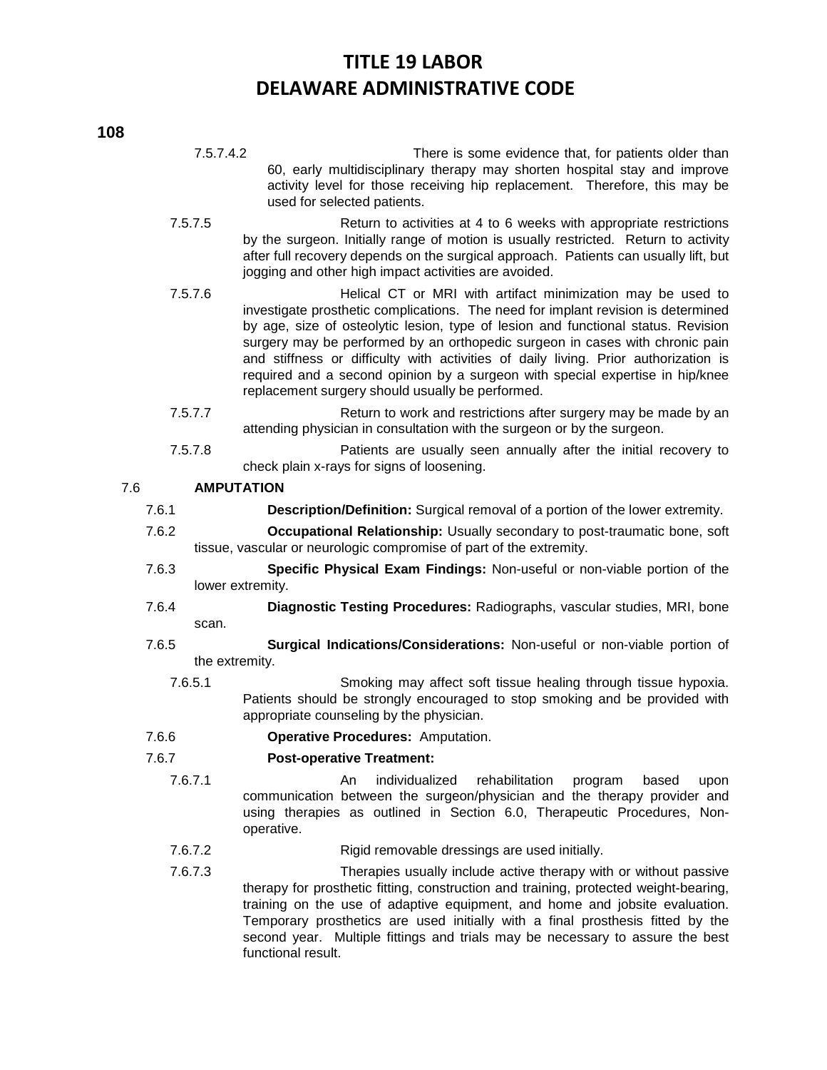7.5.7.4.2 There is some evidence that, for patients older than 60, early multidisciplinary therapy may shorten hospital stay and improve activity level for those receiving hip replacement. Therefore, this may be used for selected patients.

7.5.7.5 Return to activities at 4 to 6 weeks with appropriate restrictions by the surgeon. Initially range of motion is usually restricted. Return to activity after full recovery depends on the surgical approach. Patients can usually lift, but jogging and other high impact activities are avoided.

7.5.7.6 Helical CT or MRI with artifact minimization may be used to investigate prosthetic complications. The need for implant revision is determined by age, size of osteolytic lesion, type of lesion and functional status. Revision surgery may be performed by an orthopedic surgeon in cases with chronic pain and stiffness or difficulty with activities of daily living. Prior authorization is required and a second opinion by a surgeon with special expertise in hip/knee replacement surgery should usually be performed.

7.5.7.7 Return to work and restrictions after surgery may be made by an attending physician in consultation with the surgeon or by the surgeon.

7.5.7.8 Patients are usually seen annually after the initial recovery to check plain x-rays for signs of loosening.

7.6 **AMPUTATION**

7.6.1 **Description/Definition:** Surgical removal of a portion of the lower extremity.

7.6.2 **Occupational Relationship:** Usually secondary to post-traumatic bone, soft tissue, vascular or neurologic compromise of part of the extremity.

7.6.3 **Specific Physical Exam Findings:** Non-useful or non-viable portion of the lower extremity.

7.6.4 **Diagnostic Testing Procedures:** Radiographs, vascular studies, MRI, bone scan.

7.6.5 **Surgical Indications/Considerations:** Non-useful or non-viable portion of the extremity.

7.6.5.1 Smoking may affect soft tissue healing through tissue hypoxia. Patients should be strongly encouraged to stop smoking and be provided with appropriate counseling by the physician.

7.6.6 **Operative Procedures:** Amputation.

7.6.7 **Post-operative Treatment:**

7.6.7.1 An individualized rehabilitation program based upon communication between the surgeon/physician and the therapy provider and using therapies as outlined in Section 6.0, Therapeutic Procedures, Non-operative.

7.6.7.2 Rigid removable dressings are used initially.

7.6.7.3 Therapies usually include active therapy with or without passive therapy for prosthetic fitting, construction and training, protected weight-bearing, training on the use of adaptive equipment, and home and jobsite evaluation. Temporary prosthetics are used initially with a final prosthesis fitted by the second year. Multiple fittings and trials may be necessary to assure the best functional result.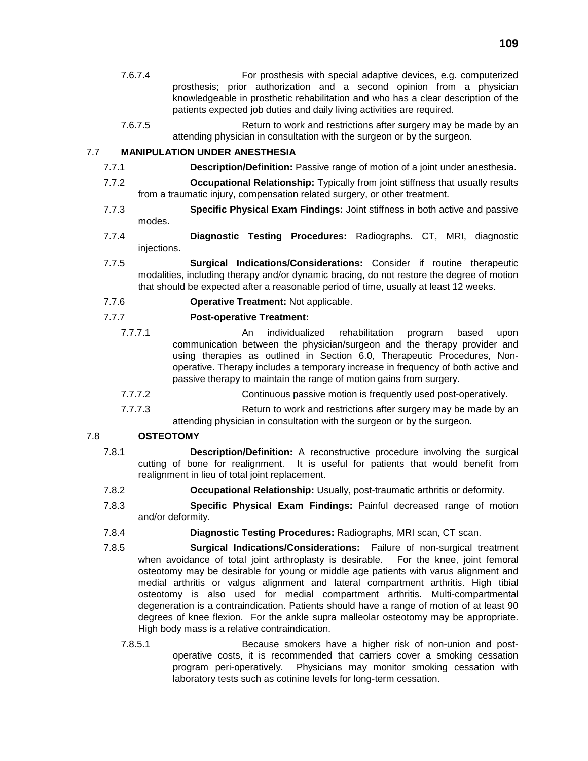7.6.7.4 For prosthesis with special adaptive devices, e.g. computerized prosthesis; prior authorization and a second opinion from a physician knowledgeable in prosthetic rehabilitation and who has a clear description of the patients expected job duties and daily living activities are required.

7.6.7.5 Return to work and restrictions after surgery may be made by an attending physician in consultation with the surgeon or by the surgeon.

## 7.7 MANIPULATION UNDER ANESTHESIA

7.7.1 **Description/Definition:** Passive range of motion of a joint under anesthesia.

7.7.2 **Occupational Relationship:** Typically from joint stiffness that usually results from a traumatic injury, compensation related surgery, or other treatment.

7.7.3 **Specific Physical Exam Findings:** Joint stiffness in both active and passive modes.

7.7.4 **Diagnostic Testing Procedures:** Radiographs. CT, MRI, diagnostic injections.

7.7.5 **Surgical Indications/Considerations:** Consider if routine therapeutic modalities, including therapy and/or dynamic bracing, do not restore the degree of motion that should be expected after a reasonable period of time, usually at least 12 weeks.

7.7.6 **Operative Treatment:** Not applicable.

7.7.7 **Post-operative Treatment:**

7.7.7.1 An individualized rehabilitation program based upon communication between the physician/surgeon and the therapy provider and using therapies as outlined in Section 6.0, Therapeutic Procedures, Non-operative. Therapy includes a temporary increase in frequency of both active and passive therapy to maintain the range of motion gains from surgery.

7.7.7.2 Continuous passive motion is frequently used post-operatively.

7.7.7.3 Return to work and restrictions after surgery may be made by an attending physician in consultation with the surgeon or by the surgeon.

## 7.8 OSTEOTOMY

7.8.1 **Description/Definition:** A reconstructive procedure involving the surgical cutting of bone for realignment. It is useful for patients that would benefit from realignment in lieu of total joint replacement.

7.8.2 **Occupational Relationship:** Usually, post-traumatic arthritis or deformity.

7.8.3 **Specific Physical Exam Findings:** Painful decreased range of motion and/or deformity.

7.8.4 **Diagnostic Testing Procedures:** Radiographs, MRI scan, CT scan.

7.8.5 **Surgical Indications/Considerations:** Failure of non-surgical treatment when avoidance of total joint arthroplasty is desirable. For the knee, joint femoral osteotomy may be desirable for young or middle age patients with varus alignment and medial arthritis or valgus alignment and lateral compartment arthritis. High tibial osteotomy is also used for medial compartment arthritis. Multi-compartmental degeneration is a contraindication. Patients should have a range of motion of at least 90 degrees of knee flexion. For the ankle supra malleolar osteotomy may be appropriate. High body mass is a relative contraindication.

7.8.5.1 Because smokers have a higher risk of non-union and post-operative costs, it is recommended that carriers cover a smoking cessation program peri-operatively. Physicians may monitor smoking cessation with laboratory tests such as cotinine levels for long-term cessation.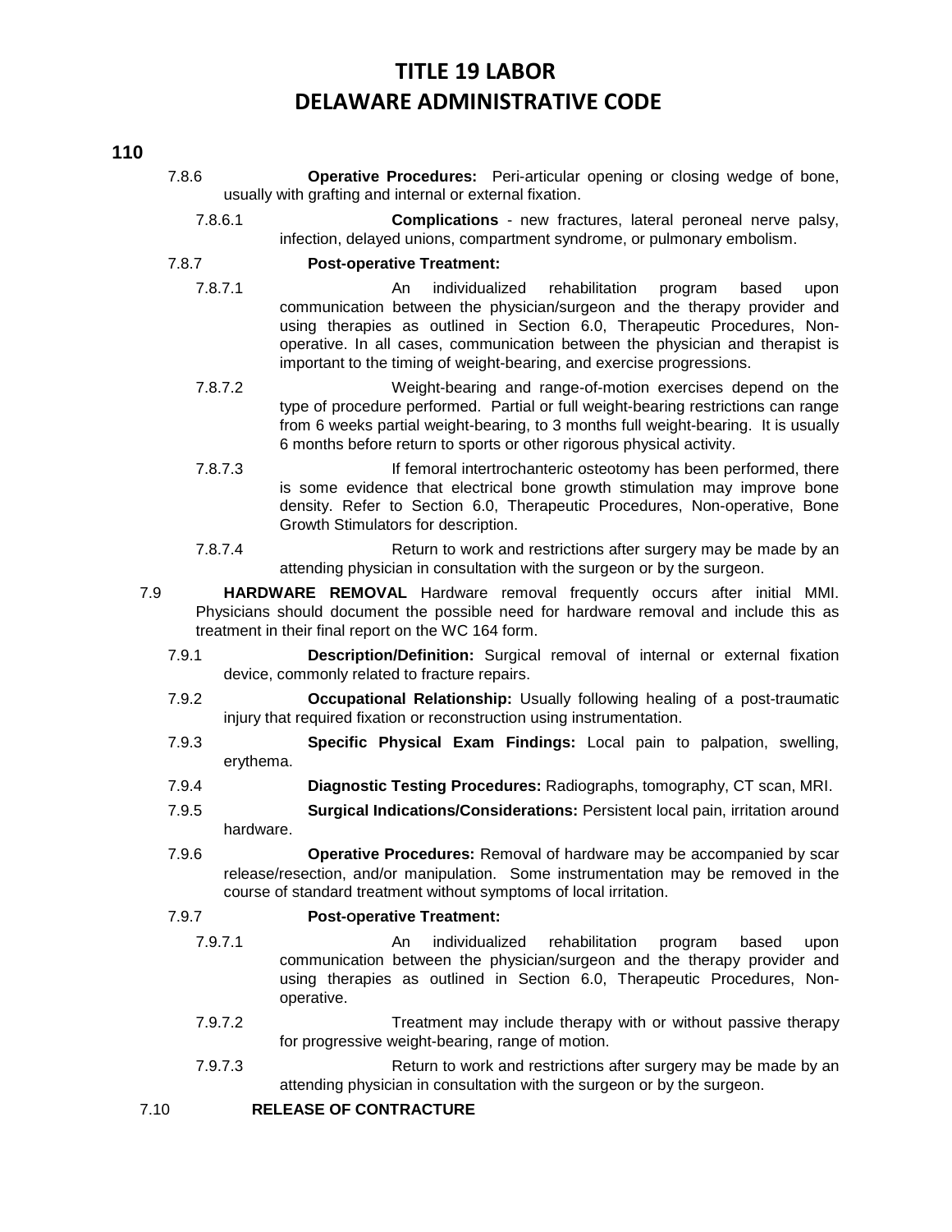7.8.6 **Operative Procedures:** Peri-articular opening or closing wedge of bone, usually with grafting and internal or external fixation.

7.8.6.1 **Complications** - new fractures, lateral peroneal nerve palsy, infection, delayed unions, compartment syndrome, or pulmonary embolism.

7.8.7 **Post-operative Treatment:**

7.8.7.1 An individualized rehabilitation program based upon communication between the physician/surgeon and the therapy provider and using therapies as outlined in Section 6.0, Therapeutic Procedures, Non-operative. In all cases, communication between the physician and therapist is important to the timing of weight-bearing, and exercise progressions.

7.8.7.2 Weight-bearing and range-of-motion exercises depend on the type of procedure performed. Partial or full weight-bearing restrictions can range from 6 weeks partial weight-bearing, to 3 months full weight-bearing. It is usually 6 months before return to sports or other rigorous physical activity.

7.8.7.3 If femoral intertrochanteric osteotomy has been performed, there is some evidence that electrical bone growth stimulation may improve bone density. Refer to Section 6.0, Therapeutic Procedures, Non-operative, Bone Growth Stimulators for description.

7.8.7.4 Return to work and restrictions after surgery may be made by an attending physician in consultation with the surgeon or by the surgeon.

7.9 **HARDWARE REMOVAL** Hardware removal frequently occurs after initial MMI. Physicians should document the possible need for hardware removal and include this as treatment in their final report on the WC 164 form.

7.9.1 **Description/Definition:** Surgical removal of internal or external fixation device, commonly related to fracture repairs.

7.9.2 **Occupational Relationship:** Usually following healing of a post-traumatic injury that required fixation or reconstruction using instrumentation.

7.9.3 **Specific Physical Exam Findings:** Local pain to palpation, swelling, erythema.

7.9.4 **Diagnostic Testing Procedures:** Radiographs, tomography, CT scan, MRI.

7.9.5 **Surgical Indications/Considerations:** Persistent local pain, irritation around hardware.

7.9.6 **Operative Procedures:** Removal of hardware may be accompanied by scar release/resection, and/or manipulation. Some instrumentation may be removed in the course of standard treatment without symptoms of local irritation.

7.9.7 **Post-operative Treatment:**

7.9.7.1 An individualized rehabilitation program based upon communication between the physician/surgeon and the therapy provider and using therapies as outlined in Section 6.0, Therapeutic Procedures, Non-operative.

7.9.7.2 Treatment may include therapy with or without passive therapy for progressive weight-bearing, range of motion.

7.9.7.3 Return to work and restrictions after surgery may be made by an attending physician in consultation with the surgeon or by the surgeon.

7.10 **RELEASE OF CONTRACTURE**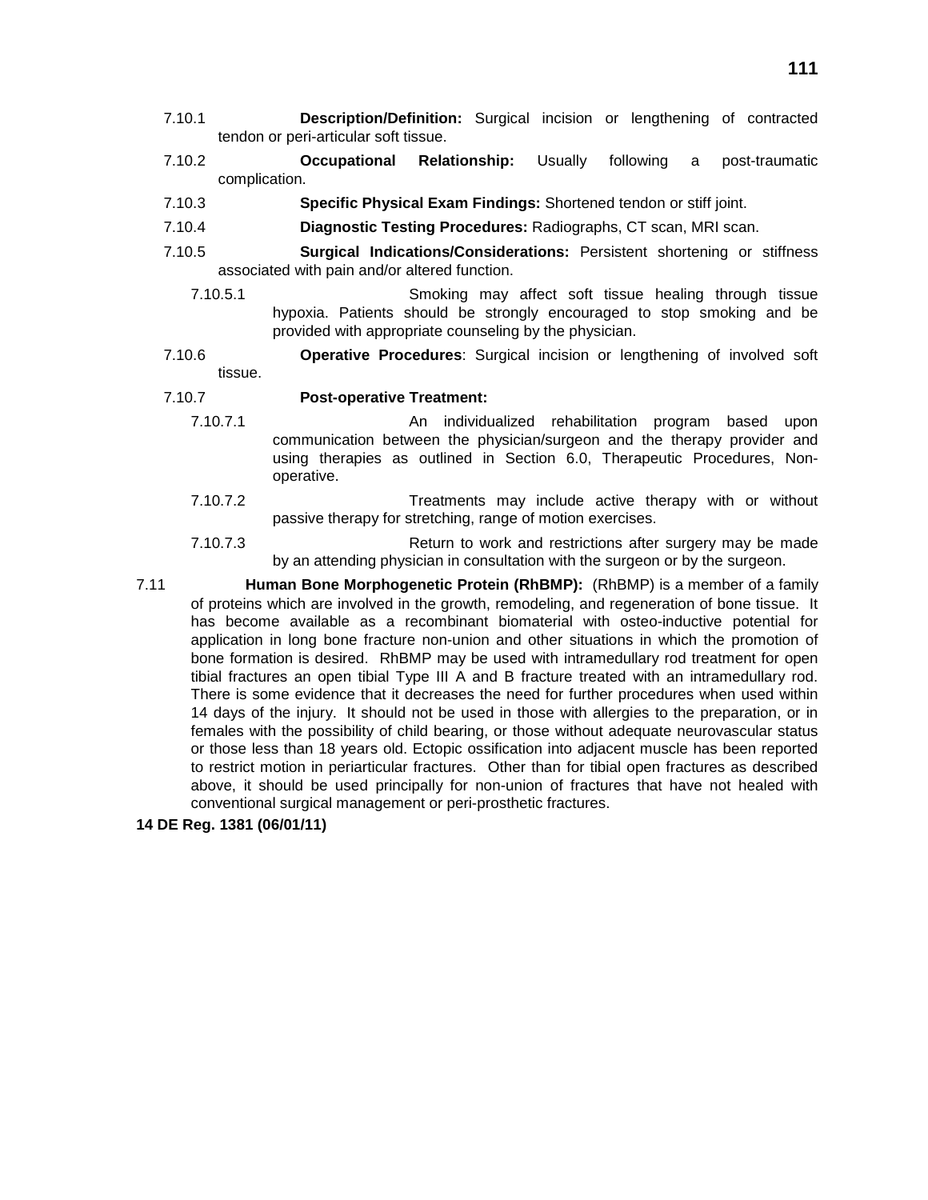7.10.1 **Description/Definition:** Surgical incision or lengthening of contracted tendon or peri-articular soft tissue.

7.10.2 **Occupational Relationship:** Usually following a post-traumatic complication.

7.10.3 **Specific Physical Exam Findings:** Shortened tendon or stiff joint.

7.10.4 **Diagnostic Testing Procedures:** Radiographs, CT scan, MRI scan.

7.10.5 **Surgical Indications/Considerations:** Persistent shortening or stiffness associated with pain and/or altered function.

7.10.5.1 Smoking may affect soft tissue healing through tissue hypoxia. Patients should be strongly encouraged to stop smoking and be provided with appropriate counseling by the physician.

7.10.6 **Operative Procedures**: Surgical incision or lengthening of involved soft tissue.

7.10.7 **Post-operative Treatment:**

7.10.7.1 An individualized rehabilitation program based upon communication between the physician/surgeon and the therapy provider and using therapies as outlined in Section 6.0, Therapeutic Procedures, Non-operative.

7.10.7.2 Treatments may include active therapy with or without passive therapy for stretching, range of motion exercises.

7.10.7.3 Return to work and restrictions after surgery may be made by an attending physician in consultation with the surgeon or by the surgeon.

7.11 **Human Bone Morphogenetic Protein (RhBMP):** (RhBMP) is a member of a family of proteins which are involved in the growth, remodeling, and regeneration of bone tissue. It has become available as a recombinant biomaterial with osteo-inductive potential for application in long bone fracture non-union and other situations in which the promotion of bone formation is desired. RhBMP may be used with intramedullary rod treatment for open tibial fractures an open tibial Type III A and B fracture treated with an intramedullary rod. There is some evidence that it decreases the need for further procedures when used within 14 days of the injury. It should not be used in those with allergies to the preparation, or in females with the possibility of child bearing, or those without adequate neurovascular status or those less than 18 years old. Ectopic ossification into adjacent muscle has been reported to restrict motion in periarticular fractures. Other than for tibial open fractures as described above, it should be used principally for non-union of fractures that have not healed with conventional surgical management or peri-prosthetic fractures.

**14 DE Reg. 1381 (06/01/11)**